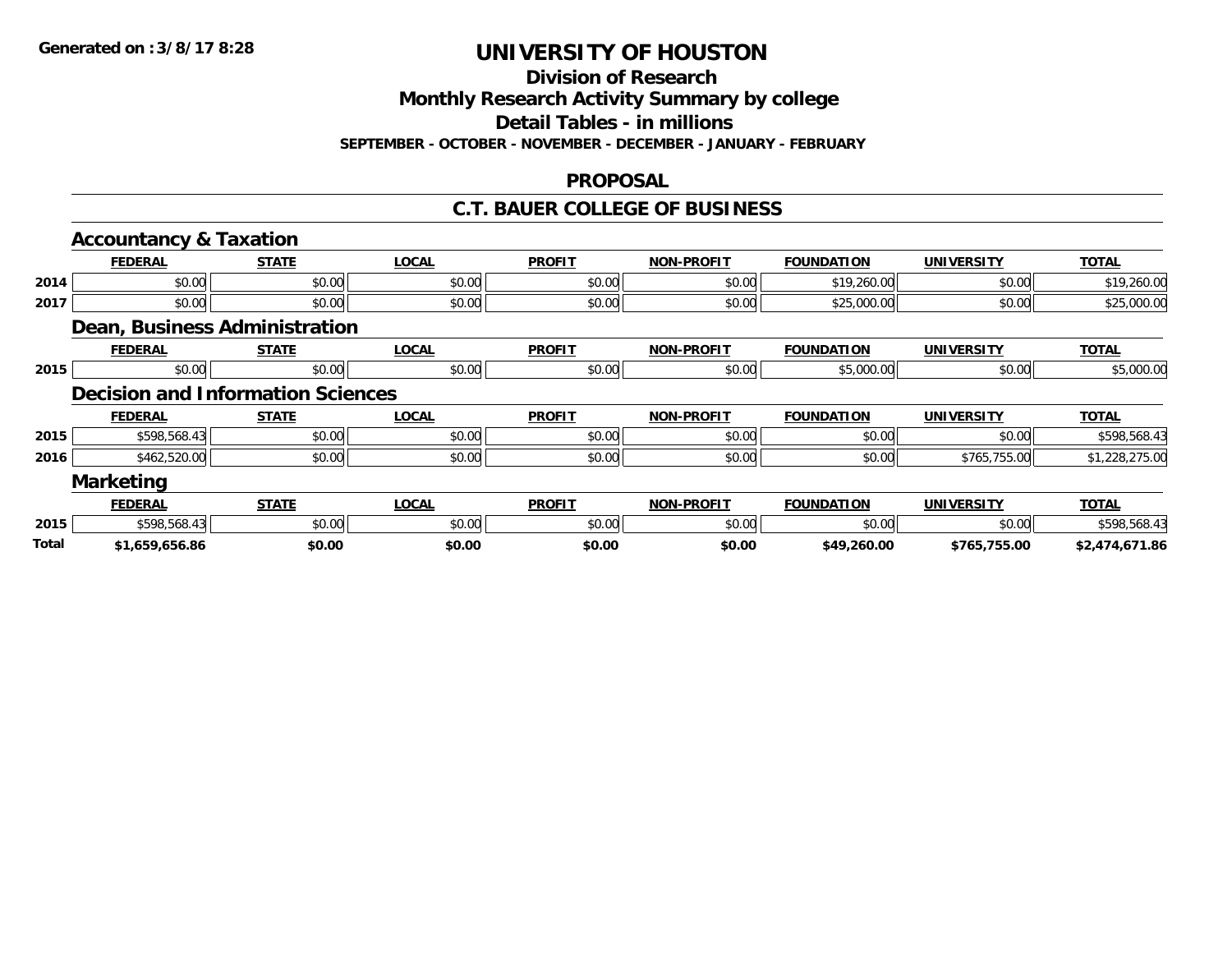Generated on :3/8/17 8:28

# UNIVERSITY OF HOUSTON

## Division of Research

## Monthly Research Activity Summary by college

## Detail Tables - in millions

**SEPTEMBER - OCTOBER - NOVEMBER - DECEMBER - JANUARY - FEBRUARY**

## PROPOSAL

## C.T. BAUER COLLEGE OF BUSINESS

### Accountancy & Taxation

| | FEDERAL | STATE | LOCAL | PROFIT | NON-PROFIT | FOUNDATION | UNIVERSITY | TOTAL |
|---|---|---|---|---|---|---|---|---|
| 2014 | $0.00 | $0.00 | $0.00 | $0.00 | $0.00 | $19,260.00 | $0.00 | $19,260.00 |
| 2017 | $0.00 | $0.00 | $0.00 | $0.00 | $0.00 | $25,000.00 | $0.00 | $25,000.00 |

### Dean, Business Administration

| | FEDERAL | STATE | LOCAL | PROFIT | NON-PROFIT | FOUNDATION | UNIVERSITY | TOTAL |
|---|---|---|---|---|---|---|---|---|
| 2015 | $0.00 | $0.00 | $0.00 | $0.00 | $0.00 | $5,000.00 | $0.00 | $5,000.00 |

### Decision and Information Sciences

| | FEDERAL | STATE | LOCAL | PROFIT | NON-PROFIT | FOUNDATION | UNIVERSITY | TOTAL |
|---|---|---|---|---|---|---|---|---|
| 2015 | $598,568.43 | $0.00 | $0.00 | $0.00 | $0.00 | $0.00 | $0.00 | $598,568.43 |
| 2016 | $462,520.00 | $0.00 | $0.00 | $0.00 | $0.00 | $0.00 | $765,755.00 | $1,228,275.00 |

### Marketing

| | FEDERAL | STATE | LOCAL | PROFIT | NON-PROFIT | FOUNDATION | UNIVERSITY | TOTAL |
|---|---|---|---|---|---|---|---|---|
| 2015 | $598,568.43 | $0.00 | $0.00 | $0.00 | $0.00 | $0.00 | $0.00 | $598,568.43 |
| **Total** | **$1,659,656.86** | **$0.00** | **$0.00** | **$0.00** | **$0.00** | **$49,260.00** | **$765,755.00** | **$2,474,671.86** |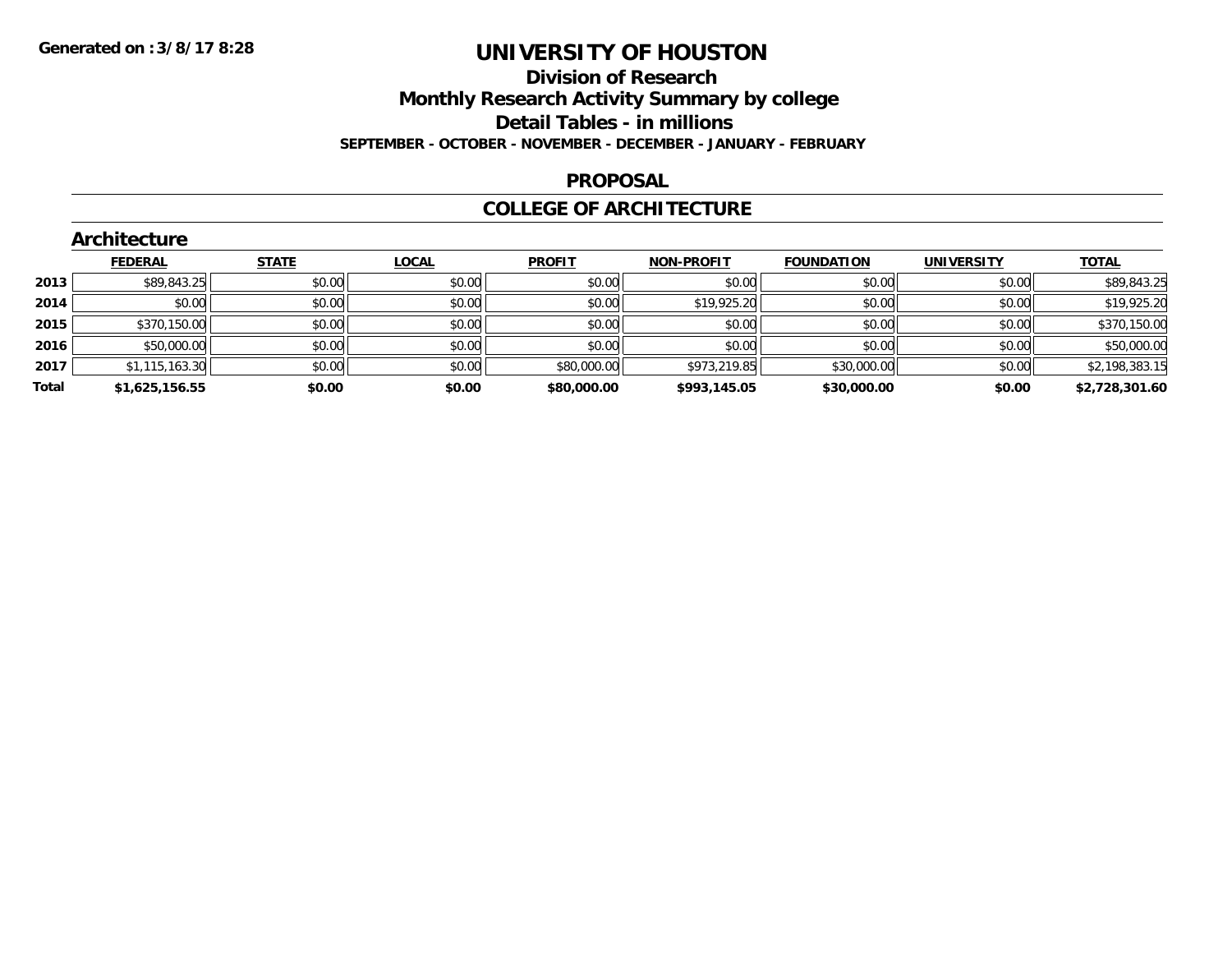**Generated on :3/8/17 8:28**

# UNIVERSITY OF HOUSTON

## Division of Research

## Monthly Research Activity Summary by college

## Detail Tables - in millions

**SEPTEMBER - OCTOBER - NOVEMBER - DECEMBER - JANUARY - FEBRUARY**

## PROPOSAL

## COLLEGE OF ARCHITECTURE

### Architecture

| | FEDERAL | STATE | LOCAL | PROFIT | NON-PROFIT | FOUNDATION | UNIVERSITY | TOTAL |
|---|---|---|---|---|---|---|---|---|
| 2013 | $89,843.25 | $0.00 | $0.00 | $0.00 | $0.00 | $0.00 | $0.00 | $89,843.25 |
| 2014 | $0.00 | $0.00 | $0.00 | $0.00 | $19,925.20 | $0.00 | $0.00 | $19,925.20 |
| 2015 | $370,150.00 | $0.00 | $0.00 | $0.00 | $0.00 | $0.00 | $0.00 | $370,150.00 |
| 2016 | $50,000.00 | $0.00 | $0.00 | $0.00 | $0.00 | $0.00 | $0.00 | $50,000.00 |
| 2017 | $1,115,163.30 | $0.00 | $0.00 | $80,000.00 | $973,219.85 | $30,000.00 | $0.00 | $2,198,383.15 |
| **Total** | **$1,625,156.55** | **$0.00** | **$0.00** | **$80,000.00** | **$993,145.05** | **$30,000.00** | **$0.00** | **$2,728,301.60** |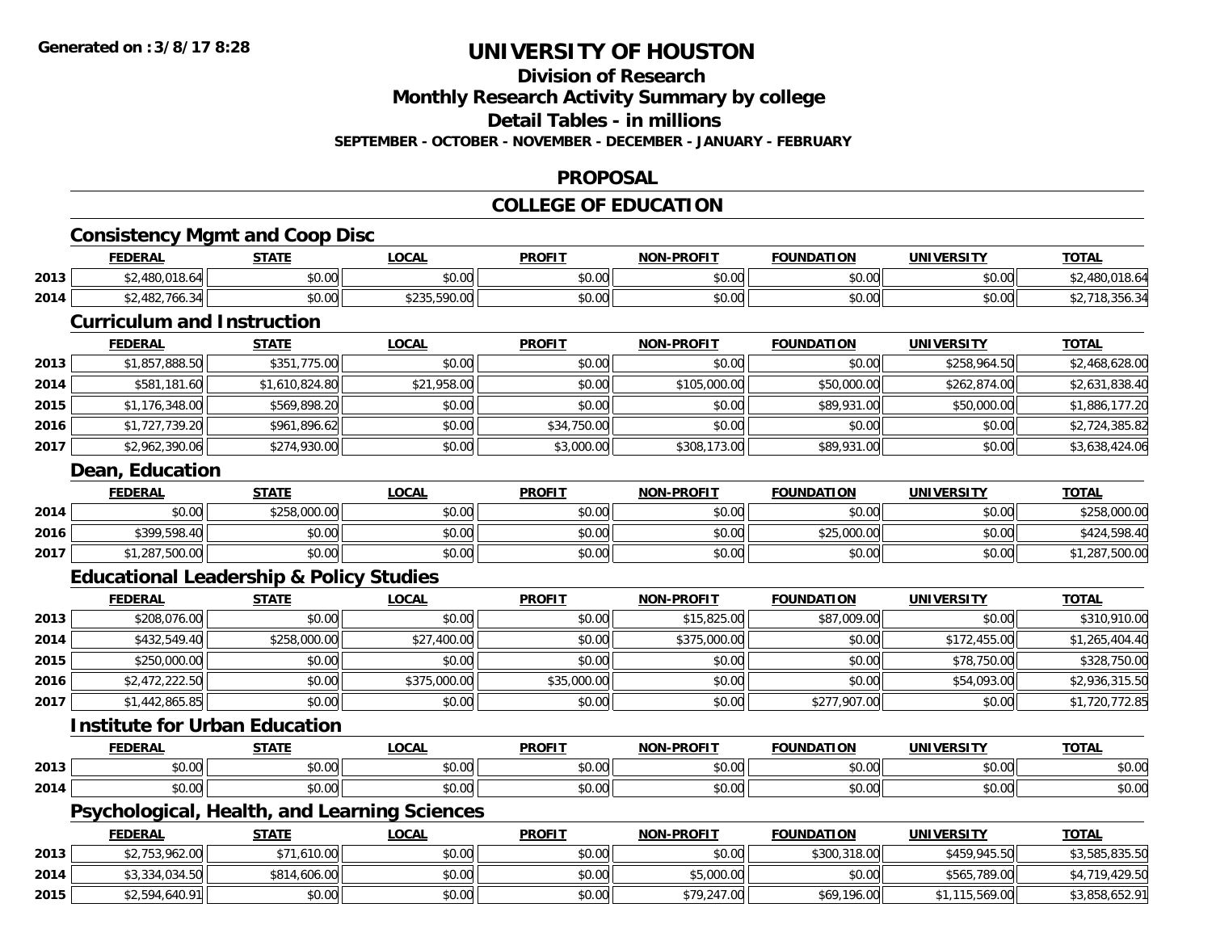# UNIVERSITY OF HOUSTON

## Division of Research

## Monthly Research Activity Summary by college

## Detail Tables - in millions

**SEPTEMBER - OCTOBER - NOVEMBER - DECEMBER - JANUARY - FEBRUARY**

## PROPOSAL

## COLLEGE OF EDUCATION

### Consistency Mgmt and Coop Disc

| | FEDERAL | STATE | LOCAL | PROFIT | NON-PROFIT | FOUNDATION | UNIVERSITY | TOTAL |
|---|---|---|---|---|---|---|---|---|
| 2013 | $2,480,018.64 | $0.00 | $0.00 | $0.00 | $0.00 | $0.00 | $0.00 | $2,480,018.64 |
| 2014 | $2,482,766.34 | $0.00 | $235,590.00 | $0.00 | $0.00 | $0.00 | $0.00 | $2,718,356.34 |

### Curriculum and Instruction

| | FEDERAL | STATE | LOCAL | PROFIT | NON-PROFIT | FOUNDATION | UNIVERSITY | TOTAL |
|---|---|---|---|---|---|---|---|---|
| 2013 | $1,857,888.50 | $351,775.00 | $0.00 | $0.00 | $0.00 | $0.00 | $258,964.50 | $2,468,628.00 |
| 2014 | $581,181.60 | $1,610,824.80 | $21,958.00 | $0.00 | $105,000.00 | $50,000.00 | $262,874.00 | $2,631,838.40 |
| 2015 | $1,176,348.00 | $569,898.20 | $0.00 | $0.00 | $0.00 | $89,931.00 | $50,000.00 | $1,886,177.20 |
| 2016 | $1,727,739.20 | $961,896.62 | $0.00 | $34,750.00 | $0.00 | $0.00 | $0.00 | $2,724,385.82 |
| 2017 | $2,962,390.06 | $274,930.00 | $0.00 | $3,000.00 | $308,173.00 | $89,931.00 | $0.00 | $3,638,424.06 |

### Dean, Education

| | FEDERAL | STATE | LOCAL | PROFIT | NON-PROFIT | FOUNDATION | UNIVERSITY | TOTAL |
|---|---|---|---|---|---|---|---|---|
| 2014 | $0.00 | $258,000.00 | $0.00 | $0.00 | $0.00 | $0.00 | $0.00 | $258,000.00 |
| 2016 | $399,598.40 | $0.00 | $0.00 | $0.00 | $0.00 | $25,000.00 | $0.00 | $424,598.40 |
| 2017 | $1,287,500.00 | $0.00 | $0.00 | $0.00 | $0.00 | $0.00 | $0.00 | $1,287,500.00 |

### Educational Leadership & Policy Studies

| | FEDERAL | STATE | LOCAL | PROFIT | NON-PROFIT | FOUNDATION | UNIVERSITY | TOTAL |
|---|---|---|---|---|---|---|---|---|
| 2013 | $208,076.00 | $0.00 | $0.00 | $0.00 | $15,825.00 | $87,009.00 | $0.00 | $310,910.00 |
| 2014 | $432,549.40 | $258,000.00 | $27,400.00 | $0.00 | $375,000.00 | $0.00 | $172,455.00 | $1,265,404.40 |
| 2015 | $250,000.00 | $0.00 | $0.00 | $0.00 | $0.00 | $0.00 | $78,750.00 | $328,750.00 |
| 2016 | $2,472,222.50 | $0.00 | $375,000.00 | $35,000.00 | $0.00 | $0.00 | $54,093.00 | $2,936,315.50 |
| 2017 | $1,442,865.85 | $0.00 | $0.00 | $0.00 | $0.00 | $277,907.00 | $0.00 | $1,720,772.85 |

### Institute for Urban Education

| | FEDERAL | STATE | LOCAL | PROFIT | NON-PROFIT | FOUNDATION | UNIVERSITY | TOTAL |
|---|---|---|---|---|---|---|---|---|
| 2013 | $0.00 | $0.00 | $0.00 | $0.00 | $0.00 | $0.00 | $0.00 | $0.00 |
| 2014 | $0.00 | $0.00 | $0.00 | $0.00 | $0.00 | $0.00 | $0.00 | $0.00 |

### Psychological, Health, and Learning Sciences

| | FEDERAL | STATE | LOCAL | PROFIT | NON-PROFIT | FOUNDATION | UNIVERSITY | TOTAL |
|---|---|---|---|---|---|---|---|---|
| 2013 | $2,753,962.00 | $71,610.00 | $0.00 | $0.00 | $0.00 | $300,318.00 | $459,945.50 | $3,585,835.50 |
| 2014 | $3,334,034.50 | $814,606.00 | $0.00 | $0.00 | $5,000.00 | $0.00 | $565,789.00 | $4,719,429.50 |
| 2015 | $2,594,640.91 | $0.00 | $0.00 | $0.00 | $79,247.00 | $69,196.00 | $1,115,569.00 | $3,858,652.91 |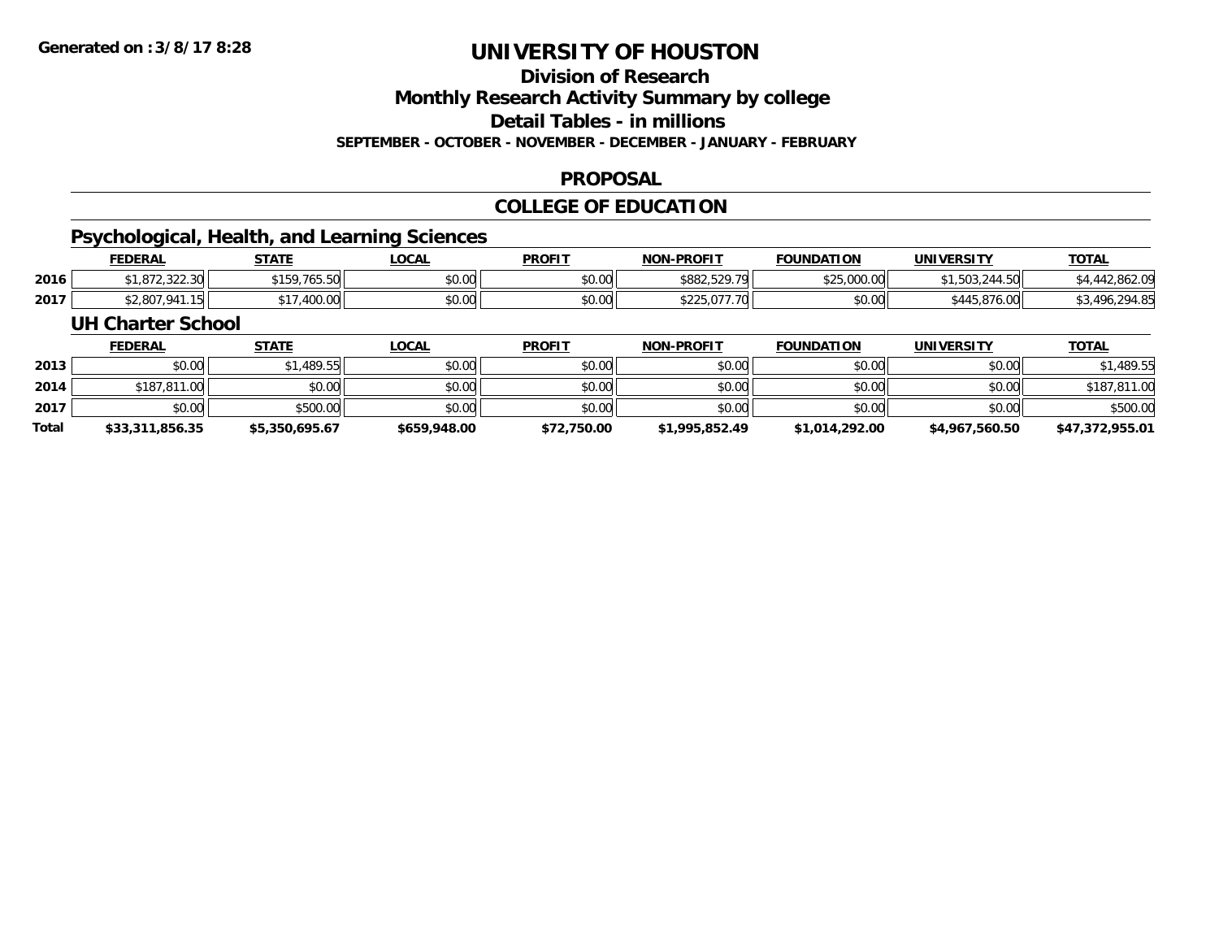# UNIVERSITY OF HOUSTON

## Division of Research

## Monthly Research Activity Summary by college

## Detail Tables - in millions

**SEPTEMBER - OCTOBER - NOVEMBER - DECEMBER - JANUARY - FEBRUARY**

## PROPOSAL

## COLLEGE OF EDUCATION

### Psychological, Health, and Learning Sciences

| | FEDERAL | STATE | LOCAL | PROFIT | NON-PROFIT | FOUNDATION | UNIVERSITY | TOTAL |
|---|---|---|---|---|---|---|---|---|
| 2016 | $1,872,322.30 | $159,765.50 | $0.00 | $0.00 | $882,529.79 | $25,000.00 | $1,503,244.50 | $4,442,862.09 |
| 2017 | $2,807,941.15 | $17,400.00 | $0.00 | $0.00 | $225,077.70 | $0.00 | $445,876.00 | $3,496,294.85 |

### UH Charter School

| | FEDERAL | STATE | LOCAL | PROFIT | NON-PROFIT | FOUNDATION | UNIVERSITY | TOTAL |
|---|---|---|---|---|---|---|---|---|
| 2013 | $0.00 | $1,489.55 | $0.00 | $0.00 | $0.00 | $0.00 | $0.00 | $1,489.55 |
| 2014 | $187,811.00 | $0.00 | $0.00 | $0.00 | $0.00 | $0.00 | $0.00 | $187,811.00 |
| 2017 | $0.00 | $500.00 | $0.00 | $0.00 | $0.00 | $0.00 | $0.00 | $500.00 |
| **Total** | **$33,311,856.35** | **$5,350,695.67** | **$659,948.00** | **$72,750.00** | **$1,995,852.49** | **$1,014,292.00** | **$4,967,560.50** | **$47,372,955.01** |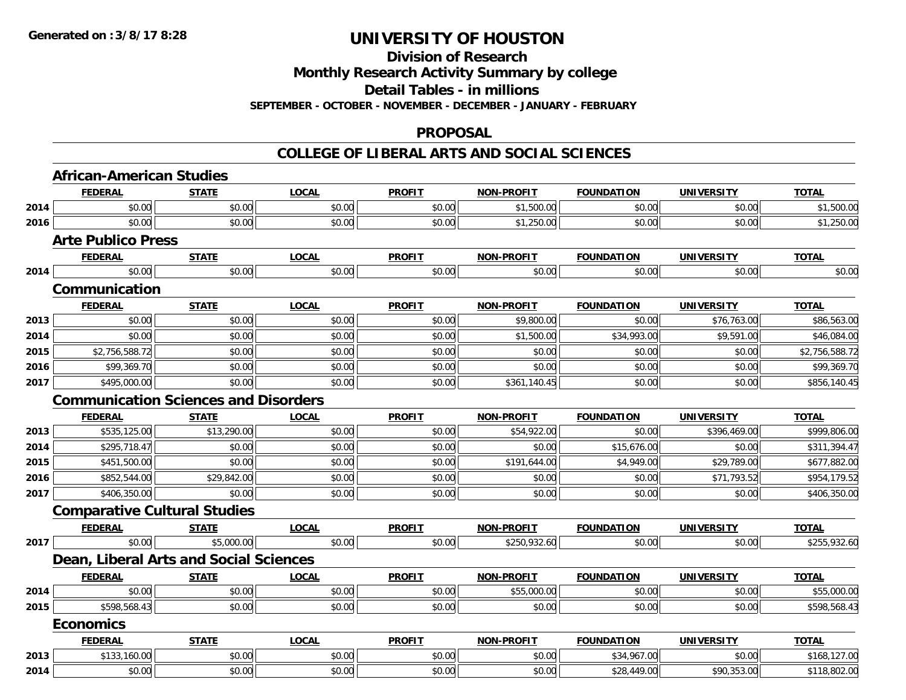**Generated on :3/8/17 8:28**

# UNIVERSITY OF HOUSTON

## Division of Research

## Monthly Research Activity Summary by college

## Detail Tables - in millions

**SEPTEMBER - OCTOBER - NOVEMBER - DECEMBER - JANUARY - FEBRUARY**

### PROPOSAL

### COLLEGE OF LIBERAL ARTS AND SOCIAL SCIENCES

#### African-American Studies

| | FEDERAL | STATE | LOCAL | PROFIT | NON-PROFIT | FOUNDATION | UNIVERSITY | TOTAL |
|---|---|---|---|---|---|---|---|---|
| 2014 | $0.00 | $0.00 | $0.00 | $0.00 | $1,500.00 | $0.00 | $0.00 | $1,500.00 |
| 2016 | $0.00 | $0.00 | $0.00 | $0.00 | $1,250.00 | $0.00 | $0.00 | $1,250.00 |

#### Arte Publico Press

| | FEDERAL | STATE | LOCAL | PROFIT | NON-PROFIT | FOUNDATION | UNIVERSITY | TOTAL |
|---|---|---|---|---|---|---|---|---|
| 2014 | $0.00 | $0.00 | $0.00 | $0.00 | $0.00 | $0.00 | $0.00 | $0.00 |

#### Communication

| | FEDERAL | STATE | LOCAL | PROFIT | NON-PROFIT | FOUNDATION | UNIVERSITY | TOTAL |
|---|---|---|---|---|---|---|---|---|
| 2013 | $0.00 | $0.00 | $0.00 | $0.00 | $9,800.00 | $0.00 | $76,763.00 | $86,563.00 |
| 2014 | $0.00 | $0.00 | $0.00 | $0.00 | $1,500.00 | $34,993.00 | $9,591.00 | $46,084.00 |
| 2015 | $2,756,588.72 | $0.00 | $0.00 | $0.00 | $0.00 | $0.00 | $0.00 | $2,756,588.72 |
| 2016 | $99,369.70 | $0.00 | $0.00 | $0.00 | $0.00 | $0.00 | $0.00 | $99,369.70 |
| 2017 | $495,000.00 | $0.00 | $0.00 | $0.00 | $361,140.45 | $0.00 | $0.00 | $856,140.45 |

#### Communication Sciences and Disorders

| | FEDERAL | STATE | LOCAL | PROFIT | NON-PROFIT | FOUNDATION | UNIVERSITY | TOTAL |
|---|---|---|---|---|---|---|---|---|
| 2013 | $535,125.00 | $13,290.00 | $0.00 | $0.00 | $54,922.00 | $0.00 | $396,469.00 | $999,806.00 |
| 2014 | $295,718.47 | $0.00 | $0.00 | $0.00 | $0.00 | $15,676.00 | $0.00 | $311,394.47 |
| 2015 | $451,500.00 | $0.00 | $0.00 | $0.00 | $191,644.00 | $4,949.00 | $29,789.00 | $677,882.00 |
| 2016 | $852,544.00 | $29,842.00 | $0.00 | $0.00 | $0.00 | $0.00 | $71,793.52 | $954,179.52 |
| 2017 | $406,350.00 | $0.00 | $0.00 | $0.00 | $0.00 | $0.00 | $0.00 | $406,350.00 |

#### Comparative Cultural Studies

| | FEDERAL | STATE | LOCAL | PROFIT | NON-PROFIT | FOUNDATION | UNIVERSITY | TOTAL |
|---|---|---|---|---|---|---|---|---|
| 2017 | $0.00 | $5,000.00 | $0.00 | $0.00 | $250,932.60 | $0.00 | $0.00 | $255,932.60 |

#### Dean, Liberal Arts and Social Sciences

| | FEDERAL | STATE | LOCAL | PROFIT | NON-PROFIT | FOUNDATION | UNIVERSITY | TOTAL |
|---|---|---|---|---|---|---|---|---|
| 2014 | $0.00 | $0.00 | $0.00 | $0.00 | $55,000.00 | $0.00 | $0.00 | $55,000.00 |
| 2015 | $598,568.43 | $0.00 | $0.00 | $0.00 | $0.00 | $0.00 | $0.00 | $598,568.43 |

#### Economics

| | FEDERAL | STATE | LOCAL | PROFIT | NON-PROFIT | FOUNDATION | UNIVERSITY | TOTAL |
|---|---|---|---|---|---|---|---|---|
| 2013 | $133,160.00 | $0.00 | $0.00 | $0.00 | $0.00 | $34,967.00 | $0.00 | $168,127.00 |
| 2014 | $0.00 | $0.00 | $0.00 | $0.00 | $0.00 | $28,449.00 | $90,353.00 | $118,802.00 |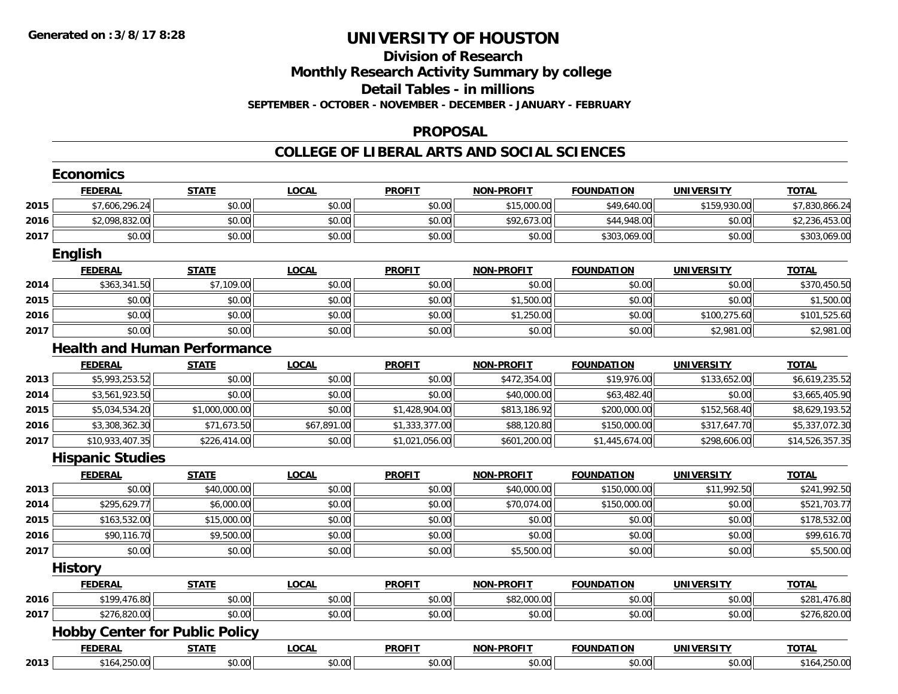# UNIVERSITY OF HOUSTON

## Division of Research

## Monthly Research Activity Summary by college

## Detail Tables - in millions

**SEPTEMBER - OCTOBER - NOVEMBER - DECEMBER - JANUARY - FEBRUARY**

## PROPOSAL

## COLLEGE OF LIBERAL ARTS AND SOCIAL SCIENCES

### Economics

| | FEDERAL | STATE | LOCAL | PROFIT | NON-PROFIT | FOUNDATION | UNIVERSITY | TOTAL |
|---|---|---|---|---|---|---|---|---|
| 2015 | $7,606,296.24 | $0.00 | $0.00 | $0.00 | $15,000.00 | $49,640.00 | $159,930.00 | $7,830,866.24 |
| 2016 | $2,098,832.00 | $0.00 | $0.00 | $0.00 | $92,673.00 | $44,948.00 | $0.00 | $2,236,453.00 |
| 2017 | $0.00 | $0.00 | $0.00 | $0.00 | $0.00 | $303,069.00 | $0.00 | $303,069.00 |

### English

| | FEDERAL | STATE | LOCAL | PROFIT | NON-PROFIT | FOUNDATION | UNIVERSITY | TOTAL |
|---|---|---|---|---|---|---|---|---|
| 2014 | $363,341.50 | $7,109.00 | $0.00 | $0.00 | $0.00 | $0.00 | $0.00 | $370,450.50 |
| 2015 | $0.00 | $0.00 | $0.00 | $0.00 | $1,500.00 | $0.00 | $0.00 | $1,500.00 |
| 2016 | $0.00 | $0.00 | $0.00 | $0.00 | $1,250.00 | $0.00 | $100,275.60 | $101,525.60 |
| 2017 | $0.00 | $0.00 | $0.00 | $0.00 | $0.00 | $0.00 | $2,981.00 | $2,981.00 |

### Health and Human Performance

| | FEDERAL | STATE | LOCAL | PROFIT | NON-PROFIT | FOUNDATION | UNIVERSITY | TOTAL |
|---|---|---|---|---|---|---|---|---|
| 2013 | $5,993,253.52 | $0.00 | $0.00 | $0.00 | $472,354.00 | $19,976.00 | $133,652.00 | $6,619,235.52 |
| 2014 | $3,561,923.50 | $0.00 | $0.00 | $0.00 | $40,000.00 | $63,482.40 | $0.00 | $3,665,405.90 |
| 2015 | $5,034,534.20 | $1,000,000.00 | $0.00 | $1,428,904.00 | $813,186.92 | $200,000.00 | $152,568.40 | $8,629,193.52 |
| 2016 | $3,308,362.30 | $71,673.50 | $67,891.00 | $1,333,377.00 | $88,120.80 | $150,000.00 | $317,647.70 | $5,337,072.30 |
| 2017 | $10,933,407.35 | $226,414.00 | $0.00 | $1,021,056.00 | $601,200.00 | $1,445,674.00 | $298,606.00 | $14,526,357.35 |

### Hispanic Studies

| | FEDERAL | STATE | LOCAL | PROFIT | NON-PROFIT | FOUNDATION | UNIVERSITY | TOTAL |
|---|---|---|---|---|---|---|---|---|
| 2013 | $0.00 | $40,000.00 | $0.00 | $0.00 | $40,000.00 | $150,000.00 | $11,992.50 | $241,992.50 |
| 2014 | $295,629.77 | $6,000.00 | $0.00 | $0.00 | $70,074.00 | $150,000.00 | $0.00 | $521,703.77 |
| 2015 | $163,532.00 | $15,000.00 | $0.00 | $0.00 | $0.00 | $0.00 | $0.00 | $178,532.00 |
| 2016 | $90,116.70 | $9,500.00 | $0.00 | $0.00 | $0.00 | $0.00 | $0.00 | $99,616.70 |
| 2017 | $0.00 | $0.00 | $0.00 | $0.00 | $5,500.00 | $0.00 | $0.00 | $5,500.00 |

### History

| | FEDERAL | STATE | LOCAL | PROFIT | NON-PROFIT | FOUNDATION | UNIVERSITY | TOTAL |
|---|---|---|---|---|---|---|---|---|
| 2016 | $199,476.80 | $0.00 | $0.00 | $0.00 | $82,000.00 | $0.00 | $0.00 | $281,476.80 |
| 2017 | $276,820.00 | $0.00 | $0.00 | $0.00 | $0.00 | $0.00 | $0.00 | $276,820.00 |

### Hobby Center for Public Policy

| | FEDERAL | STATE | LOCAL | PROFIT | NON-PROFIT | FOUNDATION | UNIVERSITY | TOTAL |
|---|---|---|---|---|---|---|---|---|
| 2013 | $164,250.00 | $0.00 | $0.00 | $0.00 | $0.00 | $0.00 | $0.00 | $164,250.00 |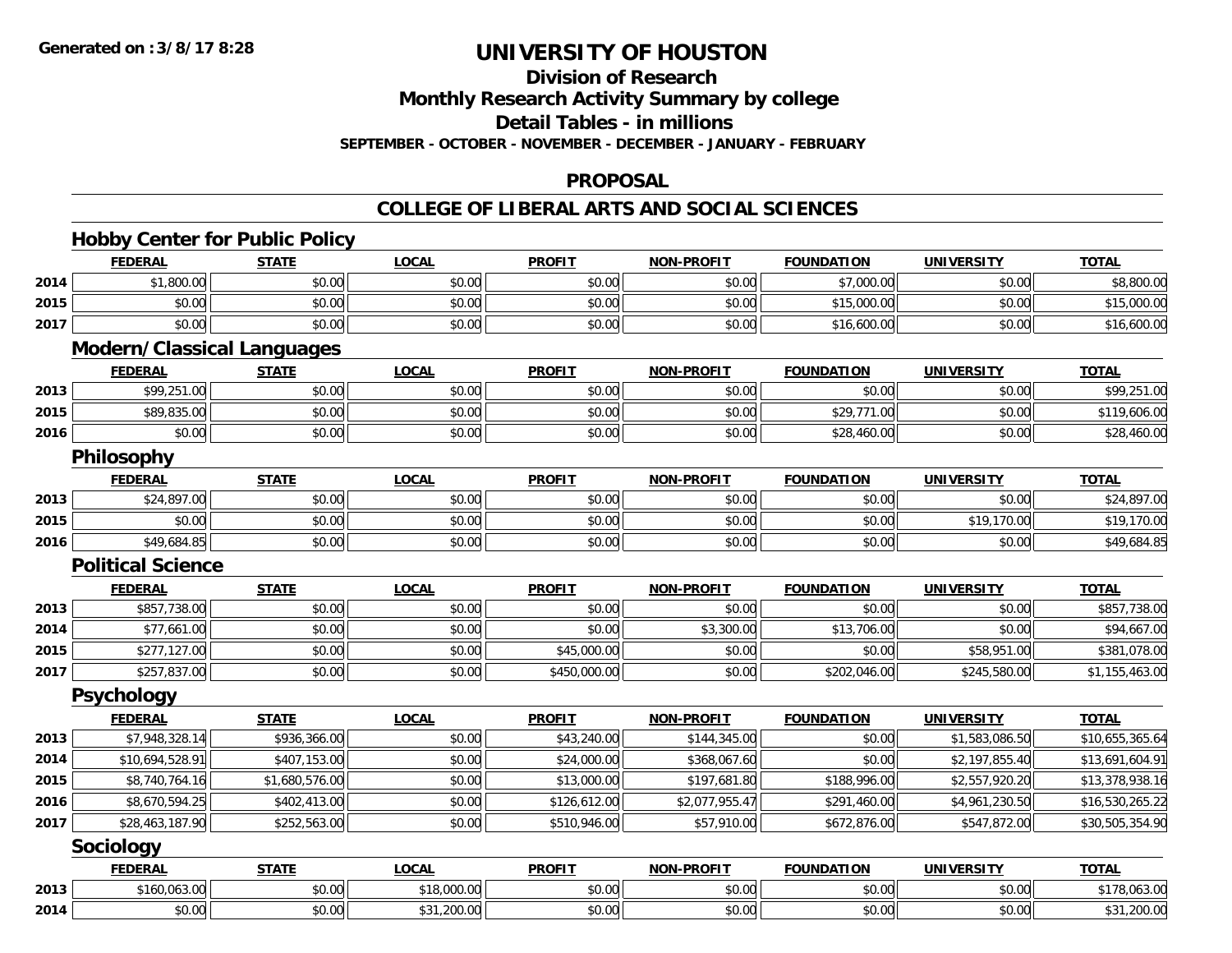# UNIVERSITY OF HOUSTON

## Division of Research

## Monthly Research Activity Summary by college

## Detail Tables - in millions

**SEPTEMBER - OCTOBER - NOVEMBER - DECEMBER - JANUARY - FEBRUARY**

## PROPOSAL

## COLLEGE OF LIBERAL ARTS AND SOCIAL SCIENCES

### Hobby Center for Public Policy

| | FEDERAL | STATE | LOCAL | PROFIT | NON-PROFIT | FOUNDATION | UNIVERSITY | TOTAL |
|---|---|---|---|---|---|---|---|---|
| 2014 | $1,800.00 | $0.00 | $0.00 | $0.00 | $0.00 | $7,000.00 | $0.00 | $8,800.00 |
| 2015 | $0.00 | $0.00 | $0.00 | $0.00 | $0.00 | $15,000.00 | $0.00 | $15,000.00 |
| 2017 | $0.00 | $0.00 | $0.00 | $0.00 | $0.00 | $16,600.00 | $0.00 | $16,600.00 |

### Modern/Classical Languages

| | FEDERAL | STATE | LOCAL | PROFIT | NON-PROFIT | FOUNDATION | UNIVERSITY | TOTAL |
|---|---|---|---|---|---|---|---|---|
| 2013 | $99,251.00 | $0.00 | $0.00 | $0.00 | $0.00 | $0.00 | $0.00 | $99,251.00 |
| 2015 | $89,835.00 | $0.00 | $0.00 | $0.00 | $0.00 | $29,771.00 | $0.00 | $119,606.00 |
| 2016 | $0.00 | $0.00 | $0.00 | $0.00 | $0.00 | $28,460.00 | $0.00 | $28,460.00 |

### Philosophy

| | FEDERAL | STATE | LOCAL | PROFIT | NON-PROFIT | FOUNDATION | UNIVERSITY | TOTAL |
|---|---|---|---|---|---|---|---|---|
| 2013 | $24,897.00 | $0.00 | $0.00 | $0.00 | $0.00 | $0.00 | $0.00 | $24,897.00 |
| 2015 | $0.00 | $0.00 | $0.00 | $0.00 | $0.00 | $0.00 | $19,170.00 | $19,170.00 |
| 2016 | $49,684.85 | $0.00 | $0.00 | $0.00 | $0.00 | $0.00 | $0.00 | $49,684.85 |

### Political Science

| | FEDERAL | STATE | LOCAL | PROFIT | NON-PROFIT | FOUNDATION | UNIVERSITY | TOTAL |
|---|---|---|---|---|---|---|---|---|
| 2013 | $857,738.00 | $0.00 | $0.00 | $0.00 | $0.00 | $0.00 | $0.00 | $857,738.00 |
| 2014 | $77,661.00 | $0.00 | $0.00 | $0.00 | $3,300.00 | $13,706.00 | $0.00 | $94,667.00 |
| 2015 | $277,127.00 | $0.00 | $0.00 | $45,000.00 | $0.00 | $0.00 | $58,951.00 | $381,078.00 |
| 2017 | $257,837.00 | $0.00 | $0.00 | $450,000.00 | $0.00 | $202,046.00 | $245,580.00 | $1,155,463.00 |

### Psychology

| | FEDERAL | STATE | LOCAL | PROFIT | NON-PROFIT | FOUNDATION | UNIVERSITY | TOTAL |
|---|---|---|---|---|---|---|---|---|
| 2013 | $7,948,328.14 | $936,366.00 | $0.00 | $43,240.00 | $144,345.00 | $0.00 | $1,583,086.50 | $10,655,365.64 |
| 2014 | $10,694,528.91 | $407,153.00 | $0.00 | $24,000.00 | $368,067.60 | $0.00 | $2,197,855.40 | $13,691,604.91 |
| 2015 | $8,740,764.16 | $1,680,576.00 | $0.00 | $13,000.00 | $197,681.80 | $188,996.00 | $2,557,920.20 | $13,378,938.16 |
| 2016 | $8,670,594.25 | $402,413.00 | $0.00 | $126,612.00 | $2,077,955.47 | $291,460.00 | $4,961,230.50 | $16,530,265.22 |
| 2017 | $28,463,187.90 | $252,563.00 | $0.00 | $510,946.00 | $57,910.00 | $672,876.00 | $547,872.00 | $30,505,354.90 |

### Sociology

| | FEDERAL | STATE | LOCAL | PROFIT | NON-PROFIT | FOUNDATION | UNIVERSITY | TOTAL |
|---|---|---|---|---|---|---|---|---|
| 2013 | $160,063.00 | $0.00 | $18,000.00 | $0.00 | $0.00 | $0.00 | $0.00 | $178,063.00 |
| 2014 | $0.00 | $0.00 | $31,200.00 | $0.00 | $0.00 | $0.00 | $0.00 | $31,200.00 |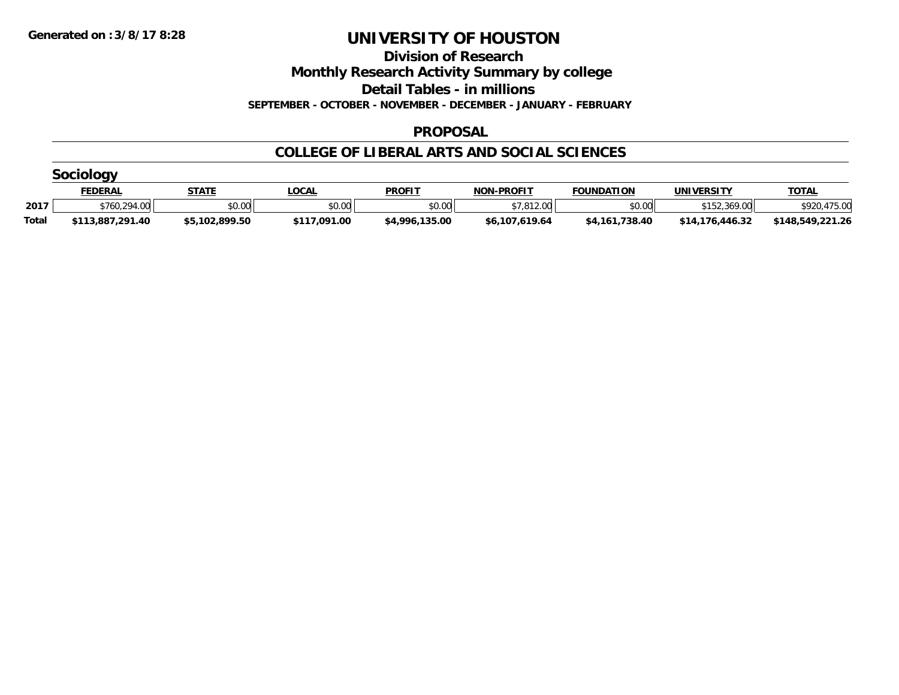Generated on :3/8/17 8:28

# UNIVERSITY OF HOUSTON

## Division of Research

## Monthly Research Activity Summary by college

## Detail Tables - in millions

**SEPTEMBER - OCTOBER - NOVEMBER - DECEMBER - JANUARY - FEBRUARY**

### PROPOSAL

### COLLEGE OF LIBERAL ARTS AND SOCIAL SCIENCES

### Sociology

| | FEDERAL | STATE | LOCAL | PROFIT | NON-PROFIT | FOUNDATION | UNIVERSITY | TOTAL |
|---|---|---|---|---|---|---|---|---|
| 2017 | $760,294.00 | $0.00 | $0.00 | $0.00 | $7,812.00 | $0.00 | $152,369.00 | $920,475.00 |
| **Total** | **$113,887,291.40** | **$5,102,899.50** | **$117,091.00** | **$4,996,135.00** | **$6,107,619.64** | **$4,161,738.40** | **$14,176,446.32** | **$148,549,221.26** |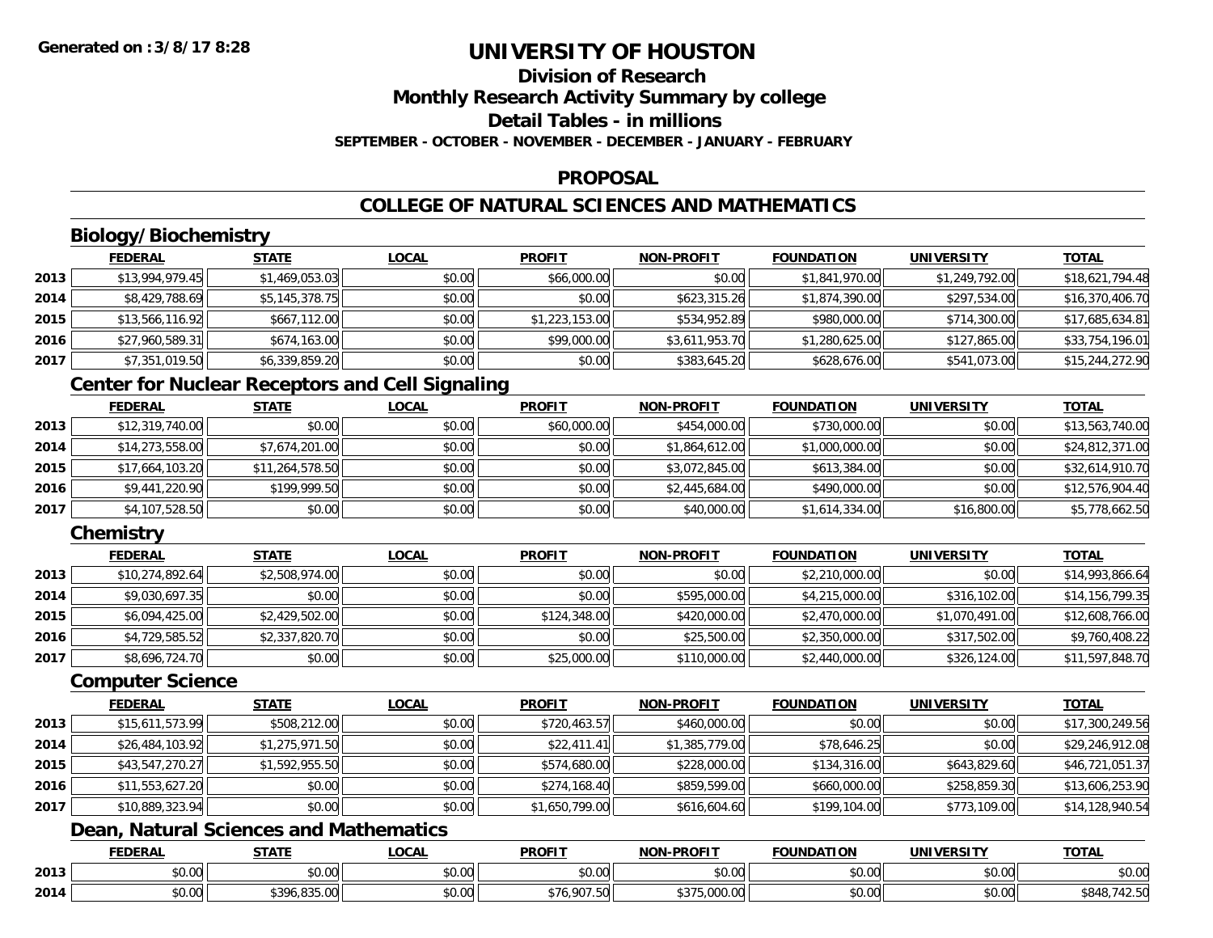# UNIVERSITY OF HOUSTON

## Division of Research

## Monthly Research Activity Summary by college

## Detail Tables - in millions

**SEPTEMBER - OCTOBER - NOVEMBER - DECEMBER - JANUARY - FEBRUARY**

**Generated on : 3/8/17 8:28**

## PROPOSAL

## COLLEGE OF NATURAL SCIENCES AND MATHEMATICS

### Biology/Biochemistry

| | FEDERAL | STATE | LOCAL | PROFIT | NON-PROFIT | FOUNDATION | UNIVERSITY | TOTAL |
|---|---|---|---|---|---|---|---|---|
| 2013 | $13,994,979.45 | $1,469,053.03 | $0.00 | $66,000.00 | $0.00 | $1,841,970.00 | $1,249,792.00 | $18,621,794.48 |
| 2014 | $8,429,788.69 | $5,145,378.75 | $0.00 | $0.00 | $623,315.26 | $1,874,390.00 | $297,534.00 | $16,370,406.70 |
| 2015 | $13,566,116.92 | $667,112.00 | $0.00 | $1,223,153.00 | $534,952.89 | $980,000.00 | $714,300.00 | $17,685,634.81 |
| 2016 | $27,960,589.31 | $674,163.00 | $0.00 | $99,000.00 | $3,611,953.70 | $1,280,625.00 | $127,865.00 | $33,754,196.01 |
| 2017 | $7,351,019.50 | $6,339,859.20 | $0.00 | $0.00 | $383,645.20 | $628,676.00 | $541,073.00 | $15,244,272.90 |

### Center for Nuclear Receptors and Cell Signaling

| | FEDERAL | STATE | LOCAL | PROFIT | NON-PROFIT | FOUNDATION | UNIVERSITY | TOTAL |
|---|---|---|---|---|---|---|---|---|
| 2013 | $12,319,740.00 | $0.00 | $0.00 | $60,000.00 | $454,000.00 | $730,000.00 | $0.00 | $13,563,740.00 |
| 2014 | $14,273,558.00 | $7,674,201.00 | $0.00 | $0.00 | $1,864,612.00 | $1,000,000.00 | $0.00 | $24,812,371.00 |
| 2015 | $17,664,103.20 | $11,264,578.50 | $0.00 | $0.00 | $3,072,845.00 | $613,384.00 | $0.00 | $32,614,910.70 |
| 2016 | $9,441,220.90 | $199,999.50 | $0.00 | $0.00 | $2,445,684.00 | $490,000.00 | $0.00 | $12,576,904.40 |
| 2017 | $4,107,528.50 | $0.00 | $0.00 | $0.00 | $40,000.00 | $1,614,334.00 | $16,800.00 | $5,778,662.50 |

### Chemistry

| | FEDERAL | STATE | LOCAL | PROFIT | NON-PROFIT | FOUNDATION | UNIVERSITY | TOTAL |
|---|---|---|---|---|---|---|---|---|
| 2013 | $10,274,892.64 | $2,508,974.00 | $0.00 | $0.00 | $0.00 | $2,210,000.00 | $0.00 | $14,993,866.64 |
| 2014 | $9,030,697.35 | $0.00 | $0.00 | $0.00 | $595,000.00 | $4,215,000.00 | $316,102.00 | $14,156,799.35 |
| 2015 | $6,094,425.00 | $2,429,502.00 | $0.00 | $124,348.00 | $420,000.00 | $2,470,000.00 | $1,070,491.00 | $12,608,766.00 |
| 2016 | $4,729,585.52 | $2,337,820.70 | $0.00 | $0.00 | $25,500.00 | $2,350,000.00 | $317,502.00 | $9,760,408.22 |
| 2017 | $8,696,724.70 | $0.00 | $0.00 | $25,000.00 | $110,000.00 | $2,440,000.00 | $326,124.00 | $11,597,848.70 |

### Computer Science

| | FEDERAL | STATE | LOCAL | PROFIT | NON-PROFIT | FOUNDATION | UNIVERSITY | TOTAL |
|---|---|---|---|---|---|---|---|---|
| 2013 | $15,611,573.99 | $508,212.00 | $0.00 | $720,463.57 | $460,000.00 | $0.00 | $0.00 | $17,300,249.56 |
| 2014 | $26,484,103.92 | $1,275,971.50 | $0.00 | $22,411.41 | $1,385,779.00 | $78,646.25 | $0.00 | $29,246,912.08 |
| 2015 | $43,547,270.27 | $1,592,955.50 | $0.00 | $574,680.00 | $228,000.00 | $134,316.00 | $643,829.60 | $46,721,051.37 |
| 2016 | $11,553,627.20 | $0.00 | $0.00 | $274,168.40 | $859,599.00 | $660,000.00 | $258,859.30 | $13,606,253.90 |
| 2017 | $10,889,323.94 | $0.00 | $0.00 | $1,650,799.00 | $616,604.60 | $199,104.00 | $773,109.00 | $14,128,940.54 |

### Dean, Natural Sciences and Mathematics

| | FEDERAL | STATE | LOCAL | PROFIT | NON-PROFIT | FOUNDATION | UNIVERSITY | TOTAL |
|---|---|---|---|---|---|---|---|---|
| 2013 | $0.00 | $0.00 | $0.00 | $0.00 | $0.00 | $0.00 | $0.00 | $0.00 |
| 2014 | $0.00 | $396,835.00 | $0.00 | $76,907.50 | $375,000.00 | $0.00 | $0.00 | $848,742.50 |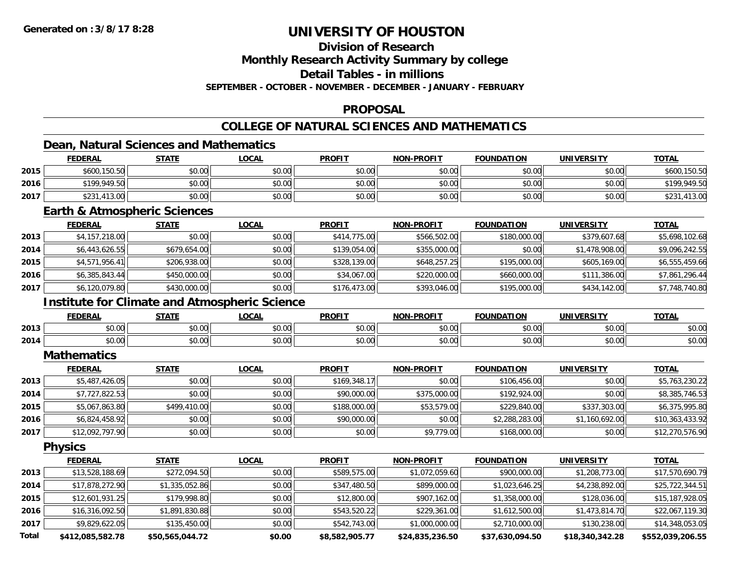# UNIVERSITY OF HOUSTON

## Division of Research

## Monthly Research Activity Summary by college

## Detail Tables - in millions

**SEPTEMBER - OCTOBER - NOVEMBER - DECEMBER - JANUARY - FEBRUARY**

## PROPOSAL

## COLLEGE OF NATURAL SCIENCES AND MATHEMATICS

### Dean, Natural Sciences and Mathematics

| | FEDERAL | STATE | LOCAL | PROFIT | NON-PROFIT | FOUNDATION | UNIVERSITY | TOTAL |
|---|---|---|---|---|---|---|---|---|
| 2015 | $600,150.50 | $0.00 | $0.00 | $0.00 | $0.00 | $0.00 | $0.00 | $600,150.50 |
| 2016 | $199,949.50 | $0.00 | $0.00 | $0.00 | $0.00 | $0.00 | $0.00 | $199,949.50 |
| 2017 | $231,413.00 | $0.00 | $0.00 | $0.00 | $0.00 | $0.00 | $0.00 | $231,413.00 |

### Earth & Atmospheric Sciences

| | FEDERAL | STATE | LOCAL | PROFIT | NON-PROFIT | FOUNDATION | UNIVERSITY | TOTAL |
|---|---|---|---|---|---|---|---|---|
| 2013 | $4,157,218.00 | $0.00 | $0.00 | $414,775.00 | $566,502.00 | $180,000.00 | $379,607.68 | $5,698,102.68 |
| 2014 | $6,443,626.55 | $679,654.00 | $0.00 | $139,054.00 | $355,000.00 | $0.00 | $1,478,908.00 | $9,096,242.55 |
| 2015 | $4,571,956.41 | $206,938.00 | $0.00 | $328,139.00 | $648,257.25 | $195,000.00 | $605,169.00 | $6,555,459.66 |
| 2016 | $6,385,843.44 | $450,000.00 | $0.00 | $34,067.00 | $220,000.00 | $660,000.00 | $111,386.00 | $7,861,296.44 |
| 2017 | $6,120,079.80 | $430,000.00 | $0.00 | $176,473.00 | $393,046.00 | $195,000.00 | $434,142.00 | $7,748,740.80 |

### Institute for Climate and Atmospheric Science

| | FEDERAL | STATE | LOCAL | PROFIT | NON-PROFIT | FOUNDATION | UNIVERSITY | TOTAL |
|---|---|---|---|---|---|---|---|---|
| 2013 | $0.00 | $0.00 | $0.00 | $0.00 | $0.00 | $0.00 | $0.00 | $0.00 |
| 2014 | $0.00 | $0.00 | $0.00 | $0.00 | $0.00 | $0.00 | $0.00 | $0.00 |

### Mathematics

| | FEDERAL | STATE | LOCAL | PROFIT | NON-PROFIT | FOUNDATION | UNIVERSITY | TOTAL |
|---|---|---|---|---|---|---|---|---|
| 2013 | $5,487,426.05 | $0.00 | $0.00 | $169,348.17 | $0.00 | $106,456.00 | $0.00 | $5,763,230.22 |
| 2014 | $7,727,822.53 | $0.00 | $0.00 | $90,000.00 | $375,000.00 | $192,924.00 | $0.00 | $8,385,746.53 |
| 2015 | $5,067,863.80 | $499,410.00 | $0.00 | $188,000.00 | $53,579.00 | $229,840.00 | $337,303.00 | $6,375,995.80 |
| 2016 | $6,824,458.92 | $0.00 | $0.00 | $90,000.00 | $0.00 | $2,288,283.00 | $1,160,692.00 | $10,363,433.92 |
| 2017 | $12,092,797.90 | $0.00 | $0.00 | $0.00 | $9,779.00 | $168,000.00 | $0.00 | $12,270,576.90 |

### Physics

| | FEDERAL | STATE | LOCAL | PROFIT | NON-PROFIT | FOUNDATION | UNIVERSITY | TOTAL |
|---|---|---|---|---|---|---|---|---|
| 2013 | $13,528,188.69 | $272,094.50 | $0.00 | $589,575.00 | $1,072,059.60 | $900,000.00 | $1,208,773.00 | $17,570,690.79 |
| 2014 | $17,878,272.90 | $1,335,052.86 | $0.00 | $347,480.50 | $899,000.00 | $1,023,646.25 | $4,238,892.00 | $25,722,344.51 |
| 2015 | $12,601,931.25 | $179,998.80 | $0.00 | $12,800.00 | $907,162.00 | $1,358,000.00 | $128,036.00 | $15,187,928.05 |
| 2016 | $16,316,092.50 | $1,891,830.88 | $0.00 | $543,520.22 | $229,361.00 | $1,612,500.00 | $1,473,814.70 | $22,067,119.30 |
| 2017 | $9,829,622.05 | $135,450.00 | $0.00 | $542,743.00 | $1,000,000.00 | $2,710,000.00 | $130,238.00 | $14,348,053.05 |
| **Total** | **$412,085,582.78** | **$50,565,044.72** | **$0.00** | **$8,582,905.77** | **$24,835,236.50** | **$37,630,094.50** | **$18,340,342.28** | **$552,039,206.55** |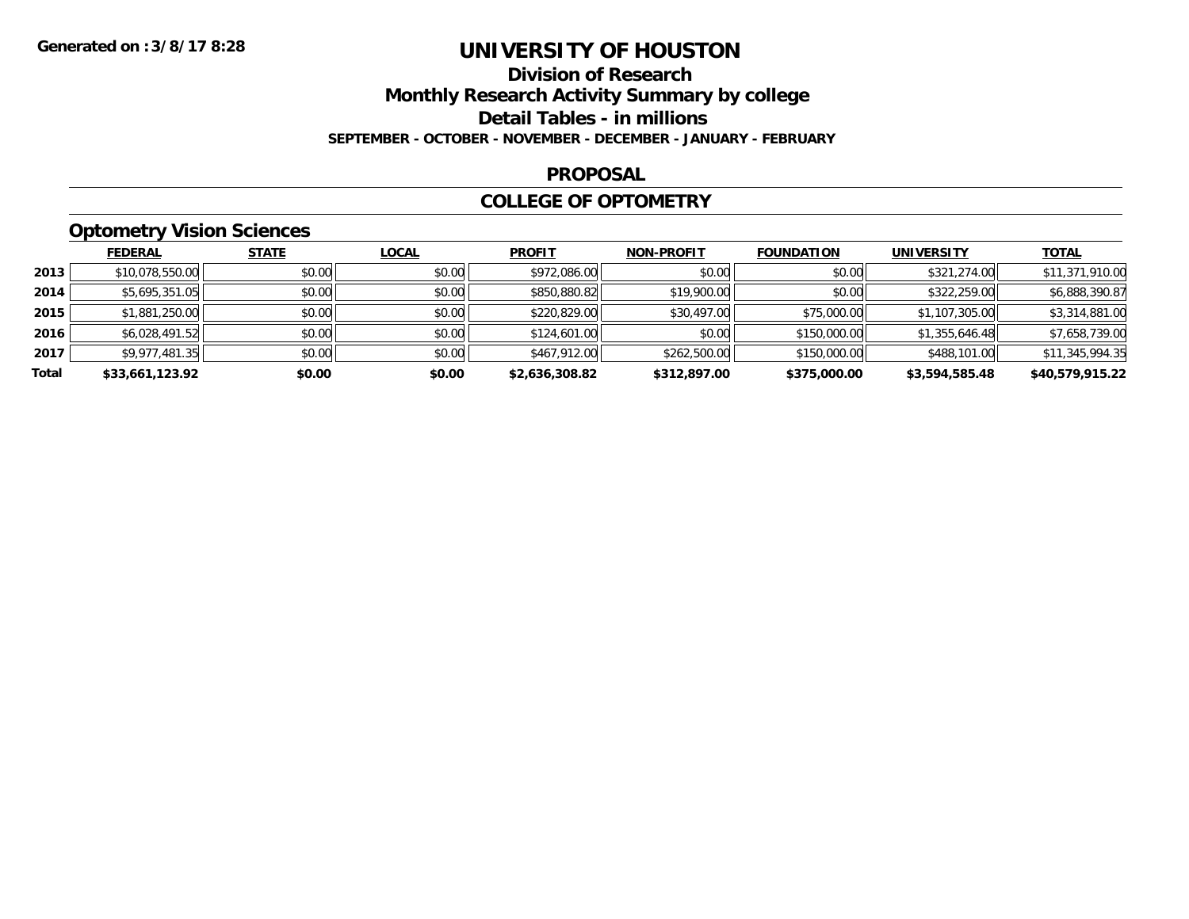**Generated on :3/8/17 8:28**

# UNIVERSITY OF HOUSTON

## Division of Research

## Monthly Research Activity Summary by college

## Detail Tables - in millions

**SEPTEMBER - OCTOBER - NOVEMBER - DECEMBER - JANUARY - FEBRUARY**

## PROPOSAL

## COLLEGE OF OPTOMETRY

### Optometry Vision Sciences

| | FEDERAL | STATE | LOCAL | PROFIT | NON-PROFIT | FOUNDATION | UNIVERSITY | TOTAL |
|---|---|---|---|---|---|---|---|---|
| 2013 | $10,078,550.00 | $0.00 | $0.00 | $972,086.00 | $0.00 | $0.00 | $321,274.00 | $11,371,910.00 |
| 2014 | $5,695,351.05 | $0.00 | $0.00 | $850,880.82 | $19,900.00 | $0.00 | $322,259.00 | $6,888,390.87 |
| 2015 | $1,881,250.00 | $0.00 | $0.00 | $220,829.00 | $30,497.00 | $75,000.00 | $1,107,305.00 | $3,314,881.00 |
| 2016 | $6,028,491.52 | $0.00 | $0.00 | $124,601.00 | $0.00 | $150,000.00 | $1,355,646.48 | $7,658,739.00 |
| 2017 | $9,977,481.35 | $0.00 | $0.00 | $467,912.00 | $262,500.00 | $150,000.00 | $488,101.00 | $11,345,994.35 |
| **Total** | **$33,661,123.92** | **$0.00** | **$0.00** | **$2,636,308.82** | **$312,897.00** | **$375,000.00** | **$3,594,585.48** | **$40,579,915.22** |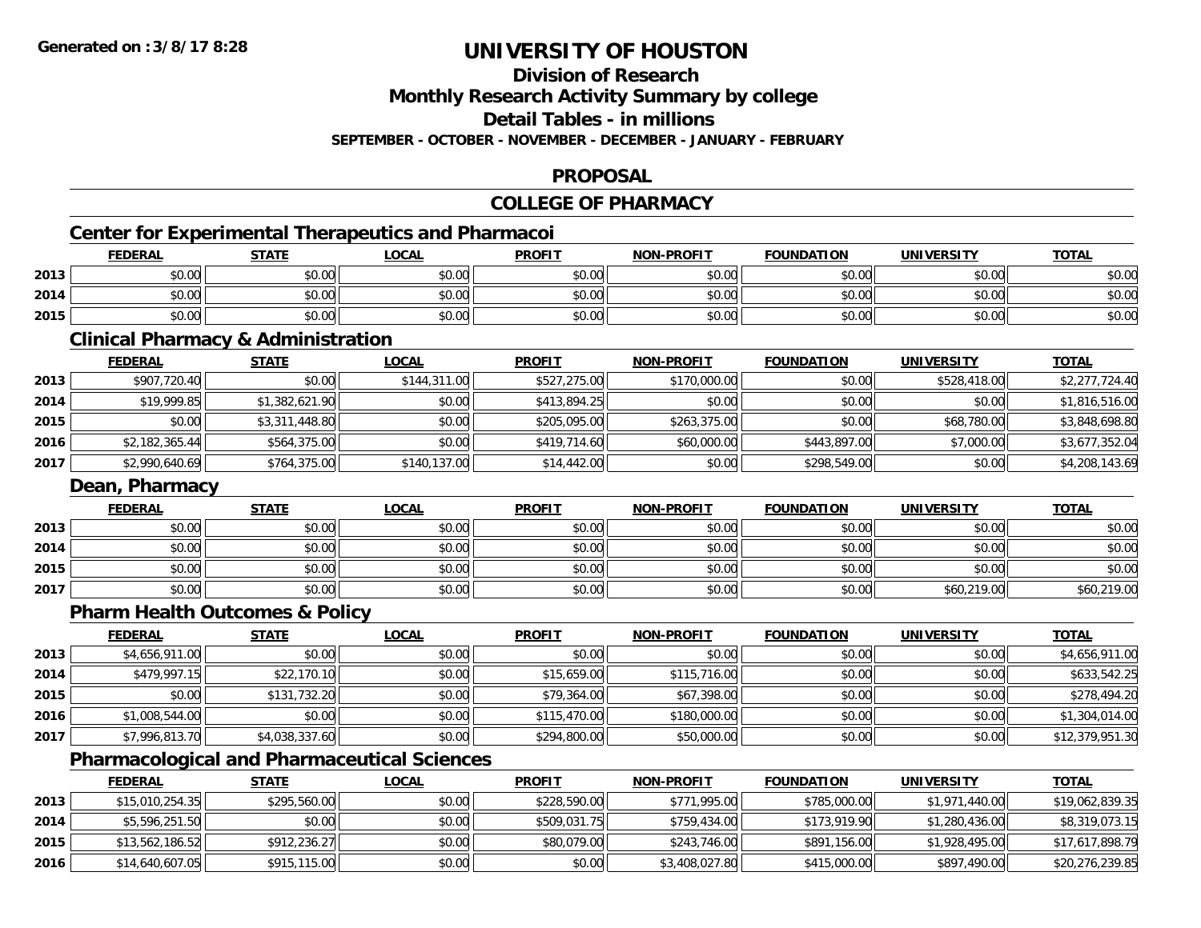**Generated on : 3/8/17 8:28**

# UNIVERSITY OF HOUSTON

## Division of Research
## Monthly Research Activity Summary by college
## Detail Tables - in millions
### SEPTEMBER - OCTOBER - NOVEMBER - DECEMBER - JANUARY - FEBRUARY

## PROPOSAL

## COLLEGE OF PHARMACY

### Center for Experimental Therapeutics and Pharmacoi

| | FEDERAL | STATE | LOCAL | PROFIT | NON-PROFIT | FOUNDATION | UNIVERSITY | TOTAL |
|---|---|---|---|---|---|---|---|---|
| 2013 | $0.00 | $0.00 | $0.00 | $0.00 | $0.00 | $0.00 | $0.00 | $0.00 |
| 2014 | $0.00 | $0.00 | $0.00 | $0.00 | $0.00 | $0.00 | $0.00 | $0.00 |
| 2015 | $0.00 | $0.00 | $0.00 | $0.00 | $0.00 | $0.00 | $0.00 | $0.00 |

### Clinical Pharmacy & Administration

| | FEDERAL | STATE | LOCAL | PROFIT | NON-PROFIT | FOUNDATION | UNIVERSITY | TOTAL |
|---|---|---|---|---|---|---|---|---|
| 2013 | $907,720.40 | $0.00 | $144,311.00 | $527,275.00 | $170,000.00 | $0.00 | $528,418.00 | $2,277,724.40 |
| 2014 | $19,999.85 | $1,382,621.90 | $0.00 | $413,894.25 | $0.00 | $0.00 | $0.00 | $1,816,516.00 |
| 2015 | $0.00 | $3,311,448.80 | $0.00 | $205,095.00 | $263,375.00 | $0.00 | $68,780.00 | $3,848,698.80 |
| 2016 | $2,182,365.44 | $564,375.00 | $0.00 | $419,714.60 | $60,000.00 | $443,897.00 | $7,000.00 | $3,677,352.04 |
| 2017 | $2,990,640.69 | $764,375.00 | $140,137.00 | $14,442.00 | $0.00 | $298,549.00 | $0.00 | $4,208,143.69 |

### Dean, Pharmacy

| | FEDERAL | STATE | LOCAL | PROFIT | NON-PROFIT | FOUNDATION | UNIVERSITY | TOTAL |
|---|---|---|---|---|---|---|---|---|
| 2013 | $0.00 | $0.00 | $0.00 | $0.00 | $0.00 | $0.00 | $0.00 | $0.00 |
| 2014 | $0.00 | $0.00 | $0.00 | $0.00 | $0.00 | $0.00 | $0.00 | $0.00 |
| 2015 | $0.00 | $0.00 | $0.00 | $0.00 | $0.00 | $0.00 | $0.00 | $0.00 |
| 2017 | $0.00 | $0.00 | $0.00 | $0.00 | $0.00 | $0.00 | $60,219.00 | $60,219.00 |

### Pharm Health Outcomes & Policy

| | FEDERAL | STATE | LOCAL | PROFIT | NON-PROFIT | FOUNDATION | UNIVERSITY | TOTAL |
|---|---|---|---|---|---|---|---|---|
| 2013 | $4,656,911.00 | $0.00 | $0.00 | $0.00 | $0.00 | $0.00 | $0.00 | $4,656,911.00 |
| 2014 | $479,997.15 | $22,170.10 | $0.00 | $15,659.00 | $115,716.00 | $0.00 | $0.00 | $633,542.25 |
| 2015 | $0.00 | $131,732.20 | $0.00 | $79,364.00 | $67,398.00 | $0.00 | $0.00 | $278,494.20 |
| 2016 | $1,008,544.00 | $0.00 | $0.00 | $115,470.00 | $180,000.00 | $0.00 | $0.00 | $1,304,014.00 |
| 2017 | $7,996,813.70 | $4,038,337.60 | $0.00 | $294,800.00 | $50,000.00 | $0.00 | $0.00 | $12,379,951.30 |

### Pharmacological and Pharmaceutical Sciences

| | FEDERAL | STATE | LOCAL | PROFIT | NON-PROFIT | FOUNDATION | UNIVERSITY | TOTAL |
|---|---|---|---|---|---|---|---|---|
| 2013 | $15,010,254.35 | $295,560.00 | $0.00 | $228,590.00 | $771,995.00 | $785,000.00 | $1,971,440.00 | $19,062,839.35 |
| 2014 | $5,596,251.50 | $0.00 | $0.00 | $509,031.75 | $759,434.00 | $173,919.90 | $1,280,436.00 | $8,319,073.15 |
| 2015 | $13,562,186.52 | $912,236.27 | $0.00 | $80,079.00 | $243,746.00 | $891,156.00 | $1,928,495.00 | $17,617,898.79 |
| 2016 | $14,640,607.05 | $915,115.00 | $0.00 | $0.00 | $3,408,027.80 | $415,000.00 | $897,490.00 | $20,276,239.85 |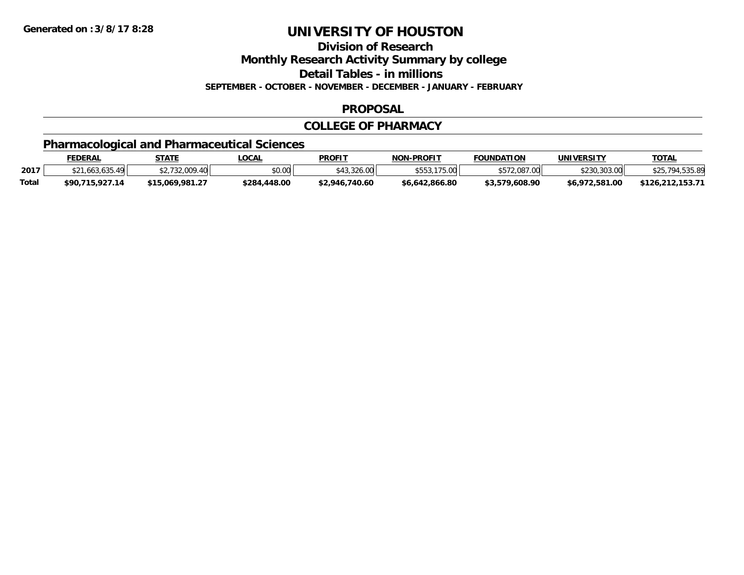**Generated on :3/8/17 8:28**

# UNIVERSITY OF HOUSTON

## Division of Research

## Monthly Research Activity Summary by college

## Detail Tables - in millions

**SEPTEMBER - OCTOBER - NOVEMBER - DECEMBER - JANUARY - FEBRUARY**

## PROPOSAL

## COLLEGE OF PHARMACY

### Pharmacological and Pharmaceutical Sciences

| | FEDERAL | STATE | LOCAL | PROFIT | NON-PROFIT | FOUNDATION | UNIVERSITY | TOTAL |
|---|---|---|---|---|---|---|---|---|
| 2017 | $21,663,635.49 | $2,732,009.40 | $0.00 | $43,326.00 | $553,175.00 | $572,087.00 | $230,303.00 | $25,794,535.89 |
| **Total** | **$90,715,927.14** | **$15,069,981.27** | **$284,448.00** | **$2,946,740.60** | **$6,642,866.80** | **$3,579,608.90** | **$6,972,581.00** | **$126,212,153.71** |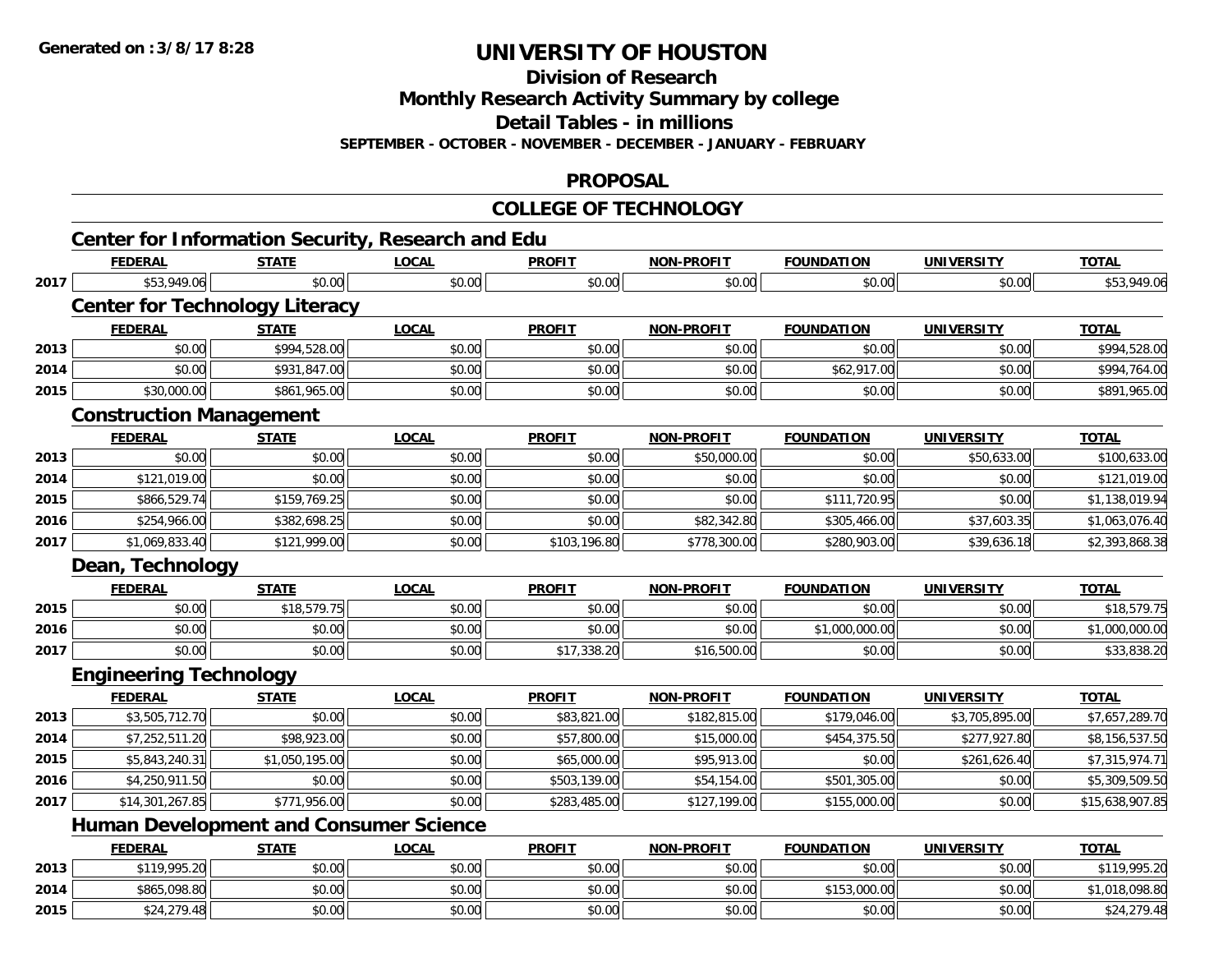# UNIVERSITY OF HOUSTON

## Division of Research

## Monthly Research Activity Summary by college

## Detail Tables - in millions

**SEPTEMBER - OCTOBER - NOVEMBER - DECEMBER - JANUARY - FEBRUARY**

## PROPOSAL

## COLLEGE OF TECHNOLOGY

### Center for Information Security, Research and Edu

| | FEDERAL | STATE | LOCAL | PROFIT | NON-PROFIT | FOUNDATION | UNIVERSITY | TOTAL |
|---|---|---|---|---|---|---|---|---|
| 2017 | $53,949.06 | $0.00 | $0.00 | $0.00 | $0.00 | $0.00 | $0.00 | $53,949.06 |

### Center for Technology Literacy

| | FEDERAL | STATE | LOCAL | PROFIT | NON-PROFIT | FOUNDATION | UNIVERSITY | TOTAL |
|---|---|---|---|---|---|---|---|---|
| 2013 | $0.00 | $994,528.00 | $0.00 | $0.00 | $0.00 | $0.00 | $0.00 | $994,528.00 |
| 2014 | $0.00 | $931,847.00 | $0.00 | $0.00 | $0.00 | $62,917.00 | $0.00 | $994,764.00 |
| 2015 | $30,000.00 | $861,965.00 | $0.00 | $0.00 | $0.00 | $0.00 | $0.00 | $891,965.00 |

### Construction Management

| | FEDERAL | STATE | LOCAL | PROFIT | NON-PROFIT | FOUNDATION | UNIVERSITY | TOTAL |
|---|---|---|---|---|---|---|---|---|
| 2013 | $0.00 | $0.00 | $0.00 | $0.00 | $50,000.00 | $0.00 | $50,633.00 | $100,633.00 |
| 2014 | $121,019.00 | $0.00 | $0.00 | $0.00 | $0.00 | $0.00 | $0.00 | $121,019.00 |
| 2015 | $866,529.74 | $159,769.25 | $0.00 | $0.00 | $0.00 | $111,720.95 | $0.00 | $1,138,019.94 |
| 2016 | $254,966.00 | $382,698.25 | $0.00 | $0.00 | $82,342.80 | $305,466.00 | $37,603.35 | $1,063,076.40 |
| 2017 | $1,069,833.40 | $121,999.00 | $0.00 | $103,196.80 | $778,300.00 | $280,903.00 | $39,636.18 | $2,393,868.38 |

### Dean, Technology

| | FEDERAL | STATE | LOCAL | PROFIT | NON-PROFIT | FOUNDATION | UNIVERSITY | TOTAL |
|---|---|---|---|---|---|---|---|---|
| 2015 | $0.00 | $18,579.75 | $0.00 | $0.00 | $0.00 | $0.00 | $0.00 | $18,579.75 |
| 2016 | $0.00 | $0.00 | $0.00 | $0.00 | $0.00 | $1,000,000.00 | $0.00 | $1,000,000.00 |
| 2017 | $0.00 | $0.00 | $0.00 | $17,338.20 | $16,500.00 | $0.00 | $0.00 | $33,838.20 |

### Engineering Technology

| | FEDERAL | STATE | LOCAL | PROFIT | NON-PROFIT | FOUNDATION | UNIVERSITY | TOTAL |
|---|---|---|---|---|---|---|---|---|
| 2013 | $3,505,712.70 | $0.00 | $0.00 | $83,821.00 | $182,815.00 | $179,046.00 | $3,705,895.00 | $7,657,289.70 |
| 2014 | $7,252,511.20 | $98,923.00 | $0.00 | $57,800.00 | $15,000.00 | $454,375.50 | $277,927.80 | $8,156,537.50 |
| 2015 | $5,843,240.31 | $1,050,195.00 | $0.00 | $65,000.00 | $95,913.00 | $0.00 | $261,626.40 | $7,315,974.71 |
| 2016 | $4,250,911.50 | $0.00 | $0.00 | $503,139.00 | $54,154.00 | $501,305.00 | $0.00 | $5,309,509.50 |
| 2017 | $14,301,267.85 | $771,956.00 | $0.00 | $283,485.00 | $127,199.00 | $155,000.00 | $0.00 | $15,638,907.85 |

### Human Development and Consumer Science

| | FEDERAL | STATE | LOCAL | PROFIT | NON-PROFIT | FOUNDATION | UNIVERSITY | TOTAL |
|---|---|---|---|---|---|---|---|---|
| 2013 | $119,995.20 | $0.00 | $0.00 | $0.00 | $0.00 | $0.00 | $0.00 | $119,995.20 |
| 2014 | $865,098.80 | $0.00 | $0.00 | $0.00 | $0.00 | $153,000.00 | $0.00 | $1,018,098.80 |
| 2015 | $24,279.48 | $0.00 | $0.00 | $0.00 | $0.00 | $0.00 | $0.00 | $24,279.48 |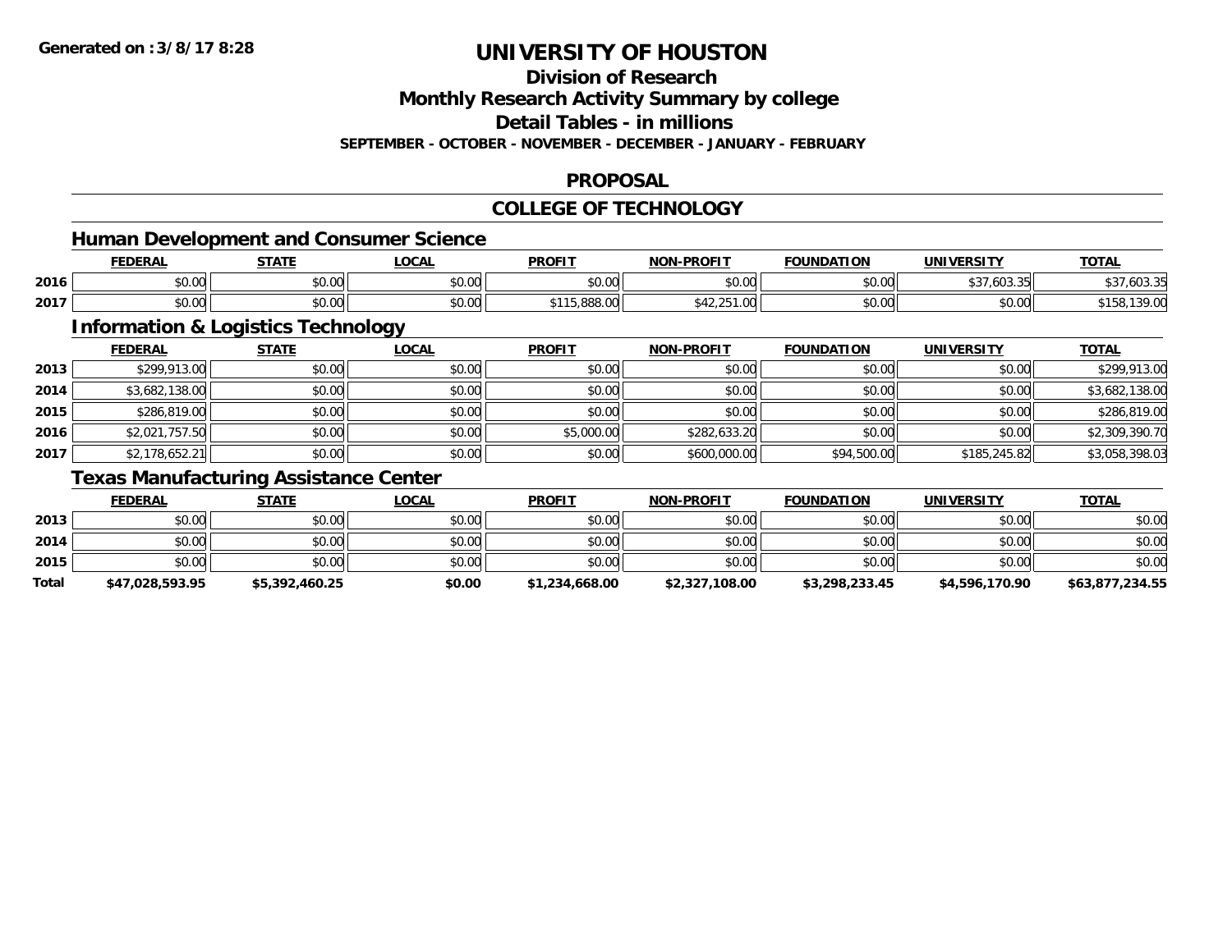# UNIVERSITY OF HOUSTON

## Division of Research

## Monthly Research Activity Summary by college

## Detail Tables - in millions

**SEPTEMBER - OCTOBER - NOVEMBER - DECEMBER - JANUARY - FEBRUARY**

## PROPOSAL

## COLLEGE OF TECHNOLOGY

### Human Development and Consumer Science

| | FEDERAL | STATE | LOCAL | PROFIT | NON-PROFIT | FOUNDATION | UNIVERSITY | TOTAL |
|---|---|---|---|---|---|---|---|---|
| 2016 | $0.00 | $0.00 | $0.00 | $0.00 | $0.00 | $0.00 | $37,603.35 | $37,603.35 |
| 2017 | $0.00 | $0.00 | $0.00 | $115,888.00 | $42,251.00 | $0.00 | $0.00 | $158,139.00 |

### Information & Logistics Technology

| | FEDERAL | STATE | LOCAL | PROFIT | NON-PROFIT | FOUNDATION | UNIVERSITY | TOTAL |
|---|---|---|---|---|---|---|---|---|
| 2013 | $299,913.00 | $0.00 | $0.00 | $0.00 | $0.00 | $0.00 | $0.00 | $299,913.00 |
| 2014 | $3,682,138.00 | $0.00 | $0.00 | $0.00 | $0.00 | $0.00 | $0.00 | $3,682,138.00 |
| 2015 | $286,819.00 | $0.00 | $0.00 | $0.00 | $0.00 | $0.00 | $0.00 | $286,819.00 |
| 2016 | $2,021,757.50 | $0.00 | $0.00 | $5,000.00 | $282,633.20 | $0.00 | $0.00 | $2,309,390.70 |
| 2017 | $2,178,652.21 | $0.00 | $0.00 | $0.00 | $600,000.00 | $94,500.00 | $185,245.82 | $3,058,398.03 |

### Texas Manufacturing Assistance Center

| | FEDERAL | STATE | LOCAL | PROFIT | NON-PROFIT | FOUNDATION | UNIVERSITY | TOTAL |
|---|---|---|---|---|---|---|---|---|
| 2013 | $0.00 | $0.00 | $0.00 | $0.00 | $0.00 | $0.00 | $0.00 | $0.00 |
| 2014 | $0.00 | $0.00 | $0.00 | $0.00 | $0.00 | $0.00 | $0.00 | $0.00 |
| 2015 | $0.00 | $0.00 | $0.00 | $0.00 | $0.00 | $0.00 | $0.00 | $0.00 |
| **Total** | **$47,028,593.95** | **$5,392,460.25** | **$0.00** | **$1,234,668.00** | **$2,327,108.00** | **$3,298,233.45** | **$4,596,170.90** | **$63,877,234.55** |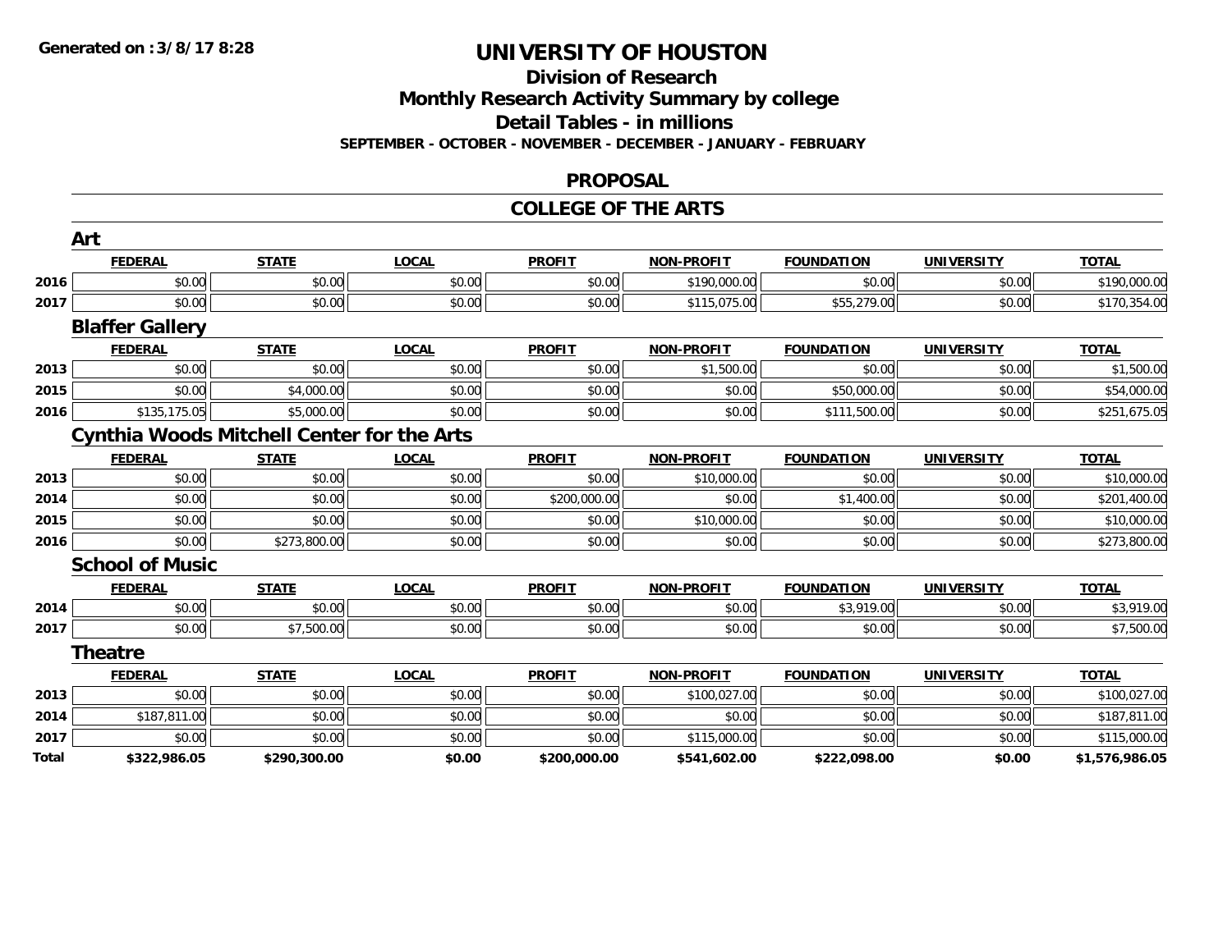**Generated on :3/8/17 8:28**

# UNIVERSITY OF HOUSTON

## Division of Research
## Monthly Research Activity Summary by college
## Detail Tables - in millions
### SEPTEMBER - OCTOBER - NOVEMBER - DECEMBER - JANUARY - FEBRUARY

## PROPOSAL

## COLLEGE OF THE ARTS

### Art

| | FEDERAL | STATE | LOCAL | PROFIT | NON-PROFIT | FOUNDATION | UNIVERSITY | TOTAL |
|---|---|---|---|---|---|---|---|---|
| 2016 | $0.00 | $0.00 | $0.00 | $0.00 | $190,000.00 | $0.00 | $0.00 | $190,000.00 |
| 2017 | $0.00 | $0.00 | $0.00 | $0.00 | $115,075.00 | $55,279.00 | $0.00 | $170,354.00 |

### Blaffer Gallery

| | FEDERAL | STATE | LOCAL | PROFIT | NON-PROFIT | FOUNDATION | UNIVERSITY | TOTAL |
|---|---|---|---|---|---|---|---|---|
| 2013 | $0.00 | $0.00 | $0.00 | $0.00 | $1,500.00 | $0.00 | $0.00 | $1,500.00 |
| 2015 | $0.00 | $4,000.00 | $0.00 | $0.00 | $0.00 | $50,000.00 | $0.00 | $54,000.00 |
| 2016 | $135,175.05 | $5,000.00 | $0.00 | $0.00 | $0.00 | $111,500.00 | $0.00 | $251,675.05 |

### Cynthia Woods Mitchell Center for the Arts

| | FEDERAL | STATE | LOCAL | PROFIT | NON-PROFIT | FOUNDATION | UNIVERSITY | TOTAL |
|---|---|---|---|---|---|---|---|---|
| 2013 | $0.00 | $0.00 | $0.00 | $0.00 | $10,000.00 | $0.00 | $0.00 | $10,000.00 |
| 2014 | $0.00 | $0.00 | $0.00 | $200,000.00 | $0.00 | $1,400.00 | $0.00 | $201,400.00 |
| 2015 | $0.00 | $0.00 | $0.00 | $0.00 | $10,000.00 | $0.00 | $0.00 | $10,000.00 |
| 2016 | $0.00 | $273,800.00 | $0.00 | $0.00 | $0.00 | $0.00 | $0.00 | $273,800.00 |

### School of Music

| | FEDERAL | STATE | LOCAL | PROFIT | NON-PROFIT | FOUNDATION | UNIVERSITY | TOTAL |
|---|---|---|---|---|---|---|---|---|
| 2014 | $0.00 | $0.00 | $0.00 | $0.00 | $0.00 | $3,919.00 | $0.00 | $3,919.00 |
| 2017 | $0.00 | $7,500.00 | $0.00 | $0.00 | $0.00 | $0.00 | $0.00 | $7,500.00 |

### Theatre

| | FEDERAL | STATE | LOCAL | PROFIT | NON-PROFIT | FOUNDATION | UNIVERSITY | TOTAL |
|---|---|---|---|---|---|---|---|---|
| 2013 | $0.00 | $0.00 | $0.00 | $0.00 | $100,027.00 | $0.00 | $0.00 | $100,027.00 |
| 2014 | $187,811.00 | $0.00 | $0.00 | $0.00 | $0.00 | $0.00 | $0.00 | $187,811.00 |
| 2017 | $0.00 | $0.00 | $0.00 | $0.00 | $115,000.00 | $0.00 | $0.00 | $115,000.00 |
| **Total** | **$322,986.05** | **$290,300.00** | **$0.00** | **$200,000.00** | **$541,602.00** | **$222,098.00** | **$0.00** | **$1,576,986.05** |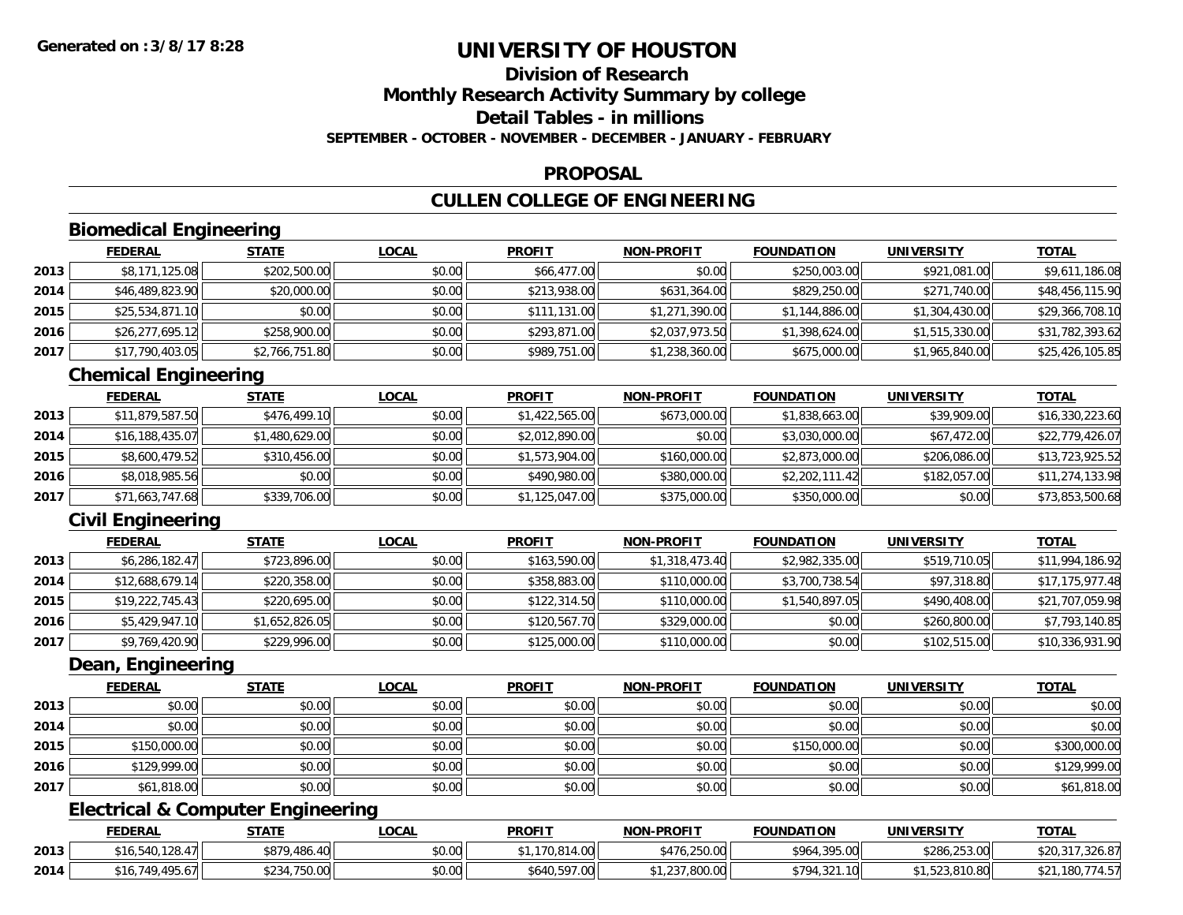# UNIVERSITY OF HOUSTON

## Division of Research

## Monthly Research Activity Summary by college

## Detail Tables - in millions

**SEPTEMBER - OCTOBER - NOVEMBER - DECEMBER - JANUARY - FEBRUARY**

## PROPOSAL

## CULLEN COLLEGE OF ENGINEERING

### Biomedical Engineering

| | FEDERAL | STATE | LOCAL | PROFIT | NON-PROFIT | FOUNDATION | UNIVERSITY | TOTAL |
|---|---|---|---|---|---|---|---|---|
| 2013 | $8,171,125.08 | $202,500.00 | $0.00 | $66,477.00 | $0.00 | $250,003.00 | $921,081.00 | $9,611,186.08 |
| 2014 | $46,489,823.90 | $20,000.00 | $0.00 | $213,938.00 | $631,364.00 | $829,250.00 | $271,740.00 | $48,456,115.90 |
| 2015 | $25,534,871.10 | $0.00 | $0.00 | $111,131.00 | $1,271,390.00 | $1,144,886.00 | $1,304,430.00 | $29,366,708.10 |
| 2016 | $26,277,695.12 | $258,900.00 | $0.00 | $293,871.00 | $2,037,973.50 | $1,398,624.00 | $1,515,330.00 | $31,782,393.62 |
| 2017 | $17,790,403.05 | $2,766,751.80 | $0.00 | $989,751.00 | $1,238,360.00 | $675,000.00 | $1,965,840.00 | $25,426,105.85 |

### Chemical Engineering

| | FEDERAL | STATE | LOCAL | PROFIT | NON-PROFIT | FOUNDATION | UNIVERSITY | TOTAL |
|---|---|---|---|---|---|---|---|---|
| 2013 | $11,879,587.50 | $476,499.10 | $0.00 | $1,422,565.00 | $673,000.00 | $1,838,663.00 | $39,909.00 | $16,330,223.60 |
| 2014 | $16,188,435.07 | $1,480,629.00 | $0.00 | $2,012,890.00 | $0.00 | $3,030,000.00 | $67,472.00 | $22,779,426.07 |
| 2015 | $8,600,479.52 | $310,456.00 | $0.00 | $1,573,904.00 | $160,000.00 | $2,873,000.00 | $206,086.00 | $13,723,925.52 |
| 2016 | $8,018,985.56 | $0.00 | $0.00 | $490,980.00 | $380,000.00 | $2,202,111.42 | $182,057.00 | $11,274,133.98 |
| 2017 | $71,663,747.68 | $339,706.00 | $0.00 | $1,125,047.00 | $375,000.00 | $350,000.00 | $0.00 | $73,853,500.68 |

### Civil Engineering

| | FEDERAL | STATE | LOCAL | PROFIT | NON-PROFIT | FOUNDATION | UNIVERSITY | TOTAL |
|---|---|---|---|---|---|---|---|---|
| 2013 | $6,286,182.47 | $723,896.00 | $0.00 | $163,590.00 | $1,318,473.40 | $2,982,335.00 | $519,710.05 | $11,994,186.92 |
| 2014 | $12,688,679.14 | $220,358.00 | $0.00 | $358,883.00 | $110,000.00 | $3,700,738.54 | $97,318.80 | $17,175,977.48 |
| 2015 | $19,222,745.43 | $220,695.00 | $0.00 | $122,314.50 | $110,000.00 | $1,540,897.05 | $490,408.00 | $21,707,059.98 |
| 2016 | $5,429,947.10 | $1,652,826.05 | $0.00 | $120,567.70 | $329,000.00 | $0.00 | $260,800.00 | $7,793,140.85 |
| 2017 | $9,769,420.90 | $229,996.00 | $0.00 | $125,000.00 | $110,000.00 | $0.00 | $102,515.00 | $10,336,931.90 |

### Dean, Engineering

| | FEDERAL | STATE | LOCAL | PROFIT | NON-PROFIT | FOUNDATION | UNIVERSITY | TOTAL |
|---|---|---|---|---|---|---|---|---|
| 2013 | $0.00 | $0.00 | $0.00 | $0.00 | $0.00 | $0.00 | $0.00 | $0.00 |
| 2014 | $0.00 | $0.00 | $0.00 | $0.00 | $0.00 | $0.00 | $0.00 | $0.00 |
| 2015 | $150,000.00 | $0.00 | $0.00 | $0.00 | $0.00 | $150,000.00 | $0.00 | $300,000.00 |
| 2016 | $129,999.00 | $0.00 | $0.00 | $0.00 | $0.00 | $0.00 | $0.00 | $129,999.00 |
| 2017 | $61,818.00 | $0.00 | $0.00 | $0.00 | $0.00 | $0.00 | $0.00 | $61,818.00 |

### Electrical & Computer Engineering

| | FEDERAL | STATE | LOCAL | PROFIT | NON-PROFIT | FOUNDATION | UNIVERSITY | TOTAL |
|---|---|---|---|---|---|---|---|---|
| 2013 | $16,540,128.47 | $879,486.40 | $0.00 | $1,170,814.00 | $476,250.00 | $964,395.00 | $286,253.00 | $20,317,326.87 |
| 2014 | $16,749,495.67 | $234,750.00 | $0.00 | $640,597.00 | $1,237,800.00 | $794,321.10 | $1,523,810.80 | $21,180,774.57 |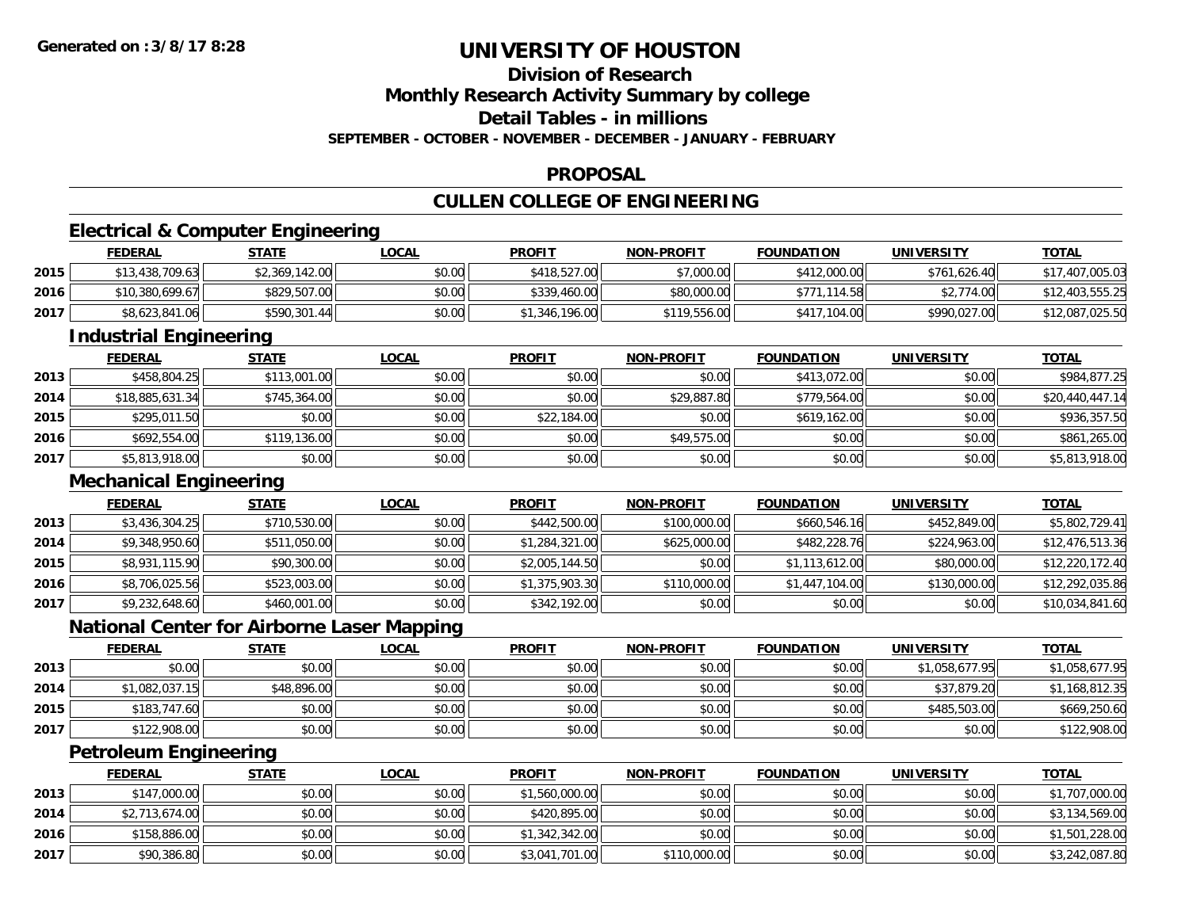# UNIVERSITY OF HOUSTON

## Division of Research

## Monthly Research Activity Summary by college

## Detail Tables - in millions

**SEPTEMBER - OCTOBER - NOVEMBER - DECEMBER - JANUARY - FEBRUARY**

## PROPOSAL

## CULLEN COLLEGE OF ENGINEERING

### Electrical & Computer Engineering

| | FEDERAL | STATE | LOCAL | PROFIT | NON-PROFIT | FOUNDATION | UNIVERSITY | TOTAL |
|---|---|---|---|---|---|---|---|---|
| 2015 | $13,438,709.63 | $2,369,142.00 | $0.00 | $418,527.00 | $7,000.00 | $412,000.00 | $761,626.40 | $17,407,005.03 |
| 2016 | $10,380,699.67 | $829,507.00 | $0.00 | $339,460.00 | $80,000.00 | $771,114.58 | $2,774.00 | $12,403,555.25 |
| 2017 | $8,623,841.06 | $590,301.44 | $0.00 | $1,346,196.00 | $119,556.00 | $417,104.00 | $990,027.00 | $12,087,025.50 |

### Industrial Engineering

| | FEDERAL | STATE | LOCAL | PROFIT | NON-PROFIT | FOUNDATION | UNIVERSITY | TOTAL |
|---|---|---|---|---|---|---|---|---|
| 2013 | $458,804.25 | $113,001.00 | $0.00 | $0.00 | $0.00 | $413,072.00 | $0.00 | $984,877.25 |
| 2014 | $18,885,631.34 | $745,364.00 | $0.00 | $0.00 | $29,887.80 | $779,564.00 | $0.00 | $20,440,447.14 |
| 2015 | $295,011.50 | $0.00 | $0.00 | $22,184.00 | $0.00 | $619,162.00 | $0.00 | $936,357.50 |
| 2016 | $692,554.00 | $119,136.00 | $0.00 | $0.00 | $49,575.00 | $0.00 | $0.00 | $861,265.00 |
| 2017 | $5,813,918.00 | $0.00 | $0.00 | $0.00 | $0.00 | $0.00 | $0.00 | $5,813,918.00 |

### Mechanical Engineering

| | FEDERAL | STATE | LOCAL | PROFIT | NON-PROFIT | FOUNDATION | UNIVERSITY | TOTAL |
|---|---|---|---|---|---|---|---|---|
| 2013 | $3,436,304.25 | $710,530.00 | $0.00 | $442,500.00 | $100,000.00 | $660,546.16 | $452,849.00 | $5,802,729.41 |
| 2014 | $9,348,950.60 | $511,050.00 | $0.00 | $1,284,321.00 | $625,000.00 | $482,228.76 | $224,963.00 | $12,476,513.36 |
| 2015 | $8,931,115.90 | $90,300.00 | $0.00 | $2,005,144.50 | $0.00 | $1,113,612.00 | $80,000.00 | $12,220,172.40 |
| 2016 | $8,706,025.56 | $523,003.00 | $0.00 | $1,375,903.30 | $110,000.00 | $1,447,104.00 | $130,000.00 | $12,292,035.86 |
| 2017 | $9,232,648.60 | $460,001.00 | $0.00 | $342,192.00 | $0.00 | $0.00 | $0.00 | $10,034,841.60 |

### National Center for Airborne Laser Mapping

| | FEDERAL | STATE | LOCAL | PROFIT | NON-PROFIT | FOUNDATION | UNIVERSITY | TOTAL |
|---|---|---|---|---|---|---|---|---|
| 2013 | $0.00 | $0.00 | $0.00 | $0.00 | $0.00 | $0.00 | $1,058,677.95 | $1,058,677.95 |
| 2014 | $1,082,037.15 | $48,896.00 | $0.00 | $0.00 | $0.00 | $0.00 | $37,879.20 | $1,168,812.35 |
| 2015 | $183,747.60 | $0.00 | $0.00 | $0.00 | $0.00 | $0.00 | $485,503.00 | $669,250.60 |
| 2017 | $122,908.00 | $0.00 | $0.00 | $0.00 | $0.00 | $0.00 | $0.00 | $122,908.00 |

### Petroleum Engineering

| | FEDERAL | STATE | LOCAL | PROFIT | NON-PROFIT | FOUNDATION | UNIVERSITY | TOTAL |
|---|---|---|---|---|---|---|---|---|
| 2013 | $147,000.00 | $0.00 | $0.00 | $1,560,000.00 | $0.00 | $0.00 | $0.00 | $1,707,000.00 |
| 2014 | $2,713,674.00 | $0.00 | $0.00 | $420,895.00 | $0.00 | $0.00 | $0.00 | $3,134,569.00 |
| 2016 | $158,886.00 | $0.00 | $0.00 | $1,342,342.00 | $0.00 | $0.00 | $0.00 | $1,501,228.00 |
| 2017 | $90,386.80 | $0.00 | $0.00 | $3,041,701.00 | $110,000.00 | $0.00 | $0.00 | $3,242,087.80 |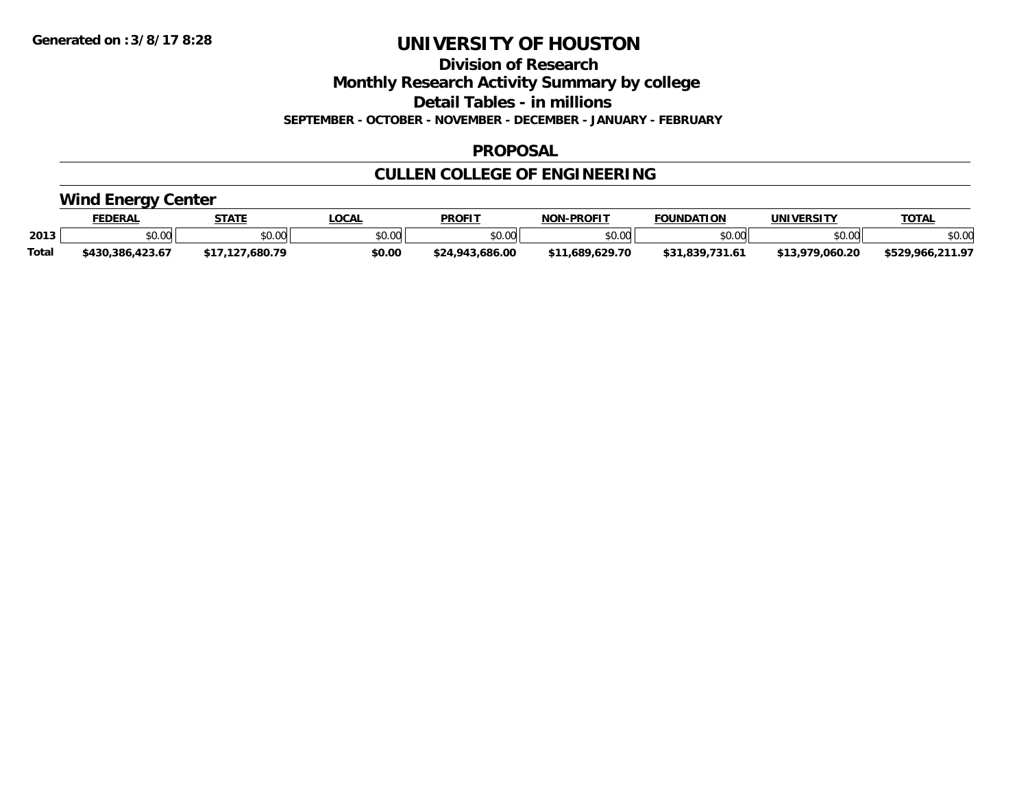Generated on :3/8/17 8:28

# UNIVERSITY OF HOUSTON

## Division of Research

## Monthly Research Activity Summary by college

## Detail Tables - in millions

**SEPTEMBER - OCTOBER - NOVEMBER - DECEMBER - JANUARY - FEBRUARY**

## PROPOSAL

## CULLEN COLLEGE OF ENGINEERING

### Wind Energy Center

| | FEDERAL | STATE | LOCAL | PROFIT | NON-PROFIT | FOUNDATION | UNIVERSITY | TOTAL |
|---|---|---|---|---|---|---|---|---|
| 2013 | $0.00 | $0.00 | $0.00 | $0.00 | $0.00 | $0.00 | $0.00 | $0.00 |
| Total | $430,386,423.67 | $17,127,680.79 | $0.00 | $24,943,686.00 | $11,689,629.70 | $31,839,731.61 | $13,979,060.20 | $529,966,211.97 |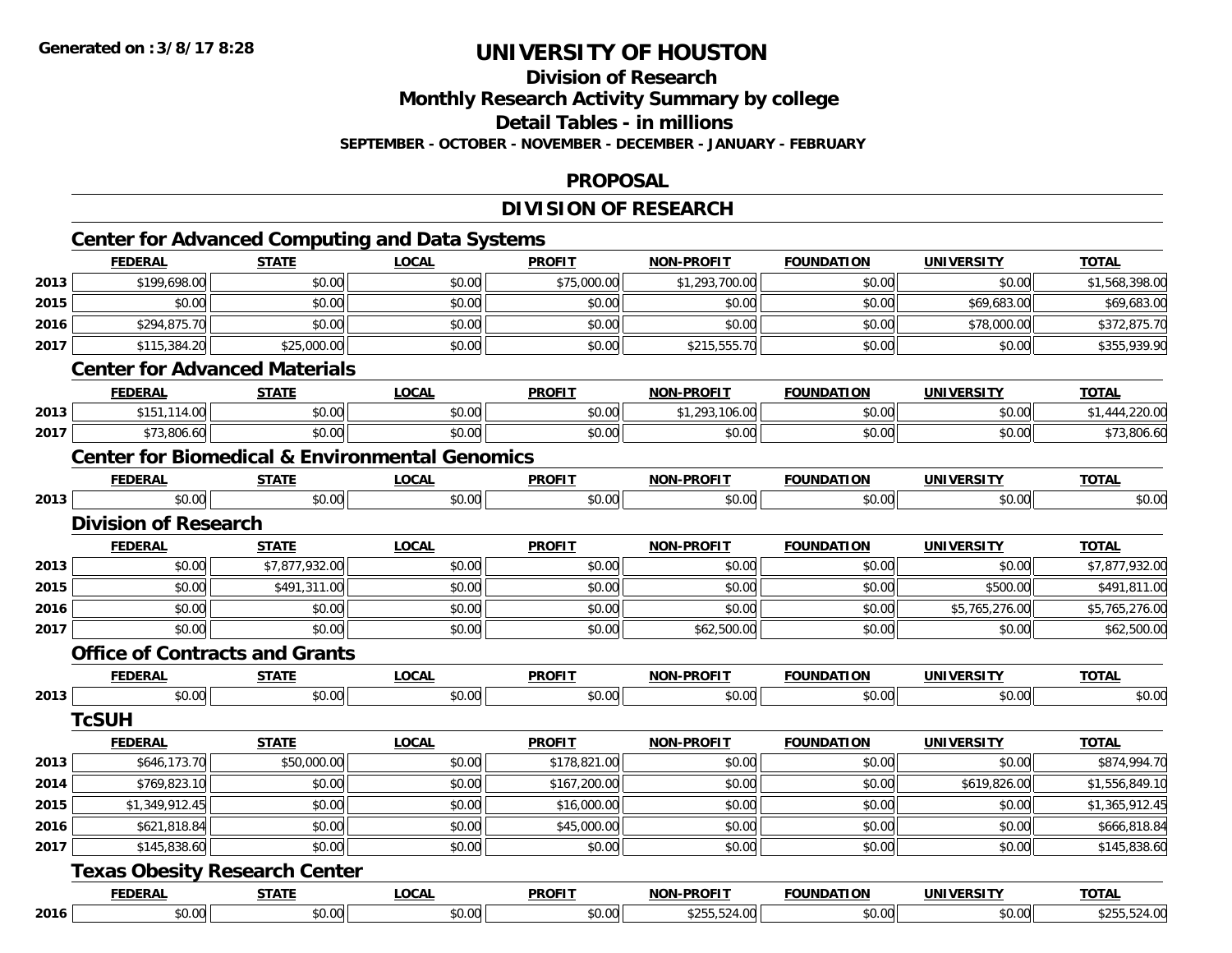# UNIVERSITY OF HOUSTON

## Division of Research
## Monthly Research Activity Summary by college
## Detail Tables - in millions

**SEPTEMBER - OCTOBER - NOVEMBER - DECEMBER - JANUARY - FEBRUARY**

## PROPOSAL

## DIVISION OF RESEARCH

### Center for Advanced Computing and Data Systems

| | FEDERAL | STATE | LOCAL | PROFIT | NON-PROFIT | FOUNDATION | UNIVERSITY | TOTAL |
|---|---|---|---|---|---|---|---|---|
| 2013 | $199,698.00 | $0.00 | $0.00 | $75,000.00 | $1,293,700.00 | $0.00 | $0.00 | $1,568,398.00 |
| 2015 | $0.00 | $0.00 | $0.00 | $0.00 | $0.00 | $0.00 | $69,683.00 | $69,683.00 |
| 2016 | $294,875.70 | $0.00 | $0.00 | $0.00 | $0.00 | $0.00 | $78,000.00 | $372,875.70 |
| 2017 | $115,384.20 | $25,000.00 | $0.00 | $0.00 | $215,555.70 | $0.00 | $0.00 | $355,939.90 |

### Center for Advanced Materials

| | FEDERAL | STATE | LOCAL | PROFIT | NON-PROFIT | FOUNDATION | UNIVERSITY | TOTAL |
|---|---|---|---|---|---|---|---|---|
| 2013 | $151,114.00 | $0.00 | $0.00 | $0.00 | $1,293,106.00 | $0.00 | $0.00 | $1,444,220.00 |
| 2017 | $73,806.60 | $0.00 | $0.00 | $0.00 | $0.00 | $0.00 | $0.00 | $73,806.60 |

### Center for Biomedical & Environmental Genomics

| | FEDERAL | STATE | LOCAL | PROFIT | NON-PROFIT | FOUNDATION | UNIVERSITY | TOTAL |
|---|---|---|---|---|---|---|---|---|
| 2013 | $0.00 | $0.00 | $0.00 | $0.00 | $0.00 | $0.00 | $0.00 | $0.00 |

### Division of Research

| | FEDERAL | STATE | LOCAL | PROFIT | NON-PROFIT | FOUNDATION | UNIVERSITY | TOTAL |
|---|---|---|---|---|---|---|---|---|
| 2013 | $0.00 | $7,877,932.00 | $0.00 | $0.00 | $0.00 | $0.00 | $0.00 | $7,877,932.00 |
| 2015 | $0.00 | $491,311.00 | $0.00 | $0.00 | $0.00 | $0.00 | $500.00 | $491,811.00 |
| 2016 | $0.00 | $0.00 | $0.00 | $0.00 | $0.00 | $0.00 | $5,765,276.00 | $5,765,276.00 |
| 2017 | $0.00 | $0.00 | $0.00 | $0.00 | $62,500.00 | $0.00 | $0.00 | $62,500.00 |

### Office of Contracts and Grants

| | FEDERAL | STATE | LOCAL | PROFIT | NON-PROFIT | FOUNDATION | UNIVERSITY | TOTAL |
|---|---|---|---|---|---|---|---|---|
| 2013 | $0.00 | $0.00 | $0.00 | $0.00 | $0.00 | $0.00 | $0.00 | $0.00 |

### TcSUH

| | FEDERAL | STATE | LOCAL | PROFIT | NON-PROFIT | FOUNDATION | UNIVERSITY | TOTAL |
|---|---|---|---|---|---|---|---|---|
| 2013 | $646,173.70 | $50,000.00 | $0.00 | $178,821.00 | $0.00 | $0.00 | $0.00 | $874,994.70 |
| 2014 | $769,823.10 | $0.00 | $0.00 | $167,200.00 | $0.00 | $0.00 | $619,826.00 | $1,556,849.10 |
| 2015 | $1,349,912.45 | $0.00 | $0.00 | $16,000.00 | $0.00 | $0.00 | $0.00 | $1,365,912.45 |
| 2016 | $621,818.84 | $0.00 | $0.00 | $45,000.00 | $0.00 | $0.00 | $0.00 | $666,818.84 |
| 2017 | $145,838.60 | $0.00 | $0.00 | $0.00 | $0.00 | $0.00 | $0.00 | $145,838.60 |

### Texas Obesity Research Center

| | FEDERAL | STATE | LOCAL | PROFIT | NON-PROFIT | FOUNDATION | UNIVERSITY | TOTAL |
|---|---|---|---|---|---|---|---|---|
| 2016 | $0.00 | $0.00 | $0.00 | $0.00 | $255,524.00 | $0.00 | $0.00 | $255,524.00 |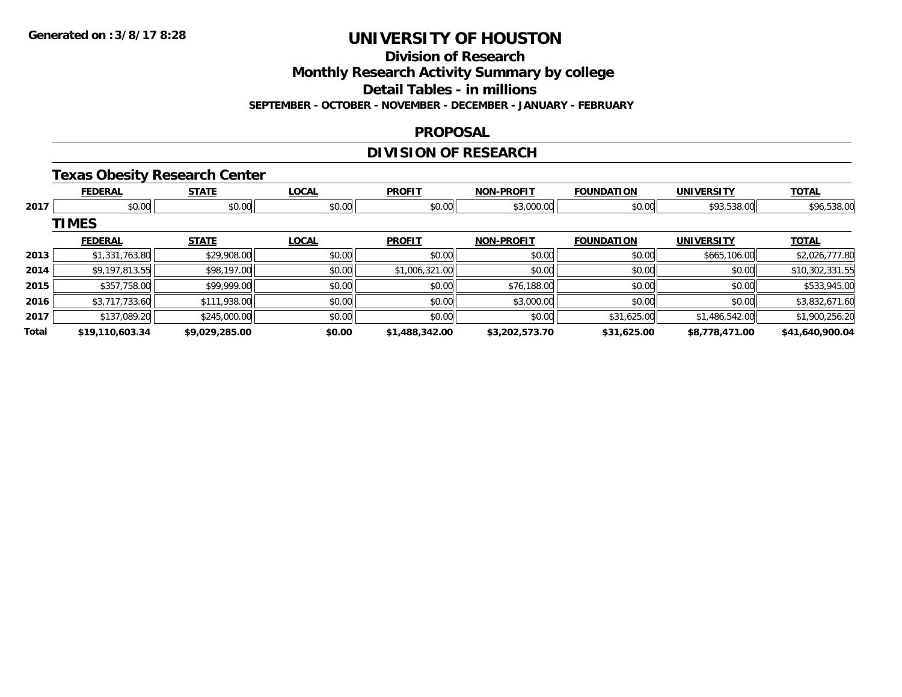**Generated on :3/8/17 8:28**

# UNIVERSITY OF HOUSTON

## Division of Research

## Monthly Research Activity Summary by college

## Detail Tables - in millions

**SEPTEMBER - OCTOBER - NOVEMBER - DECEMBER - JANUARY - FEBRUARY**

## PROPOSAL

## DIVISION OF RESEARCH

### Texas Obesity Research Center

| | FEDERAL | STATE | LOCAL | PROFIT | NON-PROFIT | FOUNDATION | UNIVERSITY | TOTAL |
|---|---|---|---|---|---|---|---|---|
| 2017 | $0.00 | $0.00 | $0.00 | $0.00 | $3,000.00 | $0.00 | $93,538.00 | $96,538.00 |

### TIMES

| | FEDERAL | STATE | LOCAL | PROFIT | NON-PROFIT | FOUNDATION | UNIVERSITY | TOTAL |
|---|---|---|---|---|---|---|---|---|
| 2013 | $1,331,763.80 | $29,908.00 | $0.00 | $0.00 | $0.00 | $0.00 | $665,106.00 | $2,026,777.80 |
| 2014 | $9,197,813.55 | $98,197.00 | $0.00 | $1,006,321.00 | $0.00 | $0.00 | $0.00 | $10,302,331.55 |
| 2015 | $357,758.00 | $99,999.00 | $0.00 | $0.00 | $76,188.00 | $0.00 | $0.00 | $533,945.00 |
| 2016 | $3,717,733.60 | $111,938.00 | $0.00 | $0.00 | $3,000.00 | $0.00 | $0.00 | $3,832,671.60 |
| 2017 | $137,089.20 | $245,000.00 | $0.00 | $0.00 | $0.00 | $31,625.00 | $1,486,542.00 | $1,900,256.20 |
| **Total** | **$19,110,603.34** | **$9,029,285.00** | **$0.00** | **$1,488,342.00** | **$3,202,573.70** | **$31,625.00** | **$8,778,471.00** | **$41,640,900.04** |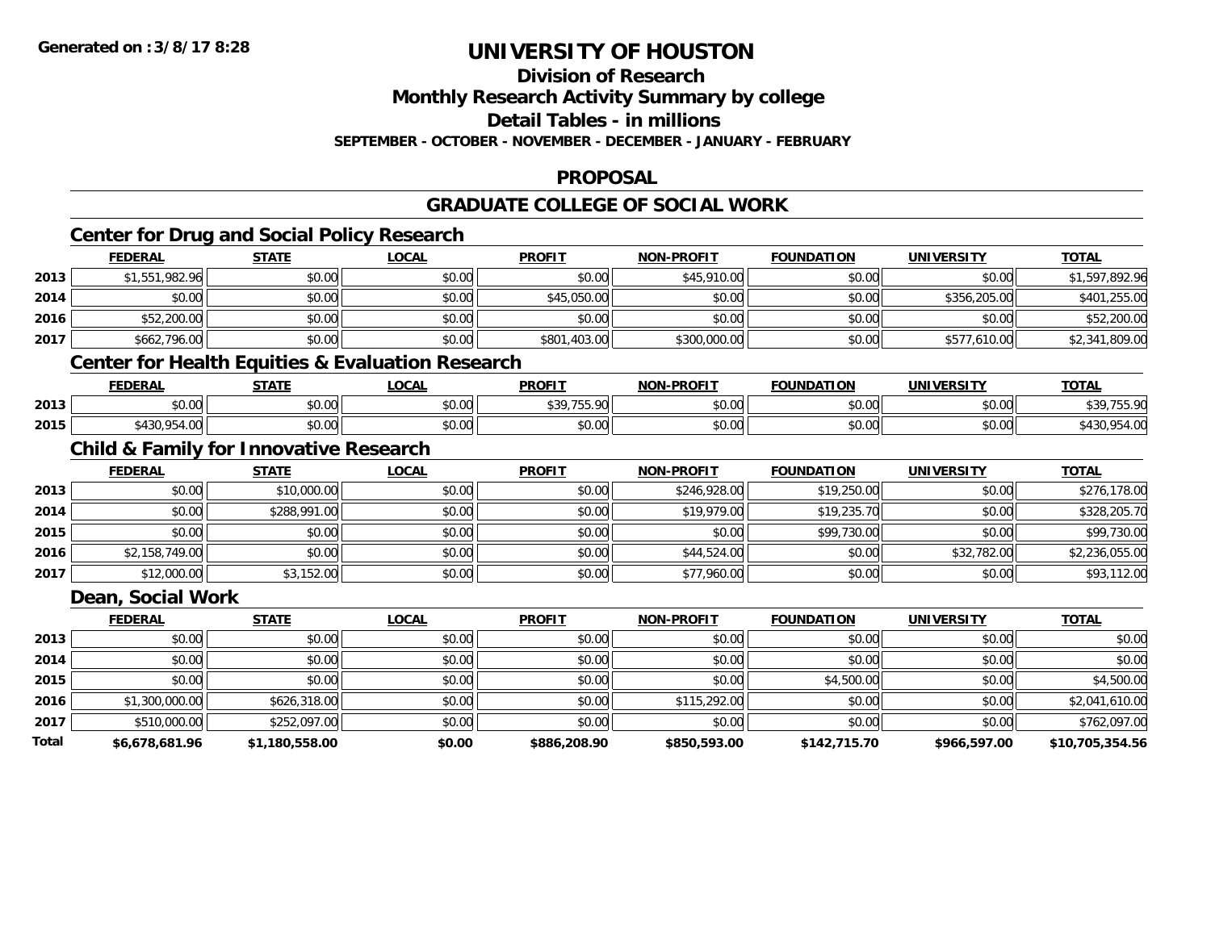# UNIVERSITY OF HOUSTON

## Division of Research
## Monthly Research Activity Summary by college
## Detail Tables - in millions
### SEPTEMBER - OCTOBER - NOVEMBER - DECEMBER - JANUARY - FEBRUARY

## PROPOSAL

## GRADUATE COLLEGE OF SOCIAL WORK

### Center for Drug and Social Policy Research

| | FEDERAL | STATE | LOCAL | PROFIT | NON-PROFIT | FOUNDATION | UNIVERSITY | TOTAL |
|---|---|---|---|---|---|---|---|---|
| 2013 | $1,551,982.96 | $0.00 | $0.00 | $0.00 | $45,910.00 | $0.00 | $0.00 | $1,597,892.96 |
| 2014 | $0.00 | $0.00 | $0.00 | $45,050.00 | $0.00 | $0.00 | $356,205.00 | $401,255.00 |
| 2016 | $52,200.00 | $0.00 | $0.00 | $0.00 | $0.00 | $0.00 | $0.00 | $52,200.00 |
| 2017 | $662,796.00 | $0.00 | $0.00 | $801,403.00 | $300,000.00 | $0.00 | $577,610.00 | $2,341,809.00 |

### Center for Health Equities & Evaluation Research

| | FEDERAL | STATE | LOCAL | PROFIT | NON-PROFIT | FOUNDATION | UNIVERSITY | TOTAL |
|---|---|---|---|---|---|---|---|---|
| 2013 | $0.00 | $0.00 | $0.00 | $39,755.90 | $0.00 | $0.00 | $0.00 | $39,755.90 |
| 2015 | $430,954.00 | $0.00 | $0.00 | $0.00 | $0.00 | $0.00 | $0.00 | $430,954.00 |

### Child & Family for Innovative Research

| | FEDERAL | STATE | LOCAL | PROFIT | NON-PROFIT | FOUNDATION | UNIVERSITY | TOTAL |
|---|---|---|---|---|---|---|---|---|
| 2013 | $0.00 | $10,000.00 | $0.00 | $0.00 | $246,928.00 | $19,250.00 | $0.00 | $276,178.00 |
| 2014 | $0.00 | $288,991.00 | $0.00 | $0.00 | $19,979.00 | $19,235.70 | $0.00 | $328,205.70 |
| 2015 | $0.00 | $0.00 | $0.00 | $0.00 | $0.00 | $99,730.00 | $0.00 | $99,730.00 |
| 2016 | $2,158,749.00 | $0.00 | $0.00 | $0.00 | $44,524.00 | $0.00 | $32,782.00 | $2,236,055.00 |
| 2017 | $12,000.00 | $3,152.00 | $0.00 | $0.00 | $77,960.00 | $0.00 | $0.00 | $93,112.00 |

### Dean, Social Work

| | FEDERAL | STATE | LOCAL | PROFIT | NON-PROFIT | FOUNDATION | UNIVERSITY | TOTAL |
|---|---|---|---|---|---|---|---|---|
| 2013 | $0.00 | $0.00 | $0.00 | $0.00 | $0.00 | $0.00 | $0.00 | $0.00 |
| 2014 | $0.00 | $0.00 | $0.00 | $0.00 | $0.00 | $0.00 | $0.00 | $0.00 |
| 2015 | $0.00 | $0.00 | $0.00 | $0.00 | $0.00 | $4,500.00 | $0.00 | $4,500.00 |
| 2016 | $1,300,000.00 | $626,318.00 | $0.00 | $0.00 | $115,292.00 | $0.00 | $0.00 | $2,041,610.00 |
| 2017 | $510,000.00 | $252,097.00 | $0.00 | $0.00 | $0.00 | $0.00 | $0.00 | $762,097.00 |
| **Total** | **$6,678,681.96** | **$1,180,558.00** | **$0.00** | **$886,208.90** | **$850,593.00** | **$142,715.70** | **$966,597.00** | **$10,705,354.56** |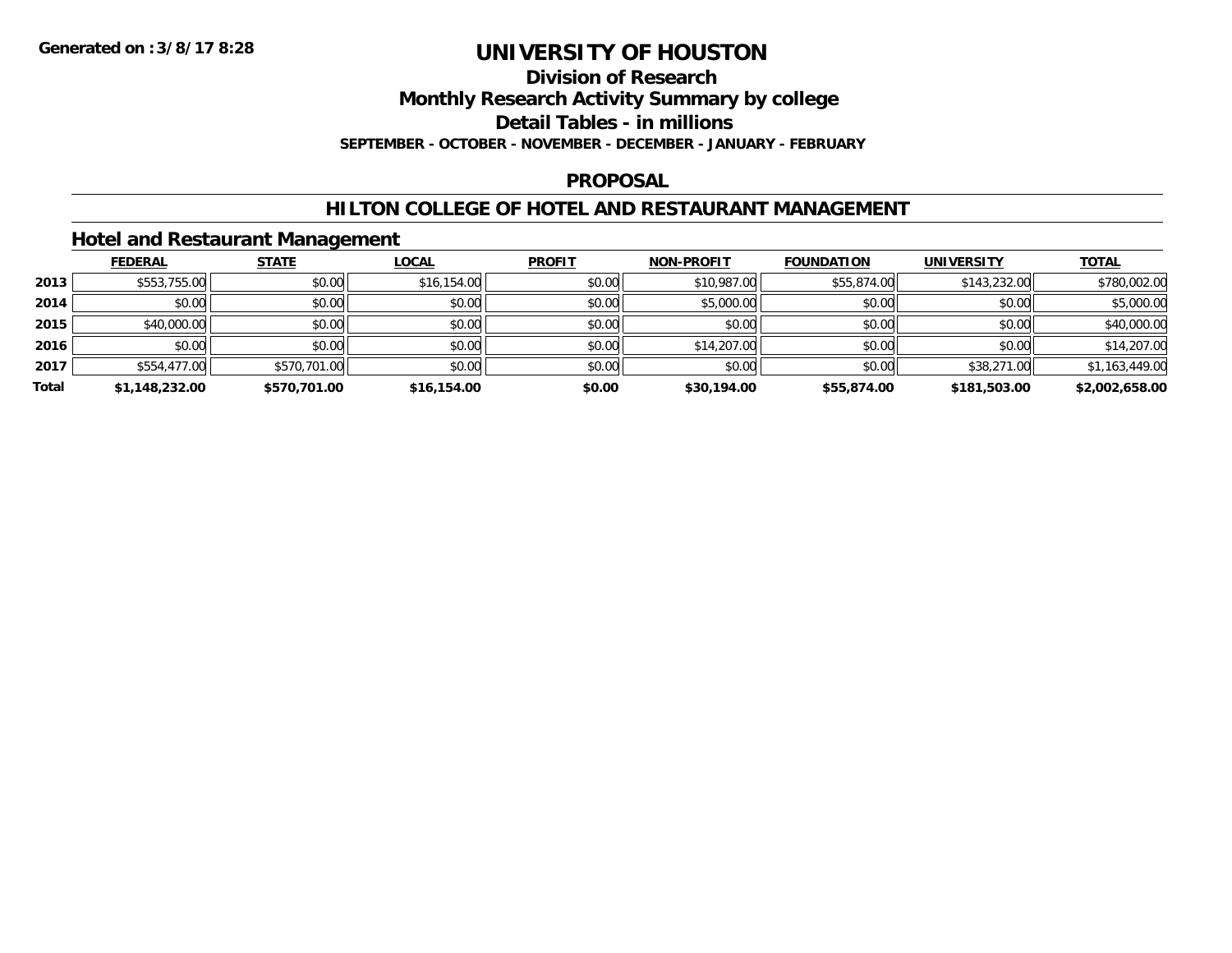Generated on :3/8/17 8:28

# UNIVERSITY OF HOUSTON

## Division of Research

## Monthly Research Activity Summary by college

## Detail Tables - in millions

**SEPTEMBER - OCTOBER - NOVEMBER - DECEMBER - JANUARY - FEBRUARY**

## PROPOSAL

## HILTON COLLEGE OF HOTEL AND RESTAURANT MANAGEMENT

### Hotel and Restaurant Management

| | FEDERAL | STATE | LOCAL | PROFIT | NON-PROFIT | FOUNDATION | UNIVERSITY | TOTAL |
|---|---|---|---|---|---|---|---|---|
| 2013 | $553,755.00 | $0.00 | $16,154.00 | $0.00 | $10,987.00 | $55,874.00 | $143,232.00 | $780,002.00 |
| 2014 | $0.00 | $0.00 | $0.00 | $0.00 | $5,000.00 | $0.00 | $0.00 | $5,000.00 |
| 2015 | $40,000.00 | $0.00 | $0.00 | $0.00 | $0.00 | $0.00 | $0.00 | $40,000.00 |
| 2016 | $0.00 | $0.00 | $0.00 | $0.00 | $14,207.00 | $0.00 | $0.00 | $14,207.00 |
| 2017 | $554,477.00 | $570,701.00 | $0.00 | $0.00 | $0.00 | $0.00 | $38,271.00 | $1,163,449.00 |
| **Total** | **$1,148,232.00** | **$570,701.00** | **$16,154.00** | **$0.00** | **$30,194.00** | **$55,874.00** | **$181,503.00** | **$2,002,658.00** |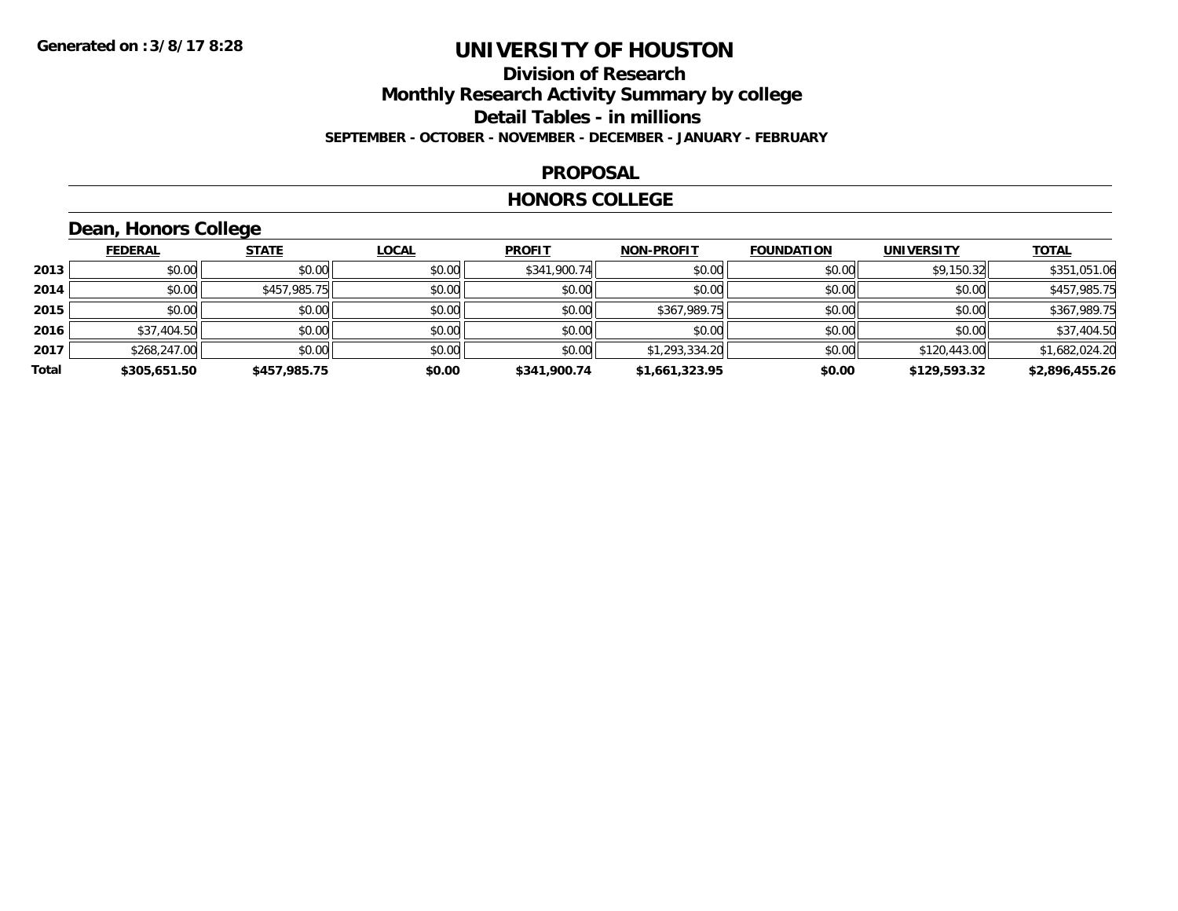**Generated on :3/8/17 8:28**

# UNIVERSITY OF HOUSTON

## Division of Research

## Monthly Research Activity Summary by college

## Detail Tables - in millions

**SEPTEMBER - OCTOBER - NOVEMBER - DECEMBER - JANUARY - FEBRUARY**

## PROPOSAL

## HONORS COLLEGE

### Dean, Honors College

| | FEDERAL | STATE | LOCAL | PROFIT | NON-PROFIT | FOUNDATION | UNIVERSITY | TOTAL |
|---|---|---|---|---|---|---|---|---|
| 2013 | $0.00 | $0.00 | $0.00 | $341,900.74 | $0.00 | $0.00 | $9,150.32 | $351,051.06 |
| 2014 | $0.00 | $457,985.75 | $0.00 | $0.00 | $0.00 | $0.00 | $0.00 | $457,985.75 |
| 2015 | $0.00 | $0.00 | $0.00 | $0.00 | $367,989.75 | $0.00 | $0.00 | $367,989.75 |
| 2016 | $37,404.50 | $0.00 | $0.00 | $0.00 | $0.00 | $0.00 | $0.00 | $37,404.50 |
| 2017 | $268,247.00 | $0.00 | $0.00 | $0.00 | $1,293,334.20 | $0.00 | $120,443.00 | $1,682,024.20 |
| **Total** | **$305,651.50** | **$457,985.75** | **$0.00** | **$341,900.74** | **$1,661,323.95** | **$0.00** | **$129,593.32** | **$2,896,455.26** |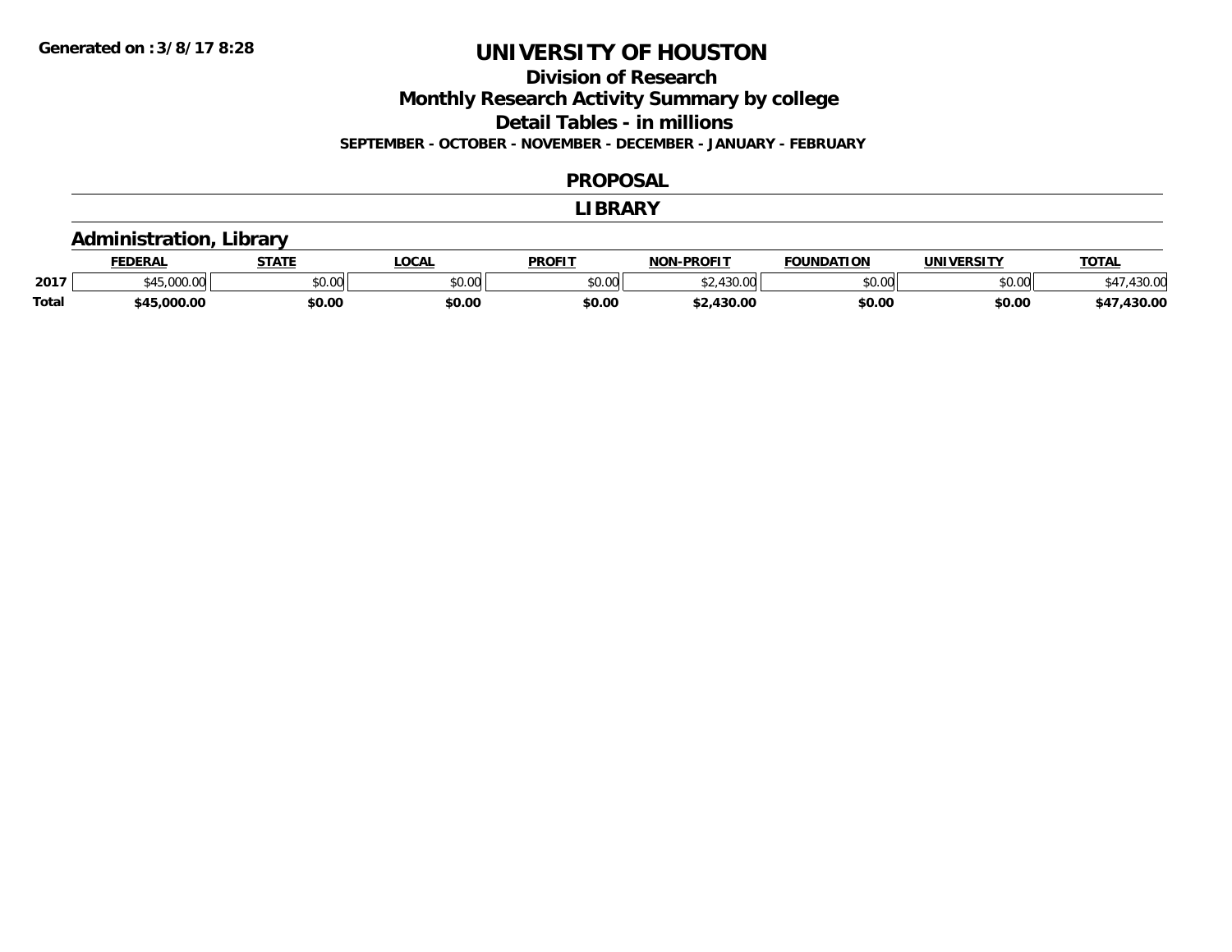Generated on :3/8/17 8:28

# UNIVERSITY OF HOUSTON

## Division of Research

## Monthly Research Activity Summary by college

## Detail Tables - in millions

**SEPTEMBER - OCTOBER - NOVEMBER - DECEMBER - JANUARY - FEBRUARY**

## PROPOSAL

## LIBRARY

### Administration, Library

| | FEDERAL | STATE | LOCAL | PROFIT | NON-PROFIT | FOUNDATION | UNIVERSITY | TOTAL |
|---|---|---|---|---|---|---|---|---|
| 2017 | $45,000.00 | $0.00 | $0.00 | $0.00 | $2,430.00 | $0.00 | $0.00 | $47,430.00 |
| **Total** | **$45,000.00** | **$0.00** | **$0.00** | **$0.00** | **$2,430.00** | **$0.00** | **$0.00** | **$47,430.00** |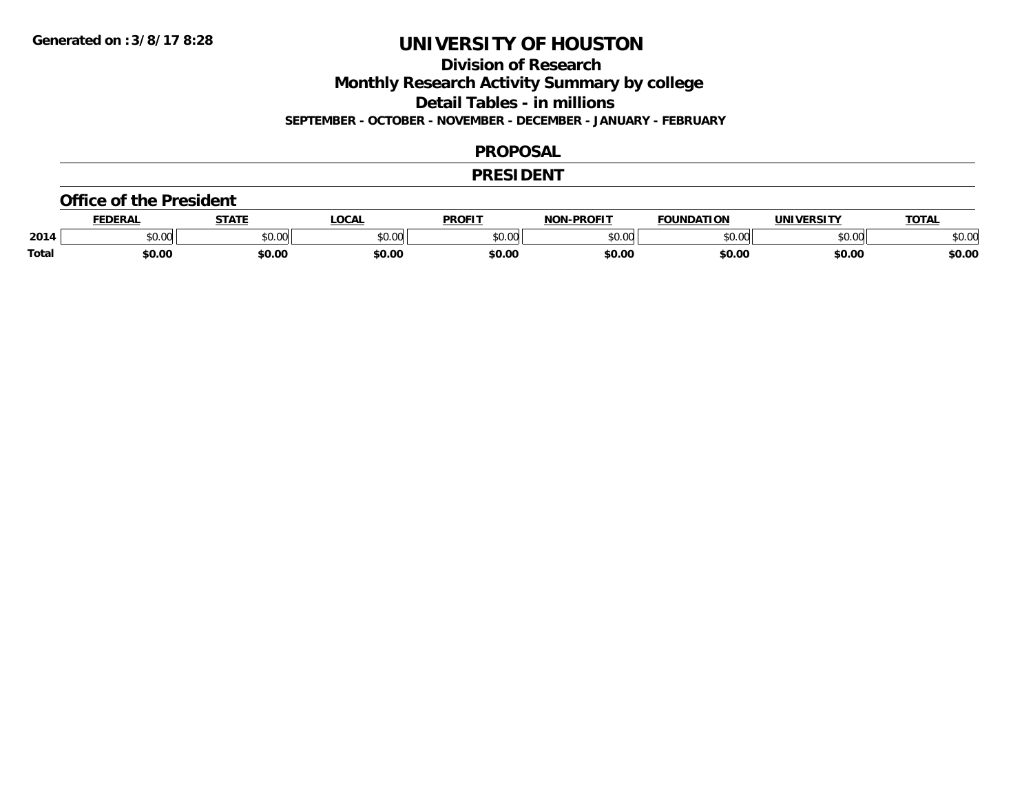**Generated on :3/8/17 8:28**

# UNIVERSITY OF HOUSTON

## Division of Research

## Monthly Research Activity Summary by college

## Detail Tables - in millions

**SEPTEMBER - OCTOBER - NOVEMBER - DECEMBER - JANUARY - FEBRUARY**

## PROPOSAL

## PRESIDENT

### Office of the President

| | FEDERAL | STATE | LOCAL | PROFIT | NON-PROFIT | FOUNDATION | UNIVERSITY | TOTAL |
|---|---|---|---|---|---|---|---|---|
| 2014 | $0.00 | $0.00 | $0.00 | $0.00 | $0.00 | $0.00 | $0.00 | $0.00 |
| **Total** | **$0.00** | **$0.00** | **$0.00** | **$0.00** | **$0.00** | **$0.00** | **$0.00** | **$0.00** |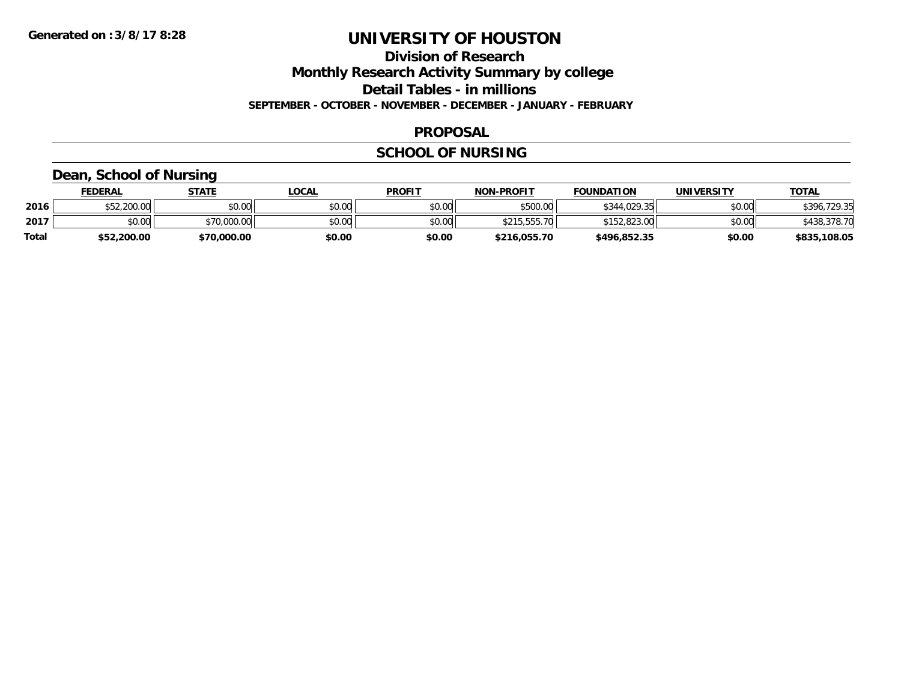**Generated on :3/8/17 8:28**

# UNIVERSITY OF HOUSTON

## Division of Research

## Monthly Research Activity Summary by college

## Detail Tables - in millions

**SEPTEMBER - OCTOBER - NOVEMBER - DECEMBER - JANUARY - FEBRUARY**

## PROPOSAL

## SCHOOL OF NURSING

### Dean, School of Nursing

| | FEDERAL | STATE | LOCAL | PROFIT | NON-PROFIT | FOUNDATION | UNIVERSITY | TOTAL |
|---|---|---|---|---|---|---|---|---|
| **2016** | $52,200.00 | $0.00 | $0.00 | $0.00 | $500.00 | $344,029.35 | $0.00 | $396,729.35 |
| **2017** | $0.00 | $70,000.00 | $0.00 | $0.00 | $215,555.70 | $152,823.00 | $0.00 | $438,378.70 |
| **Total** | **$52,200.00** | **$70,000.00** | **$0.00** | **$0.00** | **$216,055.70** | **$496,852.35** | **$0.00** | **$835,108.05** |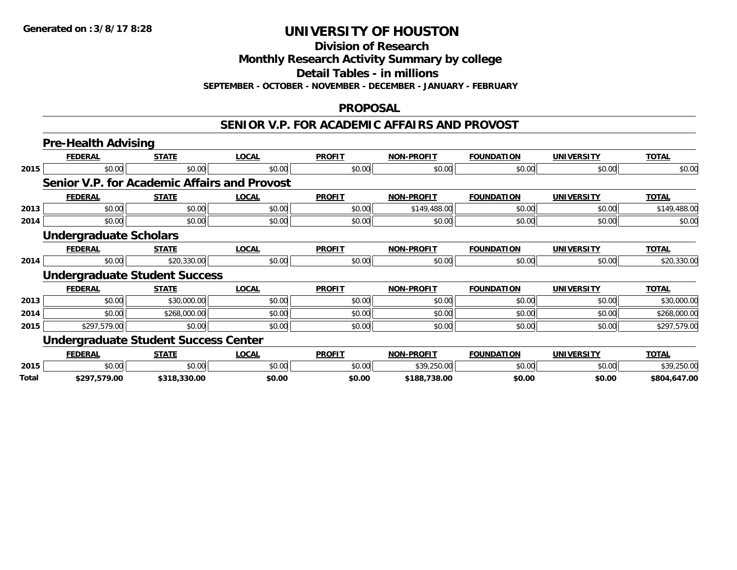**Generated on :3/8/17 8:28**

# UNIVERSITY OF HOUSTON

## Division of Research
## Monthly Research Activity Summary by college
## Detail Tables - in millions

**SEPTEMBER - OCTOBER - NOVEMBER - DECEMBER - JANUARY - FEBRUARY**

## PROPOSAL

## SENIOR V.P. FOR ACADEMIC AFFAIRS AND PROVOST

### Pre-Health Advising

| | FEDERAL | STATE | LOCAL | PROFIT | NON-PROFIT | FOUNDATION | UNIVERSITY | TOTAL |
|---|---|---|---|---|---|---|---|---|
| 2015 | $0.00 | $0.00 | $0.00 | $0.00 | $0.00 | $0.00 | $0.00 | $0.00 |

### Senior V.P. for Academic Affairs and Provost

| | FEDERAL | STATE | LOCAL | PROFIT | NON-PROFIT | FOUNDATION | UNIVERSITY | TOTAL |
|---|---|---|---|---|---|---|---|---|
| 2013 | $0.00 | $0.00 | $0.00 | $0.00 | $149,488.00 | $0.00 | $0.00 | $149,488.00 |
| 2014 | $0.00 | $0.00 | $0.00 | $0.00 | $0.00 | $0.00 | $0.00 | $0.00 |

### Undergraduate Scholars

| | FEDERAL | STATE | LOCAL | PROFIT | NON-PROFIT | FOUNDATION | UNIVERSITY | TOTAL |
|---|---|---|---|---|---|---|---|---|
| 2014 | $0.00 | $20,330.00 | $0.00 | $0.00 | $0.00 | $0.00 | $0.00 | $20,330.00 |

### Undergraduate Student Success

| | FEDERAL | STATE | LOCAL | PROFIT | NON-PROFIT | FOUNDATION | UNIVERSITY | TOTAL |
|---|---|---|---|---|---|---|---|---|
| 2013 | $0.00 | $30,000.00 | $0.00 | $0.00 | $0.00 | $0.00 | $0.00 | $30,000.00 |
| 2014 | $0.00 | $268,000.00 | $0.00 | $0.00 | $0.00 | $0.00 | $0.00 | $268,000.00 |
| 2015 | $297,579.00 | $0.00 | $0.00 | $0.00 | $0.00 | $0.00 | $0.00 | $297,579.00 |

### Undergraduate Student Success Center

| | FEDERAL | STATE | LOCAL | PROFIT | NON-PROFIT | FOUNDATION | UNIVERSITY | TOTAL |
|---|---|---|---|---|---|---|---|---|
| 2015 | $0.00 | $0.00 | $0.00 | $0.00 | $39,250.00 | $0.00 | $0.00 | $39,250.00 |
| **Total** | **$297,579.00** | **$318,330.00** | **$0.00** | **$0.00** | **$188,738.00** | **$0.00** | **$0.00** | **$804,647.00** |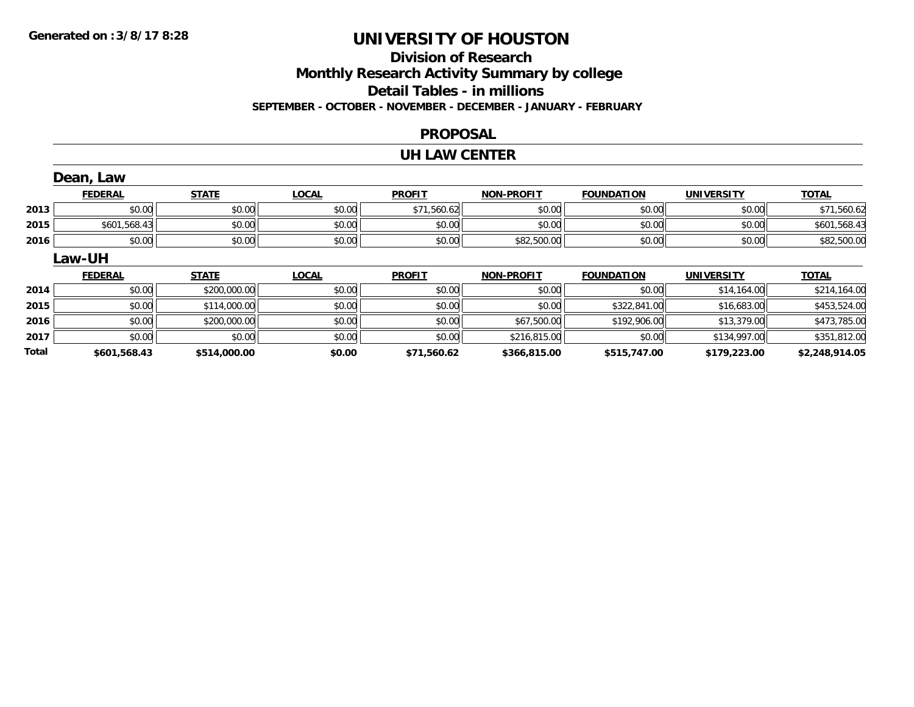**Generated on :3/8/17 8:28**

# UNIVERSITY OF HOUSTON

## Division of Research

## Monthly Research Activity Summary by college

## Detail Tables - in millions

**SEPTEMBER - OCTOBER - NOVEMBER - DECEMBER - JANUARY - FEBRUARY**

### PROPOSAL

### UH LAW CENTER

#### Dean, Law

| | FEDERAL | STATE | LOCAL | PROFIT | NON-PROFIT | FOUNDATION | UNIVERSITY | TOTAL |
|---|---|---|---|---|---|---|---|---|
| 2013 | $0.00 | $0.00 | $0.00 | $71,560.62 | $0.00 | $0.00 | $0.00 | $71,560.62 |
| 2015 | $601,568.43 | $0.00 | $0.00 | $0.00 | $0.00 | $0.00 | $0.00 | $601,568.43 |
| 2016 | $0.00 | $0.00 | $0.00 | $0.00 | $82,500.00 | $0.00 | $0.00 | $82,500.00 |

#### Law-UH

| | FEDERAL | STATE | LOCAL | PROFIT | NON-PROFIT | FOUNDATION | UNIVERSITY | TOTAL |
|---|---|---|---|---|---|---|---|---|
| 2014 | $0.00 | $200,000.00 | $0.00 | $0.00 | $0.00 | $0.00 | $14,164.00 | $214,164.00 |
| 2015 | $0.00 | $114,000.00 | $0.00 | $0.00 | $0.00 | $322,841.00 | $16,683.00 | $453,524.00 |
| 2016 | $0.00 | $200,000.00 | $0.00 | $0.00 | $67,500.00 | $192,906.00 | $13,379.00 | $473,785.00 |
| 2017 | $0.00 | $0.00 | $0.00 | $0.00 | $216,815.00 | $0.00 | $134,997.00 | $351,812.00 |
| **Total** | **$601,568.43** | **$514,000.00** | **$0.00** | **$71,560.62** | **$366,815.00** | **$515,747.00** | **$179,223.00** | **$2,248,914.05** |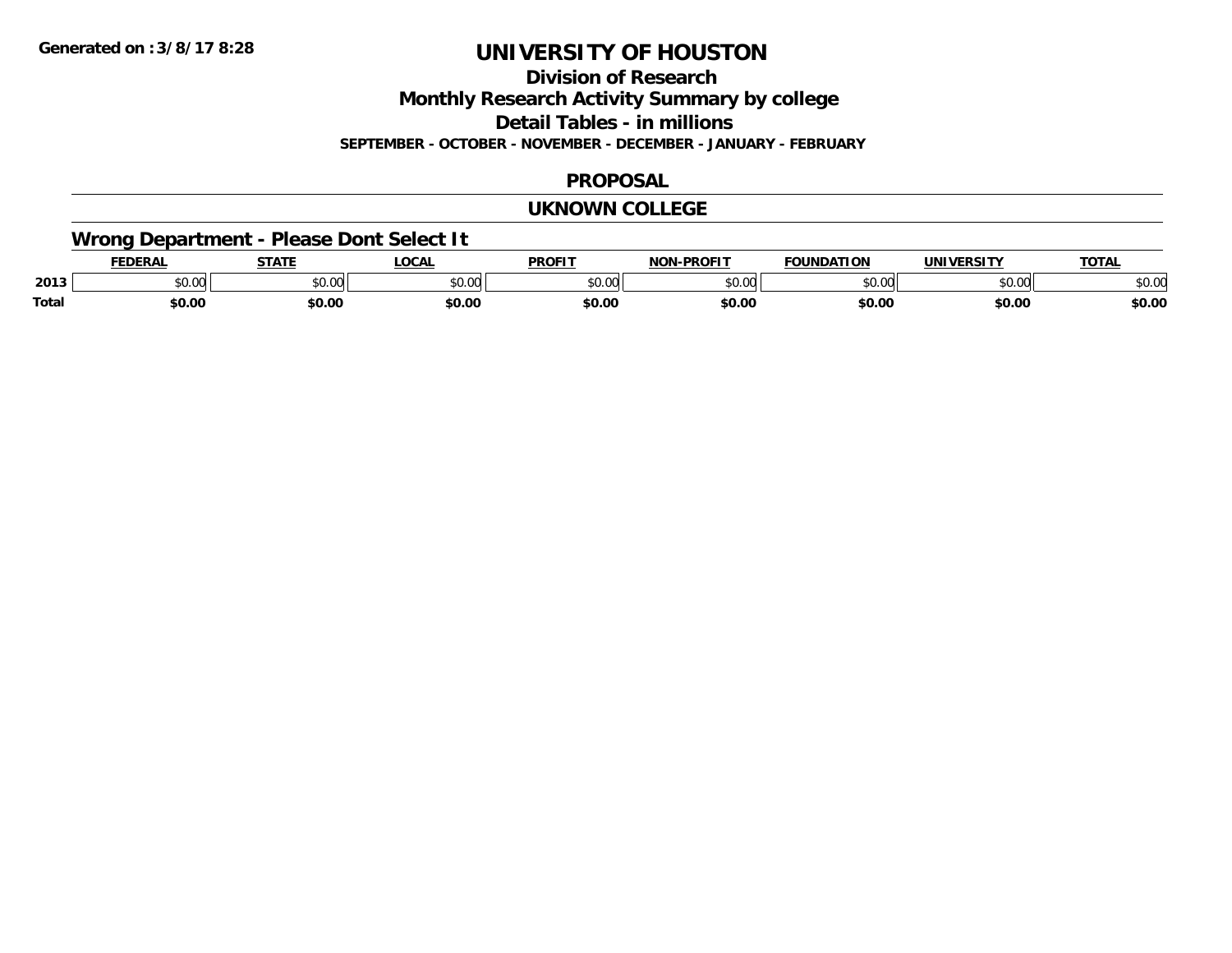Generated on :3/8/17 8:28

# UNIVERSITY OF HOUSTON

## Division of Research

## Monthly Research Activity Summary by college

## Detail Tables - in millions

**SEPTEMBER - OCTOBER - NOVEMBER - DECEMBER - JANUARY - FEBRUARY**

### PROPOSAL

### UKNOWN COLLEGE

### Wrong Department - Please Dont Select It

| | FEDERAL | STATE | LOCAL | PROFIT | NON-PROFIT | FOUNDATION | UNIVERSITY | TOTAL |
|---|---|---|---|---|---|---|---|---|
| 2013 | $0.00 | $0.00 | $0.00 | $0.00 | $0.00 | $0.00 | $0.00 | $0.00 |
| **Total** | **$0.00** | **$0.00** | **$0.00** | **$0.00** | **$0.00** | **$0.00** | **$0.00** | **$0.00** |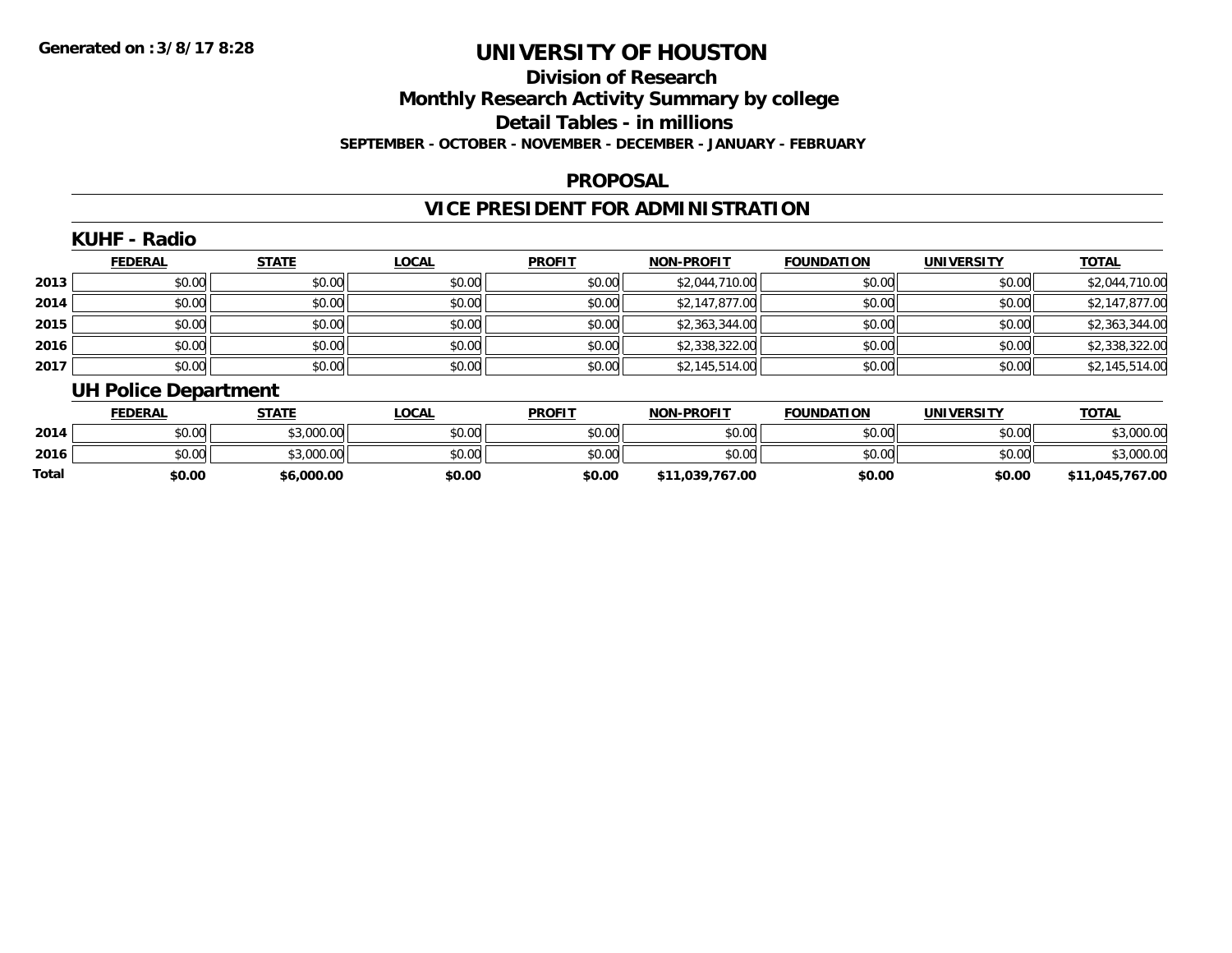**Generated on :3/8/17 8:28**

# UNIVERSITY OF HOUSTON

## Division of Research

## Monthly Research Activity Summary by college

## Detail Tables - in millions

**SEPTEMBER - OCTOBER - NOVEMBER - DECEMBER - JANUARY - FEBRUARY**

## PROPOSAL

## VICE PRESIDENT FOR ADMINISTRATION

### KUHF - Radio

| | FEDERAL | STATE | LOCAL | PROFIT | NON-PROFIT | FOUNDATION | UNIVERSITY | TOTAL |
|---|---|---|---|---|---|---|---|---|
| 2013 | $0.00 | $0.00 | $0.00 | $0.00 | $2,044,710.00 | $0.00 | $0.00 | $2,044,710.00 |
| 2014 | $0.00 | $0.00 | $0.00 | $0.00 | $2,147,877.00 | $0.00 | $0.00 | $2,147,877.00 |
| 2015 | $0.00 | $0.00 | $0.00 | $0.00 | $2,363,344.00 | $0.00 | $0.00 | $2,363,344.00 |
| 2016 | $0.00 | $0.00 | $0.00 | $0.00 | $2,338,322.00 | $0.00 | $0.00 | $2,338,322.00 |
| 2017 | $0.00 | $0.00 | $0.00 | $0.00 | $2,145,514.00 | $0.00 | $0.00 | $2,145,514.00 |

### UH Police Department

| | FEDERAL | STATE | LOCAL | PROFIT | NON-PROFIT | FOUNDATION | UNIVERSITY | TOTAL |
|---|---|---|---|---|---|---|---|---|
| 2014 | $0.00 | $3,000.00 | $0.00 | $0.00 | $0.00 | $0.00 | $0.00 | $3,000.00 |
| 2016 | $0.00 | $3,000.00 | $0.00 | $0.00 | $0.00 | $0.00 | $0.00 | $3,000.00 |
| **Total** | **$0.00** | **$6,000.00** | **$0.00** | **$0.00** | **$11,039,767.00** | **$0.00** | **$0.00** | **$11,045,767.00** |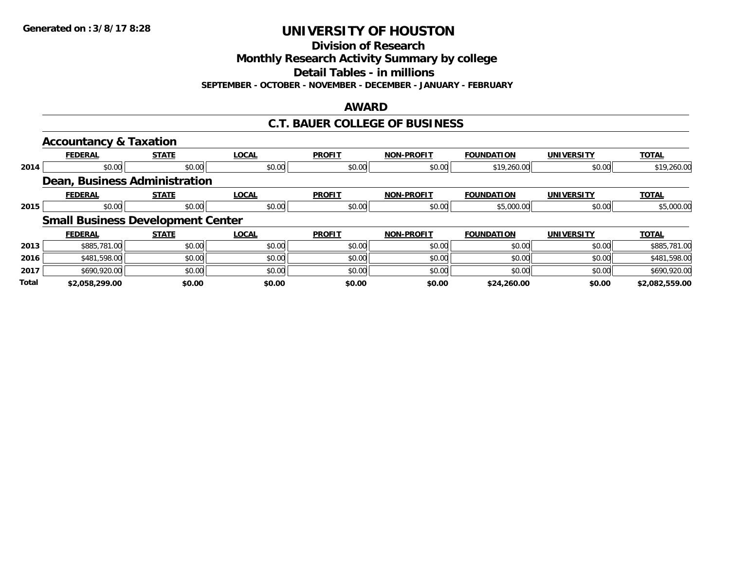**Generated on :3/8/17 8:28**

# UNIVERSITY OF HOUSTON

## Division of Research

## Monthly Research Activity Summary by college

## Detail Tables - in millions

**SEPTEMBER - OCTOBER - NOVEMBER - DECEMBER - JANUARY - FEBRUARY**

## AWARD

## C.T. BAUER COLLEGE OF BUSINESS

### Accountancy & Taxation

| | FEDERAL | STATE | LOCAL | PROFIT | NON-PROFIT | FOUNDATION | UNIVERSITY | TOTAL |
|---|---|---|---|---|---|---|---|---|
| 2014 | $0.00 | $0.00 | $0.00 | $0.00 | $0.00 | $19,260.00 | $0.00 | $19,260.00 |

### Dean, Business Administration

| | FEDERAL | STATE | LOCAL | PROFIT | NON-PROFIT | FOUNDATION | UNIVERSITY | TOTAL |
|---|---|---|---|---|---|---|---|---|
| 2015 | $0.00 | $0.00 | $0.00 | $0.00 | $0.00 | $5,000.00 | $0.00 | $5,000.00 |

### Small Business Development Center

| | FEDERAL | STATE | LOCAL | PROFIT | NON-PROFIT | FOUNDATION | UNIVERSITY | TOTAL |
|---|---|---|---|---|---|---|---|---|
| 2013 | $885,781.00 | $0.00 | $0.00 | $0.00 | $0.00 | $0.00 | $0.00 | $885,781.00 |
| 2016 | $481,598.00 | $0.00 | $0.00 | $0.00 | $0.00 | $0.00 | $0.00 | $481,598.00 |
| 2017 | $690,920.00 | $0.00 | $0.00 | $0.00 | $0.00 | $0.00 | $0.00 | $690,920.00 |
| **Total** | **$2,058,299.00** | **$0.00** | **$0.00** | **$0.00** | **$0.00** | **$24,260.00** | **$0.00** | **$2,082,559.00** |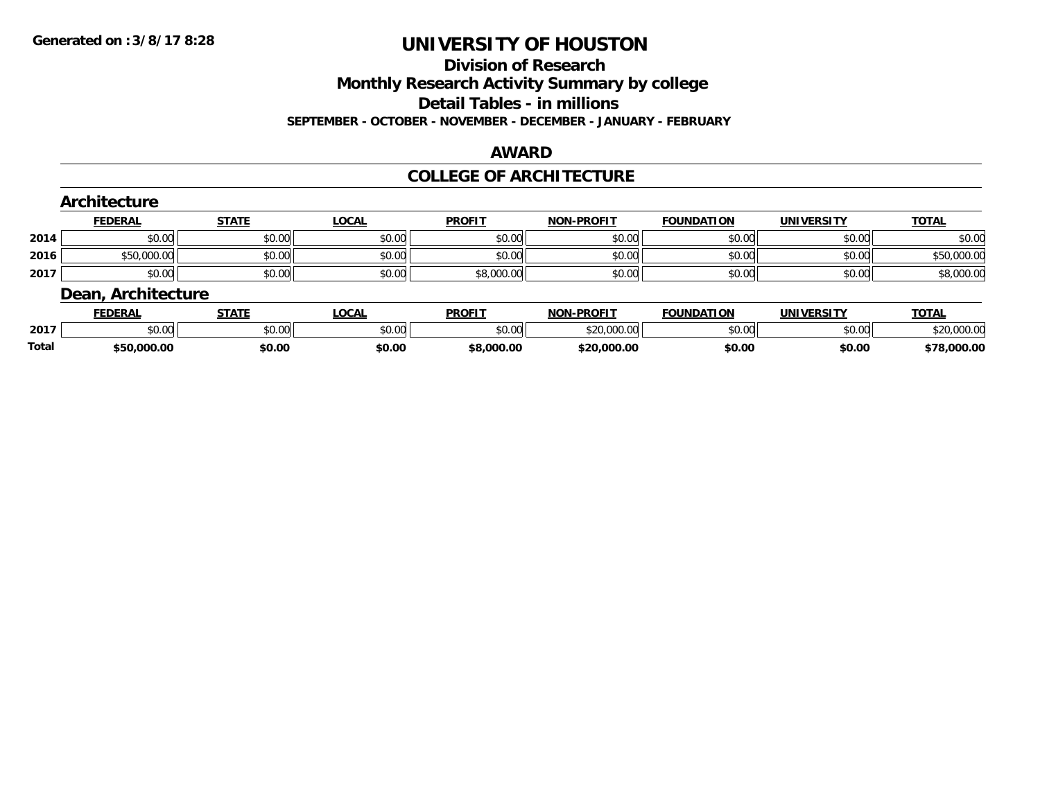Generated on :3/8/17 8:28

# UNIVERSITY OF HOUSTON

## Division of Research

## Monthly Research Activity Summary by college

## Detail Tables - in millions

**SEPTEMBER - OCTOBER - NOVEMBER - DECEMBER - JANUARY - FEBRUARY**

## AWARD

## COLLEGE OF ARCHITECTURE

### Architecture

| | FEDERAL | STATE | LOCAL | PROFIT | NON-PROFIT | FOUNDATION | UNIVERSITY | TOTAL |
|---|---|---|---|---|---|---|---|---|
| 2014 | $0.00 | $0.00 | $0.00 | $0.00 | $0.00 | $0.00 | $0.00 | $0.00 |
| 2016 | $50,000.00 | $0.00 | $0.00 | $0.00 | $0.00 | $0.00 | $0.00 | $50,000.00 |
| 2017 | $0.00 | $0.00 | $0.00 | $8,000.00 | $0.00 | $0.00 | $0.00 | $8,000.00 |

### Dean, Architecture

| | FEDERAL | STATE | LOCAL | PROFIT | NON-PROFIT | FOUNDATION | UNIVERSITY | TOTAL |
|---|---|---|---|---|---|---|---|---|
| 2017 | $0.00 | $0.00 | $0.00 | $0.00 | $20,000.00 | $0.00 | $0.00 | $20,000.00 |
| **Total** | **$50,000.00** | **$0.00** | **$0.00** | **$8,000.00** | **$20,000.00** | **$0.00** | **$0.00** | **$78,000.00** |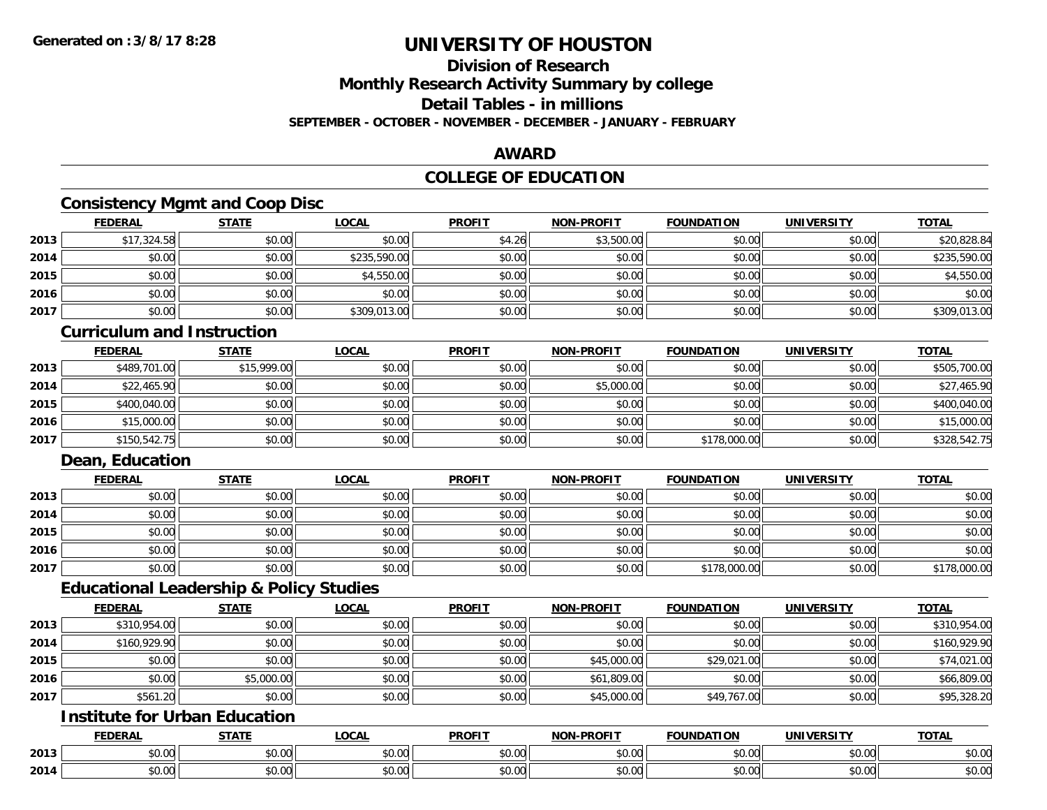**Generated on :3/8/17 8:28**

# UNIVERSITY OF HOUSTON

## Division of Research
## Monthly Research Activity Summary by college
## Detail Tables - in millions
**SEPTEMBER - OCTOBER - NOVEMBER - DECEMBER - JANUARY - FEBRUARY**

## AWARD

## COLLEGE OF EDUCATION

### Consistency Mgmt and Coop Disc

| | FEDERAL | STATE | LOCAL | PROFIT | NON-PROFIT | FOUNDATION | UNIVERSITY | TOTAL |
|---|---|---|---|---|---|---|---|---|
| 2013 | $17,324.58 | $0.00 | $0.00 | $4.26 | $3,500.00 | $0.00 | $0.00 | $20,828.84 |
| 2014 | $0.00 | $0.00 | $235,590.00 | $0.00 | $0.00 | $0.00 | $0.00 | $235,590.00 |
| 2015 | $0.00 | $0.00 | $4,550.00 | $0.00 | $0.00 | $0.00 | $0.00 | $4,550.00 |
| 2016 | $0.00 | $0.00 | $0.00 | $0.00 | $0.00 | $0.00 | $0.00 | $0.00 |
| 2017 | $0.00 | $0.00 | $309,013.00 | $0.00 | $0.00 | $0.00 | $0.00 | $309,013.00 |

### Curriculum and Instruction

| | FEDERAL | STATE | LOCAL | PROFIT | NON-PROFIT | FOUNDATION | UNIVERSITY | TOTAL |
|---|---|---|---|---|---|---|---|---|
| 2013 | $489,701.00 | $15,999.00 | $0.00 | $0.00 | $0.00 | $0.00 | $0.00 | $505,700.00 |
| 2014 | $22,465.90 | $0.00 | $0.00 | $0.00 | $5,000.00 | $0.00 | $0.00 | $27,465.90 |
| 2015 | $400,040.00 | $0.00 | $0.00 | $0.00 | $0.00 | $0.00 | $0.00 | $400,040.00 |
| 2016 | $15,000.00 | $0.00 | $0.00 | $0.00 | $0.00 | $0.00 | $0.00 | $15,000.00 |
| 2017 | $150,542.75 | $0.00 | $0.00 | $0.00 | $0.00 | $178,000.00 | $0.00 | $328,542.75 |

### Dean, Education

| | FEDERAL | STATE | LOCAL | PROFIT | NON-PROFIT | FOUNDATION | UNIVERSITY | TOTAL |
|---|---|---|---|---|---|---|---|---|
| 2013 | $0.00 | $0.00 | $0.00 | $0.00 | $0.00 | $0.00 | $0.00 | $0.00 |
| 2014 | $0.00 | $0.00 | $0.00 | $0.00 | $0.00 | $0.00 | $0.00 | $0.00 |
| 2015 | $0.00 | $0.00 | $0.00 | $0.00 | $0.00 | $0.00 | $0.00 | $0.00 |
| 2016 | $0.00 | $0.00 | $0.00 | $0.00 | $0.00 | $0.00 | $0.00 | $0.00 |
| 2017 | $0.00 | $0.00 | $0.00 | $0.00 | $0.00 | $178,000.00 | $0.00 | $178,000.00 |

### Educational Leadership & Policy Studies

| | FEDERAL | STATE | LOCAL | PROFIT | NON-PROFIT | FOUNDATION | UNIVERSITY | TOTAL |
|---|---|---|---|---|---|---|---|---|
| 2013 | $310,954.00 | $0.00 | $0.00 | $0.00 | $0.00 | $0.00 | $0.00 | $310,954.00 |
| 2014 | $160,929.90 | $0.00 | $0.00 | $0.00 | $0.00 | $0.00 | $0.00 | $160,929.90 |
| 2015 | $0.00 | $0.00 | $0.00 | $0.00 | $45,000.00 | $29,021.00 | $0.00 | $74,021.00 |
| 2016 | $0.00 | $5,000.00 | $0.00 | $0.00 | $61,809.00 | $0.00 | $0.00 | $66,809.00 |
| 2017 | $561.20 | $0.00 | $0.00 | $0.00 | $45,000.00 | $49,767.00 | $0.00 | $95,328.20 |

### Institute for Urban Education

| | FEDERAL | STATE | LOCAL | PROFIT | NON-PROFIT | FOUNDATION | UNIVERSITY | TOTAL |
|---|---|---|---|---|---|---|---|---|
| 2013 | $0.00 | $0.00 | $0.00 | $0.00 | $0.00 | $0.00 | $0.00 | $0.00 |
| 2014 | $0.00 | $0.00 | $0.00 | $0.00 | $0.00 | $0.00 | $0.00 | $0.00 |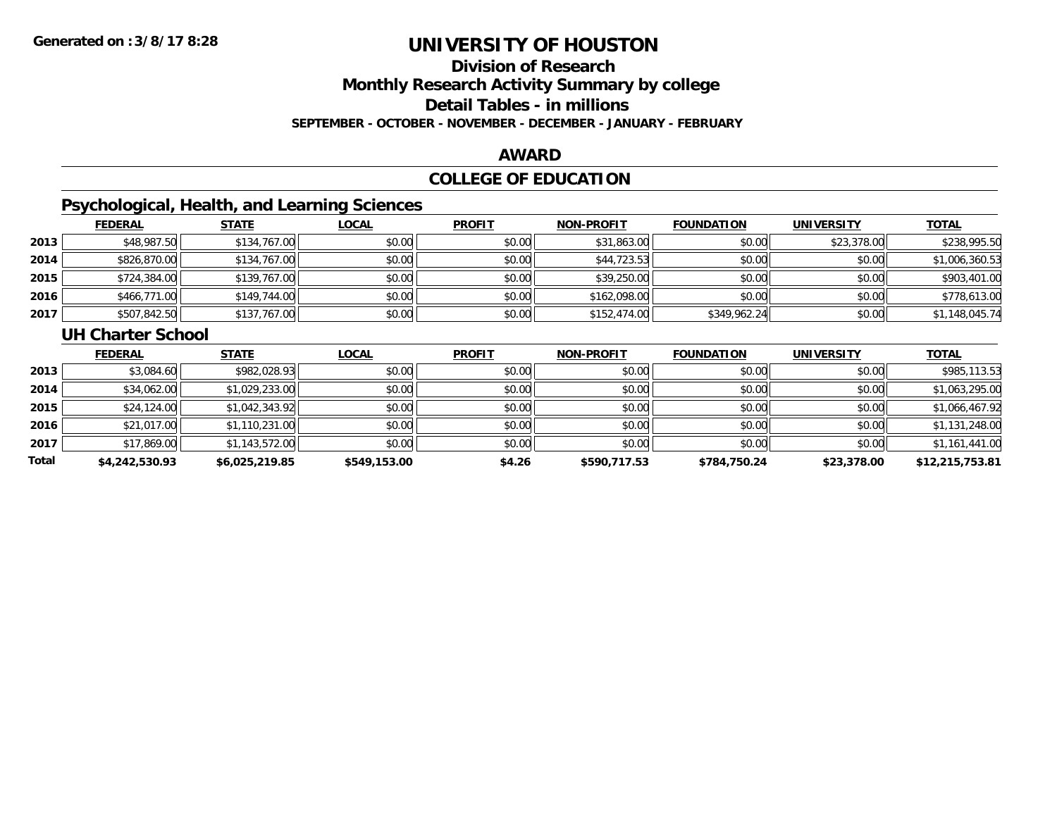**Generated on :3/8/17 8:28**

# UNIVERSITY OF HOUSTON

## Division of Research

## Monthly Research Activity Summary by college

## Detail Tables - in millions

**SEPTEMBER - OCTOBER - NOVEMBER - DECEMBER - JANUARY - FEBRUARY**

## AWARD

## COLLEGE OF EDUCATION

### Psychological, Health, and Learning Sciences

| | FEDERAL | STATE | LOCAL | PROFIT | NON-PROFIT | FOUNDATION | UNIVERSITY | TOTAL |
|---|---|---|---|---|---|---|---|---|
| 2013 | $48,987.50 | $134,767.00 | $0.00 | $0.00 | $31,863.00 | $0.00 | $23,378.00 | $238,995.50 |
| 2014 | $826,870.00 | $134,767.00 | $0.00 | $0.00 | $44,723.53 | $0.00 | $0.00 | $1,006,360.53 |
| 2015 | $724,384.00 | $139,767.00 | $0.00 | $0.00 | $39,250.00 | $0.00 | $0.00 | $903,401.00 |
| 2016 | $466,771.00 | $149,744.00 | $0.00 | $0.00 | $162,098.00 | $0.00 | $0.00 | $778,613.00 |
| 2017 | $507,842.50 | $137,767.00 | $0.00 | $0.00 | $152,474.00 | $349,962.24 | $0.00 | $1,148,045.74 |

### UH Charter School

| | FEDERAL | STATE | LOCAL | PROFIT | NON-PROFIT | FOUNDATION | UNIVERSITY | TOTAL |
|---|---|---|---|---|---|---|---|---|
| 2013 | $3,084.60 | $982,028.93 | $0.00 | $0.00 | $0.00 | $0.00 | $0.00 | $985,113.53 |
| 2014 | $34,062.00 | $1,029,233.00 | $0.00 | $0.00 | $0.00 | $0.00 | $0.00 | $1,063,295.00 |
| 2015 | $24,124.00 | $1,042,343.92 | $0.00 | $0.00 | $0.00 | $0.00 | $0.00 | $1,066,467.92 |
| 2016 | $21,017.00 | $1,110,231.00 | $0.00 | $0.00 | $0.00 | $0.00 | $0.00 | $1,131,248.00 |
| 2017 | $17,869.00 | $1,143,572.00 | $0.00 | $0.00 | $0.00 | $0.00 | $0.00 | $1,161,441.00 |
| **Total** | **$4,242,530.93** | **$6,025,219.85** | **$549,153.00** | **$4.26** | **$590,717.53** | **$784,750.24** | **$23,378.00** | **$12,215,753.81** |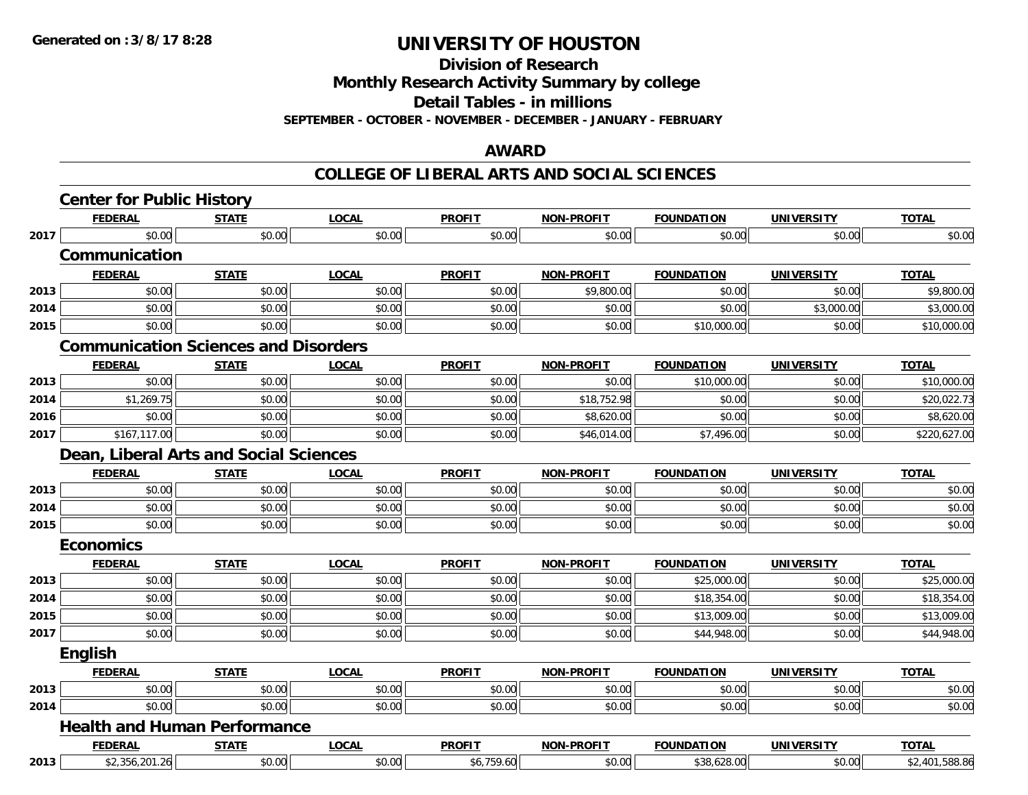# UNIVERSITY OF HOUSTON

## Division of Research
## Monthly Research Activity Summary by college
## Detail Tables - in millions
### SEPTEMBER - OCTOBER - NOVEMBER - DECEMBER - JANUARY - FEBRUARY

Generated on :3/8/17 8:28

## AWARD

## COLLEGE OF LIBERAL ARTS AND SOCIAL SCIENCES

### Center for Public History

| | FEDERAL | STATE | LOCAL | PROFIT | NON-PROFIT | FOUNDATION | UNIVERSITY | TOTAL |
|---|---|---|---|---|---|---|---|---|
| 2017 | $0.00 | $0.00 | $0.00 | $0.00 | $0.00 | $0.00 | $0.00 | $0.00 |

### Communication

| | FEDERAL | STATE | LOCAL | PROFIT | NON-PROFIT | FOUNDATION | UNIVERSITY | TOTAL |
|---|---|---|---|---|---|---|---|---|
| 2013 | $0.00 | $0.00 | $0.00 | $0.00 | $9,800.00 | $0.00 | $0.00 | $9,800.00 |
| 2014 | $0.00 | $0.00 | $0.00 | $0.00 | $0.00 | $0.00 | $3,000.00 | $3,000.00 |
| 2015 | $0.00 | $0.00 | $0.00 | $0.00 | $0.00 | $10,000.00 | $0.00 | $10,000.00 |

### Communication Sciences and Disorders

| | FEDERAL | STATE | LOCAL | PROFIT | NON-PROFIT | FOUNDATION | UNIVERSITY | TOTAL |
|---|---|---|---|---|---|---|---|---|
| 2013 | $0.00 | $0.00 | $0.00 | $0.00 | $0.00 | $10,000.00 | $0.00 | $10,000.00 |
| 2014 | $1,269.75 | $0.00 | $0.00 | $0.00 | $18,752.98 | $0.00 | $0.00 | $20,022.73 |
| 2016 | $0.00 | $0.00 | $0.00 | $0.00 | $8,620.00 | $0.00 | $0.00 | $8,620.00 |
| 2017 | $167,117.00 | $0.00 | $0.00 | $0.00 | $46,014.00 | $7,496.00 | $0.00 | $220,627.00 |

### Dean, Liberal Arts and Social Sciences

| | FEDERAL | STATE | LOCAL | PROFIT | NON-PROFIT | FOUNDATION | UNIVERSITY | TOTAL |
|---|---|---|---|---|---|---|---|---|
| 2013 | $0.00 | $0.00 | $0.00 | $0.00 | $0.00 | $0.00 | $0.00 | $0.00 |
| 2014 | $0.00 | $0.00 | $0.00 | $0.00 | $0.00 | $0.00 | $0.00 | $0.00 |
| 2015 | $0.00 | $0.00 | $0.00 | $0.00 | $0.00 | $0.00 | $0.00 | $0.00 |

### Economics

| | FEDERAL | STATE | LOCAL | PROFIT | NON-PROFIT | FOUNDATION | UNIVERSITY | TOTAL |
|---|---|---|---|---|---|---|---|---|
| 2013 | $0.00 | $0.00 | $0.00 | $0.00 | $0.00 | $25,000.00 | $0.00 | $25,000.00 |
| 2014 | $0.00 | $0.00 | $0.00 | $0.00 | $0.00 | $18,354.00 | $0.00 | $18,354.00 |
| 2015 | $0.00 | $0.00 | $0.00 | $0.00 | $0.00 | $13,009.00 | $0.00 | $13,009.00 |
| 2017 | $0.00 | $0.00 | $0.00 | $0.00 | $0.00 | $44,948.00 | $0.00 | $44,948.00 |

### English

| | FEDERAL | STATE | LOCAL | PROFIT | NON-PROFIT | FOUNDATION | UNIVERSITY | TOTAL |
|---|---|---|---|---|---|---|---|---|
| 2013 | $0.00 | $0.00 | $0.00 | $0.00 | $0.00 | $0.00 | $0.00 | $0.00 |
| 2014 | $0.00 | $0.00 | $0.00 | $0.00 | $0.00 | $0.00 | $0.00 | $0.00 |

### Health and Human Performance

| | FEDERAL | STATE | LOCAL | PROFIT | NON-PROFIT | FOUNDATION | UNIVERSITY | TOTAL |
|---|---|---|---|---|---|---|---|---|
| 2013 | $2,356,201.26 | $0.00 | $0.00 | $6,759.60 | $0.00 | $38,628.00 | $0.00 | $2,401,588.86 |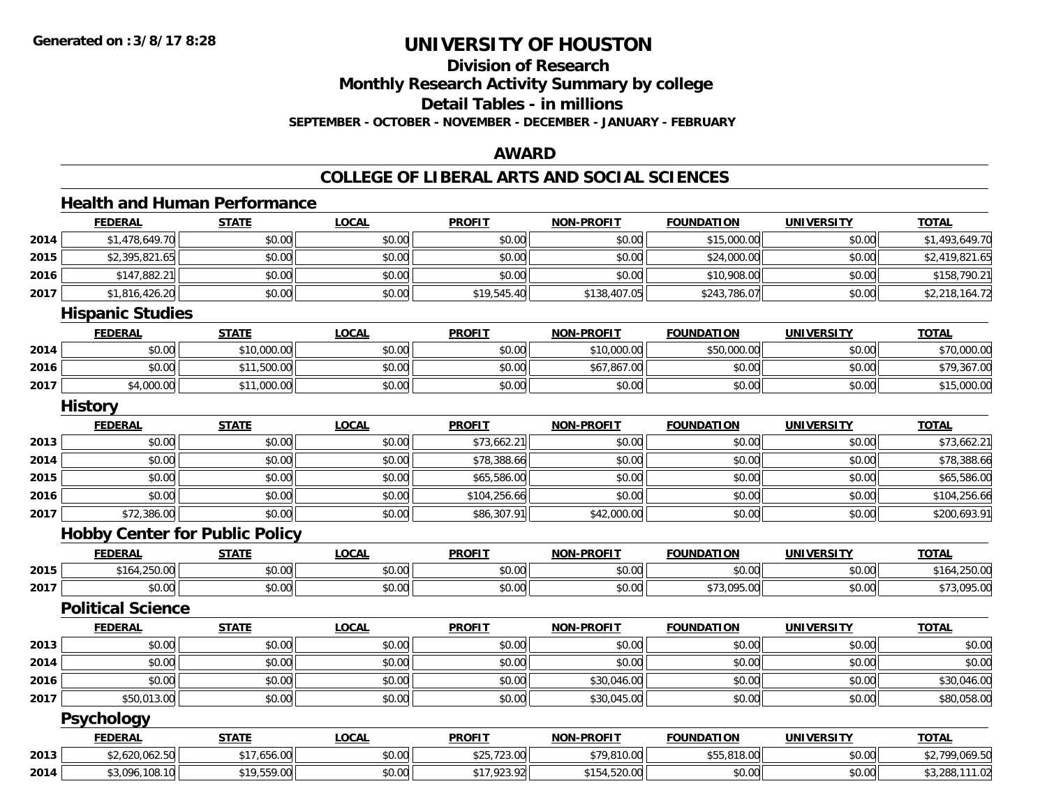# UNIVERSITY OF HOUSTON

## Division of Research
## Monthly Research Activity Summary by college
## Detail Tables - in millions
### SEPTEMBER - OCTOBER - NOVEMBER - DECEMBER - JANUARY - FEBRUARY

## AWARD

## COLLEGE OF LIBERAL ARTS AND SOCIAL SCIENCES

### Health and Human Performance

| | FEDERAL | STATE | LOCAL | PROFIT | NON-PROFIT | FOUNDATION | UNIVERSITY | TOTAL |
|---|---|---|---|---|---|---|---|---|
| 2014 | $1,478,649.70 | $0.00 | $0.00 | $0.00 | $0.00 | $15,000.00 | $0.00 | $1,493,649.70 |
| 2015 | $2,395,821.65 | $0.00 | $0.00 | $0.00 | $0.00 | $24,000.00 | $0.00 | $2,419,821.65 |
| 2016 | $147,882.21 | $0.00 | $0.00 | $0.00 | $0.00 | $10,908.00 | $0.00 | $158,790.21 |
| 2017 | $1,816,426.20 | $0.00 | $0.00 | $19,545.40 | $138,407.05 | $243,786.07 | $0.00 | $2,218,164.72 |

### Hispanic Studies

| | FEDERAL | STATE | LOCAL | PROFIT | NON-PROFIT | FOUNDATION | UNIVERSITY | TOTAL |
|---|---|---|---|---|---|---|---|---|
| 2014 | $0.00 | $10,000.00 | $0.00 | $0.00 | $10,000.00 | $50,000.00 | $0.00 | $70,000.00 |
| 2016 | $0.00 | $11,500.00 | $0.00 | $0.00 | $67,867.00 | $0.00 | $0.00 | $79,367.00 |
| 2017 | $4,000.00 | $11,000.00 | $0.00 | $0.00 | $0.00 | $0.00 | $0.00 | $15,000.00 |

### History

| | FEDERAL | STATE | LOCAL | PROFIT | NON-PROFIT | FOUNDATION | UNIVERSITY | TOTAL |
|---|---|---|---|---|---|---|---|---|
| 2013 | $0.00 | $0.00 | $0.00 | $73,662.21 | $0.00 | $0.00 | $0.00 | $73,662.21 |
| 2014 | $0.00 | $0.00 | $0.00 | $78,388.66 | $0.00 | $0.00 | $0.00 | $78,388.66 |
| 2015 | $0.00 | $0.00 | $0.00 | $65,586.00 | $0.00 | $0.00 | $0.00 | $65,586.00 |
| 2016 | $0.00 | $0.00 | $0.00 | $104,256.66 | $0.00 | $0.00 | $0.00 | $104,256.66 |
| 2017 | $72,386.00 | $0.00 | $0.00 | $86,307.91 | $42,000.00 | $0.00 | $0.00 | $200,693.91 |

### Hobby Center for Public Policy

| | FEDERAL | STATE | LOCAL | PROFIT | NON-PROFIT | FOUNDATION | UNIVERSITY | TOTAL |
|---|---|---|---|---|---|---|---|---|
| 2015 | $164,250.00 | $0.00 | $0.00 | $0.00 | $0.00 | $0.00 | $0.00 | $164,250.00 |
| 2017 | $0.00 | $0.00 | $0.00 | $0.00 | $0.00 | $73,095.00 | $0.00 | $73,095.00 |

### Political Science

| | FEDERAL | STATE | LOCAL | PROFIT | NON-PROFIT | FOUNDATION | UNIVERSITY | TOTAL |
|---|---|---|---|---|---|---|---|---|
| 2013 | $0.00 | $0.00 | $0.00 | $0.00 | $0.00 | $0.00 | $0.00 | $0.00 |
| 2014 | $0.00 | $0.00 | $0.00 | $0.00 | $0.00 | $0.00 | $0.00 | $0.00 |
| 2016 | $0.00 | $0.00 | $0.00 | $0.00 | $30,046.00 | $0.00 | $0.00 | $30,046.00 |
| 2017 | $50,013.00 | $0.00 | $0.00 | $0.00 | $30,045.00 | $0.00 | $0.00 | $80,058.00 |

### Psychology

| | FEDERAL | STATE | LOCAL | PROFIT | NON-PROFIT | FOUNDATION | UNIVERSITY | TOTAL |
|---|---|---|---|---|---|---|---|---|
| 2013 | $2,620,062.50 | $17,656.00 | $0.00 | $25,723.00 | $79,810.00 | $55,818.00 | $0.00 | $2,799,069.50 |
| 2014 | $3,096,108.10 | $19,559.00 | $0.00 | $17,923.92 | $154,520.00 | $0.00 | $0.00 | $3,288,111.02 |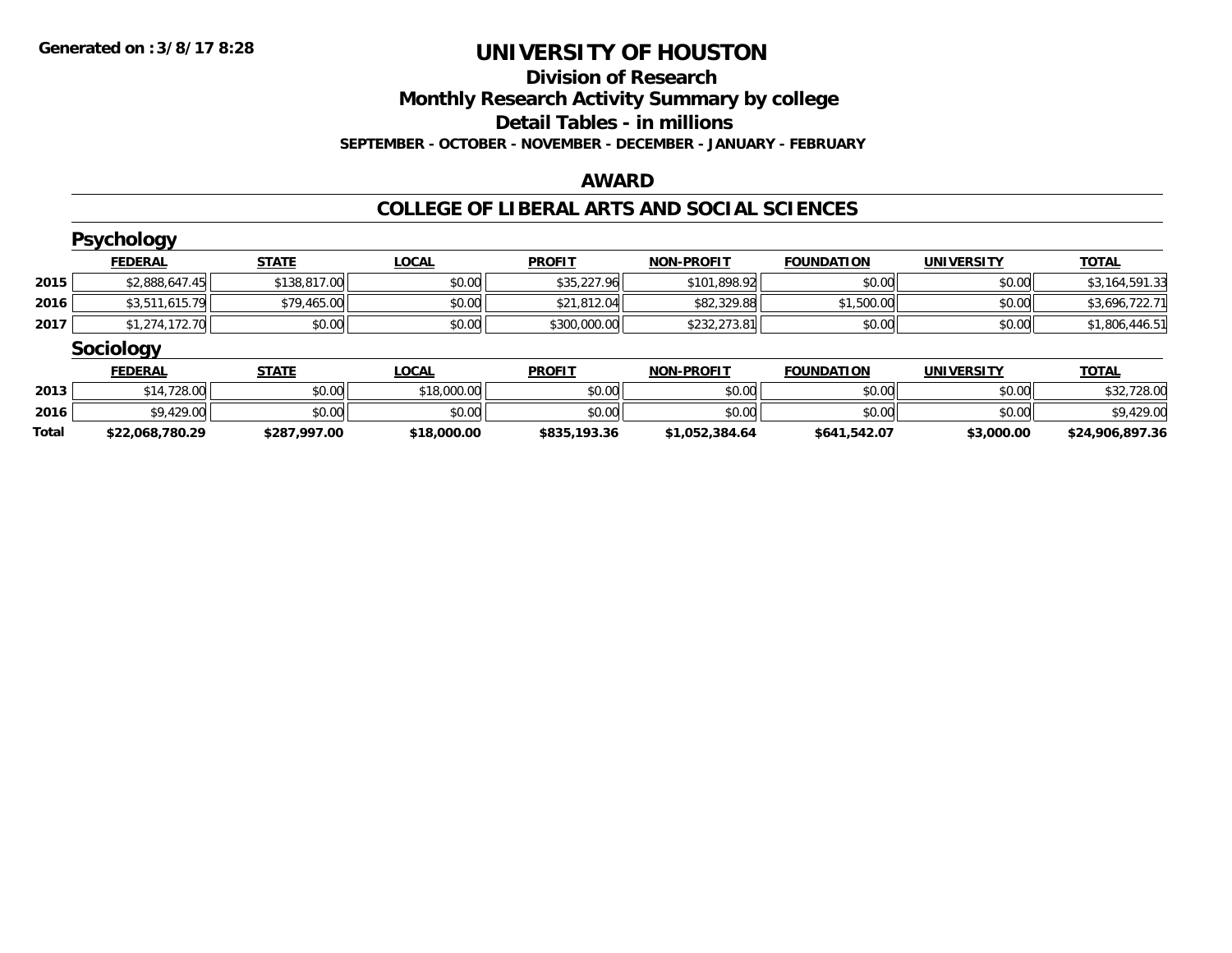**Generated on :3/8/17 8:28**

# UNIVERSITY OF HOUSTON

## Division of Research

## Monthly Research Activity Summary by college

## Detail Tables - in millions

**SEPTEMBER - OCTOBER - NOVEMBER - DECEMBER - JANUARY - FEBRUARY**

## AWARD

## COLLEGE OF LIBERAL ARTS AND SOCIAL SCIENCES

### Psychology

| | FEDERAL | STATE | LOCAL | PROFIT | NON-PROFIT | FOUNDATION | UNIVERSITY | TOTAL |
|---|---|---|---|---|---|---|---|---|
| 2015 | $2,888,647.45 | $138,817.00 | $0.00 | $35,227.96 | $101,898.92 | $0.00 | $0.00 | $3,164,591.33 |
| 2016 | $3,511,615.79 | $79,465.00 | $0.00 | $21,812.04 | $82,329.88 | $1,500.00 | $0.00 | $3,696,722.71 |
| 2017 | $1,274,172.70 | $0.00 | $0.00 | $300,000.00 | $232,273.81 | $0.00 | $0.00 | $1,806,446.51 |

### Sociology

| | FEDERAL | STATE | LOCAL | PROFIT | NON-PROFIT | FOUNDATION | UNIVERSITY | TOTAL |
|---|---|---|---|---|---|---|---|---|
| 2013 | $14,728.00 | $0.00 | $18,000.00 | $0.00 | $0.00 | $0.00 | $0.00 | $32,728.00 |
| 2016 | $9,429.00 | $0.00 | $0.00 | $0.00 | $0.00 | $0.00 | $0.00 | $9,429.00 |
| **Total** | **$22,068,780.29** | **$287,997.00** | **$18,000.00** | **$835,193.36** | **$1,052,384.64** | **$641,542.07** | **$3,000.00** | **$24,906,897.36** |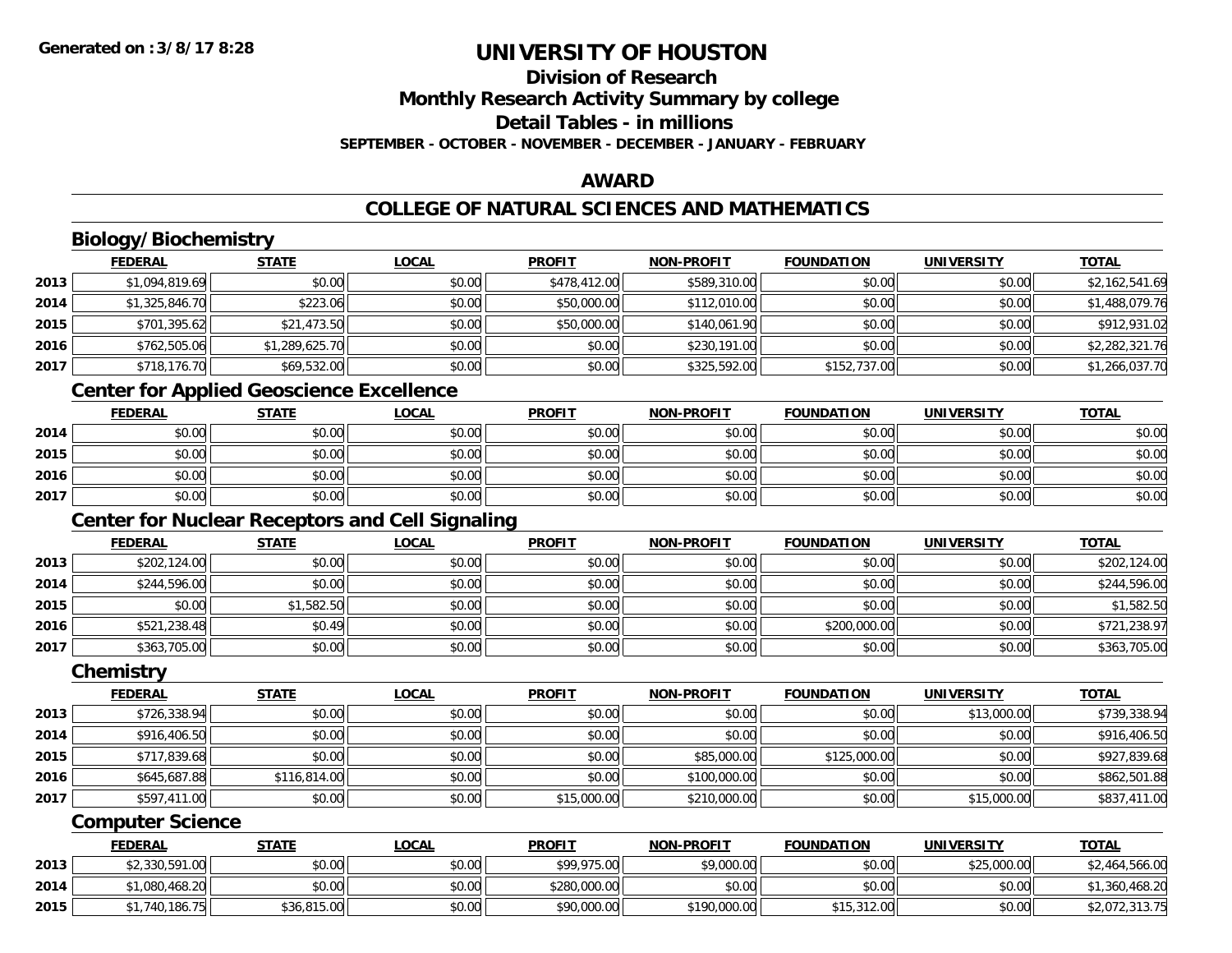**Generated on :3/8/17 8:28**

# UNIVERSITY OF HOUSTON

## Division of Research

## Monthly Research Activity Summary by college

## Detail Tables - in millions

**SEPTEMBER - OCTOBER - NOVEMBER - DECEMBER - JANUARY - FEBRUARY**

## AWARD

## COLLEGE OF NATURAL SCIENCES AND MATHEMATICS

### Biology/Biochemistry

| | FEDERAL | STATE | LOCAL | PROFIT | NON-PROFIT | FOUNDATION | UNIVERSITY | TOTAL |
|---|---|---|---|---|---|---|---|---|
| 2013 | $1,094,819.69 | $0.00 | $0.00 | $478,412.00 | $589,310.00 | $0.00 | $0.00 | $2,162,541.69 |
| 2014 | $1,325,846.70 | $223.06 | $0.00 | $50,000.00 | $112,010.00 | $0.00 | $0.00 | $1,488,079.76 |
| 2015 | $701,395.62 | $21,473.50 | $0.00 | $50,000.00 | $140,061.90 | $0.00 | $0.00 | $912,931.02 |
| 2016 | $762,505.06 | $1,289,625.70 | $0.00 | $0.00 | $230,191.00 | $0.00 | $0.00 | $2,282,321.76 |
| 2017 | $718,176.70 | $69,532.00 | $0.00 | $0.00 | $325,592.00 | $152,737.00 | $0.00 | $1,266,037.70 |

### Center for Applied Geoscience Excellence

| | FEDERAL | STATE | LOCAL | PROFIT | NON-PROFIT | FOUNDATION | UNIVERSITY | TOTAL |
|---|---|---|---|---|---|---|---|---|
| 2014 | $0.00 | $0.00 | $0.00 | $0.00 | $0.00 | $0.00 | $0.00 | $0.00 |
| 2015 | $0.00 | $0.00 | $0.00 | $0.00 | $0.00 | $0.00 | $0.00 | $0.00 |
| 2016 | $0.00 | $0.00 | $0.00 | $0.00 | $0.00 | $0.00 | $0.00 | $0.00 |
| 2017 | $0.00 | $0.00 | $0.00 | $0.00 | $0.00 | $0.00 | $0.00 | $0.00 |

### Center for Nuclear Receptors and Cell Signaling

| | FEDERAL | STATE | LOCAL | PROFIT | NON-PROFIT | FOUNDATION | UNIVERSITY | TOTAL |
|---|---|---|---|---|---|---|---|---|
| 2013 | $202,124.00 | $0.00 | $0.00 | $0.00 | $0.00 | $0.00 | $0.00 | $202,124.00 |
| 2014 | $244,596.00 | $0.00 | $0.00 | $0.00 | $0.00 | $0.00 | $0.00 | $244,596.00 |
| 2015 | $0.00 | $1,582.50 | $0.00 | $0.00 | $0.00 | $0.00 | $0.00 | $1,582.50 |
| 2016 | $521,238.48 | $0.49 | $0.00 | $0.00 | $0.00 | $200,000.00 | $0.00 | $721,238.97 |
| 2017 | $363,705.00 | $0.00 | $0.00 | $0.00 | $0.00 | $0.00 | $0.00 | $363,705.00 |

### Chemistry

| | FEDERAL | STATE | LOCAL | PROFIT | NON-PROFIT | FOUNDATION | UNIVERSITY | TOTAL |
|---|---|---|---|---|---|---|---|---|
| 2013 | $726,338.94 | $0.00 | $0.00 | $0.00 | $0.00 | $0.00 | $13,000.00 | $739,338.94 |
| 2014 | $916,406.50 | $0.00 | $0.00 | $0.00 | $0.00 | $0.00 | $0.00 | $916,406.50 |
| 2015 | $717,839.68 | $0.00 | $0.00 | $0.00 | $85,000.00 | $125,000.00 | $0.00 | $927,839.68 |
| 2016 | $645,687.88 | $116,814.00 | $0.00 | $0.00 | $100,000.00 | $0.00 | $0.00 | $862,501.88 |
| 2017 | $597,411.00 | $0.00 | $0.00 | $15,000.00 | $210,000.00 | $0.00 | $15,000.00 | $837,411.00 |

### Computer Science

| | FEDERAL | STATE | LOCAL | PROFIT | NON-PROFIT | FOUNDATION | UNIVERSITY | TOTAL |
|---|---|---|---|---|---|---|---|---|
| 2013 | $2,330,591.00 | $0.00 | $0.00 | $99,975.00 | $9,000.00 | $0.00 | $25,000.00 | $2,464,566.00 |
| 2014 | $1,080,468.20 | $0.00 | $0.00 | $280,000.00 | $0.00 | $0.00 | $0.00 | $1,360,468.20 |
| 2015 | $1,740,186.75 | $36,815.00 | $0.00 | $90,000.00 | $190,000.00 | $15,312.00 | $0.00 | $2,072,313.75 |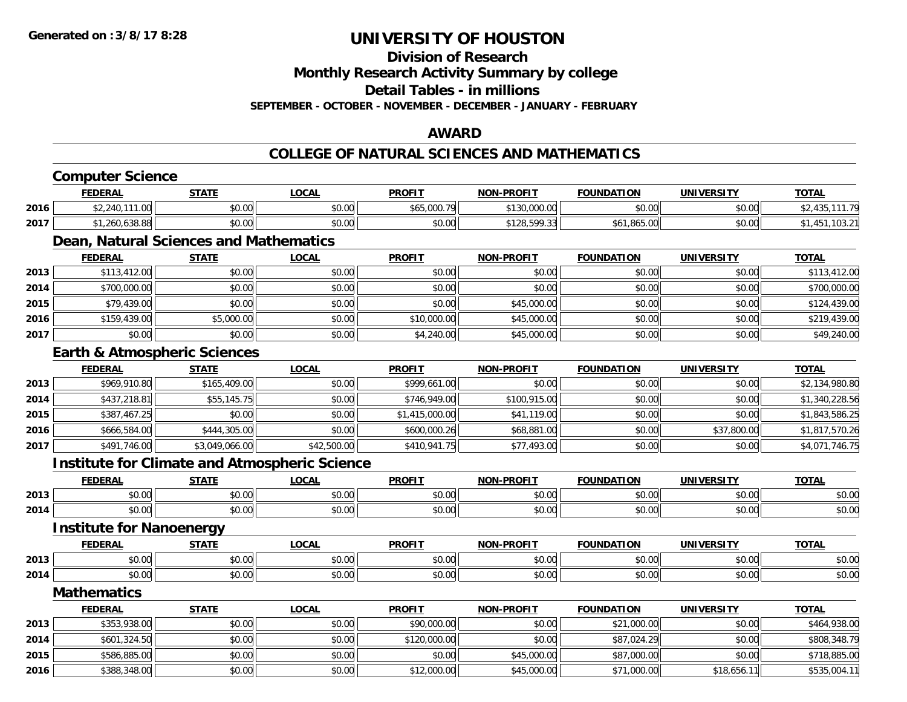# UNIVERSITY OF HOUSTON

## Division of Research
## Monthly Research Activity Summary by college
## Detail Tables - in millions
### SEPTEMBER - OCTOBER - NOVEMBER - DECEMBER - JANUARY - FEBRUARY

## AWARD

## COLLEGE OF NATURAL SCIENCES AND MATHEMATICS

### Computer Science

| | FEDERAL | STATE | LOCAL | PROFIT | NON-PROFIT | FOUNDATION | UNIVERSITY | TOTAL |
|---|---|---|---|---|---|---|---|---|
| 2016 | $2,240,111.00 | $0.00 | $0.00 | $65,000.79 | $130,000.00 | $0.00 | $0.00 | $2,435,111.79 |
| 2017 | $1,260,638.88 | $0.00 | $0.00 | $0.00 | $128,599.33 | $61,865.00 | $0.00 | $1,451,103.21 |

### Dean, Natural Sciences and Mathematics

| | FEDERAL | STATE | LOCAL | PROFIT | NON-PROFIT | FOUNDATION | UNIVERSITY | TOTAL |
|---|---|---|---|---|---|---|---|---|
| 2013 | $113,412.00 | $0.00 | $0.00 | $0.00 | $0.00 | $0.00 | $0.00 | $113,412.00 |
| 2014 | $700,000.00 | $0.00 | $0.00 | $0.00 | $0.00 | $0.00 | $0.00 | $700,000.00 |
| 2015 | $79,439.00 | $0.00 | $0.00 | $0.00 | $45,000.00 | $0.00 | $0.00 | $124,439.00 |
| 2016 | $159,439.00 | $5,000.00 | $0.00 | $10,000.00 | $45,000.00 | $0.00 | $0.00 | $219,439.00 |
| 2017 | $0.00 | $0.00 | $0.00 | $4,240.00 | $45,000.00 | $0.00 | $0.00 | $49,240.00 |

### Earth & Atmospheric Sciences

| | FEDERAL | STATE | LOCAL | PROFIT | NON-PROFIT | FOUNDATION | UNIVERSITY | TOTAL |
|---|---|---|---|---|---|---|---|---|
| 2013 | $969,910.80 | $165,409.00 | $0.00 | $999,661.00 | $0.00 | $0.00 | $0.00 | $2,134,980.80 |
| 2014 | $437,218.81 | $55,145.75 | $0.00 | $746,949.00 | $100,915.00 | $0.00 | $0.00 | $1,340,228.56 |
| 2015 | $387,467.25 | $0.00 | $0.00 | $1,415,000.00 | $41,119.00 | $0.00 | $0.00 | $1,843,586.25 |
| 2016 | $666,584.00 | $444,305.00 | $0.00 | $600,000.26 | $68,881.00 | $0.00 | $37,800.00 | $1,817,570.26 |
| 2017 | $491,746.00 | $3,049,066.00 | $42,500.00 | $410,941.75 | $77,493.00 | $0.00 | $0.00 | $4,071,746.75 |

### Institute for Climate and Atmospheric Science

| | FEDERAL | STATE | LOCAL | PROFIT | NON-PROFIT | FOUNDATION | UNIVERSITY | TOTAL |
|---|---|---|---|---|---|---|---|---|
| 2013 | $0.00 | $0.00 | $0.00 | $0.00 | $0.00 | $0.00 | $0.00 | $0.00 |
| 2014 | $0.00 | $0.00 | $0.00 | $0.00 | $0.00 | $0.00 | $0.00 | $0.00 |

### Institute for Nanoenergy

| | FEDERAL | STATE | LOCAL | PROFIT | NON-PROFIT | FOUNDATION | UNIVERSITY | TOTAL |
|---|---|---|---|---|---|---|---|---|
| 2013 | $0.00 | $0.00 | $0.00 | $0.00 | $0.00 | $0.00 | $0.00 | $0.00 |
| 2014 | $0.00 | $0.00 | $0.00 | $0.00 | $0.00 | $0.00 | $0.00 | $0.00 |

### Mathematics

| | FEDERAL | STATE | LOCAL | PROFIT | NON-PROFIT | FOUNDATION | UNIVERSITY | TOTAL |
|---|---|---|---|---|---|---|---|---|
| 2013 | $353,938.00 | $0.00 | $0.00 | $90,000.00 | $0.00 | $21,000.00 | $0.00 | $464,938.00 |
| 2014 | $601,324.50 | $0.00 | $0.00 | $120,000.00 | $0.00 | $87,024.29 | $0.00 | $808,348.79 |
| 2015 | $586,885.00 | $0.00 | $0.00 | $0.00 | $45,000.00 | $87,000.00 | $0.00 | $718,885.00 |
| 2016 | $388,348.00 | $0.00 | $0.00 | $12,000.00 | $45,000.00 | $71,000.00 | $18,656.11 | $535,004.11 |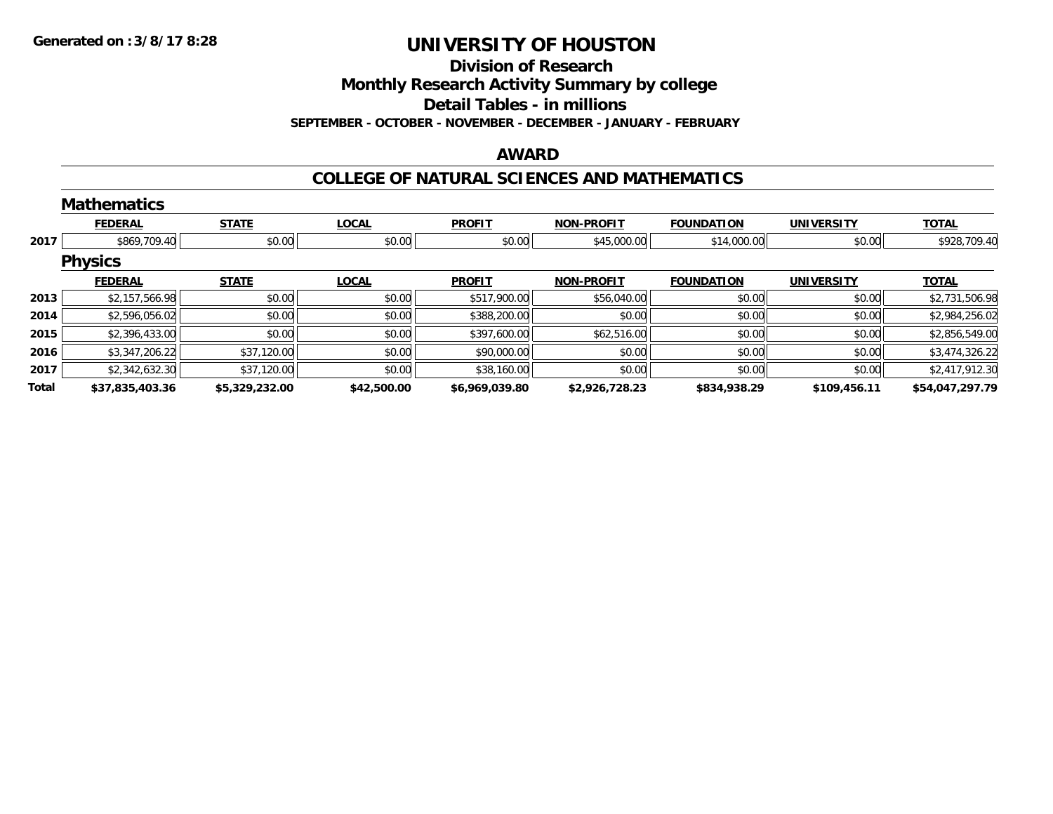# UNIVERSITY OF HOUSTON

## Division of Research

## Monthly Research Activity Summary by college

## Detail Tables - in millions

**SEPTEMBER - OCTOBER - NOVEMBER - DECEMBER - JANUARY - FEBRUARY**

## AWARD

## COLLEGE OF NATURAL SCIENCES AND MATHEMATICS

### Mathematics

| | FEDERAL | STATE | LOCAL | PROFIT | NON-PROFIT | FOUNDATION | UNIVERSITY | TOTAL |
|---|---|---|---|---|---|---|---|---|
| 2017 | $869,709.40 | $0.00 | $0.00 | $0.00 | $45,000.00 | $14,000.00 | $0.00 | $928,709.40 |

### Physics

| | FEDERAL | STATE | LOCAL | PROFIT | NON-PROFIT | FOUNDATION | UNIVERSITY | TOTAL |
|---|---|---|---|---|---|---|---|---|
| 2013 | $2,157,566.98 | $0.00 | $0.00 | $517,900.00 | $56,040.00 | $0.00 | $0.00 | $2,731,506.98 |
| 2014 | $2,596,056.02 | $0.00 | $0.00 | $388,200.00 | $0.00 | $0.00 | $0.00 | $2,984,256.02 |
| 2015 | $2,396,433.00 | $0.00 | $0.00 | $397,600.00 | $62,516.00 | $0.00 | $0.00 | $2,856,549.00 |
| 2016 | $3,347,206.22 | $37,120.00 | $0.00 | $90,000.00 | $0.00 | $0.00 | $0.00 | $3,474,326.22 |
| 2017 | $2,342,632.30 | $37,120.00 | $0.00 | $38,160.00 | $0.00 | $0.00 | $0.00 | $2,417,912.30 |
| **Total** | **$37,835,403.36** | **$5,329,232.00** | **$42,500.00** | **$6,969,039.80** | **$2,926,728.23** | **$834,938.29** | **$109,456.11** | **$54,047,297.79** |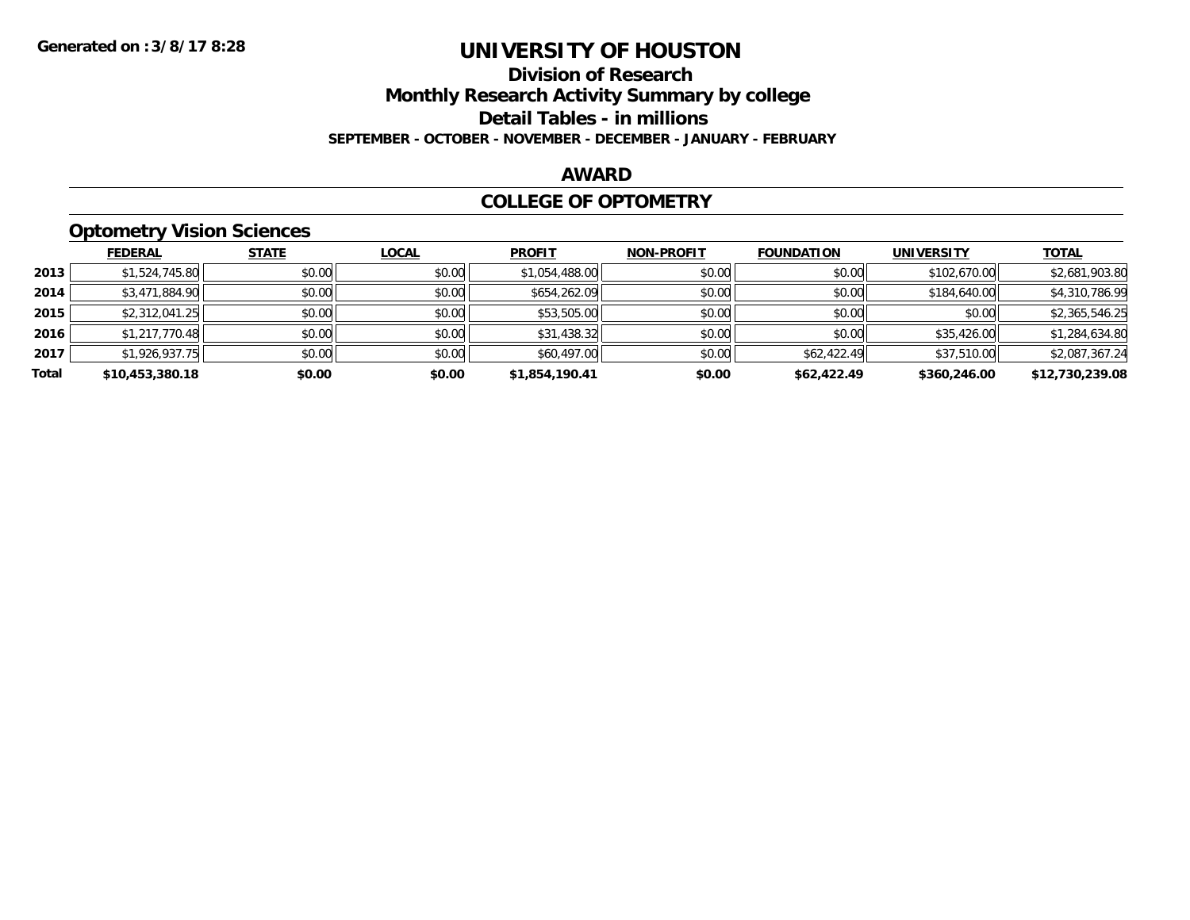**Generated on :3/8/17 8:28**

# UNIVERSITY OF HOUSTON

## Division of Research

## Monthly Research Activity Summary by college

## Detail Tables - in millions

**SEPTEMBER - OCTOBER - NOVEMBER - DECEMBER - JANUARY - FEBRUARY**

## AWARD

## COLLEGE OF OPTOMETRY

### Optometry Vision Sciences

| | FEDERAL | STATE | LOCAL | PROFIT | NON-PROFIT | FOUNDATION | UNIVERSITY | TOTAL |
|---|---|---|---|---|---|---|---|---|
| 2013 | $1,524,745.80 | $0.00 | $0.00 | $1,054,488.00 | $0.00 | $0.00 | $102,670.00 | $2,681,903.80 |
| 2014 | $3,471,884.90 | $0.00 | $0.00 | $654,262.09 | $0.00 | $0.00 | $184,640.00 | $4,310,786.99 |
| 2015 | $2,312,041.25 | $0.00 | $0.00 | $53,505.00 | $0.00 | $0.00 | $0.00 | $2,365,546.25 |
| 2016 | $1,217,770.48 | $0.00 | $0.00 | $31,438.32 | $0.00 | $0.00 | $35,426.00 | $1,284,634.80 |
| 2017 | $1,926,937.75 | $0.00 | $0.00 | $60,497.00 | $0.00 | $62,422.49 | $37,510.00 | $2,087,367.24 |
| **Total** | **$10,453,380.18** | **$0.00** | **$0.00** | **$1,854,190.41** | **$0.00** | **$62,422.49** | **$360,246.00** | **$12,730,239.08** |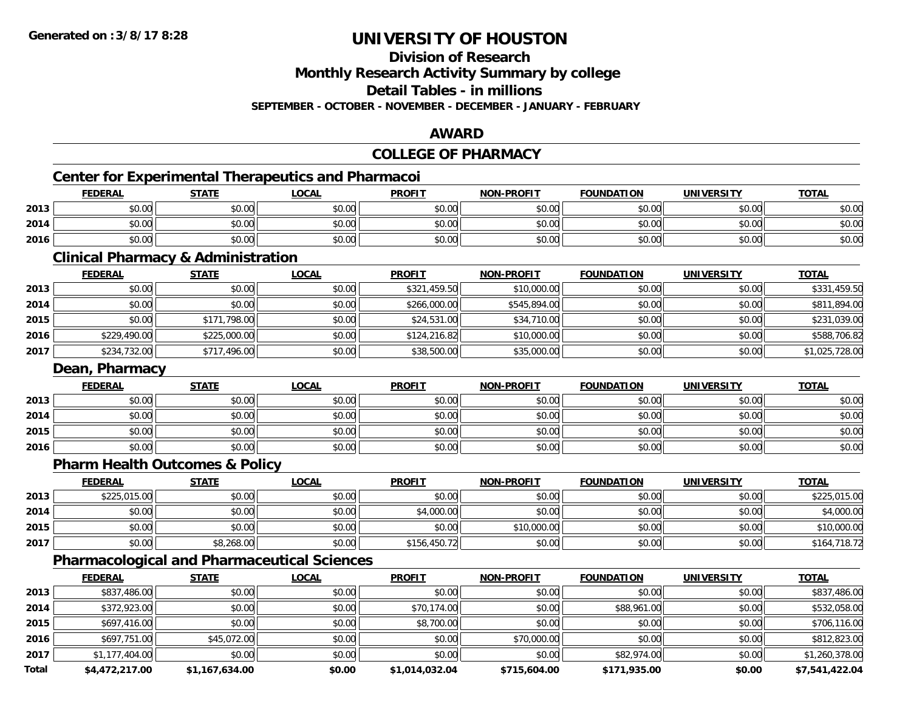# UNIVERSITY OF HOUSTON

## Division of Research

## Monthly Research Activity Summary by college

## Detail Tables - in millions

**SEPTEMBER - OCTOBER - NOVEMBER - DECEMBER - JANUARY - FEBRUARY**

## AWARD

## COLLEGE OF PHARMACY

### Center for Experimental Therapeutics and Pharmacoi

| | FEDERAL | STATE | LOCAL | PROFIT | NON-PROFIT | FOUNDATION | UNIVERSITY | TOTAL |
|---|---|---|---|---|---|---|---|---|
| 2013 | $0.00 | $0.00 | $0.00 | $0.00 | $0.00 | $0.00 | $0.00 | $0.00 |
| 2014 | $0.00 | $0.00 | $0.00 | $0.00 | $0.00 | $0.00 | $0.00 | $0.00 |
| 2016 | $0.00 | $0.00 | $0.00 | $0.00 | $0.00 | $0.00 | $0.00 | $0.00 |

### Clinical Pharmacy & Administration

| | FEDERAL | STATE | LOCAL | PROFIT | NON-PROFIT | FOUNDATION | UNIVERSITY | TOTAL |
|---|---|---|---|---|---|---|---|---|
| 2013 | $0.00 | $0.00 | $0.00 | $321,459.50 | $10,000.00 | $0.00 | $0.00 | $331,459.50 |
| 2014 | $0.00 | $0.00 | $0.00 | $266,000.00 | $545,894.00 | $0.00 | $0.00 | $811,894.00 |
| 2015 | $0.00 | $171,798.00 | $0.00 | $24,531.00 | $34,710.00 | $0.00 | $0.00 | $231,039.00 |
| 2016 | $229,490.00 | $225,000.00 | $0.00 | $124,216.82 | $10,000.00 | $0.00 | $0.00 | $588,706.82 |
| 2017 | $234,732.00 | $717,496.00 | $0.00 | $38,500.00 | $35,000.00 | $0.00 | $0.00 | $1,025,728.00 |

### Dean, Pharmacy

| | FEDERAL | STATE | LOCAL | PROFIT | NON-PROFIT | FOUNDATION | UNIVERSITY | TOTAL |
|---|---|---|---|---|---|---|---|---|
| 2013 | $0.00 | $0.00 | $0.00 | $0.00 | $0.00 | $0.00 | $0.00 | $0.00 |
| 2014 | $0.00 | $0.00 | $0.00 | $0.00 | $0.00 | $0.00 | $0.00 | $0.00 |
| 2015 | $0.00 | $0.00 | $0.00 | $0.00 | $0.00 | $0.00 | $0.00 | $0.00 |
| 2016 | $0.00 | $0.00 | $0.00 | $0.00 | $0.00 | $0.00 | $0.00 | $0.00 |

### Pharm Health Outcomes & Policy

| | FEDERAL | STATE | LOCAL | PROFIT | NON-PROFIT | FOUNDATION | UNIVERSITY | TOTAL |
|---|---|---|---|---|---|---|---|---|
| 2013 | $225,015.00 | $0.00 | $0.00 | $0.00 | $0.00 | $0.00 | $0.00 | $225,015.00 |
| 2014 | $0.00 | $0.00 | $0.00 | $4,000.00 | $0.00 | $0.00 | $0.00 | $4,000.00 |
| 2015 | $0.00 | $0.00 | $0.00 | $0.00 | $10,000.00 | $0.00 | $0.00 | $10,000.00 |
| 2017 | $0.00 | $8,268.00 | $0.00 | $156,450.72 | $0.00 | $0.00 | $0.00 | $164,718.72 |

### Pharmacological and Pharmaceutical Sciences

| | FEDERAL | STATE | LOCAL | PROFIT | NON-PROFIT | FOUNDATION | UNIVERSITY | TOTAL |
|---|---|---|---|---|---|---|---|---|
| 2013 | $837,486.00 | $0.00 | $0.00 | $0.00 | $0.00 | $0.00 | $0.00 | $837,486.00 |
| 2014 | $372,923.00 | $0.00 | $0.00 | $70,174.00 | $0.00 | $88,961.00 | $0.00 | $532,058.00 |
| 2015 | $697,416.00 | $0.00 | $0.00 | $8,700.00 | $0.00 | $0.00 | $0.00 | $706,116.00 |
| 2016 | $697,751.00 | $45,072.00 | $0.00 | $0.00 | $70,000.00 | $0.00 | $0.00 | $812,823.00 |
| 2017 | $1,177,404.00 | $0.00 | $0.00 | $0.00 | $0.00 | $82,974.00 | $0.00 | $1,260,378.00 |
| **Total** | **$4,472,217.00** | **$1,167,634.00** | **$0.00** | **$1,014,032.04** | **$715,604.00** | **$171,935.00** | **$0.00** | **$7,541,422.04** |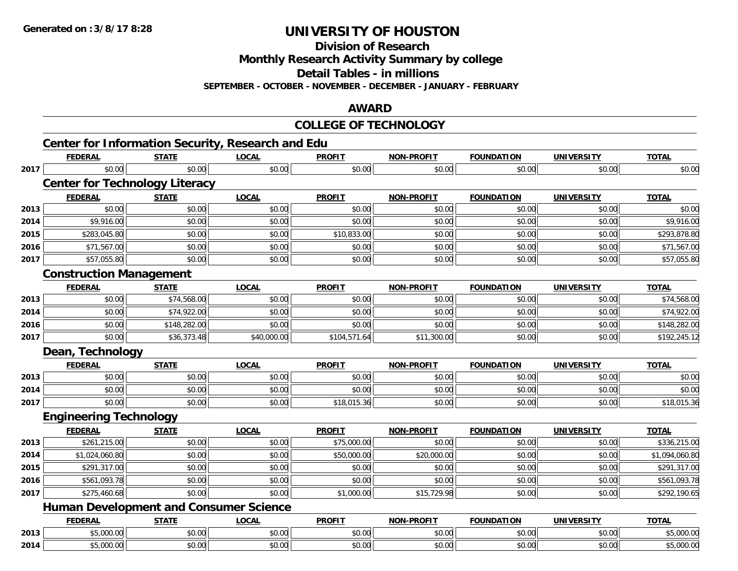# UNIVERSITY OF HOUSTON

## Division of Research

## Monthly Research Activity Summary by college

## Detail Tables - in millions

**SEPTEMBER - OCTOBER - NOVEMBER - DECEMBER - JANUARY - FEBRUARY**

## AWARD

## COLLEGE OF TECHNOLOGY

### Center for Information Security, Research and Edu

| | FEDERAL | STATE | LOCAL | PROFIT | NON-PROFIT | FOUNDATION | UNIVERSITY | TOTAL |
|---|---|---|---|---|---|---|---|---|
| 2017 | $0.00 | $0.00 | $0.00 | $0.00 | $0.00 | $0.00 | $0.00 | $0.00 |

### Center for Technology Literacy

| | FEDERAL | STATE | LOCAL | PROFIT | NON-PROFIT | FOUNDATION | UNIVERSITY | TOTAL |
|---|---|---|---|---|---|---|---|---|
| 2013 | $0.00 | $0.00 | $0.00 | $0.00 | $0.00 | $0.00 | $0.00 | $0.00 |
| 2014 | $9,916.00 | $0.00 | $0.00 | $0.00 | $0.00 | $0.00 | $0.00 | $9,916.00 |
| 2015 | $283,045.80 | $0.00 | $0.00 | $10,833.00 | $0.00 | $0.00 | $0.00 | $293,878.80 |
| 2016 | $71,567.00 | $0.00 | $0.00 | $0.00 | $0.00 | $0.00 | $0.00 | $71,567.00 |
| 2017 | $57,055.80 | $0.00 | $0.00 | $0.00 | $0.00 | $0.00 | $0.00 | $57,055.80 |

### Construction Management

| | FEDERAL | STATE | LOCAL | PROFIT | NON-PROFIT | FOUNDATION | UNIVERSITY | TOTAL |
|---|---|---|---|---|---|---|---|---|
| 2013 | $0.00 | $74,568.00 | $0.00 | $0.00 | $0.00 | $0.00 | $0.00 | $74,568.00 |
| 2014 | $0.00 | $74,922.00 | $0.00 | $0.00 | $0.00 | $0.00 | $0.00 | $74,922.00 |
| 2016 | $0.00 | $148,282.00 | $0.00 | $0.00 | $0.00 | $0.00 | $0.00 | $148,282.00 |
| 2017 | $0.00 | $36,373.48 | $40,000.00 | $104,571.64 | $11,300.00 | $0.00 | $0.00 | $192,245.12 |

### Dean, Technology

| | FEDERAL | STATE | LOCAL | PROFIT | NON-PROFIT | FOUNDATION | UNIVERSITY | TOTAL |
|---|---|---|---|---|---|---|---|---|
| 2013 | $0.00 | $0.00 | $0.00 | $0.00 | $0.00 | $0.00 | $0.00 | $0.00 |
| 2014 | $0.00 | $0.00 | $0.00 | $0.00 | $0.00 | $0.00 | $0.00 | $0.00 |
| 2017 | $0.00 | $0.00 | $0.00 | $18,015.36 | $0.00 | $0.00 | $0.00 | $18,015.36 |

### Engineering Technology

| | FEDERAL | STATE | LOCAL | PROFIT | NON-PROFIT | FOUNDATION | UNIVERSITY | TOTAL |
|---|---|---|---|---|---|---|---|---|
| 2013 | $261,215.00 | $0.00 | $0.00 | $75,000.00 | $0.00 | $0.00 | $0.00 | $336,215.00 |
| 2014 | $1,024,060.80 | $0.00 | $0.00 | $50,000.00 | $20,000.00 | $0.00 | $0.00 | $1,094,060.80 |
| 2015 | $291,317.00 | $0.00 | $0.00 | $0.00 | $0.00 | $0.00 | $0.00 | $291,317.00 |
| 2016 | $561,093.78 | $0.00 | $0.00 | $0.00 | $0.00 | $0.00 | $0.00 | $561,093.78 |
| 2017 | $275,460.68 | $0.00 | $0.00 | $1,000.00 | $15,729.98 | $0.00 | $0.00 | $292,190.65 |

### Human Development and Consumer Science

| | FEDERAL | STATE | LOCAL | PROFIT | NON-PROFIT | FOUNDATION | UNIVERSITY | TOTAL |
|---|---|---|---|---|---|---|---|---|
| 2013 | $5,000.00 | $0.00 | $0.00 | $0.00 | $0.00 | $0.00 | $0.00 | $5,000.00 |
| 2014 | $5,000.00 | $0.00 | $0.00 | $0.00 | $0.00 | $0.00 | $0.00 | $5,000.00 |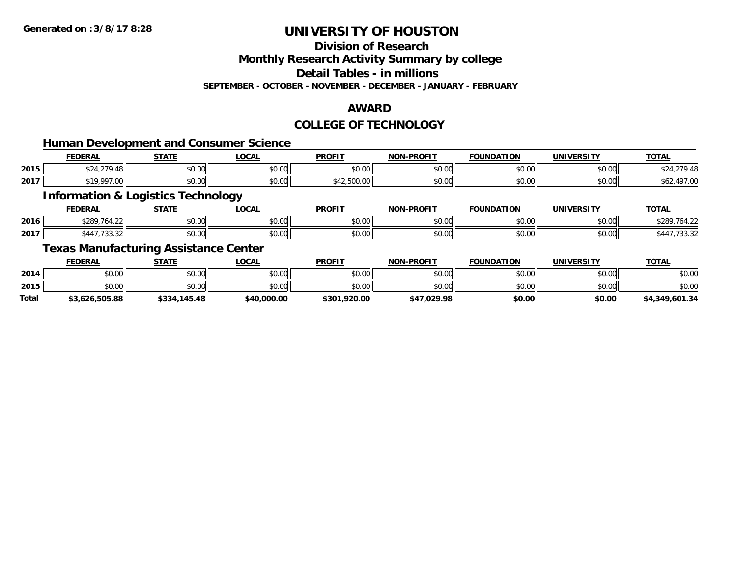**Generated on :3/8/17 8:28**

# UNIVERSITY OF HOUSTON

## Division of Research

## Monthly Research Activity Summary by college

## Detail Tables - in millions

**SEPTEMBER - OCTOBER - NOVEMBER - DECEMBER - JANUARY - FEBRUARY**

## AWARD

## COLLEGE OF TECHNOLOGY

### Human Development and Consumer Science

| | FEDERAL | STATE | LOCAL | PROFIT | NON-PROFIT | FOUNDATION | UNIVERSITY | TOTAL |
|---|---|---|---|---|---|---|---|---|
| 2015 | $24,279.48 | $0.00 | $0.00 | $0.00 | $0.00 | $0.00 | $0.00 | $24,279.48 |
| 2017 | $19,997.00 | $0.00 | $0.00 | $42,500.00 | $0.00 | $0.00 | $0.00 | $62,497.00 |

### Information & Logistics Technology

| | FEDERAL | STATE | LOCAL | PROFIT | NON-PROFIT | FOUNDATION | UNIVERSITY | TOTAL |
|---|---|---|---|---|---|---|---|---|
| 2016 | $289,764.22 | $0.00 | $0.00 | $0.00 | $0.00 | $0.00 | $0.00 | $289,764.22 |
| 2017 | $447,733.32 | $0.00 | $0.00 | $0.00 | $0.00 | $0.00 | $0.00 | $447,733.32 |

### Texas Manufacturing Assistance Center

| | FEDERAL | STATE | LOCAL | PROFIT | NON-PROFIT | FOUNDATION | UNIVERSITY | TOTAL |
|---|---|---|---|---|---|---|---|---|
| 2014 | $0.00 | $0.00 | $0.00 | $0.00 | $0.00 | $0.00 | $0.00 | $0.00 |
| 2015 | $0.00 | $0.00 | $0.00 | $0.00 | $0.00 | $0.00 | $0.00 | $0.00 |
| **Total** | **$3,626,505.88** | **$334,145.48** | **$40,000.00** | **$301,920.00** | **$47,029.98** | **$0.00** | **$0.00** | **$4,349,601.34** |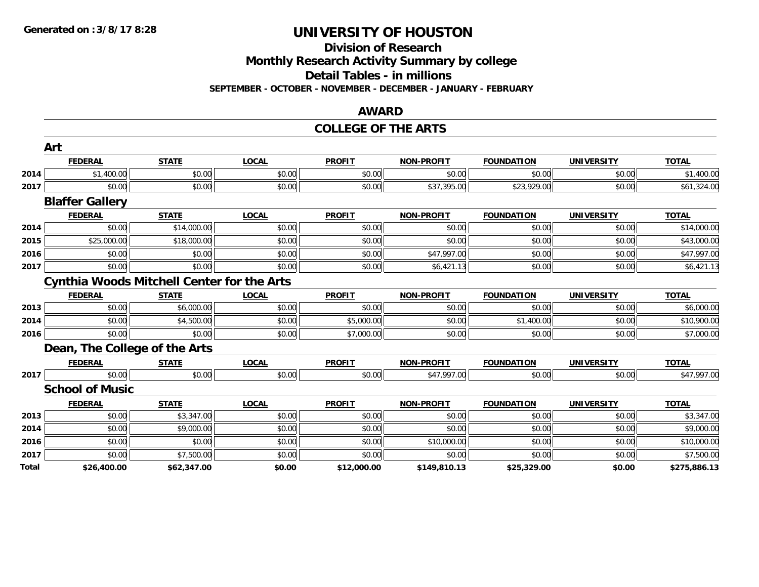# UNIVERSITY OF HOUSTON

## Division of Research
## Monthly Research Activity Summary by college
## Detail Tables - in millions
### SEPTEMBER - OCTOBER - NOVEMBER - DECEMBER - JANUARY - FEBRUARY

## AWARD

## COLLEGE OF THE ARTS

### Art

| | FEDERAL | STATE | LOCAL | PROFIT | NON-PROFIT | FOUNDATION | UNIVERSITY | TOTAL |
|---|---|---|---|---|---|---|---|---|
| 2014 | $1,400.00 | $0.00 | $0.00 | $0.00 | $0.00 | $0.00 | $0.00 | $1,400.00 |
| 2017 | $0.00 | $0.00 | $0.00 | $0.00 | $37,395.00 | $23,929.00 | $0.00 | $61,324.00 |

### Blaffer Gallery

| | FEDERAL | STATE | LOCAL | PROFIT | NON-PROFIT | FOUNDATION | UNIVERSITY | TOTAL |
|---|---|---|---|---|---|---|---|---|
| 2014 | $0.00 | $14,000.00 | $0.00 | $0.00 | $0.00 | $0.00 | $0.00 | $14,000.00 |
| 2015 | $25,000.00 | $18,000.00 | $0.00 | $0.00 | $0.00 | $0.00 | $0.00 | $43,000.00 |
| 2016 | $0.00 | $0.00 | $0.00 | $0.00 | $47,997.00 | $0.00 | $0.00 | $47,997.00 |
| 2017 | $0.00 | $0.00 | $0.00 | $0.00 | $6,421.13 | $0.00 | $0.00 | $6,421.13 |

### Cynthia Woods Mitchell Center for the Arts

| | FEDERAL | STATE | LOCAL | PROFIT | NON-PROFIT | FOUNDATION | UNIVERSITY | TOTAL |
|---|---|---|---|---|---|---|---|---|
| 2013 | $0.00 | $6,000.00 | $0.00 | $0.00 | $0.00 | $0.00 | $0.00 | $6,000.00 |
| 2014 | $0.00 | $4,500.00 | $0.00 | $5,000.00 | $0.00 | $1,400.00 | $0.00 | $10,900.00 |
| 2016 | $0.00 | $0.00 | $0.00 | $7,000.00 | $0.00 | $0.00 | $0.00 | $7,000.00 |

### Dean, The College of the Arts

| | FEDERAL | STATE | LOCAL | PROFIT | NON-PROFIT | FOUNDATION | UNIVERSITY | TOTAL |
|---|---|---|---|---|---|---|---|---|
| 2017 | $0.00 | $0.00 | $0.00 | $0.00 | $47,997.00 | $0.00 | $0.00 | $47,997.00 |

### School of Music

| | FEDERAL | STATE | LOCAL | PROFIT | NON-PROFIT | FOUNDATION | UNIVERSITY | TOTAL |
|---|---|---|---|---|---|---|---|---|
| 2013 | $0.00 | $3,347.00 | $0.00 | $0.00 | $0.00 | $0.00 | $0.00 | $3,347.00 |
| 2014 | $0.00 | $9,000.00 | $0.00 | $0.00 | $0.00 | $0.00 | $0.00 | $9,000.00 |
| 2016 | $0.00 | $0.00 | $0.00 | $0.00 | $10,000.00 | $0.00 | $0.00 | $10,000.00 |
| 2017 | $0.00 | $7,500.00 | $0.00 | $0.00 | $0.00 | $0.00 | $0.00 | $7,500.00 |
| **Total** | **$26,400.00** | **$62,347.00** | **$0.00** | **$12,000.00** | **$149,810.13** | **$25,329.00** | **$0.00** | **$275,886.13** |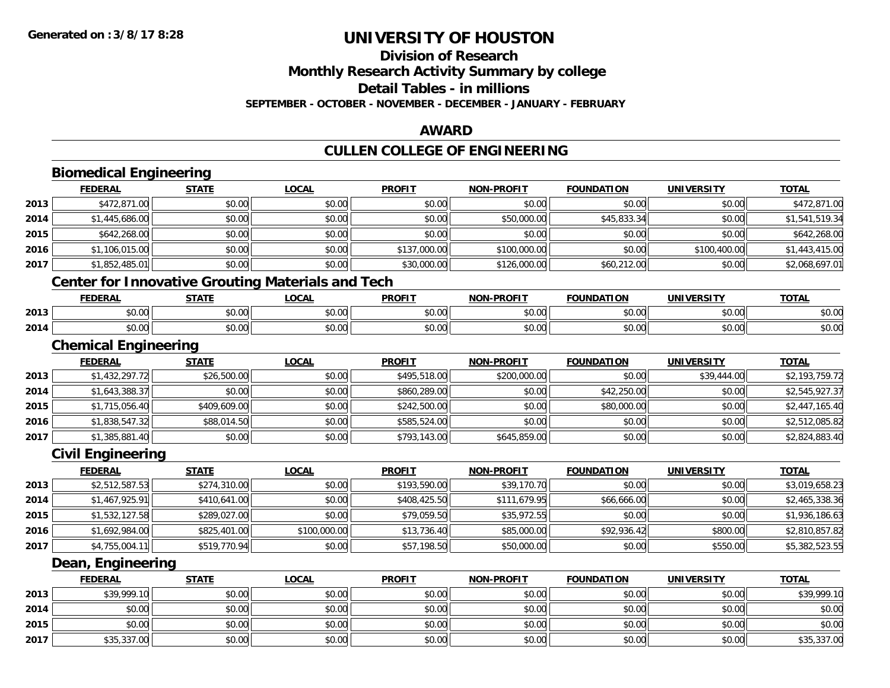**Generated on :3/8/17 8:28**

# UNIVERSITY OF HOUSTON

## Division of Research
## Monthly Research Activity Summary by college
## Detail Tables - in millions
### SEPTEMBER - OCTOBER - NOVEMBER - DECEMBER - JANUARY - FEBRUARY

## AWARD

## CULLEN COLLEGE OF ENGINEERING

### Biomedical Engineering

| | FEDERAL | STATE | LOCAL | PROFIT | NON-PROFIT | FOUNDATION | UNIVERSITY | TOTAL |
|---|---|---|---|---|---|---|---|---|
| 2013 | $472,871.00 | $0.00 | $0.00 | $0.00 | $0.00 | $0.00 | $0.00 | $472,871.00 |
| 2014 | $1,445,686.00 | $0.00 | $0.00 | $0.00 | $50,000.00 | $45,833.34 | $0.00 | $1,541,519.34 |
| 2015 | $642,268.00 | $0.00 | $0.00 | $0.00 | $0.00 | $0.00 | $0.00 | $642,268.00 |
| 2016 | $1,106,015.00 | $0.00 | $0.00 | $137,000.00 | $100,000.00 | $0.00 | $100,400.00 | $1,443,415.00 |
| 2017 | $1,852,485.01 | $0.00 | $0.00 | $30,000.00 | $126,000.00 | $60,212.00 | $0.00 | $2,068,697.01 |

### Center for Innovative Grouting Materials and Tech

| | FEDERAL | STATE | LOCAL | PROFIT | NON-PROFIT | FOUNDATION | UNIVERSITY | TOTAL |
|---|---|---|---|---|---|---|---|---|
| 2013 | $0.00 | $0.00 | $0.00 | $0.00 | $0.00 | $0.00 | $0.00 | $0.00 |
| 2014 | $0.00 | $0.00 | $0.00 | $0.00 | $0.00 | $0.00 | $0.00 | $0.00 |

### Chemical Engineering

| | FEDERAL | STATE | LOCAL | PROFIT | NON-PROFIT | FOUNDATION | UNIVERSITY | TOTAL |
|---|---|---|---|---|---|---|---|---|
| 2013 | $1,432,297.72 | $26,500.00 | $0.00 | $495,518.00 | $200,000.00 | $0.00 | $39,444.00 | $2,193,759.72 |
| 2014 | $1,643,388.37 | $0.00 | $0.00 | $860,289.00 | $0.00 | $42,250.00 | $0.00 | $2,545,927.37 |
| 2015 | $1,715,056.40 | $409,609.00 | $0.00 | $242,500.00 | $0.00 | $80,000.00 | $0.00 | $2,447,165.40 |
| 2016 | $1,838,547.32 | $88,014.50 | $0.00 | $585,524.00 | $0.00 | $0.00 | $0.00 | $2,512,085.82 |
| 2017 | $1,385,881.40 | $0.00 | $0.00 | $793,143.00 | $645,859.00 | $0.00 | $0.00 | $2,824,883.40 |

### Civil Engineering

| | FEDERAL | STATE | LOCAL | PROFIT | NON-PROFIT | FOUNDATION | UNIVERSITY | TOTAL |
|---|---|---|---|---|---|---|---|---|
| 2013 | $2,512,587.53 | $274,310.00 | $0.00 | $193,590.00 | $39,170.70 | $0.00 | $0.00 | $3,019,658.23 |
| 2014 | $1,467,925.91 | $410,641.00 | $0.00 | $408,425.50 | $111,679.95 | $66,666.00 | $0.00 | $2,465,338.36 |
| 2015 | $1,532,127.58 | $289,027.00 | $0.00 | $79,059.50 | $35,972.55 | $0.00 | $0.00 | $1,936,186.63 |
| 2016 | $1,692,984.00 | $825,401.00 | $100,000.00 | $13,736.40 | $85,000.00 | $92,936.42 | $800.00 | $2,810,857.82 |
| 2017 | $4,755,004.11 | $519,770.94 | $0.00 | $57,198.50 | $50,000.00 | $0.00 | $550.00 | $5,382,523.55 |

### Dean, Engineering

| | FEDERAL | STATE | LOCAL | PROFIT | NON-PROFIT | FOUNDATION | UNIVERSITY | TOTAL |
|---|---|---|---|---|---|---|---|---|
| 2013 | $39,999.10 | $0.00 | $0.00 | $0.00 | $0.00 | $0.00 | $0.00 | $39,999.10 |
| 2014 | $0.00 | $0.00 | $0.00 | $0.00 | $0.00 | $0.00 | $0.00 | $0.00 |
| 2015 | $0.00 | $0.00 | $0.00 | $0.00 | $0.00 | $0.00 | $0.00 | $0.00 |
| 2017 | $35,337.00 | $0.00 | $0.00 | $0.00 | $0.00 | $0.00 | $0.00 | $35,337.00 |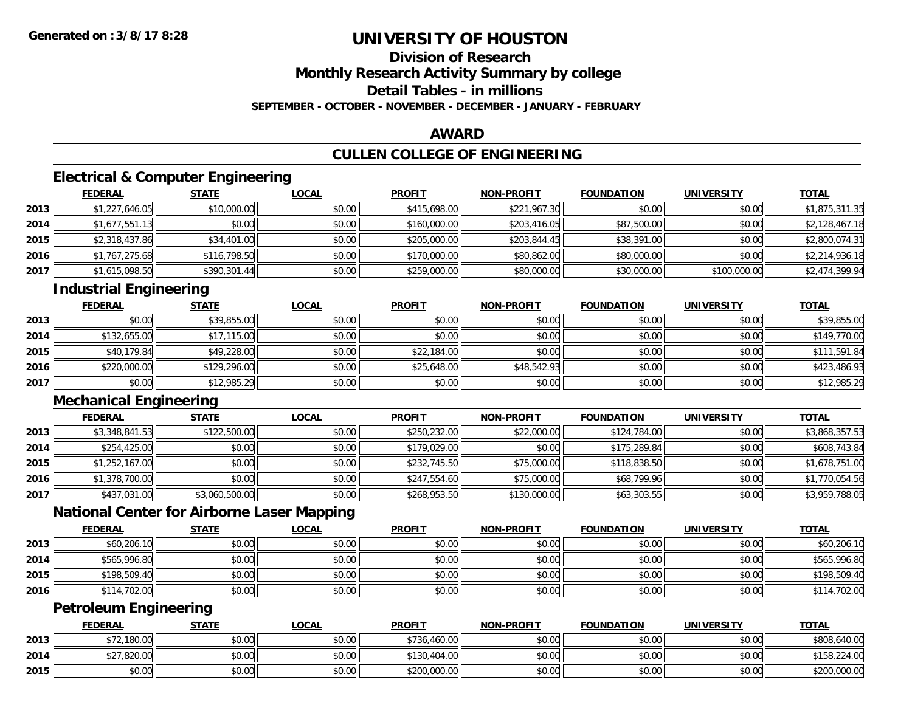**Generated on :3/8/17 8:28**

# UNIVERSITY OF HOUSTON

## Division of Research
## Monthly Research Activity Summary by college
## Detail Tables - in millions
### SEPTEMBER - OCTOBER - NOVEMBER - DECEMBER - JANUARY - FEBRUARY

## AWARD

## CULLEN COLLEGE OF ENGINEERING

### Electrical & Computer Engineering

| | FEDERAL | STATE | LOCAL | PROFIT | NON-PROFIT | FOUNDATION | UNIVERSITY | TOTAL |
|---|---|---|---|---|---|---|---|---|
| 2013 | $1,227,646.05 | $10,000.00 | $0.00 | $415,698.00 | $221,967.30 | $0.00 | $0.00 | $1,875,311.35 |
| 2014 | $1,677,551.13 | $0.00 | $0.00 | $160,000.00 | $203,416.05 | $87,500.00 | $0.00 | $2,128,467.18 |
| 2015 | $2,318,437.86 | $34,401.00 | $0.00 | $205,000.00 | $203,844.45 | $38,391.00 | $0.00 | $2,800,074.31 |
| 2016 | $1,767,275.68 | $116,798.50 | $0.00 | $170,000.00 | $80,862.00 | $80,000.00 | $0.00 | $2,214,936.18 |
| 2017 | $1,615,098.50 | $390,301.44 | $0.00 | $259,000.00 | $80,000.00 | $30,000.00 | $100,000.00 | $2,474,399.94 |

### Industrial Engineering

| | FEDERAL | STATE | LOCAL | PROFIT | NON-PROFIT | FOUNDATION | UNIVERSITY | TOTAL |
|---|---|---|---|---|---|---|---|---|
| 2013 | $0.00 | $39,855.00 | $0.00 | $0.00 | $0.00 | $0.00 | $0.00 | $39,855.00 |
| 2014 | $132,655.00 | $17,115.00 | $0.00 | $0.00 | $0.00 | $0.00 | $0.00 | $149,770.00 |
| 2015 | $40,179.84 | $49,228.00 | $0.00 | $22,184.00 | $0.00 | $0.00 | $0.00 | $111,591.84 |
| 2016 | $220,000.00 | $129,296.00 | $0.00 | $25,648.00 | $48,542.93 | $0.00 | $0.00 | $423,486.93 |
| 2017 | $0.00 | $12,985.29 | $0.00 | $0.00 | $0.00 | $0.00 | $0.00 | $12,985.29 |

### Mechanical Engineering

| | FEDERAL | STATE | LOCAL | PROFIT | NON-PROFIT | FOUNDATION | UNIVERSITY | TOTAL |
|---|---|---|---|---|---|---|---|---|
| 2013 | $3,348,841.53 | $122,500.00 | $0.00 | $250,232.00 | $22,000.00 | $124,784.00 | $0.00 | $3,868,357.53 |
| 2014 | $254,425.00 | $0.00 | $0.00 | $179,029.00 | $0.00 | $175,289.84 | $0.00 | $608,743.84 |
| 2015 | $1,252,167.00 | $0.00 | $0.00 | $232,745.50 | $75,000.00 | $118,838.50 | $0.00 | $1,678,751.00 |
| 2016 | $1,378,700.00 | $0.00 | $0.00 | $247,554.60 | $75,000.00 | $68,799.96 | $0.00 | $1,770,054.56 |
| 2017 | $437,031.00 | $3,060,500.00 | $0.00 | $268,953.50 | $130,000.00 | $63,303.55 | $0.00 | $3,959,788.05 |

### National Center for Airborne Laser Mapping

| | FEDERAL | STATE | LOCAL | PROFIT | NON-PROFIT | FOUNDATION | UNIVERSITY | TOTAL |
|---|---|---|---|---|---|---|---|---|
| 2013 | $60,206.10 | $0.00 | $0.00 | $0.00 | $0.00 | $0.00 | $0.00 | $60,206.10 |
| 2014 | $565,996.80 | $0.00 | $0.00 | $0.00 | $0.00 | $0.00 | $0.00 | $565,996.80 |
| 2015 | $198,509.40 | $0.00 | $0.00 | $0.00 | $0.00 | $0.00 | $0.00 | $198,509.40 |
| 2016 | $114,702.00 | $0.00 | $0.00 | $0.00 | $0.00 | $0.00 | $0.00 | $114,702.00 |

### Petroleum Engineering

| | FEDERAL | STATE | LOCAL | PROFIT | NON-PROFIT | FOUNDATION | UNIVERSITY | TOTAL |
|---|---|---|---|---|---|---|---|---|
| 2013 | $72,180.00 | $0.00 | $0.00 | $736,460.00 | $0.00 | $0.00 | $0.00 | $808,640.00 |
| 2014 | $27,820.00 | $0.00 | $0.00 | $130,404.00 | $0.00 | $0.00 | $0.00 | $158,224.00 |
| 2015 | $0.00 | $0.00 | $0.00 | $200,000.00 | $0.00 | $0.00 | $0.00 | $200,000.00 |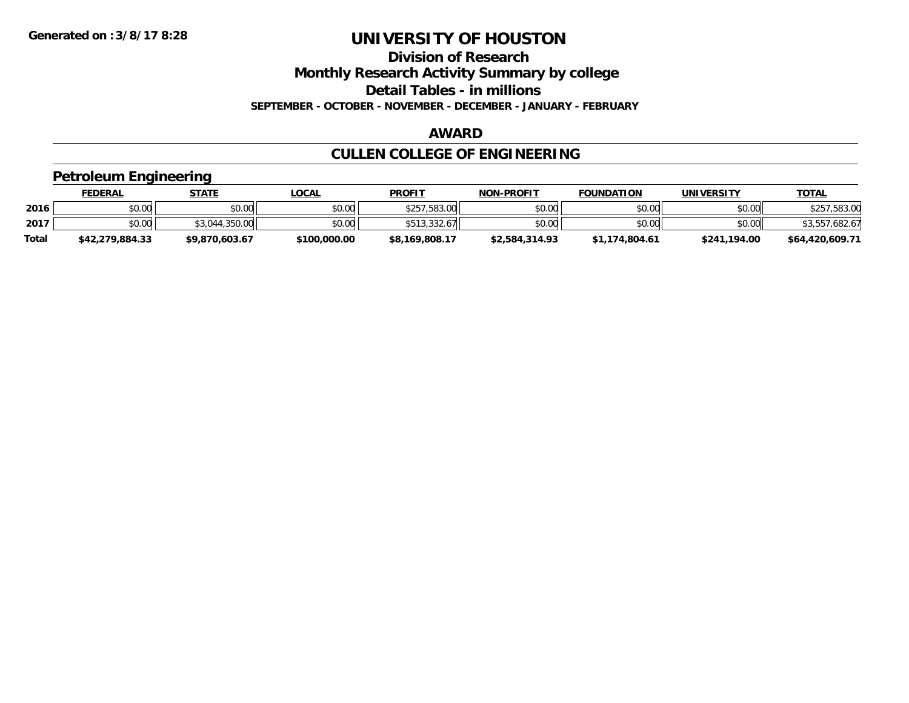**Generated on :3/8/17 8:28**

# UNIVERSITY OF HOUSTON

## Division of Research

## Monthly Research Activity Summary by college

## Detail Tables - in millions

**SEPTEMBER - OCTOBER - NOVEMBER - DECEMBER - JANUARY - FEBRUARY**

## AWARD

## CULLEN COLLEGE OF ENGINEERING

### Petroleum Engineering

| | FEDERAL | STATE | LOCAL | PROFIT | NON-PROFIT | FOUNDATION | UNIVERSITY | TOTAL |
|---|---|---|---|---|---|---|---|---|
| 2016 | $0.00 | $0.00 | $0.00 | $257,583.00 | $0.00 | $0.00 | $0.00 | $257,583.00 |
| 2017 | $0.00 | $3,044,350.00 | $0.00 | $513,332.67 | $0.00 | $0.00 | $0.00 | $3,557,682.67 |
| **Total** | **$42,279,884.33** | **$9,870,603.67** | **$100,000.00** | **$8,169,808.17** | **$2,584,314.93** | **$1,174,804.61** | **$241,194.00** | **$64,420,609.71** |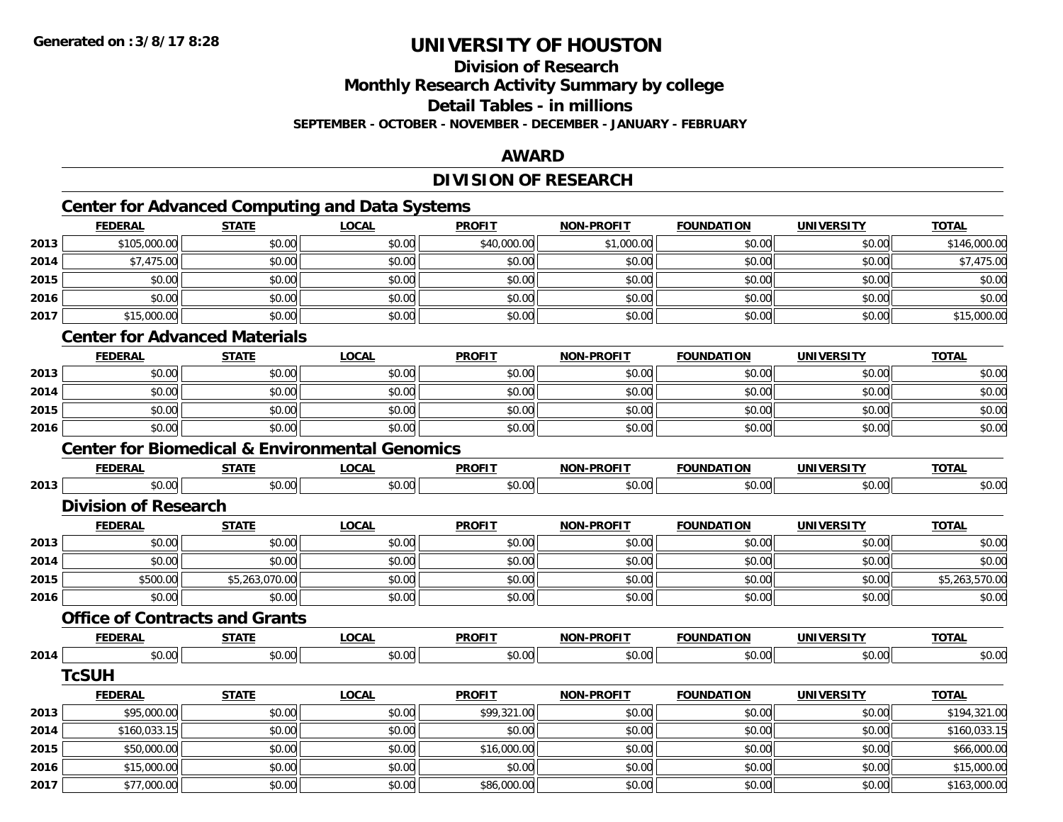**Generated on :3/8/17 8:28**

# UNIVERSITY OF HOUSTON

## Division of Research
## Monthly Research Activity Summary by college
## Detail Tables - in millions
### SEPTEMBER - OCTOBER - NOVEMBER - DECEMBER - JANUARY - FEBRUARY

## AWARD

## DIVISION OF RESEARCH

### Center for Advanced Computing and Data Systems

| | FEDERAL | STATE | LOCAL | PROFIT | NON-PROFIT | FOUNDATION | UNIVERSITY | TOTAL |
|---|---|---|---|---|---|---|---|---|
| 2013 | $105,000.00 | $0.00 | $0.00 | $40,000.00 | $1,000.00 | $0.00 | $0.00 | $146,000.00 |
| 2014 | $7,475.00 | $0.00 | $0.00 | $0.00 | $0.00 | $0.00 | $0.00 | $7,475.00 |
| 2015 | $0.00 | $0.00 | $0.00 | $0.00 | $0.00 | $0.00 | $0.00 | $0.00 |
| 2016 | $0.00 | $0.00 | $0.00 | $0.00 | $0.00 | $0.00 | $0.00 | $0.00 |
| 2017 | $15,000.00 | $0.00 | $0.00 | $0.00 | $0.00 | $0.00 | $0.00 | $15,000.00 |

### Center for Advanced Materials

| | FEDERAL | STATE | LOCAL | PROFIT | NON-PROFIT | FOUNDATION | UNIVERSITY | TOTAL |
|---|---|---|---|---|---|---|---|---|
| 2013 | $0.00 | $0.00 | $0.00 | $0.00 | $0.00 | $0.00 | $0.00 | $0.00 |
| 2014 | $0.00 | $0.00 | $0.00 | $0.00 | $0.00 | $0.00 | $0.00 | $0.00 |
| 2015 | $0.00 | $0.00 | $0.00 | $0.00 | $0.00 | $0.00 | $0.00 | $0.00 |
| 2016 | $0.00 | $0.00 | $0.00 | $0.00 | $0.00 | $0.00 | $0.00 | $0.00 |

### Center for Biomedical & Environmental Genomics

| | FEDERAL | STATE | LOCAL | PROFIT | NON-PROFIT | FOUNDATION | UNIVERSITY | TOTAL |
|---|---|---|---|---|---|---|---|---|
| 2013 | $0.00 | $0.00 | $0.00 | $0.00 | $0.00 | $0.00 | $0.00 | $0.00 |

### Division of Research

| | FEDERAL | STATE | LOCAL | PROFIT | NON-PROFIT | FOUNDATION | UNIVERSITY | TOTAL |
|---|---|---|---|---|---|---|---|---|
| 2013 | $0.00 | $0.00 | $0.00 | $0.00 | $0.00 | $0.00 | $0.00 | $0.00 |
| 2014 | $0.00 | $0.00 | $0.00 | $0.00 | $0.00 | $0.00 | $0.00 | $0.00 |
| 2015 | $500.00 | $5,263,070.00 | $0.00 | $0.00 | $0.00 | $0.00 | $0.00 | $5,263,570.00 |
| 2016 | $0.00 | $0.00 | $0.00 | $0.00 | $0.00 | $0.00 | $0.00 | $0.00 |

### Office of Contracts and Grants

| | FEDERAL | STATE | LOCAL | PROFIT | NON-PROFIT | FOUNDATION | UNIVERSITY | TOTAL |
|---|---|---|---|---|---|---|---|---|
| 2014 | $0.00 | $0.00 | $0.00 | $0.00 | $0.00 | $0.00 | $0.00 | $0.00 |

### TcSUH

| | FEDERAL | STATE | LOCAL | PROFIT | NON-PROFIT | FOUNDATION | UNIVERSITY | TOTAL |
|---|---|---|---|---|---|---|---|---|
| 2013 | $95,000.00 | $0.00 | $0.00 | $99,321.00 | $0.00 | $0.00 | $0.00 | $194,321.00 |
| 2014 | $160,033.15 | $0.00 | $0.00 | $0.00 | $0.00 | $0.00 | $0.00 | $160,033.15 |
| 2015 | $50,000.00 | $0.00 | $0.00 | $16,000.00 | $0.00 | $0.00 | $0.00 | $66,000.00 |
| 2016 | $15,000.00 | $0.00 | $0.00 | $0.00 | $0.00 | $0.00 | $0.00 | $15,000.00 |
| 2017 | $77,000.00 | $0.00 | $0.00 | $86,000.00 | $0.00 | $0.00 | $0.00 | $163,000.00 |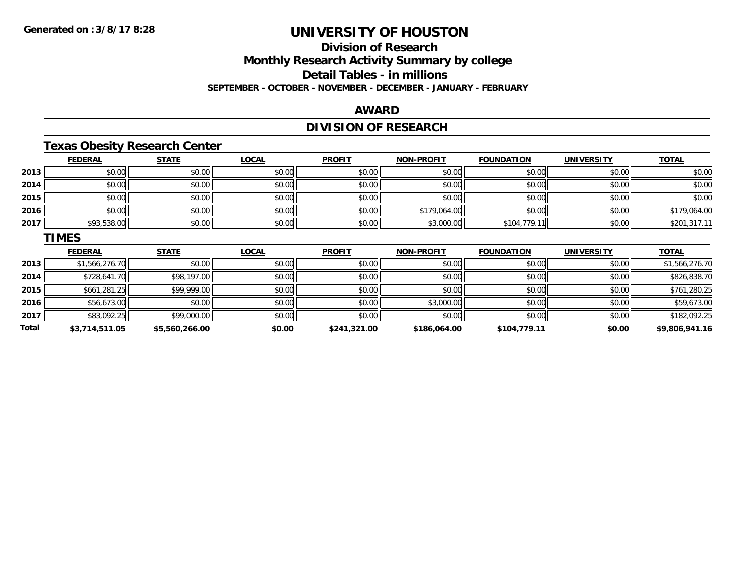# UNIVERSITY OF HOUSTON

## Division of Research

## Monthly Research Activity Summary by college

## Detail Tables - in millions

**SEPTEMBER - OCTOBER - NOVEMBER - DECEMBER - JANUARY - FEBRUARY**

## AWARD

## DIVISION OF RESEARCH

### Texas Obesity Research Center

| | FEDERAL | STATE | LOCAL | PROFIT | NON-PROFIT | FOUNDATION | UNIVERSITY | TOTAL |
|---|---|---|---|---|---|---|---|---|
| 2013 | $0.00 | $0.00 | $0.00 | $0.00 | $0.00 | $0.00 | $0.00 | $0.00 |
| 2014 | $0.00 | $0.00 | $0.00 | $0.00 | $0.00 | $0.00 | $0.00 | $0.00 |
| 2015 | $0.00 | $0.00 | $0.00 | $0.00 | $0.00 | $0.00 | $0.00 | $0.00 |
| 2016 | $0.00 | $0.00 | $0.00 | $0.00 | $179,064.00 | $0.00 | $0.00 | $179,064.00 |
| 2017 | $93,538.00 | $0.00 | $0.00 | $0.00 | $3,000.00 | $104,779.11 | $0.00 | $201,317.11 |

### TIMES

| | FEDERAL | STATE | LOCAL | PROFIT | NON-PROFIT | FOUNDATION | UNIVERSITY | TOTAL |
|---|---|---|---|---|---|---|---|---|
| 2013 | $1,566,276.70 | $0.00 | $0.00 | $0.00 | $0.00 | $0.00 | $0.00 | $1,566,276.70 |
| 2014 | $728,641.70 | $98,197.00 | $0.00 | $0.00 | $0.00 | $0.00 | $0.00 | $826,838.70 |
| 2015 | $661,281.25 | $99,999.00 | $0.00 | $0.00 | $0.00 | $0.00 | $0.00 | $761,280.25 |
| 2016 | $56,673.00 | $0.00 | $0.00 | $0.00 | $3,000.00 | $0.00 | $0.00 | $59,673.00 |
| 2017 | $83,092.25 | $99,000.00 | $0.00 | $0.00 | $0.00 | $0.00 | $0.00 | $182,092.25 |
| **Total** | **$3,714,511.05** | **$5,560,266.00** | **$0.00** | **$241,321.00** | **$186,064.00** | **$104,779.11** | **$0.00** | **$9,806,941.16** |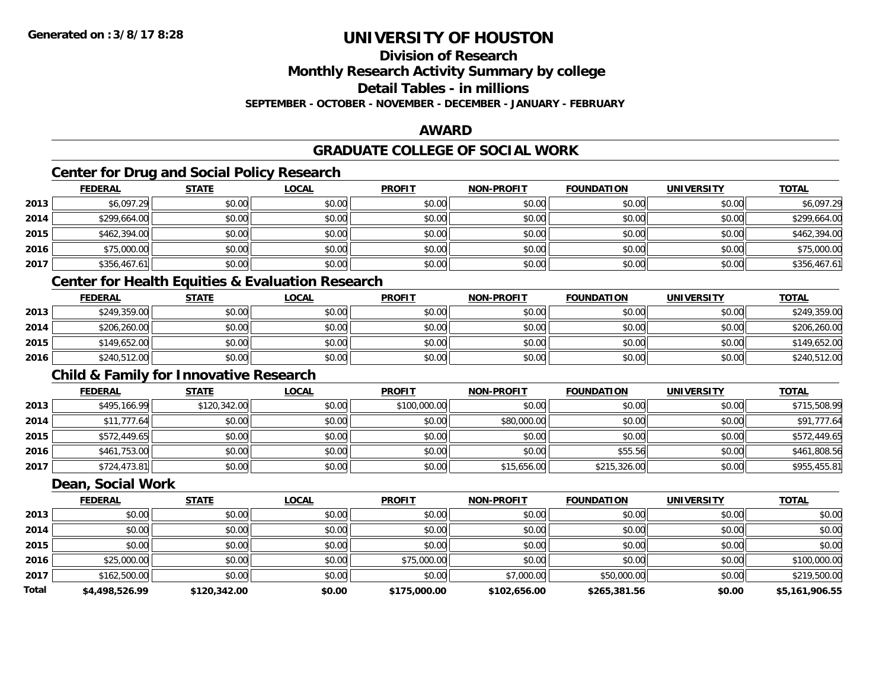Generated on :3/8/17 8:28

# UNIVERSITY OF HOUSTON

## Division of Research
## Monthly Research Activity Summary by college
## Detail Tables - in millions
### SEPTEMBER - OCTOBER - NOVEMBER - DECEMBER - JANUARY - FEBRUARY

## AWARD

## GRADUATE COLLEGE OF SOCIAL WORK

### Center for Drug and Social Policy Research

| | FEDERAL | STATE | LOCAL | PROFIT | NON-PROFIT | FOUNDATION | UNIVERSITY | TOTAL |
|---|---|---|---|---|---|---|---|---|
| 2013 | $6,097.29 | $0.00 | $0.00 | $0.00 | $0.00 | $0.00 | $0.00 | $6,097.29 |
| 2014 | $299,664.00 | $0.00 | $0.00 | $0.00 | $0.00 | $0.00 | $0.00 | $299,664.00 |
| 2015 | $462,394.00 | $0.00 | $0.00 | $0.00 | $0.00 | $0.00 | $0.00 | $462,394.00 |
| 2016 | $75,000.00 | $0.00 | $0.00 | $0.00 | $0.00 | $0.00 | $0.00 | $75,000.00 |
| 2017 | $356,467.61 | $0.00 | $0.00 | $0.00 | $0.00 | $0.00 | $0.00 | $356,467.61 |

### Center for Health Equities & Evaluation Research

| | FEDERAL | STATE | LOCAL | PROFIT | NON-PROFIT | FOUNDATION | UNIVERSITY | TOTAL |
|---|---|---|---|---|---|---|---|---|
| 2013 | $249,359.00 | $0.00 | $0.00 | $0.00 | $0.00 | $0.00 | $0.00 | $249,359.00 |
| 2014 | $206,260.00 | $0.00 | $0.00 | $0.00 | $0.00 | $0.00 | $0.00 | $206,260.00 |
| 2015 | $149,652.00 | $0.00 | $0.00 | $0.00 | $0.00 | $0.00 | $0.00 | $149,652.00 |
| 2016 | $240,512.00 | $0.00 | $0.00 | $0.00 | $0.00 | $0.00 | $0.00 | $240,512.00 |

### Child & Family for Innovative Research

| | FEDERAL | STATE | LOCAL | PROFIT | NON-PROFIT | FOUNDATION | UNIVERSITY | TOTAL |
|---|---|---|---|---|---|---|---|---|
| 2013 | $495,166.99 | $120,342.00 | $0.00 | $100,000.00 | $0.00 | $0.00 | $0.00 | $715,508.99 |
| 2014 | $11,777.64 | $0.00 | $0.00 | $0.00 | $80,000.00 | $0.00 | $0.00 | $91,777.64 |
| 2015 | $572,449.65 | $0.00 | $0.00 | $0.00 | $0.00 | $0.00 | $0.00 | $572,449.65 |
| 2016 | $461,753.00 | $0.00 | $0.00 | $0.00 | $0.00 | $55.56 | $0.00 | $461,808.56 |
| 2017 | $724,473.81 | $0.00 | $0.00 | $0.00 | $15,656.00 | $215,326.00 | $0.00 | $955,455.81 |

### Dean, Social Work

| | FEDERAL | STATE | LOCAL | PROFIT | NON-PROFIT | FOUNDATION | UNIVERSITY | TOTAL |
|---|---|---|---|---|---|---|---|---|
| 2013 | $0.00 | $0.00 | $0.00 | $0.00 | $0.00 | $0.00 | $0.00 | $0.00 |
| 2014 | $0.00 | $0.00 | $0.00 | $0.00 | $0.00 | $0.00 | $0.00 | $0.00 |
| 2015 | $0.00 | $0.00 | $0.00 | $0.00 | $0.00 | $0.00 | $0.00 | $0.00 |
| 2016 | $25,000.00 | $0.00 | $0.00 | $75,000.00 | $0.00 | $0.00 | $0.00 | $100,000.00 |
| 2017 | $162,500.00 | $0.00 | $0.00 | $0.00 | $7,000.00 | $50,000.00 | $0.00 | $219,500.00 |
| **Total** | **$4,498,526.99** | **$120,342.00** | **$0.00** | **$175,000.00** | **$102,656.00** | **$265,381.56** | **$0.00** | **$5,161,906.55** |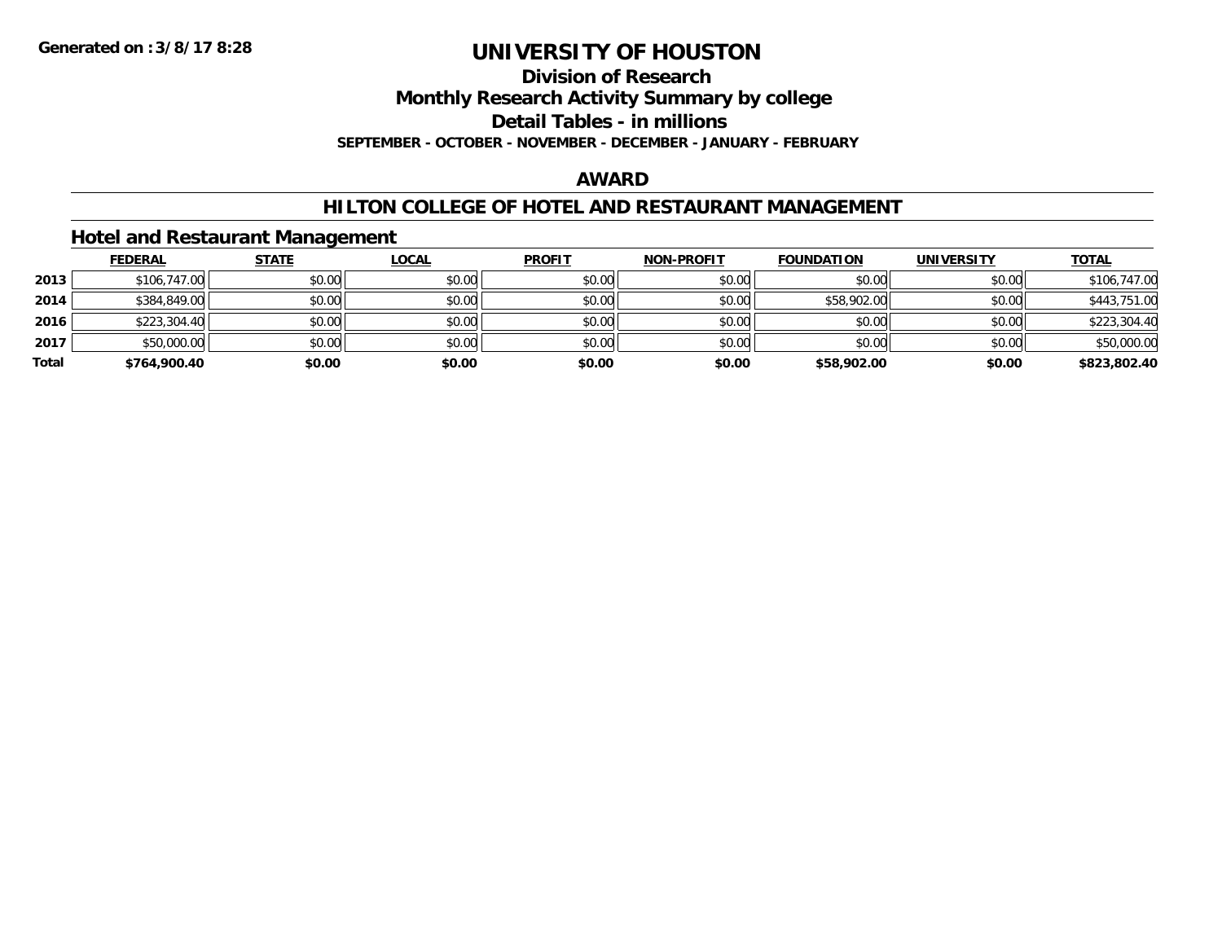**Generated on :3/8/17 8:28**

# UNIVERSITY OF HOUSTON

## Division of Research

## Monthly Research Activity Summary by college

## Detail Tables - in millions

**SEPTEMBER - OCTOBER - NOVEMBER - DECEMBER - JANUARY - FEBRUARY**

## AWARD

## HILTON COLLEGE OF HOTEL AND RESTAURANT MANAGEMENT

### Hotel and Restaurant Management

| | FEDERAL | STATE | LOCAL | PROFIT | NON-PROFIT | FOUNDATION | UNIVERSITY | TOTAL |
|---|---|---|---|---|---|---|---|---|
| **2013** | $106,747.00 | $0.00 | $0.00 | $0.00 | $0.00 | $0.00 | $0.00 | $106,747.00 |
| **2014** | $384,849.00 | $0.00 | $0.00 | $0.00 | $0.00 | $58,902.00 | $0.00 | $443,751.00 |
| **2016** | $223,304.40 | $0.00 | $0.00 | $0.00 | $0.00 | $0.00 | $0.00 | $223,304.40 |
| **2017** | $50,000.00 | $0.00 | $0.00 | $0.00 | $0.00 | $0.00 | $0.00 | $50,000.00 |
| **Total** | **$764,900.40** | **$0.00** | **$0.00** | **$0.00** | **$0.00** | **$58,902.00** | **$0.00** | **$823,802.40** |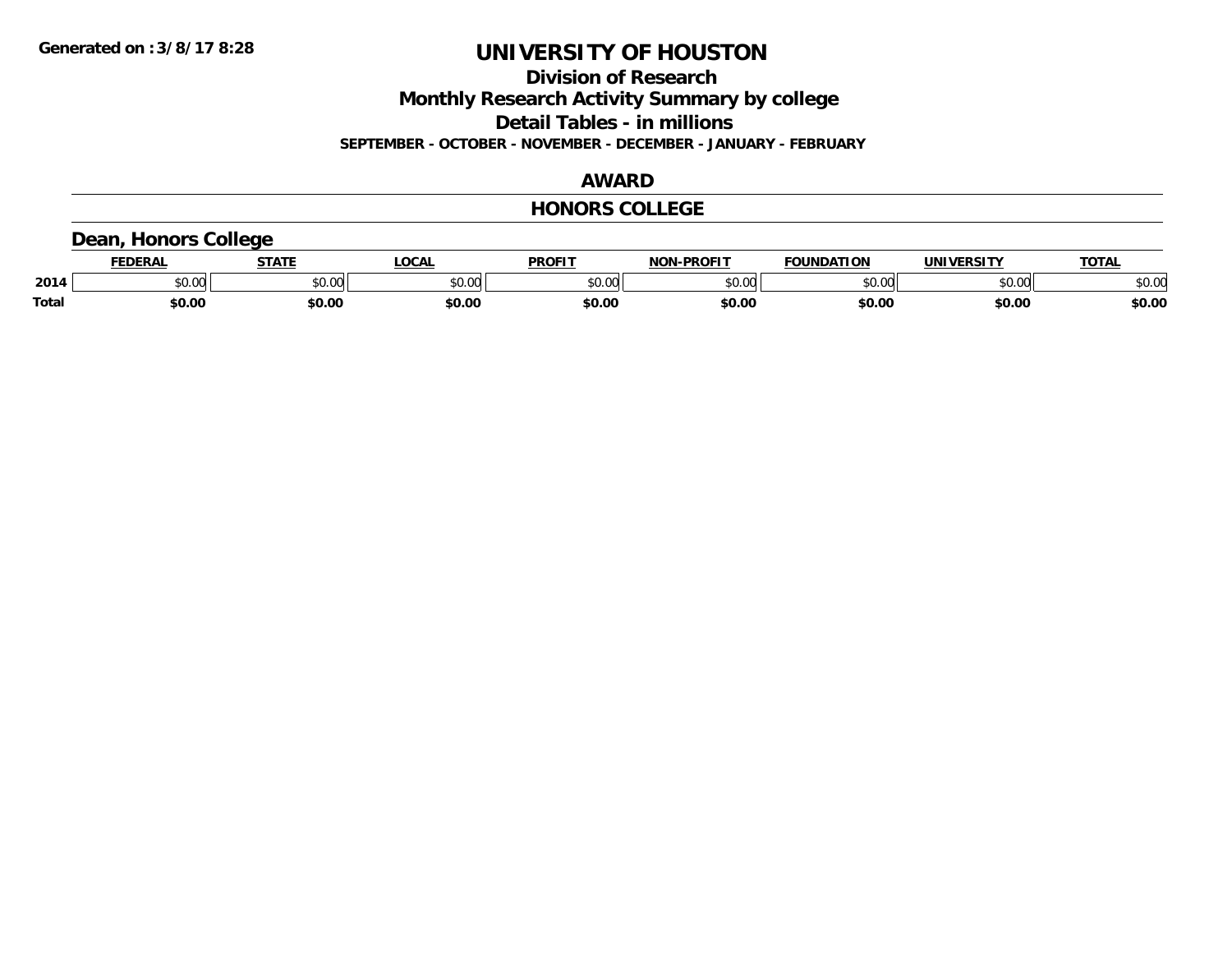Generated on :3/8/17 8:28

# UNIVERSITY OF HOUSTON

## Division of Research

## Monthly Research Activity Summary by college

## Detail Tables - in millions

**SEPTEMBER - OCTOBER - NOVEMBER - DECEMBER - JANUARY - FEBRUARY**

## AWARD

## HONORS COLLEGE

### Dean, Honors College

| | FEDERAL | STATE | LOCAL | PROFIT | NON-PROFIT | FOUNDATION | UNIVERSITY | TOTAL |
|---|---|---|---|---|---|---|---|---|
| 2014 | $0.00 | $0.00 | $0.00 | $0.00 | $0.00 | $0.00 | $0.00 | $0.00 |
| **Total** | **$0.00** | **$0.00** | **$0.00** | **$0.00** | **$0.00** | **$0.00** | **$0.00** | **$0.00** |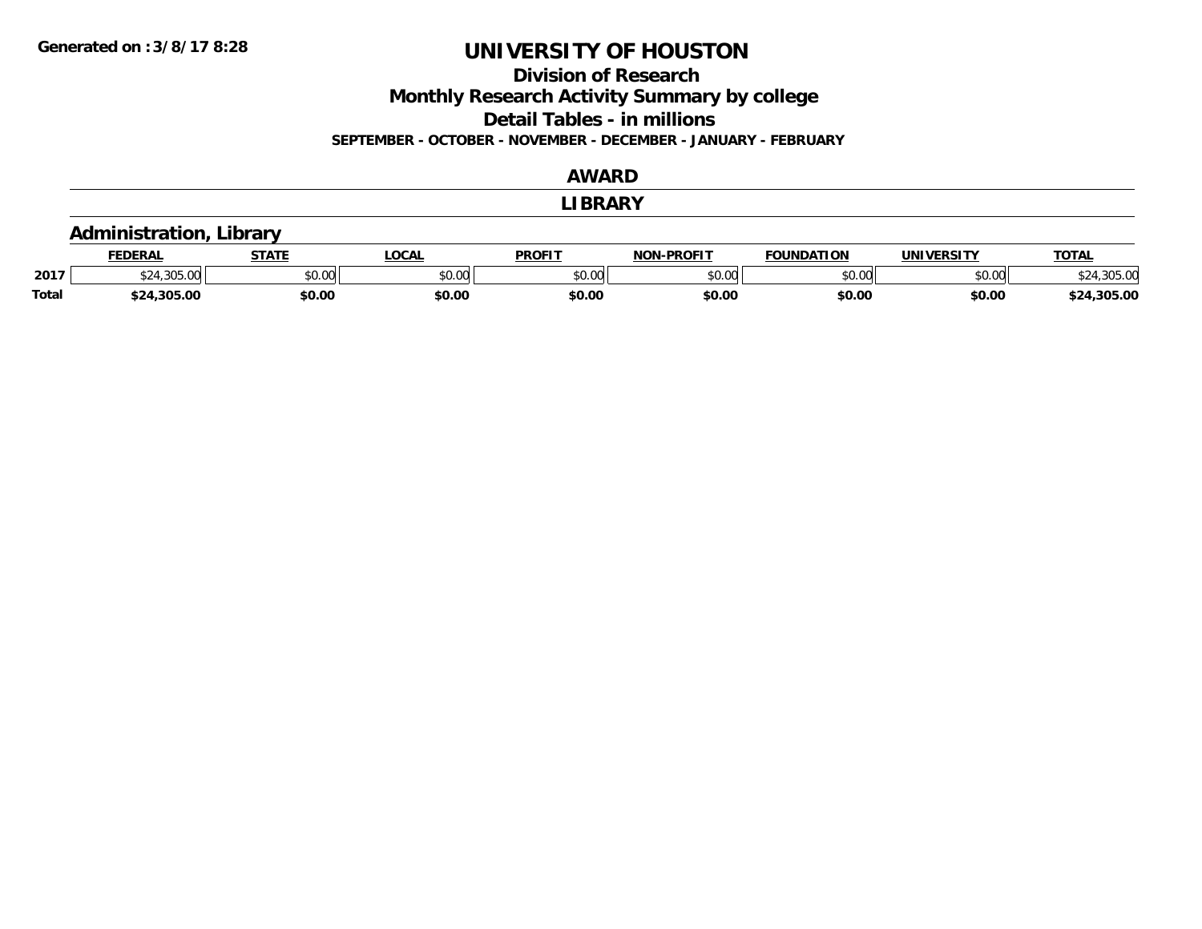Generated on :3/8/17 8:28

# UNIVERSITY OF HOUSTON

## Division of Research

## Monthly Research Activity Summary by college

## Detail Tables - in millions

**SEPTEMBER - OCTOBER - NOVEMBER - DECEMBER - JANUARY - FEBRUARY**

## AWARD

## LIBRARY

### Administration, Library

| | FEDERAL | STATE | LOCAL | PROFIT | NON-PROFIT | FOUNDATION | UNIVERSITY | TOTAL |
|---|---|---|---|---|---|---|---|---|
| 2017 | $24,305.00 | $0.00 | $0.00 | $0.00 | $0.00 | $0.00 | $0.00 | $24,305.00 |
| Total | $24,305.00 | $0.00 | $0.00 | $0.00 | $0.00 | $0.00 | $0.00 | $24,305.00 |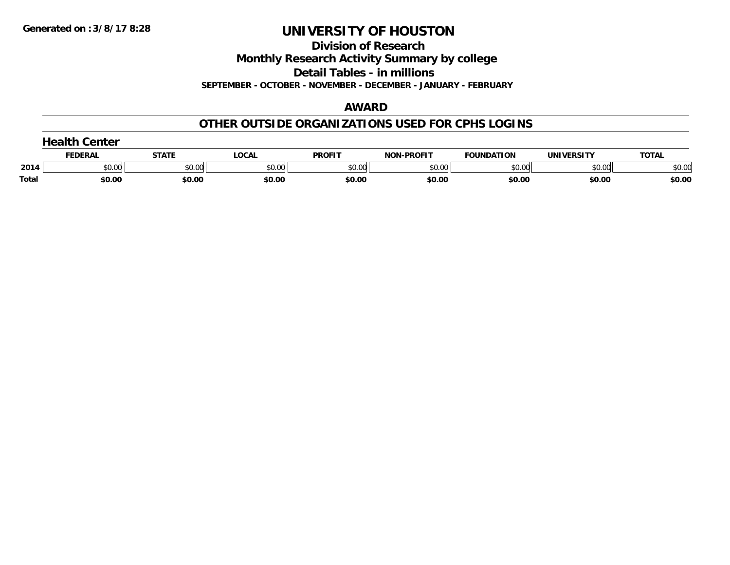Generated on :3/8/17 8:28

# UNIVERSITY OF HOUSTON

## Division of Research

## Monthly Research Activity Summary by college

## Detail Tables - in millions

**SEPTEMBER - OCTOBER - NOVEMBER - DECEMBER - JANUARY - FEBRUARY**

## AWARD

## OTHER OUTSIDE ORGANIZATIONS USED FOR CPHS LOGINS

### Health Center

| | FEDERAL | STATE | LOCAL | PROFIT | NON-PROFIT | FOUNDATION | UNIVERSITY | TOTAL |
|---|---|---|---|---|---|---|---|---|
| 2014 | $0.00 | $0.00 | $0.00 | $0.00 | $0.00 | $0.00 | $0.00 | $0.00 |
| **Total** | **$0.00** | **$0.00** | **$0.00** | **$0.00** | **$0.00** | **$0.00** | **$0.00** | **$0.00** |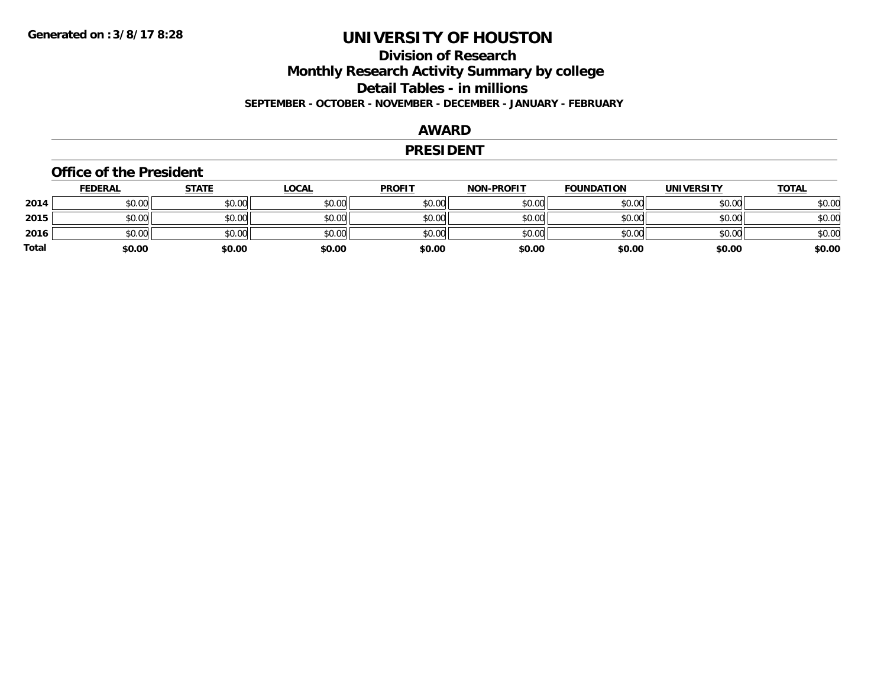**Generated on :3/8/17 8:28**

# UNIVERSITY OF HOUSTON

## Division of Research

## Monthly Research Activity Summary by college

## Detail Tables - in millions

**SEPTEMBER - OCTOBER - NOVEMBER - DECEMBER - JANUARY - FEBRUARY**

## AWARD

## PRESIDENT

### Office of the President

| | FEDERAL | STATE | LOCAL | PROFIT | NON-PROFIT | FOUNDATION | UNIVERSITY | TOTAL |
|---|---|---|---|---|---|---|---|---|
| 2014 | $0.00 | $0.00 | $0.00 | $0.00 | $0.00 | $0.00 | $0.00 | $0.00 |
| 2015 | $0.00 | $0.00 | $0.00 | $0.00 | $0.00 | $0.00 | $0.00 | $0.00 |
| 2016 | $0.00 | $0.00 | $0.00 | $0.00 | $0.00 | $0.00 | $0.00 | $0.00 |
| **Total** | **$0.00** | **$0.00** | **$0.00** | **$0.00** | **$0.00** | **$0.00** | **$0.00** | **$0.00** |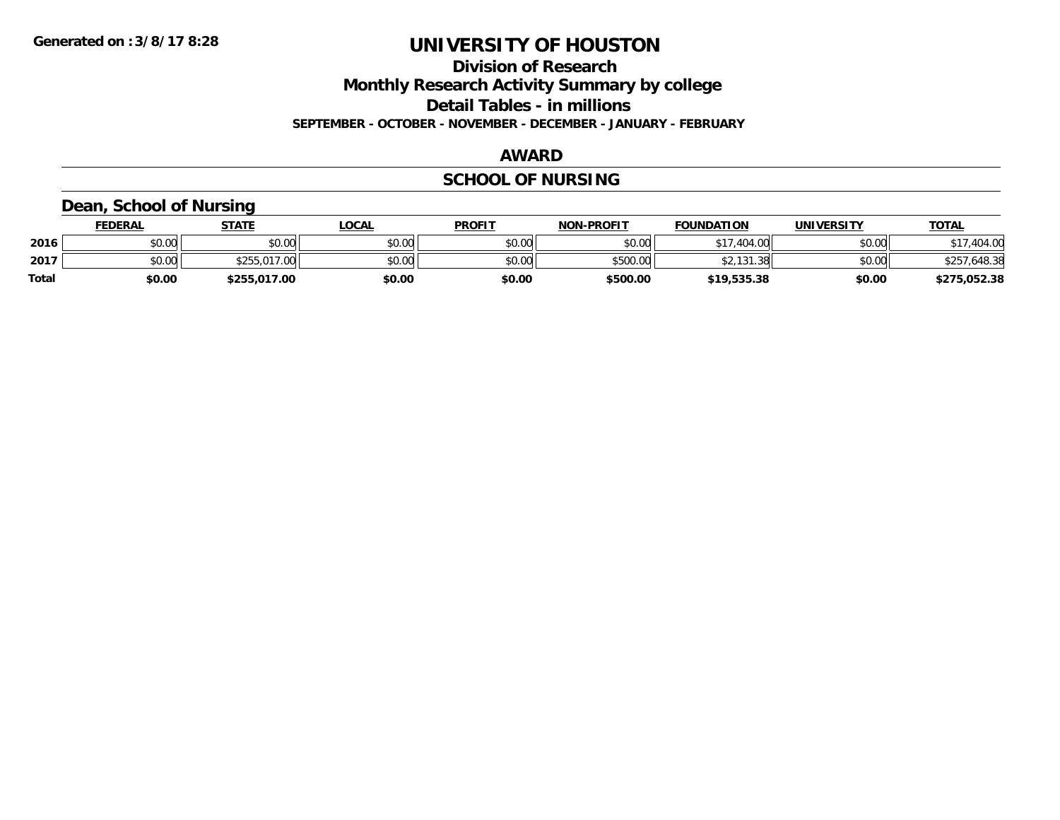Generated on :3/8/17 8:28

# UNIVERSITY OF HOUSTON

## Division of Research
## Monthly Research Activity Summary by college
## Detail Tables - in millions

**SEPTEMBER - OCTOBER - NOVEMBER - DECEMBER - JANUARY - FEBRUARY**

### AWARD

### SCHOOL OF NURSING

### Dean, School of Nursing

| | FEDERAL | STATE | LOCAL | PROFIT | NON-PROFIT | FOUNDATION | UNIVERSITY | TOTAL |
|---|---|---|---|---|---|---|---|---|
| 2016 | $0.00 | $0.00 | $0.00 | $0.00 | $0.00 | $17,404.00 | $0.00 | $17,404.00 |
| 2017 | $0.00 | $255,017.00 | $0.00 | $0.00 | $500.00 | $2,131.38 | $0.00 | $257,648.38 |
| **Total** | **$0.00** | **$255,017.00** | **$0.00** | **$0.00** | **$500.00** | **$19,535.38** | **$0.00** | **$275,052.38** |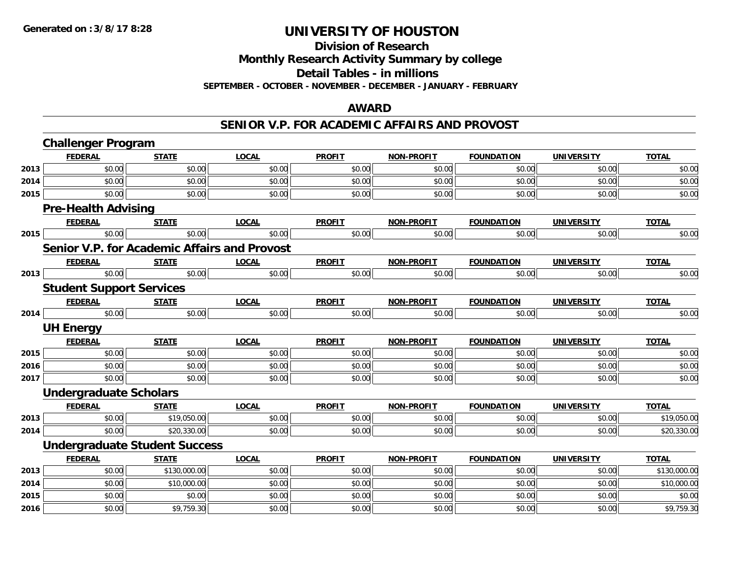# UNIVERSITY OF HOUSTON

## Division of Research
## Monthly Research Activity Summary by college
## Detail Tables - in millions
### SEPTEMBER - OCTOBER - NOVEMBER - DECEMBER - JANUARY - FEBRUARY

## AWARD

## SENIOR V.P. FOR ACADEMIC AFFAIRS AND PROVOST

### Challenger Program

| | FEDERAL | STATE | LOCAL | PROFIT | NON-PROFIT | FOUNDATION | UNIVERSITY | TOTAL |
|---|---|---|---|---|---|---|---|---|
| 2013 | $0.00 | $0.00 | $0.00 | $0.00 | $0.00 | $0.00 | $0.00 | $0.00 |
| 2014 | $0.00 | $0.00 | $0.00 | $0.00 | $0.00 | $0.00 | $0.00 | $0.00 |
| 2015 | $0.00 | $0.00 | $0.00 | $0.00 | $0.00 | $0.00 | $0.00 | $0.00 |

### Pre-Health Advising

| | FEDERAL | STATE | LOCAL | PROFIT | NON-PROFIT | FOUNDATION | UNIVERSITY | TOTAL |
|---|---|---|---|---|---|---|---|---|
| 2015 | $0.00 | $0.00 | $0.00 | $0.00 | $0.00 | $0.00 | $0.00 | $0.00 |

### Senior V.P. for Academic Affairs and Provost

| | FEDERAL | STATE | LOCAL | PROFIT | NON-PROFIT | FOUNDATION | UNIVERSITY | TOTAL |
|---|---|---|---|---|---|---|---|---|
| 2013 | $0.00 | $0.00 | $0.00 | $0.00 | $0.00 | $0.00 | $0.00 | $0.00 |

### Student Support Services

| | FEDERAL | STATE | LOCAL | PROFIT | NON-PROFIT | FOUNDATION | UNIVERSITY | TOTAL |
|---|---|---|---|---|---|---|---|---|
| 2014 | $0.00 | $0.00 | $0.00 | $0.00 | $0.00 | $0.00 | $0.00 | $0.00 |

### UH Energy

| | FEDERAL | STATE | LOCAL | PROFIT | NON-PROFIT | FOUNDATION | UNIVERSITY | TOTAL |
|---|---|---|---|---|---|---|---|---|
| 2015 | $0.00 | $0.00 | $0.00 | $0.00 | $0.00 | $0.00 | $0.00 | $0.00 |
| 2016 | $0.00 | $0.00 | $0.00 | $0.00 | $0.00 | $0.00 | $0.00 | $0.00 |
| 2017 | $0.00 | $0.00 | $0.00 | $0.00 | $0.00 | $0.00 | $0.00 | $0.00 |

### Undergraduate Scholars

| | FEDERAL | STATE | LOCAL | PROFIT | NON-PROFIT | FOUNDATION | UNIVERSITY | TOTAL |
|---|---|---|---|---|---|---|---|---|
| 2013 | $0.00 | $19,050.00 | $0.00 | $0.00 | $0.00 | $0.00 | $0.00 | $19,050.00 |
| 2014 | $0.00 | $20,330.00 | $0.00 | $0.00 | $0.00 | $0.00 | $0.00 | $20,330.00 |

### Undergraduate Student Success

| | FEDERAL | STATE | LOCAL | PROFIT | NON-PROFIT | FOUNDATION | UNIVERSITY | TOTAL |
|---|---|---|---|---|---|---|---|---|
| 2013 | $0.00 | $130,000.00 | $0.00 | $0.00 | $0.00 | $0.00 | $0.00 | $130,000.00 |
| 2014 | $0.00 | $10,000.00 | $0.00 | $0.00 | $0.00 | $0.00 | $0.00 | $10,000.00 |
| 2015 | $0.00 | $0.00 | $0.00 | $0.00 | $0.00 | $0.00 | $0.00 | $0.00 |
| 2016 | $0.00 | $9,759.30 | $0.00 | $0.00 | $0.00 | $0.00 | $0.00 | $9,759.30 |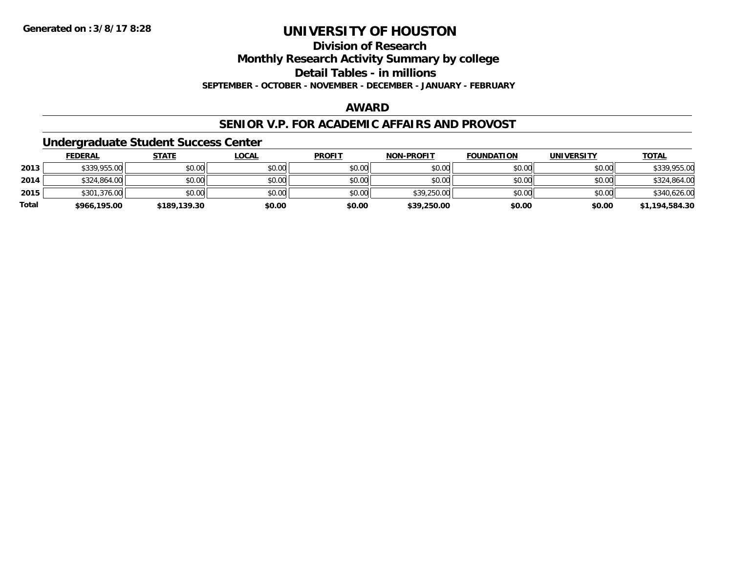**Generated on :3/8/17 8:28**

# UNIVERSITY OF HOUSTON

## Division of Research

## Monthly Research Activity Summary by college

## Detail Tables - in millions

**SEPTEMBER - OCTOBER - NOVEMBER - DECEMBER - JANUARY - FEBRUARY**

## AWARD

## SENIOR V.P. FOR ACADEMIC AFFAIRS AND PROVOST

### Undergraduate Student Success Center

| | FEDERAL | STATE | LOCAL | PROFIT | NON-PROFIT | FOUNDATION | UNIVERSITY | TOTAL |
|---|---|---|---|---|---|---|---|---|
| 2013 | $339,955.00 | $0.00 | $0.00 | $0.00 | $0.00 | $0.00 | $0.00 | $339,955.00 |
| 2014 | $324,864.00 | $0.00 | $0.00 | $0.00 | $0.00 | $0.00 | $0.00 | $324,864.00 |
| 2015 | $301,376.00 | $0.00 | $0.00 | $0.00 | $39,250.00 | $0.00 | $0.00 | $340,626.00 |
| **Total** | **$966,195.00** | **$189,139.30** | **$0.00** | **$0.00** | **$39,250.00** | **$0.00** | **$0.00** | **$1,194,584.30** |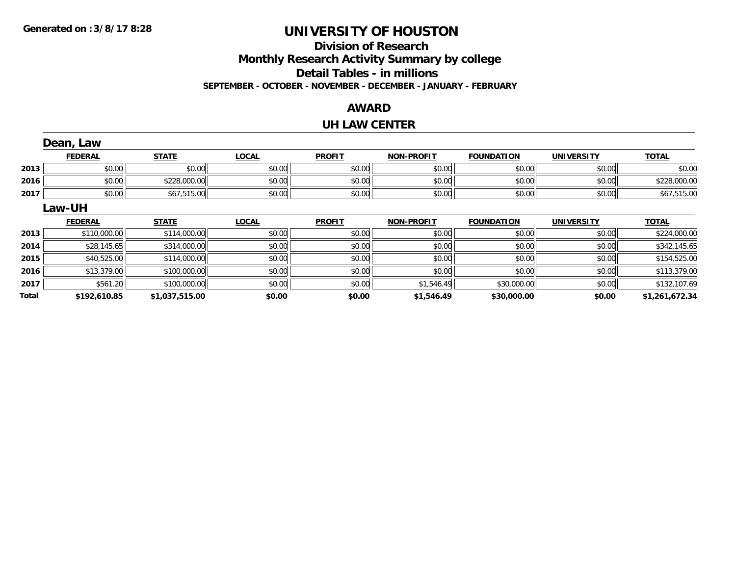Generated on :3/8/17 8:28

# UNIVERSITY OF HOUSTON

## Division of Research

## Monthly Research Activity Summary by college

## Detail Tables - in millions

**SEPTEMBER - OCTOBER - NOVEMBER - DECEMBER - JANUARY - FEBRUARY**

## AWARD

## UH LAW CENTER

### Dean, Law

| | FEDERAL | STATE | LOCAL | PROFIT | NON-PROFIT | FOUNDATION | UNIVERSITY | TOTAL |
|---|---|---|---|---|---|---|---|---|
| 2013 | $0.00 | $0.00 | $0.00 | $0.00 | $0.00 | $0.00 | $0.00 | $0.00 |
| 2016 | $0.00 | $228,000.00 | $0.00 | $0.00 | $0.00 | $0.00 | $0.00 | $228,000.00 |
| 2017 | $0.00 | $67,515.00 | $0.00 | $0.00 | $0.00 | $0.00 | $0.00 | $67,515.00 |

### Law-UH

| | FEDERAL | STATE | LOCAL | PROFIT | NON-PROFIT | FOUNDATION | UNIVERSITY | TOTAL |
|---|---|---|---|---|---|---|---|---|
| 2013 | $110,000.00 | $114,000.00 | $0.00 | $0.00 | $0.00 | $0.00 | $0.00 | $224,000.00 |
| 2014 | $28,145.65 | $314,000.00 | $0.00 | $0.00 | $0.00 | $0.00 | $0.00 | $342,145.65 |
| 2015 | $40,525.00 | $114,000.00 | $0.00 | $0.00 | $0.00 | $0.00 | $0.00 | $154,525.00 |
| 2016 | $13,379.00 | $100,000.00 | $0.00 | $0.00 | $0.00 | $0.00 | $0.00 | $113,379.00 |
| 2017 | $561.20 | $100,000.00 | $0.00 | $0.00 | $1,546.49 | $30,000.00 | $0.00 | $132,107.69 |
| **Total** | **$192,610.85** | **$1,037,515.00** | **$0.00** | **$0.00** | **$1,546.49** | **$30,000.00** | **$0.00** | **$1,261,672.34** |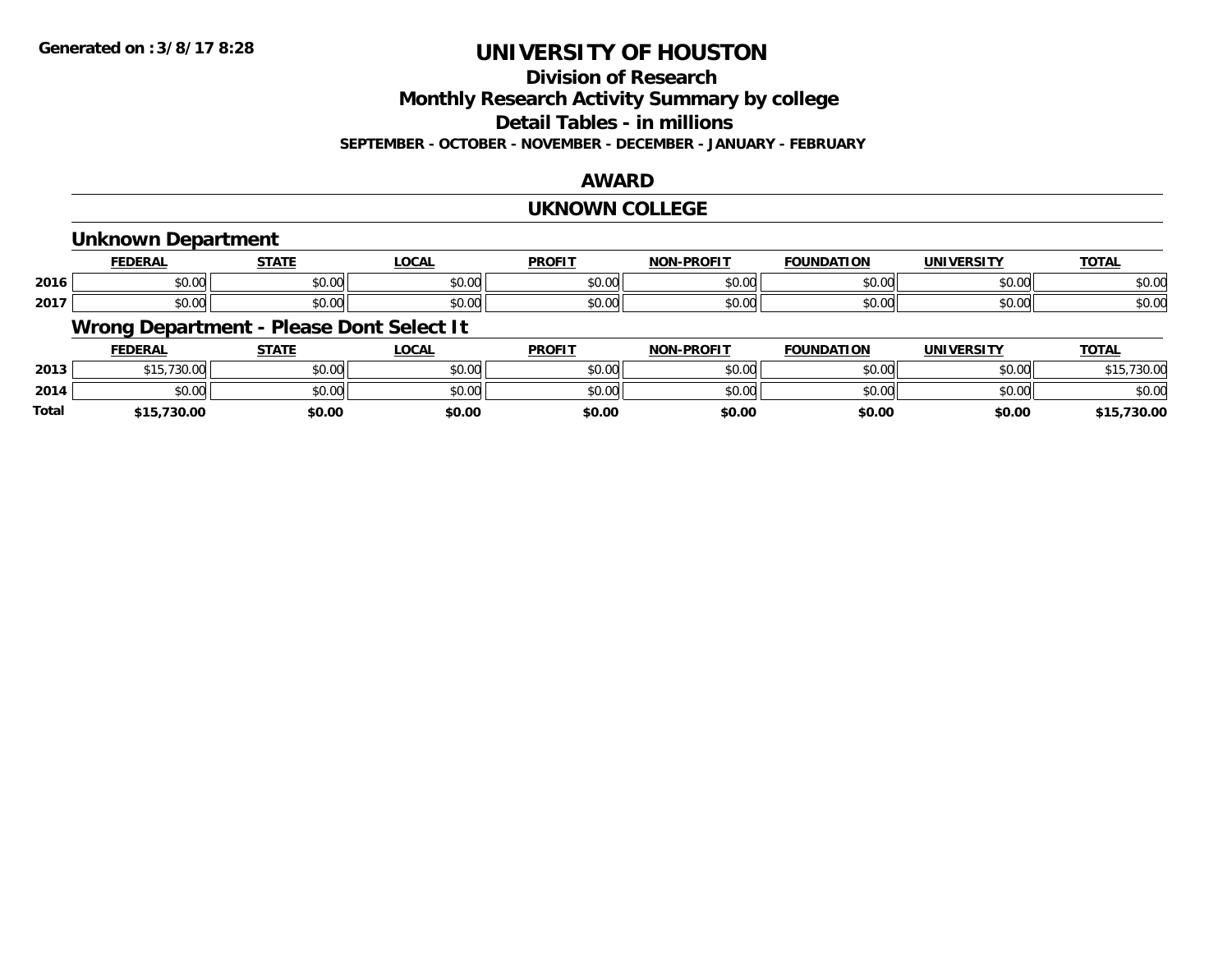# UNIVERSITY OF HOUSTON

## Division of Research

## Monthly Research Activity Summary by college

## Detail Tables - in millions

**SEPTEMBER - OCTOBER - NOVEMBER - DECEMBER - JANUARY - FEBRUARY**

## AWARD

## UKNOWN COLLEGE

### Unknown Department

| | FEDERAL | STATE | LOCAL | PROFIT | NON-PROFIT | FOUNDATION | UNIVERSITY | TOTAL |
|---|---|---|---|---|---|---|---|---|
| 2016 | $0.00 | $0.00 | $0.00 | $0.00 | $0.00 | $0.00 | $0.00 | $0.00 |
| 2017 | $0.00 | $0.00 | $0.00 | $0.00 | $0.00 | $0.00 | $0.00 | $0.00 |

### Wrong Department - Please Dont Select It

| | FEDERAL | STATE | LOCAL | PROFIT | NON-PROFIT | FOUNDATION | UNIVERSITY | TOTAL |
|---|---|---|---|---|---|---|---|---|
| 2013 | $15,730.00 | $0.00 | $0.00 | $0.00 | $0.00 | $0.00 | $0.00 | $15,730.00 |
| 2014 | $0.00 | $0.00 | $0.00 | $0.00 | $0.00 | $0.00 | $0.00 | $0.00 |
| **Total** | **$15,730.00** | **$0.00** | **$0.00** | **$0.00** | **$0.00** | **$0.00** | **$0.00** | **$15,730.00** |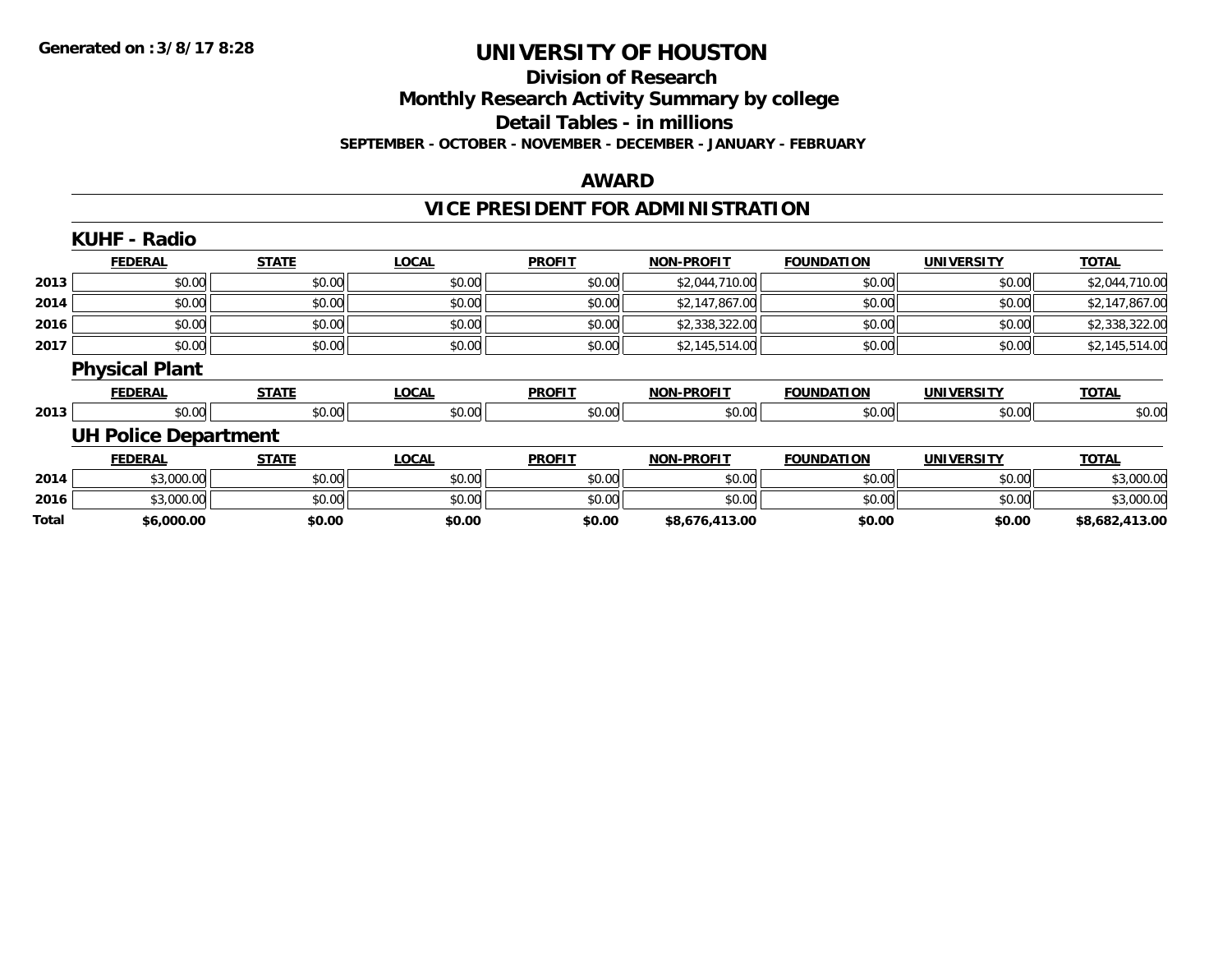**Generated on :3/8/17 8:28**

# UNIVERSITY OF HOUSTON

## Division of Research

## Monthly Research Activity Summary by college

## Detail Tables - in millions

**SEPTEMBER - OCTOBER - NOVEMBER - DECEMBER - JANUARY - FEBRUARY**

### AWARD

### VICE PRESIDENT FOR ADMINISTRATION

#### KUHF - Radio

| | FEDERAL | STATE | LOCAL | PROFIT | NON-PROFIT | FOUNDATION | UNIVERSITY | TOTAL |
|---|---|---|---|---|---|---|---|---|
| 2013 | $0.00 | $0.00 | $0.00 | $0.00 | $2,044,710.00 | $0.00 | $0.00 | $2,044,710.00 |
| 2014 | $0.00 | $0.00 | $0.00 | $0.00 | $2,147,867.00 | $0.00 | $0.00 | $2,147,867.00 |
| 2016 | $0.00 | $0.00 | $0.00 | $0.00 | $2,338,322.00 | $0.00 | $0.00 | $2,338,322.00 |
| 2017 | $0.00 | $0.00 | $0.00 | $0.00 | $2,145,514.00 | $0.00 | $0.00 | $2,145,514.00 |

#### Physical Plant

| | FEDERAL | STATE | LOCAL | PROFIT | NON-PROFIT | FOUNDATION | UNIVERSITY | TOTAL |
|---|---|---|---|---|---|---|---|---|
| 2013 | $0.00 | $0.00 | $0.00 | $0.00 | $0.00 | $0.00 | $0.00 | $0.00 |

#### UH Police Department

| | FEDERAL | STATE | LOCAL | PROFIT | NON-PROFIT | FOUNDATION | UNIVERSITY | TOTAL |
|---|---|---|---|---|---|---|---|---|
| 2014 | $3,000.00 | $0.00 | $0.00 | $0.00 | $0.00 | $0.00 | $0.00 | $3,000.00 |
| 2016 | $3,000.00 | $0.00 | $0.00 | $0.00 | $0.00 | $0.00 | $0.00 | $3,000.00 |
| **Total** | **$6,000.00** | **$0.00** | **$0.00** | **$0.00** | **$8,676,413.00** | **$0.00** | **$0.00** | **$8,682,413.00** |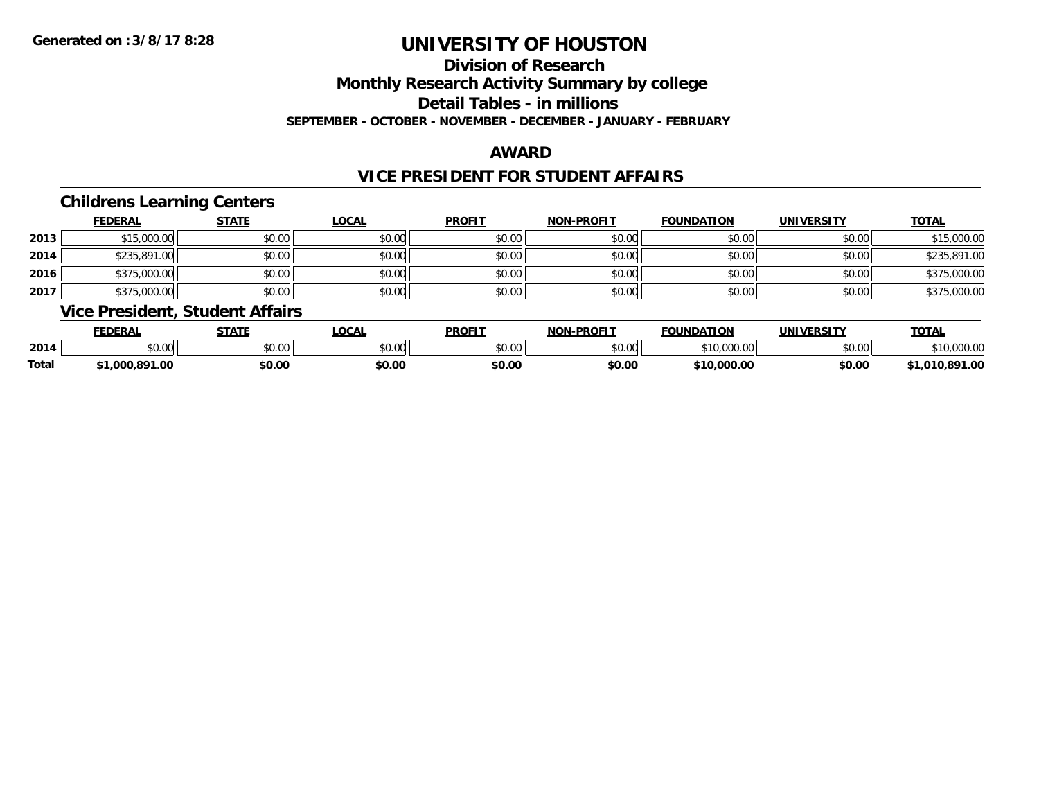**Generated on :3/8/17 8:28**

# UNIVERSITY OF HOUSTON

## Division of Research

## Monthly Research Activity Summary by college

## Detail Tables - in millions

**SEPTEMBER - OCTOBER - NOVEMBER - DECEMBER - JANUARY - FEBRUARY**

### AWARD

### VICE PRESIDENT FOR STUDENT AFFAIRS

#### Childrens Learning Centers

| | FEDERAL | STATE | LOCAL | PROFIT | NON-PROFIT | FOUNDATION | UNIVERSITY | TOTAL |
|---|---|---|---|---|---|---|---|---|
| 2013 | $15,000.00 | $0.00 | $0.00 | $0.00 | $0.00 | $0.00 | $0.00 | $15,000.00 |
| 2014 | $235,891.00 | $0.00 | $0.00 | $0.00 | $0.00 | $0.00 | $0.00 | $235,891.00 |
| 2016 | $375,000.00 | $0.00 | $0.00 | $0.00 | $0.00 | $0.00 | $0.00 | $375,000.00 |
| 2017 | $375,000.00 | $0.00 | $0.00 | $0.00 | $0.00 | $0.00 | $0.00 | $375,000.00 |

#### Vice President, Student Affairs

| | FEDERAL | STATE | LOCAL | PROFIT | NON-PROFIT | FOUNDATION | UNIVERSITY | TOTAL |
|---|---|---|---|---|---|---|---|---|
| 2014 | $0.00 | $0.00 | $0.00 | $0.00 | $0.00 | $10,000.00 | $0.00 | $10,000.00 |
| **Total** | **$1,000,891.00** | **$0.00** | **$0.00** | **$0.00** | **$0.00** | **$10,000.00** | **$0.00** | **$1,010,891.00** |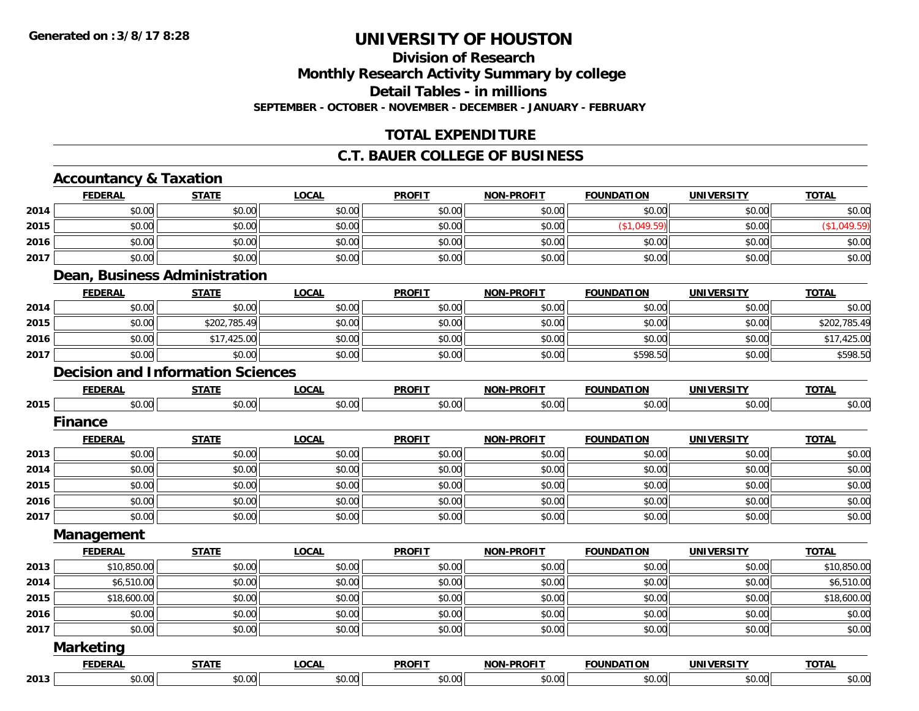**Generated on :3/8/17 8:28**

# UNIVERSITY OF HOUSTON

## Division of Research

## Monthly Research Activity Summary by college

## Detail Tables - in millions

**SEPTEMBER - OCTOBER - NOVEMBER - DECEMBER - JANUARY - FEBRUARY**

## TOTAL EXPENDITURE

## C.T. BAUER COLLEGE OF BUSINESS

### Accountancy & Taxation

| | FEDERAL | STATE | LOCAL | PROFIT | NON-PROFIT | FOUNDATION | UNIVERSITY | TOTAL |
|---|---|---|---|---|---|---|---|---|
| 2014 | $0.00 | $0.00 | $0.00 | $0.00 | $0.00 | $0.00 | $0.00 | $0.00 |
| 2015 | $0.00 | $0.00 | $0.00 | $0.00 | $0.00 | ($1,049.59) | $0.00 | ($1,049.59) |
| 2016 | $0.00 | $0.00 | $0.00 | $0.00 | $0.00 | $0.00 | $0.00 | $0.00 |
| 2017 | $0.00 | $0.00 | $0.00 | $0.00 | $0.00 | $0.00 | $0.00 | $0.00 |

### Dean, Business Administration

| | FEDERAL | STATE | LOCAL | PROFIT | NON-PROFIT | FOUNDATION | UNIVERSITY | TOTAL |
|---|---|---|---|---|---|---|---|---|
| 2014 | $0.00 | $0.00 | $0.00 | $0.00 | $0.00 | $0.00 | $0.00 | $0.00 |
| 2015 | $0.00 | $202,785.49 | $0.00 | $0.00 | $0.00 | $0.00 | $0.00 | $202,785.49 |
| 2016 | $0.00 | $17,425.00 | $0.00 | $0.00 | $0.00 | $0.00 | $0.00 | $17,425.00 |
| 2017 | $0.00 | $0.00 | $0.00 | $0.00 | $0.00 | $598.50 | $0.00 | $598.50 |

### Decision and Information Sciences

| | FEDERAL | STATE | LOCAL | PROFIT | NON-PROFIT | FOUNDATION | UNIVERSITY | TOTAL |
|---|---|---|---|---|---|---|---|---|
| 2015 | $0.00 | $0.00 | $0.00 | $0.00 | $0.00 | $0.00 | $0.00 | $0.00 |

### Finance

| | FEDERAL | STATE | LOCAL | PROFIT | NON-PROFIT | FOUNDATION | UNIVERSITY | TOTAL |
|---|---|---|---|---|---|---|---|---|
| 2013 | $0.00 | $0.00 | $0.00 | $0.00 | $0.00 | $0.00 | $0.00 | $0.00 |
| 2014 | $0.00 | $0.00 | $0.00 | $0.00 | $0.00 | $0.00 | $0.00 | $0.00 |
| 2015 | $0.00 | $0.00 | $0.00 | $0.00 | $0.00 | $0.00 | $0.00 | $0.00 |
| 2016 | $0.00 | $0.00 | $0.00 | $0.00 | $0.00 | $0.00 | $0.00 | $0.00 |
| 2017 | $0.00 | $0.00 | $0.00 | $0.00 | $0.00 | $0.00 | $0.00 | $0.00 |

### Management

| | FEDERAL | STATE | LOCAL | PROFIT | NON-PROFIT | FOUNDATION | UNIVERSITY | TOTAL |
|---|---|---|---|---|---|---|---|---|
| 2013 | $10,850.00 | $0.00 | $0.00 | $0.00 | $0.00 | $0.00 | $0.00 | $10,850.00 |
| 2014 | $6,510.00 | $0.00 | $0.00 | $0.00 | $0.00 | $0.00 | $0.00 | $6,510.00 |
| 2015 | $18,600.00 | $0.00 | $0.00 | $0.00 | $0.00 | $0.00 | $0.00 | $18,600.00 |
| 2016 | $0.00 | $0.00 | $0.00 | $0.00 | $0.00 | $0.00 | $0.00 | $0.00 |
| 2017 | $0.00 | $0.00 | $0.00 | $0.00 | $0.00 | $0.00 | $0.00 | $0.00 |

### Marketing

| | FEDERAL | STATE | LOCAL | PROFIT | NON-PROFIT | FOUNDATION | UNIVERSITY | TOTAL |
|---|---|---|---|---|---|---|---|---|
| 2013 | $0.00 | $0.00 | $0.00 | $0.00 | $0.00 | $0.00 | $0.00 | $0.00 |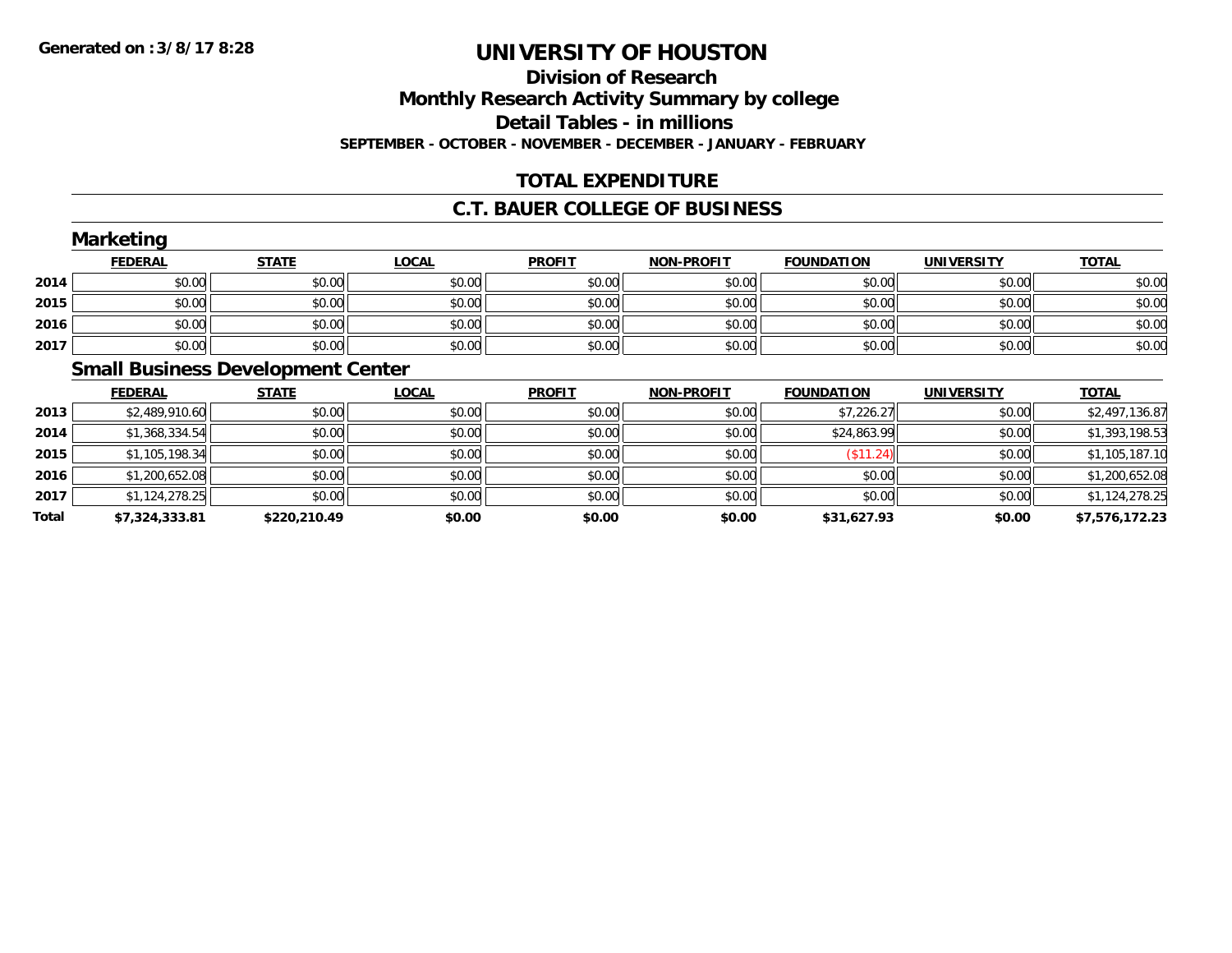"Generated on :3/8/17 8:28" is a generation timestamp; I'll omit it as header metadata? It appears on each page likely — running header. Omit.

# UNIVERSITY OF HOUSTON

## Division of Research

## Monthly Research Activity Summary by college

## Detail Tables - in millions

**SEPTEMBER - OCTOBER - NOVEMBER - DECEMBER - JANUARY - FEBRUARY**

## TOTAL EXPENDITURE

## C.T. BAUER COLLEGE OF BUSINESS

### Marketing

| | FEDERAL | STATE | LOCAL | PROFIT | NON-PROFIT | FOUNDATION | UNIVERSITY | TOTAL |
|---|---|---|---|---|---|---|---|---|
| 2014 | $0.00 | $0.00 | $0.00 | $0.00 | $0.00 | $0.00 | $0.00 | $0.00 |
| 2015 | $0.00 | $0.00 | $0.00 | $0.00 | $0.00 | $0.00 | $0.00 | $0.00 |
| 2016 | $0.00 | $0.00 | $0.00 | $0.00 | $0.00 | $0.00 | $0.00 | $0.00 |
| 2017 | $0.00 | $0.00 | $0.00 | $0.00 | $0.00 | $0.00 | $0.00 | $0.00 |

### Small Business Development Center

| | FEDERAL | STATE | LOCAL | PROFIT | NON-PROFIT | FOUNDATION | UNIVERSITY | TOTAL |
|---|---|---|---|---|---|---|---|---|
| 2013 | $2,489,910.60 | $0.00 | $0.00 | $0.00 | $0.00 | $7,226.27 | $0.00 | $2,497,136.87 |
| 2014 | $1,368,334.54 | $0.00 | $0.00 | $0.00 | $0.00 | $24,863.99 | $0.00 | $1,393,198.53 |
| 2015 | $1,105,198.34 | $0.00 | $0.00 | $0.00 | $0.00 | ($11.24) | $0.00 | $1,105,187.10 |
| 2016 | $1,200,652.08 | $0.00 | $0.00 | $0.00 | $0.00 | $0.00 | $0.00 | $1,200,652.08 |
| 2017 | $1,124,278.25 | $0.00 | $0.00 | $0.00 | $0.00 | $0.00 | $0.00 | $1,124,278.25 |
| **Total** | **$7,324,333.81** | **$220,210.49** | **$0.00** | **$0.00** | **$0.00** | **$31,627.93** | **$0.00** | **$7,576,172.23** |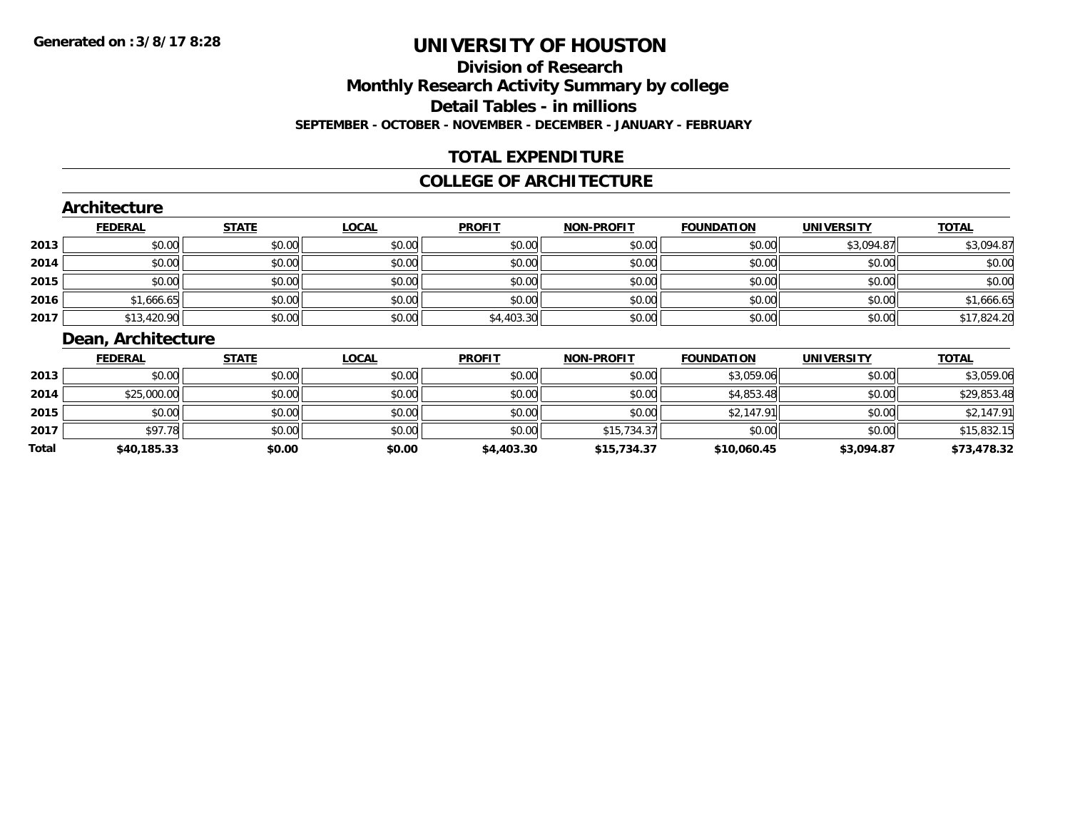**Generated on :3/8/17 8:28**

# UNIVERSITY OF HOUSTON

## Division of Research
## Monthly Research Activity Summary by college
## Detail Tables - in millions
### SEPTEMBER - OCTOBER - NOVEMBER - DECEMBER - JANUARY - FEBRUARY

## TOTAL EXPENDITURE

## COLLEGE OF ARCHITECTURE

### Architecture

| | FEDERAL | STATE | LOCAL | PROFIT | NON-PROFIT | FOUNDATION | UNIVERSITY | TOTAL |
|---|---|---|---|---|---|---|---|---|
| 2013 | $0.00 | $0.00 | $0.00 | $0.00 | $0.00 | $0.00 | $3,094.87 | $3,094.87 |
| 2014 | $0.00 | $0.00 | $0.00 | $0.00 | $0.00 | $0.00 | $0.00 | $0.00 |
| 2015 | $0.00 | $0.00 | $0.00 | $0.00 | $0.00 | $0.00 | $0.00 | $0.00 |
| 2016 | $1,666.65 | $0.00 | $0.00 | $0.00 | $0.00 | $0.00 | $0.00 | $1,666.65 |
| 2017 | $13,420.90 | $0.00 | $0.00 | $4,403.30 | $0.00 | $0.00 | $0.00 | $17,824.20 |

### Dean, Architecture

| | FEDERAL | STATE | LOCAL | PROFIT | NON-PROFIT | FOUNDATION | UNIVERSITY | TOTAL |
|---|---|---|---|---|---|---|---|---|
| 2013 | $0.00 | $0.00 | $0.00 | $0.00 | $0.00 | $3,059.06 | $0.00 | $3,059.06 |
| 2014 | $25,000.00 | $0.00 | $0.00 | $0.00 | $0.00 | $4,853.48 | $0.00 | $29,853.48 |
| 2015 | $0.00 | $0.00 | $0.00 | $0.00 | $0.00 | $2,147.91 | $0.00 | $2,147.91 |
| 2017 | $97.78 | $0.00 | $0.00 | $0.00 | $15,734.37 | $0.00 | $0.00 | $15,832.15 |
| **Total** | **$40,185.33** | **$0.00** | **$0.00** | **$4,403.30** | **$15,734.37** | **$10,060.45** | **$3,094.87** | **$73,478.32** |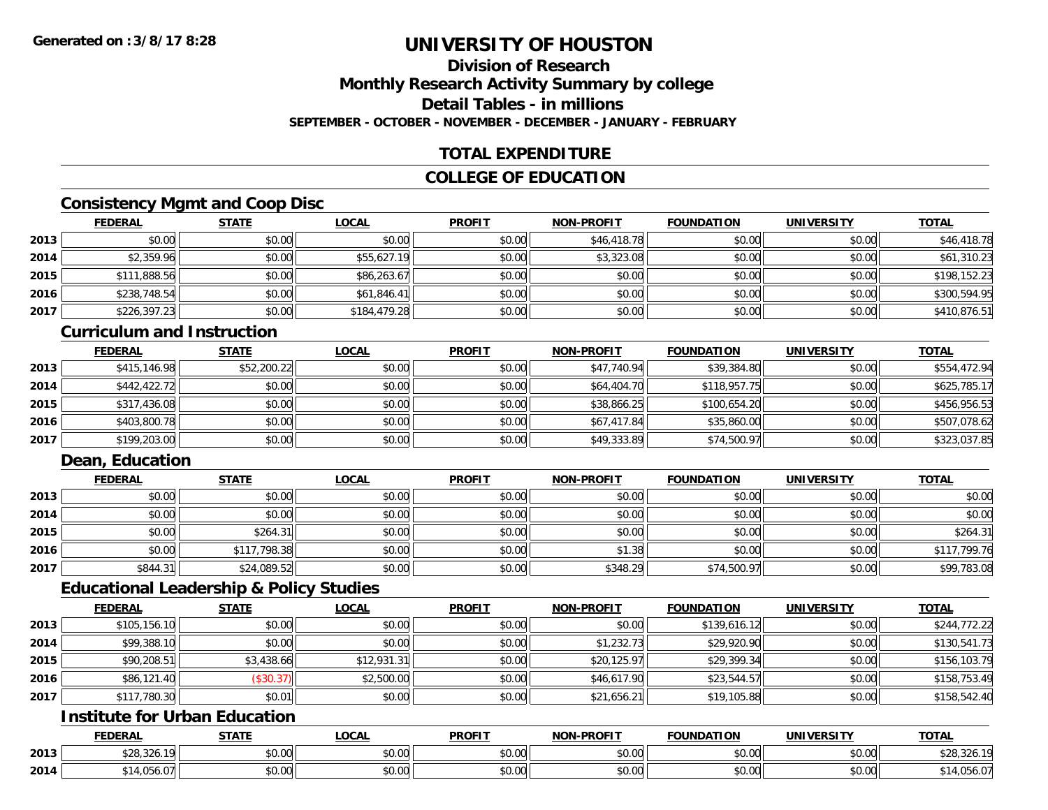# UNIVERSITY OF HOUSTON

## Division of Research
## Monthly Research Activity Summary by college
## Detail Tables - in millions
### SEPTEMBER - OCTOBER - NOVEMBER - DECEMBER - JANUARY - FEBRUARY

## TOTAL EXPENDITURE

## COLLEGE OF EDUCATION

### Consistency Mgmt and Coop Disc

| | FEDERAL | STATE | LOCAL | PROFIT | NON-PROFIT | FOUNDATION | UNIVERSITY | TOTAL |
|---|---|---|---|---|---|---|---|---|
| 2013 | $0.00 | $0.00 | $0.00 | $0.00 | $46,418.78 | $0.00 | $0.00 | $46,418.78 |
| 2014 | $2,359.96 | $0.00 | $55,627.19 | $0.00 | $3,323.08 | $0.00 | $0.00 | $61,310.23 |
| 2015 | $111,888.56 | $0.00 | $86,263.67 | $0.00 | $0.00 | $0.00 | $0.00 | $198,152.23 |
| 2016 | $238,748.54 | $0.00 | $61,846.41 | $0.00 | $0.00 | $0.00 | $0.00 | $300,594.95 |
| 2017 | $226,397.23 | $0.00 | $184,479.28 | $0.00 | $0.00 | $0.00 | $0.00 | $410,876.51 |

### Curriculum and Instruction

| | FEDERAL | STATE | LOCAL | PROFIT | NON-PROFIT | FOUNDATION | UNIVERSITY | TOTAL |
|---|---|---|---|---|---|---|---|---|
| 2013 | $415,146.98 | $52,200.22 | $0.00 | $0.00 | $47,740.94 | $39,384.80 | $0.00 | $554,472.94 |
| 2014 | $442,422.72 | $0.00 | $0.00 | $0.00 | $64,404.70 | $118,957.75 | $0.00 | $625,785.17 |
| 2015 | $317,436.08 | $0.00 | $0.00 | $0.00 | $38,866.25 | $100,654.20 | $0.00 | $456,956.53 |
| 2016 | $403,800.78 | $0.00 | $0.00 | $0.00 | $67,417.84 | $35,860.00 | $0.00 | $507,078.62 |
| 2017 | $199,203.00 | $0.00 | $0.00 | $0.00 | $49,333.89 | $74,500.97 | $0.00 | $323,037.85 |

### Dean, Education

| | FEDERAL | STATE | LOCAL | PROFIT | NON-PROFIT | FOUNDATION | UNIVERSITY | TOTAL |
|---|---|---|---|---|---|---|---|---|
| 2013 | $0.00 | $0.00 | $0.00 | $0.00 | $0.00 | $0.00 | $0.00 | $0.00 |
| 2014 | $0.00 | $0.00 | $0.00 | $0.00 | $0.00 | $0.00 | $0.00 | $0.00 |
| 2015 | $0.00 | $264.31 | $0.00 | $0.00 | $0.00 | $0.00 | $0.00 | $264.31 |
| 2016 | $0.00 | $117,798.38 | $0.00 | $0.00 | $1.38 | $0.00 | $0.00 | $117,799.76 |
| 2017 | $844.31 | $24,089.52 | $0.00 | $0.00 | $348.29 | $74,500.97 | $0.00 | $99,783.08 |

### Educational Leadership & Policy Studies

| | FEDERAL | STATE | LOCAL | PROFIT | NON-PROFIT | FOUNDATION | UNIVERSITY | TOTAL |
|---|---|---|---|---|---|---|---|---|
| 2013 | $105,156.10 | $0.00 | $0.00 | $0.00 | $0.00 | $139,616.12 | $0.00 | $244,772.22 |
| 2014 | $99,388.10 | $0.00 | $0.00 | $0.00 | $1,232.73 | $29,920.90 | $0.00 | $130,541.73 |
| 2015 | $90,208.51 | $3,438.66 | $12,931.31 | $0.00 | $20,125.97 | $29,399.34 | $0.00 | $156,103.79 |
| 2016 | $86,121.40 | ($30.37) | $2,500.00 | $0.00 | $46,617.90 | $23,544.57 | $0.00 | $158,753.49 |
| 2017 | $117,780.30 | $0.01 | $0.00 | $0.00 | $21,656.21 | $19,105.88 | $0.00 | $158,542.40 |

### Institute for Urban Education

| | FEDERAL | STATE | LOCAL | PROFIT | NON-PROFIT | FOUNDATION | UNIVERSITY | TOTAL |
|---|---|---|---|---|---|---|---|---|
| 2013 | $28,326.19 | $0.00 | $0.00 | $0.00 | $0.00 | $0.00 | $0.00 | $28,326.19 |
| 2014 | $14,056.07 | $0.00 | $0.00 | $0.00 | $0.00 | $0.00 | $0.00 | $14,056.07 |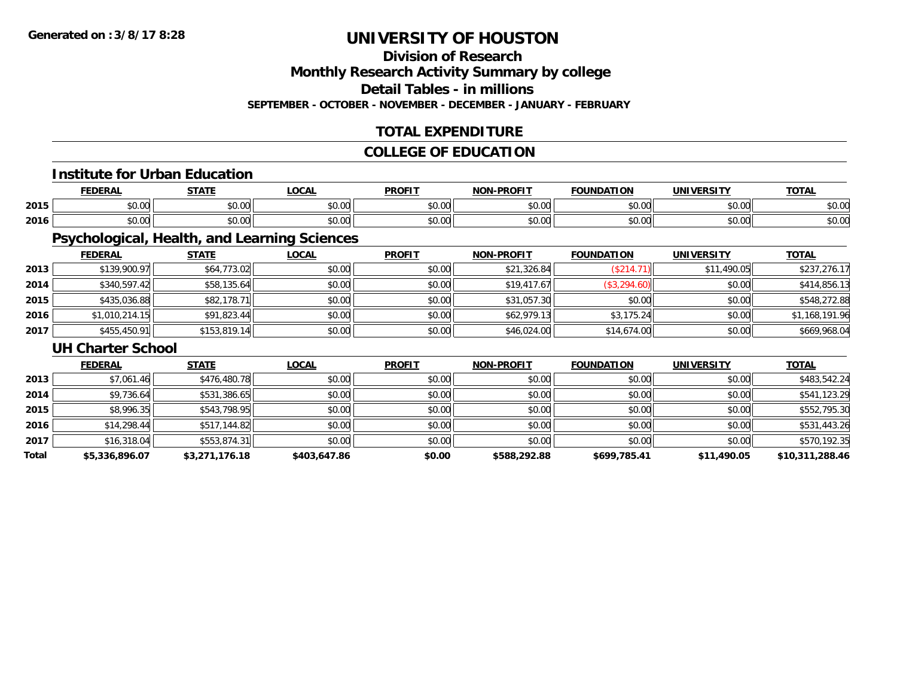**Generated on :3/8/17 8:28**

# UNIVERSITY OF HOUSTON

## Division of Research

## Monthly Research Activity Summary by college

## Detail Tables - in millions

**SEPTEMBER - OCTOBER - NOVEMBER - DECEMBER - JANUARY - FEBRUARY**

## TOTAL EXPENDITURE

## COLLEGE OF EDUCATION

### Institute for Urban Education

| | FEDERAL | STATE | LOCAL | PROFIT | NON-PROFIT | FOUNDATION | UNIVERSITY | TOTAL |
|---|---|---|---|---|---|---|---|---|
| 2015 | $0.00 | $0.00 | $0.00 | $0.00 | $0.00 | $0.00 | $0.00 | $0.00 |
| 2016 | $0.00 | $0.00 | $0.00 | $0.00 | $0.00 | $0.00 | $0.00 | $0.00 |

### Psychological, Health, and Learning Sciences

| | FEDERAL | STATE | LOCAL | PROFIT | NON-PROFIT | FOUNDATION | UNIVERSITY | TOTAL |
|---|---|---|---|---|---|---|---|---|
| 2013 | $139,900.97 | $64,773.02 | $0.00 | $0.00 | $21,326.84 | ($214.71) | $11,490.05 | $237,276.17 |
| 2014 | $340,597.42 | $58,135.64 | $0.00 | $0.00 | $19,417.67 | ($3,294.60) | $0.00 | $414,856.13 |
| 2015 | $435,036.88 | $82,178.71 | $0.00 | $0.00 | $31,057.30 | $0.00 | $0.00 | $548,272.88 |
| 2016 | $1,010,214.15 | $91,823.44 | $0.00 | $0.00 | $62,979.13 | $3,175.24 | $0.00 | $1,168,191.96 |
| 2017 | $455,450.91 | $153,819.14 | $0.00 | $0.00 | $46,024.00 | $14,674.00 | $0.00 | $669,968.04 |

### UH Charter School

| | FEDERAL | STATE | LOCAL | PROFIT | NON-PROFIT | FOUNDATION | UNIVERSITY | TOTAL |
|---|---|---|---|---|---|---|---|---|
| 2013 | $7,061.46 | $476,480.78 | $0.00 | $0.00 | $0.00 | $0.00 | $0.00 | $483,542.24 |
| 2014 | $9,736.64 | $531,386.65 | $0.00 | $0.00 | $0.00 | $0.00 | $0.00 | $541,123.29 |
| 2015 | $8,996.35 | $543,798.95 | $0.00 | $0.00 | $0.00 | $0.00 | $0.00 | $552,795.30 |
| 2016 | $14,298.44 | $517,144.82 | $0.00 | $0.00 | $0.00 | $0.00 | $0.00 | $531,443.26 |
| 2017 | $16,318.04 | $553,874.31 | $0.00 | $0.00 | $0.00 | $0.00 | $0.00 | $570,192.35 |
| **Total** | **$5,336,896.07** | **$3,271,176.18** | **$403,647.86** | **$0.00** | **$588,292.88** | **$699,785.41** | **$11,490.05** | **$10,311,288.46** |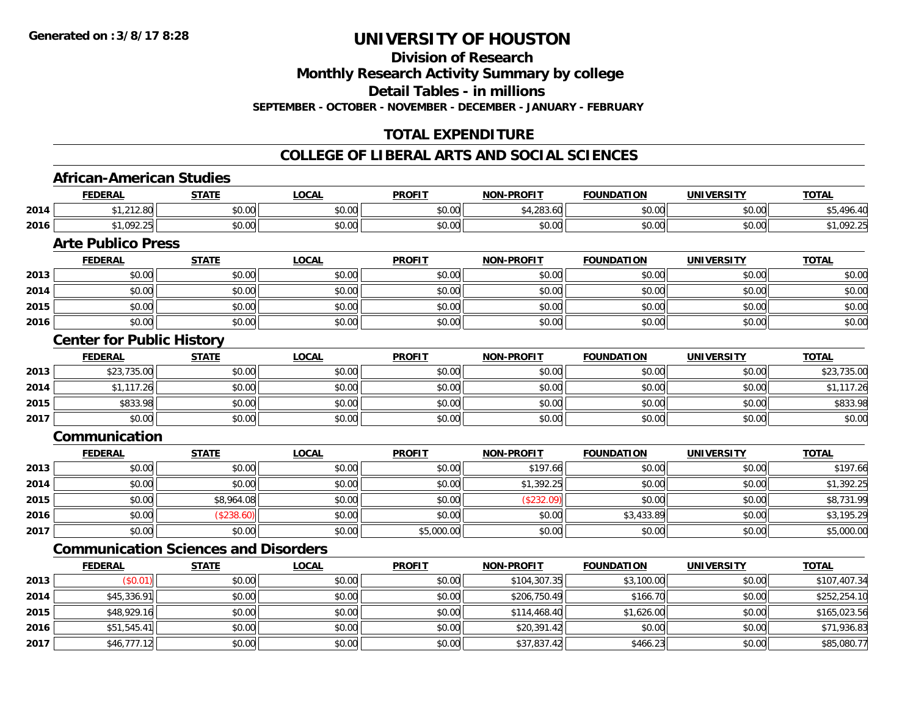# UNIVERSITY OF HOUSTON

## Division of Research

## Monthly Research Activity Summary by college

## Detail Tables - in millions

**SEPTEMBER - OCTOBER - NOVEMBER - DECEMBER - JANUARY - FEBRUARY**

## TOTAL EXPENDITURE

## COLLEGE OF LIBERAL ARTS AND SOCIAL SCIENCES

### African-American Studies

| | FEDERAL | STATE | LOCAL | PROFIT | NON-PROFIT | FOUNDATION | UNIVERSITY | TOTAL |
|---|---|---|---|---|---|---|---|---|
| 2014 | $1,212.80 | $0.00 | $0.00 | $0.00 | $4,283.60 | $0.00 | $0.00 | $5,496.40 |
| 2016 | $1,092.25 | $0.00 | $0.00 | $0.00 | $0.00 | $0.00 | $0.00 | $1,092.25 |

### Arte Publico Press

| | FEDERAL | STATE | LOCAL | PROFIT | NON-PROFIT | FOUNDATION | UNIVERSITY | TOTAL |
|---|---|---|---|---|---|---|---|---|
| 2013 | $0.00 | $0.00 | $0.00 | $0.00 | $0.00 | $0.00 | $0.00 | $0.00 |
| 2014 | $0.00 | $0.00 | $0.00 | $0.00 | $0.00 | $0.00 | $0.00 | $0.00 |
| 2015 | $0.00 | $0.00 | $0.00 | $0.00 | $0.00 | $0.00 | $0.00 | $0.00 |
| 2016 | $0.00 | $0.00 | $0.00 | $0.00 | $0.00 | $0.00 | $0.00 | $0.00 |

### Center for Public History

| | FEDERAL | STATE | LOCAL | PROFIT | NON-PROFIT | FOUNDATION | UNIVERSITY | TOTAL |
|---|---|---|---|---|---|---|---|---|
| 2013 | $23,735.00 | $0.00 | $0.00 | $0.00 | $0.00 | $0.00 | $0.00 | $23,735.00 |
| 2014 | $1,117.26 | $0.00 | $0.00 | $0.00 | $0.00 | $0.00 | $0.00 | $1,117.26 |
| 2015 | $833.98 | $0.00 | $0.00 | $0.00 | $0.00 | $0.00 | $0.00 | $833.98 |
| 2017 | $0.00 | $0.00 | $0.00 | $0.00 | $0.00 | $0.00 | $0.00 | $0.00 |

### Communication

| | FEDERAL | STATE | LOCAL | PROFIT | NON-PROFIT | FOUNDATION | UNIVERSITY | TOTAL |
|---|---|---|---|---|---|---|---|---|
| 2013 | $0.00 | $0.00 | $0.00 | $0.00 | $197.66 | $0.00 | $0.00 | $197.66 |
| 2014 | $0.00 | $0.00 | $0.00 | $0.00 | $1,392.25 | $0.00 | $0.00 | $1,392.25 |
| 2015 | $0.00 | $8,964.08 | $0.00 | $0.00 | ($232.09) | $0.00 | $0.00 | $8,731.99 |
| 2016 | $0.00 | ($238.60) | $0.00 | $0.00 | $0.00 | $3,433.89 | $0.00 | $3,195.29 |
| 2017 | $0.00 | $0.00 | $0.00 | $5,000.00 | $0.00 | $0.00 | $0.00 | $5,000.00 |

### Communication Sciences and Disorders

| | FEDERAL | STATE | LOCAL | PROFIT | NON-PROFIT | FOUNDATION | UNIVERSITY | TOTAL |
|---|---|---|---|---|---|---|---|---|
| 2013 | ($0.01) | $0.00 | $0.00 | $0.00 | $104,307.35 | $3,100.00 | $0.00 | $107,407.34 |
| 2014 | $45,336.91 | $0.00 | $0.00 | $0.00 | $206,750.49 | $166.70 | $0.00 | $252,254.10 |
| 2015 | $48,929.16 | $0.00 | $0.00 | $0.00 | $114,468.40 | $1,626.00 | $0.00 | $165,023.56 |
| 2016 | $51,545.41 | $0.00 | $0.00 | $0.00 | $20,391.42 | $0.00 | $0.00 | $71,936.83 |
| 2017 | $46,777.12 | $0.00 | $0.00 | $0.00 | $37,837.42 | $466.23 | $0.00 | $85,080.77 |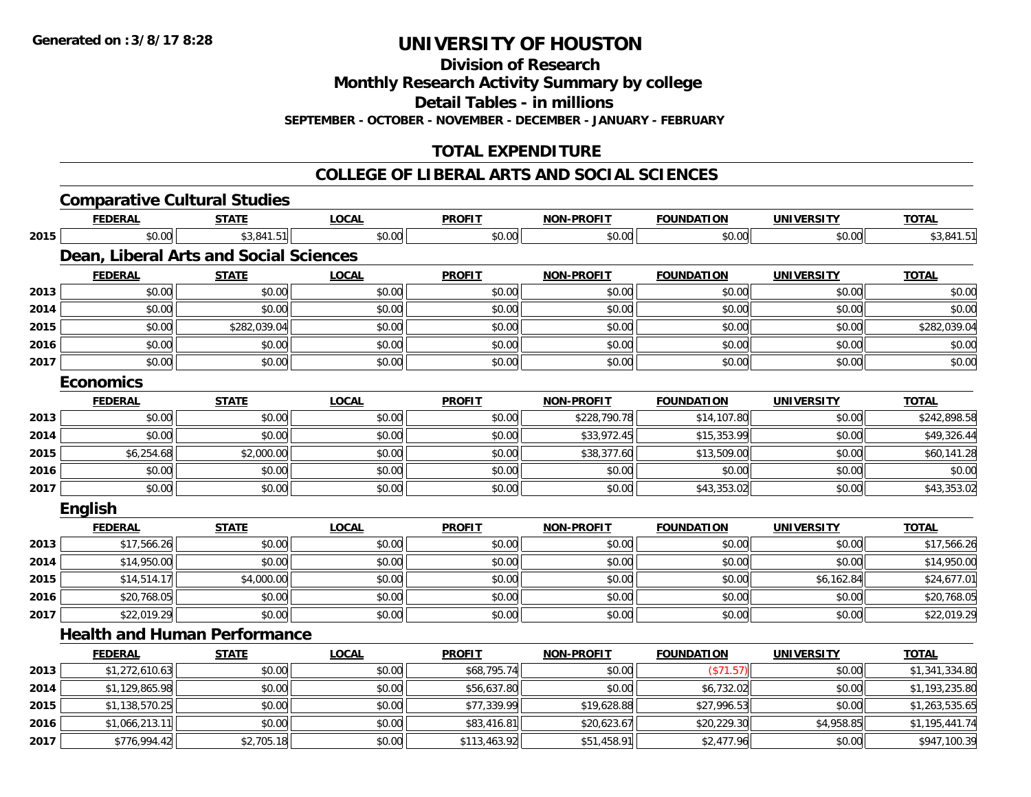**Generated on :3/8/17 8:28**

# UNIVERSITY OF HOUSTON

## Division of Research
## Monthly Research Activity Summary by college
## Detail Tables - in millions
**SEPTEMBER - OCTOBER - NOVEMBER - DECEMBER - JANUARY - FEBRUARY**

## TOTAL EXPENDITURE

## COLLEGE OF LIBERAL ARTS AND SOCIAL SCIENCES

### Comparative Cultural Studies

| | FEDERAL | STATE | LOCAL | PROFIT | NON-PROFIT | FOUNDATION | UNIVERSITY | TOTAL |
|---|---|---|---|---|---|---|---|---|
| 2015 | $0.00 | $3,841.51 | $0.00 | $0.00 | $0.00 | $0.00 | $0.00 | $3,841.51 |

### Dean, Liberal Arts and Social Sciences

| | FEDERAL | STATE | LOCAL | PROFIT | NON-PROFIT | FOUNDATION | UNIVERSITY | TOTAL |
|---|---|---|---|---|---|---|---|---|
| 2013 | $0.00 | $0.00 | $0.00 | $0.00 | $0.00 | $0.00 | $0.00 | $0.00 |
| 2014 | $0.00 | $0.00 | $0.00 | $0.00 | $0.00 | $0.00 | $0.00 | $0.00 |
| 2015 | $0.00 | $282,039.04 | $0.00 | $0.00 | $0.00 | $0.00 | $0.00 | $282,039.04 |
| 2016 | $0.00 | $0.00 | $0.00 | $0.00 | $0.00 | $0.00 | $0.00 | $0.00 |
| 2017 | $0.00 | $0.00 | $0.00 | $0.00 | $0.00 | $0.00 | $0.00 | $0.00 |

### Economics

| | FEDERAL | STATE | LOCAL | PROFIT | NON-PROFIT | FOUNDATION | UNIVERSITY | TOTAL |
|---|---|---|---|---|---|---|---|---|
| 2013 | $0.00 | $0.00 | $0.00 | $0.00 | $228,790.78 | $14,107.80 | $0.00 | $242,898.58 |
| 2014 | $0.00 | $0.00 | $0.00 | $0.00 | $33,972.45 | $15,353.99 | $0.00 | $49,326.44 |
| 2015 | $6,254.68 | $2,000.00 | $0.00 | $0.00 | $38,377.60 | $13,509.00 | $0.00 | $60,141.28 |
| 2016 | $0.00 | $0.00 | $0.00 | $0.00 | $0.00 | $0.00 | $0.00 | $0.00 |
| 2017 | $0.00 | $0.00 | $0.00 | $0.00 | $0.00 | $43,353.02 | $0.00 | $43,353.02 |

### English

| | FEDERAL | STATE | LOCAL | PROFIT | NON-PROFIT | FOUNDATION | UNIVERSITY | TOTAL |
|---|---|---|---|---|---|---|---|---|
| 2013 | $17,566.26 | $0.00 | $0.00 | $0.00 | $0.00 | $0.00 | $0.00 | $17,566.26 |
| 2014 | $14,950.00 | $0.00 | $0.00 | $0.00 | $0.00 | $0.00 | $0.00 | $14,950.00 |
| 2015 | $14,514.17 | $4,000.00 | $0.00 | $0.00 | $0.00 | $0.00 | $6,162.84 | $24,677.01 |
| 2016 | $20,768.05 | $0.00 | $0.00 | $0.00 | $0.00 | $0.00 | $0.00 | $20,768.05 |
| 2017 | $22,019.29 | $0.00 | $0.00 | $0.00 | $0.00 | $0.00 | $0.00 | $22,019.29 |

### Health and Human Performance

| | FEDERAL | STATE | LOCAL | PROFIT | NON-PROFIT | FOUNDATION | UNIVERSITY | TOTAL |
|---|---|---|---|---|---|---|---|---|
| 2013 | $1,272,610.63 | $0.00 | $0.00 | $68,795.74 | $0.00 | ($71.57) | $0.00 | $1,341,334.80 |
| 2014 | $1,129,865.98 | $0.00 | $0.00 | $56,637.80 | $0.00 | $6,732.02 | $0.00 | $1,193,235.80 |
| 2015 | $1,138,570.25 | $0.00 | $0.00 | $77,339.99 | $19,628.88 | $27,996.53 | $0.00 | $1,263,535.65 |
| 2016 | $1,066,213.11 | $0.00 | $0.00 | $83,416.81 | $20,623.67 | $20,229.30 | $4,958.85 | $1,195,441.74 |
| 2017 | $776,994.42 | $2,705.18 | $0.00 | $113,463.92 | $51,458.91 | $2,477.96 | $0.00 | $947,100.39 |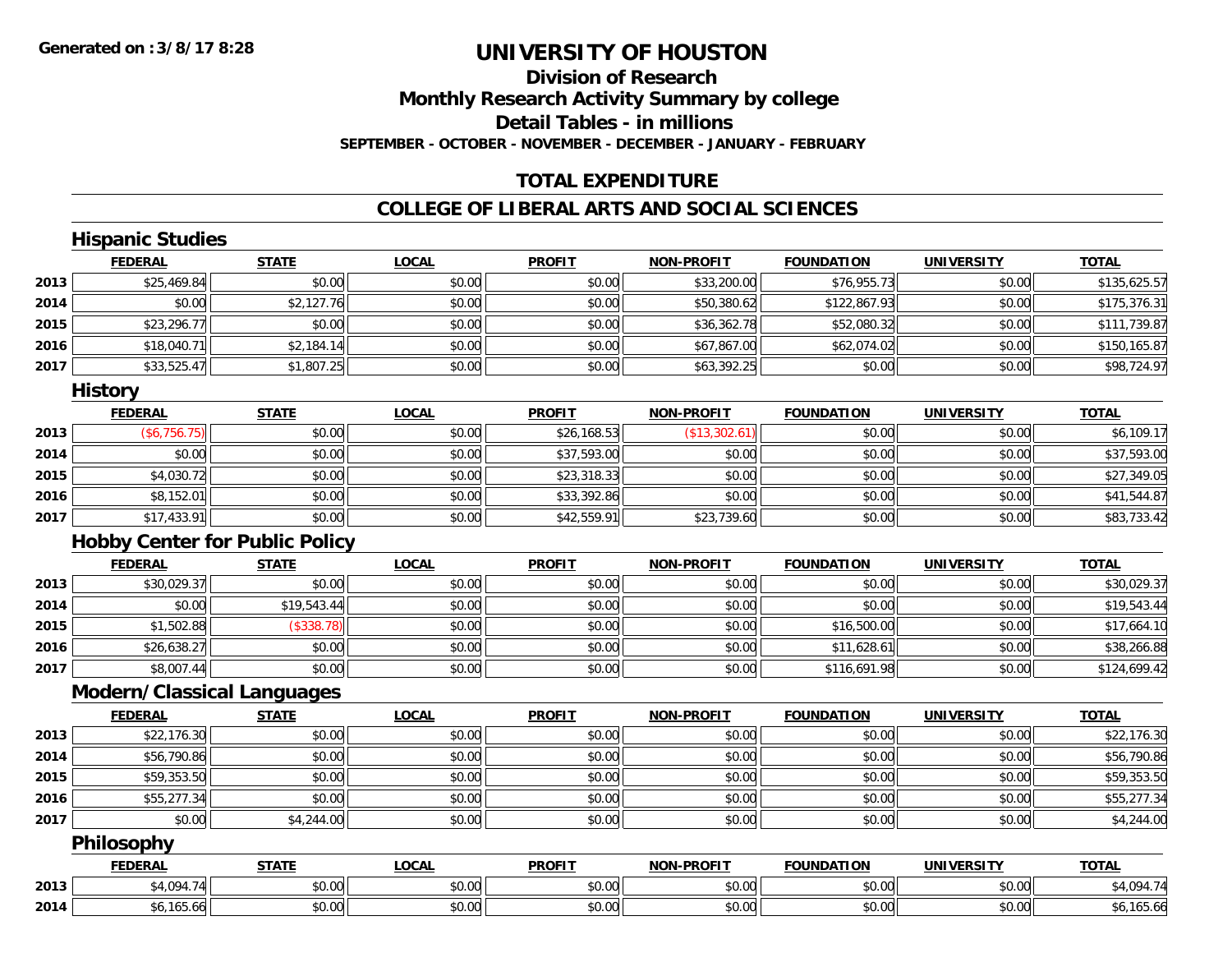# UNIVERSITY OF HOUSTON

## Division of Research

## Monthly Research Activity Summary by college

## Detail Tables - in millions

**SEPTEMBER - OCTOBER - NOVEMBER - DECEMBER - JANUARY - FEBRUARY**

## TOTAL EXPENDITURE

## COLLEGE OF LIBERAL ARTS AND SOCIAL SCIENCES

### Hispanic Studies

| | FEDERAL | STATE | LOCAL | PROFIT | NON-PROFIT | FOUNDATION | UNIVERSITY | TOTAL |
|---|---|---|---|---|---|---|---|---|
| 2013 | $25,469.84 | $0.00 | $0.00 | $0.00 | $33,200.00 | $76,955.73 | $0.00 | $135,625.57 |
| 2014 | $0.00 | $2,127.76 | $0.00 | $0.00 | $50,380.62 | $122,867.93 | $0.00 | $175,376.31 |
| 2015 | $23,296.77 | $0.00 | $0.00 | $0.00 | $36,362.78 | $52,080.32 | $0.00 | $111,739.87 |
| 2016 | $18,040.71 | $2,184.14 | $0.00 | $0.00 | $67,867.00 | $62,074.02 | $0.00 | $150,165.87 |
| 2017 | $33,525.47 | $1,807.25 | $0.00 | $0.00 | $63,392.25 | $0.00 | $0.00 | $98,724.97 |

### History

| | FEDERAL | STATE | LOCAL | PROFIT | NON-PROFIT | FOUNDATION | UNIVERSITY | TOTAL |
|---|---|---|---|---|---|---|---|---|
| 2013 | ($6,756.75) | $0.00 | $0.00 | $26,168.53 | ($13,302.61) | $0.00 | $0.00 | $6,109.17 |
| 2014 | $0.00 | $0.00 | $0.00 | $37,593.00 | $0.00 | $0.00 | $0.00 | $37,593.00 |
| 2015 | $4,030.72 | $0.00 | $0.00 | $23,318.33 | $0.00 | $0.00 | $0.00 | $27,349.05 |
| 2016 | $8,152.01 | $0.00 | $0.00 | $33,392.86 | $0.00 | $0.00 | $0.00 | $41,544.87 |
| 2017 | $17,433.91 | $0.00 | $0.00 | $42,559.91 | $23,739.60 | $0.00 | $0.00 | $83,733.42 |

### Hobby Center for Public Policy

| | FEDERAL | STATE | LOCAL | PROFIT | NON-PROFIT | FOUNDATION | UNIVERSITY | TOTAL |
|---|---|---|---|---|---|---|---|---|
| 2013 | $30,029.37 | $0.00 | $0.00 | $0.00 | $0.00 | $0.00 | $0.00 | $30,029.37 |
| 2014 | $0.00 | $19,543.44 | $0.00 | $0.00 | $0.00 | $0.00 | $0.00 | $19,543.44 |
| 2015 | $1,502.88 | ($338.78) | $0.00 | $0.00 | $0.00 | $16,500.00 | $0.00 | $17,664.10 |
| 2016 | $26,638.27 | $0.00 | $0.00 | $0.00 | $0.00 | $11,628.61 | $0.00 | $38,266.88 |
| 2017 | $8,007.44 | $0.00 | $0.00 | $0.00 | $0.00 | $116,691.98 | $0.00 | $124,699.42 |

### Modern/Classical Languages

| | FEDERAL | STATE | LOCAL | PROFIT | NON-PROFIT | FOUNDATION | UNIVERSITY | TOTAL |
|---|---|---|---|---|---|---|---|---|
| 2013 | $22,176.30 | $0.00 | $0.00 | $0.00 | $0.00 | $0.00 | $0.00 | $22,176.30 |
| 2014 | $56,790.86 | $0.00 | $0.00 | $0.00 | $0.00 | $0.00 | $0.00 | $56,790.86 |
| 2015 | $59,353.50 | $0.00 | $0.00 | $0.00 | $0.00 | $0.00 | $0.00 | $59,353.50 |
| 2016 | $55,277.34 | $0.00 | $0.00 | $0.00 | $0.00 | $0.00 | $0.00 | $55,277.34 |
| 2017 | $0.00 | $4,244.00 | $0.00 | $0.00 | $0.00 | $0.00 | $0.00 | $4,244.00 |

### Philosophy

| | FEDERAL | STATE | LOCAL | PROFIT | NON-PROFIT | FOUNDATION | UNIVERSITY | TOTAL |
|---|---|---|---|---|---|---|---|---|
| 2013 | $4,094.74 | $0.00 | $0.00 | $0.00 | $0.00 | $0.00 | $0.00 | $4,094.74 |
| 2014 | $6,165.66 | $0.00 | $0.00 | $0.00 | $0.00 | $0.00 | $0.00 | $6,165.66 |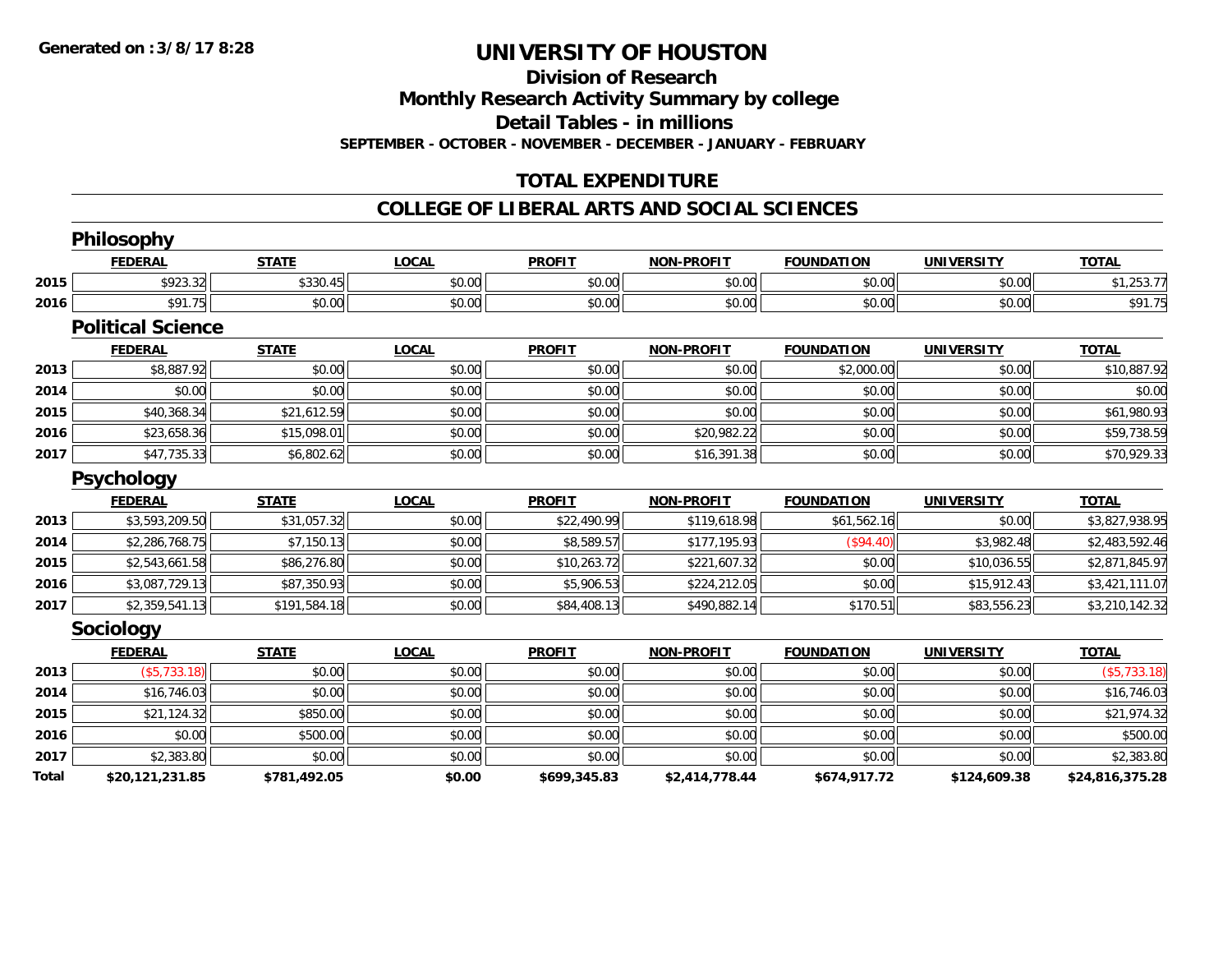Generated on :3/8/17 8:28

# UNIVERSITY OF HOUSTON

## Division of Research
## Monthly Research Activity Summary by college
## Detail Tables - in millions
### SEPTEMBER - OCTOBER - NOVEMBER - DECEMBER - JANUARY - FEBRUARY

## TOTAL EXPENDITURE

## COLLEGE OF LIBERAL ARTS AND SOCIAL SCIENCES

### Philosophy

| | FEDERAL | STATE | LOCAL | PROFIT | NON-PROFIT | FOUNDATION | UNIVERSITY | TOTAL |
|---|---|---|---|---|---|---|---|---|
| 2015 | $923.32 | $330.45 | $0.00 | $0.00 | $0.00 | $0.00 | $0.00 | $1,253.77 |
| 2016 | $91.75 | $0.00 | $0.00 | $0.00 | $0.00 | $0.00 | $0.00 | $91.75 |

### Political Science

| | FEDERAL | STATE | LOCAL | PROFIT | NON-PROFIT | FOUNDATION | UNIVERSITY | TOTAL |
|---|---|---|---|---|---|---|---|---|
| 2013 | $8,887.92 | $0.00 | $0.00 | $0.00 | $0.00 | $2,000.00 | $0.00 | $10,887.92 |
| 2014 | $0.00 | $0.00 | $0.00 | $0.00 | $0.00 | $0.00 | $0.00 | $0.00 |
| 2015 | $40,368.34 | $21,612.59 | $0.00 | $0.00 | $0.00 | $0.00 | $0.00 | $61,980.93 |
| 2016 | $23,658.36 | $15,098.01 | $0.00 | $0.00 | $20,982.22 | $0.00 | $0.00 | $59,738.59 |
| 2017 | $47,735.33 | $6,802.62 | $0.00 | $0.00 | $16,391.38 | $0.00 | $0.00 | $70,929.33 |

### Psychology

| | FEDERAL | STATE | LOCAL | PROFIT | NON-PROFIT | FOUNDATION | UNIVERSITY | TOTAL |
|---|---|---|---|---|---|---|---|---|
| 2013 | $3,593,209.50 | $31,057.32 | $0.00 | $22,490.99 | $119,618.98 | $61,562.16 | $0.00 | $3,827,938.95 |
| 2014 | $2,286,768.75 | $7,150.13 | $0.00 | $8,589.57 | $177,195.93 | ($94.40) | $3,982.48 | $2,483,592.46 |
| 2015 | $2,543,661.58 | $86,276.80 | $0.00 | $10,263.72 | $221,607.32 | $0.00 | $10,036.55 | $2,871,845.97 |
| 2016 | $3,087,729.13 | $87,350.93 | $0.00 | $5,906.53 | $224,212.05 | $0.00 | $15,912.43 | $3,421,111.07 |
| 2017 | $2,359,541.13 | $191,584.18 | $0.00 | $84,408.13 | $490,882.14 | $170.51 | $83,556.23 | $3,210,142.32 |

### Sociology

| | FEDERAL | STATE | LOCAL | PROFIT | NON-PROFIT | FOUNDATION | UNIVERSITY | TOTAL |
|---|---|---|---|---|---|---|---|---|
| 2013 | ($5,733.18) | $0.00 | $0.00 | $0.00 | $0.00 | $0.00 | $0.00 | ($5,733.18) |
| 2014 | $16,746.03 | $0.00 | $0.00 | $0.00 | $0.00 | $0.00 | $0.00 | $16,746.03 |
| 2015 | $21,124.32 | $850.00 | $0.00 | $0.00 | $0.00 | $0.00 | $0.00 | $21,974.32 |
| 2016 | $0.00 | $500.00 | $0.00 | $0.00 | $0.00 | $0.00 | $0.00 | $500.00 |
| 2017 | $2,383.80 | $0.00 | $0.00 | $0.00 | $0.00 | $0.00 | $0.00 | $2,383.80 |
| **Total** | **$20,121,231.85** | **$781,492.05** | **$0.00** | **$699,345.83** | **$2,414,778.44** | **$674,917.72** | **$124,609.38** | **$24,816,375.28** |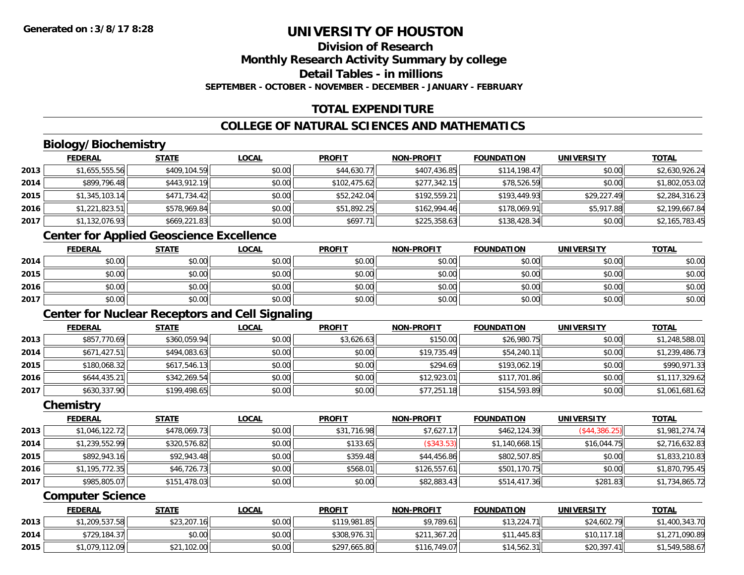# UNIVERSITY OF HOUSTON

## Division of Research

## Monthly Research Activity Summary by college

## Detail Tables - in millions

**SEPTEMBER - OCTOBER - NOVEMBER - DECEMBER - JANUARY - FEBRUARY**

## TOTAL EXPENDITURE

## COLLEGE OF NATURAL SCIENCES AND MATHEMATICS

### Biology/Biochemistry

| | FEDERAL | STATE | LOCAL | PROFIT | NON-PROFIT | FOUNDATION | UNIVERSITY | TOTAL |
|---|---|---|---|---|---|---|---|---|
| 2013 | $1,655,555.56 | $409,104.59 | $0.00 | $44,630.77 | $407,436.85 | $114,198.47 | $0.00 | $2,630,926.24 |
| 2014 | $899,796.48 | $443,912.19 | $0.00 | $102,475.62 | $277,342.15 | $78,526.59 | $0.00 | $1,802,053.02 |
| 2015 | $1,345,103.14 | $471,734.42 | $0.00 | $52,242.04 | $192,559.21 | $193,449.93 | $29,227.49 | $2,284,316.23 |
| 2016 | $1,221,823.51 | $578,969.84 | $0.00 | $51,892.25 | $162,994.46 | $178,069.91 | $5,917.88 | $2,199,667.84 |
| 2017 | $1,132,076.93 | $669,221.83 | $0.00 | $697.71 | $225,358.63 | $138,428.34 | $0.00 | $2,165,783.45 |

### Center for Applied Geoscience Excellence

| | FEDERAL | STATE | LOCAL | PROFIT | NON-PROFIT | FOUNDATION | UNIVERSITY | TOTAL |
|---|---|---|---|---|---|---|---|---|
| 2014 | $0.00 | $0.00 | $0.00 | $0.00 | $0.00 | $0.00 | $0.00 | $0.00 |
| 2015 | $0.00 | $0.00 | $0.00 | $0.00 | $0.00 | $0.00 | $0.00 | $0.00 |
| 2016 | $0.00 | $0.00 | $0.00 | $0.00 | $0.00 | $0.00 | $0.00 | $0.00 |
| 2017 | $0.00 | $0.00 | $0.00 | $0.00 | $0.00 | $0.00 | $0.00 | $0.00 |

### Center for Nuclear Receptors and Cell Signaling

| | FEDERAL | STATE | LOCAL | PROFIT | NON-PROFIT | FOUNDATION | UNIVERSITY | TOTAL |
|---|---|---|---|---|---|---|---|---|
| 2013 | $857,770.69 | $360,059.94 | $0.00 | $3,626.63 | $150.00 | $26,980.75 | $0.00 | $1,248,588.01 |
| 2014 | $671,427.51 | $494,083.63 | $0.00 | $0.00 | $19,735.49 | $54,240.11 | $0.00 | $1,239,486.73 |
| 2015 | $180,068.32 | $617,546.13 | $0.00 | $0.00 | $294.69 | $193,062.19 | $0.00 | $990,971.33 |
| 2016 | $644,435.21 | $342,269.54 | $0.00 | $0.00 | $12,923.01 | $117,701.86 | $0.00 | $1,117,329.62 |
| 2017 | $630,337.90 | $199,498.65 | $0.00 | $0.00 | $77,251.18 | $154,593.89 | $0.00 | $1,061,681.62 |

### Chemistry

| | FEDERAL | STATE | LOCAL | PROFIT | NON-PROFIT | FOUNDATION | UNIVERSITY | TOTAL |
|---|---|---|---|---|---|---|---|---|
| 2013 | $1,046,122.72 | $478,069.73 | $0.00 | $31,716.98 | $7,627.17 | $462,124.39 | ($44,386.25) | $1,981,274.74 |
| 2014 | $1,239,552.99 | $320,576.82 | $0.00 | $133.65 | ($343.53) | $1,140,668.15 | $16,044.75 | $2,716,632.83 |
| 2015 | $892,943.16 | $92,943.48 | $0.00 | $359.48 | $44,456.86 | $802,507.85 | $0.00 | $1,833,210.83 |
| 2016 | $1,195,772.35 | $46,726.73 | $0.00 | $568.01 | $126,557.61 | $501,170.75 | $0.00 | $1,870,795.45 |
| 2017 | $985,805.07 | $151,478.03 | $0.00 | $0.00 | $82,883.43 | $514,417.36 | $281.83 | $1,734,865.72 |

### Computer Science

| | FEDERAL | STATE | LOCAL | PROFIT | NON-PROFIT | FOUNDATION | UNIVERSITY | TOTAL |
|---|---|---|---|---|---|---|---|---|
| 2013 | $1,209,537.58 | $23,207.16 | $0.00 | $119,981.85 | $9,789.61 | $13,224.71 | $24,602.79 | $1,400,343.70 |
| 2014 | $729,184.37 | $0.00 | $0.00 | $308,976.31 | $211,367.20 | $11,445.83 | $10,117.18 | $1,271,090.89 |
| 2015 | $1,079,112.09 | $21,102.00 | $0.00 | $297,665.80 | $116,749.07 | $14,562.31 | $20,397.41 | $1,549,588.67 |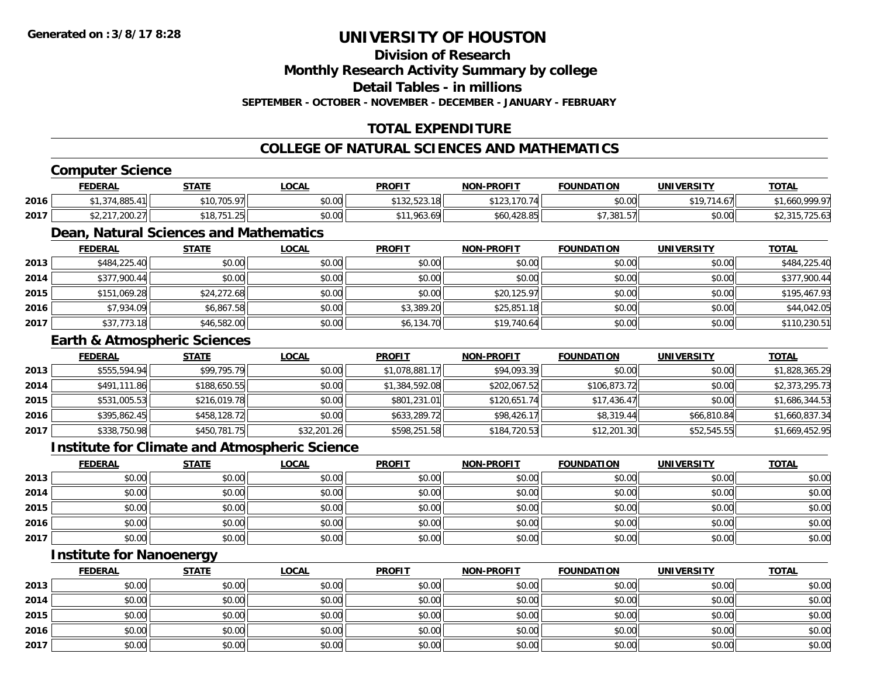# UNIVERSITY OF HOUSTON

## Division of Research
## Monthly Research Activity Summary by college
## Detail Tables - in millions
### SEPTEMBER - OCTOBER - NOVEMBER - DECEMBER - JANUARY - FEBRUARY

## TOTAL EXPENDITURE

## COLLEGE OF NATURAL SCIENCES AND MATHEMATICS

### Computer Science

| | FEDERAL | STATE | LOCAL | PROFIT | NON-PROFIT | FOUNDATION | UNIVERSITY | TOTAL |
|---|---|---|---|---|---|---|---|---|
| 2016 | $1,374,885.41 | $10,705.97 | $0.00 | $132,523.18 | $123,170.74 | $0.00 | $19,714.67 | $1,660,999.97 |
| 2017 | $2,217,200.27 | $18,751.25 | $0.00 | $11,963.69 | $60,428.85 | $7,381.57 | $0.00 | $2,315,725.63 |

### Dean, Natural Sciences and Mathematics

| | FEDERAL | STATE | LOCAL | PROFIT | NON-PROFIT | FOUNDATION | UNIVERSITY | TOTAL |
|---|---|---|---|---|---|---|---|---|
| 2013 | $484,225.40 | $0.00 | $0.00 | $0.00 | $0.00 | $0.00 | $0.00 | $484,225.40 |
| 2014 | $377,900.44 | $0.00 | $0.00 | $0.00 | $0.00 | $0.00 | $0.00 | $377,900.44 |
| 2015 | $151,069.28 | $24,272.68 | $0.00 | $0.00 | $20,125.97 | $0.00 | $0.00 | $195,467.93 |
| 2016 | $7,934.09 | $6,867.58 | $0.00 | $3,389.20 | $25,851.18 | $0.00 | $0.00 | $44,042.05 |
| 2017 | $37,773.18 | $46,582.00 | $0.00 | $6,134.70 | $19,740.64 | $0.00 | $0.00 | $110,230.51 |

### Earth & Atmospheric Sciences

| | FEDERAL | STATE | LOCAL | PROFIT | NON-PROFIT | FOUNDATION | UNIVERSITY | TOTAL |
|---|---|---|---|---|---|---|---|---|
| 2013 | $555,594.94 | $99,795.79 | $0.00 | $1,078,881.17 | $94,093.39 | $0.00 | $0.00 | $1,828,365.29 |
| 2014 | $491,111.86 | $188,650.55 | $0.00 | $1,384,592.08 | $202,067.52 | $106,873.72 | $0.00 | $2,373,295.73 |
| 2015 | $531,005.53 | $216,019.78 | $0.00 | $801,231.01 | $120,651.74 | $17,436.47 | $0.00 | $1,686,344.53 |
| 2016 | $395,862.45 | $458,128.72 | $0.00 | $633,289.72 | $98,426.17 | $8,319.44 | $66,810.84 | $1,660,837.34 |
| 2017 | $338,750.98 | $450,781.75 | $32,201.26 | $598,251.58 | $184,720.53 | $12,201.30 | $52,545.55 | $1,669,452.95 |

### Institute for Climate and Atmospheric Science

| | FEDERAL | STATE | LOCAL | PROFIT | NON-PROFIT | FOUNDATION | UNIVERSITY | TOTAL |
|---|---|---|---|---|---|---|---|---|
| 2013 | $0.00 | $0.00 | $0.00 | $0.00 | $0.00 | $0.00 | $0.00 | $0.00 |
| 2014 | $0.00 | $0.00 | $0.00 | $0.00 | $0.00 | $0.00 | $0.00 | $0.00 |
| 2015 | $0.00 | $0.00 | $0.00 | $0.00 | $0.00 | $0.00 | $0.00 | $0.00 |
| 2016 | $0.00 | $0.00 | $0.00 | $0.00 | $0.00 | $0.00 | $0.00 | $0.00 |
| 2017 | $0.00 | $0.00 | $0.00 | $0.00 | $0.00 | $0.00 | $0.00 | $0.00 |

### Institute for Nanoenergy

| | FEDERAL | STATE | LOCAL | PROFIT | NON-PROFIT | FOUNDATION | UNIVERSITY | TOTAL |
|---|---|---|---|---|---|---|---|---|
| 2013 | $0.00 | $0.00 | $0.00 | $0.00 | $0.00 | $0.00 | $0.00 | $0.00 |
| 2014 | $0.00 | $0.00 | $0.00 | $0.00 | $0.00 | $0.00 | $0.00 | $0.00 |
| 2015 | $0.00 | $0.00 | $0.00 | $0.00 | $0.00 | $0.00 | $0.00 | $0.00 |
| 2016 | $0.00 | $0.00 | $0.00 | $0.00 | $0.00 | $0.00 | $0.00 | $0.00 |
| 2017 | $0.00 | $0.00 | $0.00 | $0.00 | $0.00 | $0.00 | $0.00 | $0.00 |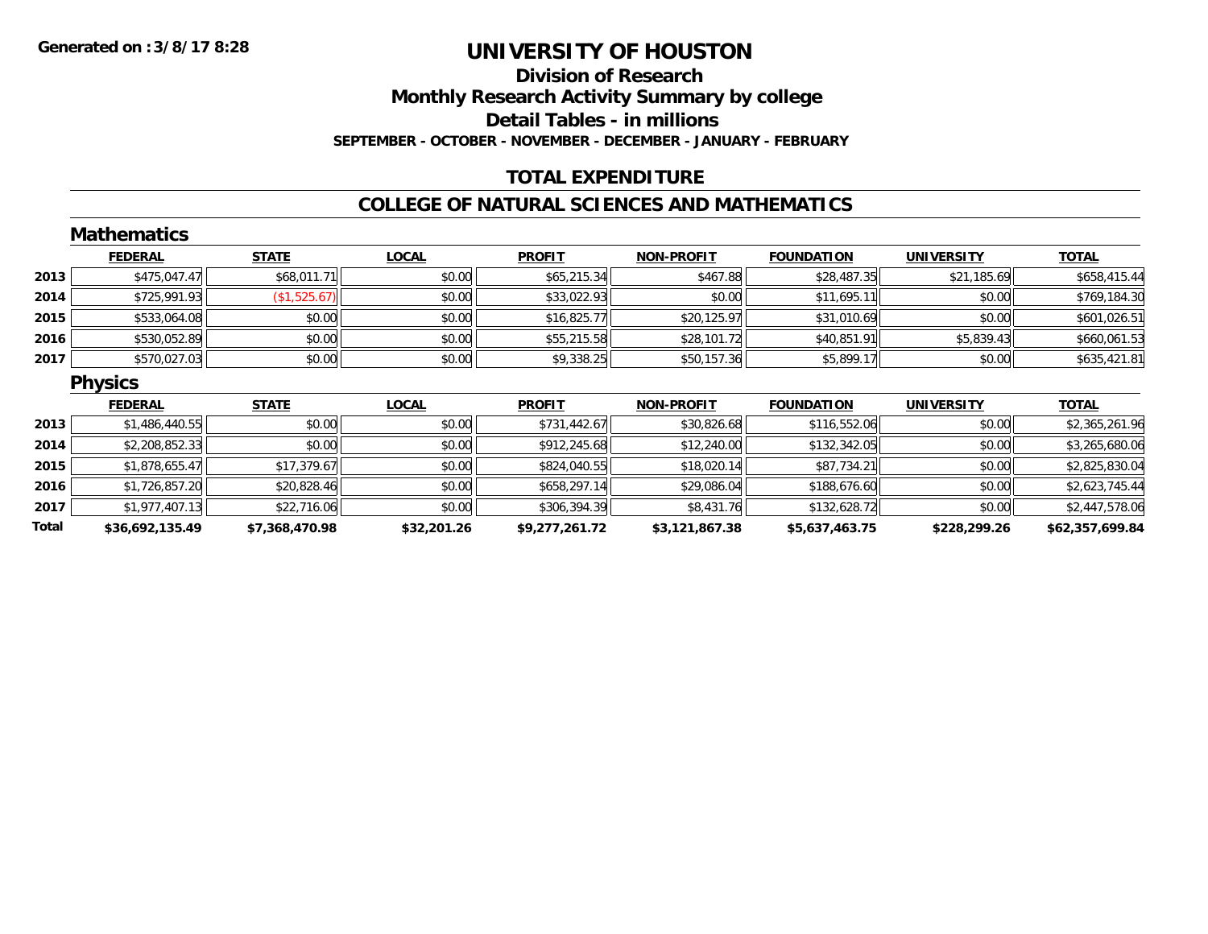**Generated on :3/8/17 8:28**

# UNIVERSITY OF HOUSTON

## Division of Research
## Monthly Research Activity Summary by college
## Detail Tables - in millions

**SEPTEMBER - OCTOBER - NOVEMBER - DECEMBER - JANUARY - FEBRUARY**

## TOTAL EXPENDITURE

## COLLEGE OF NATURAL SCIENCES AND MATHEMATICS

### Mathematics

| | FEDERAL | STATE | LOCAL | PROFIT | NON-PROFIT | FOUNDATION | UNIVERSITY | TOTAL |
|---|---|---|---|---|---|---|---|---|
| 2013 | $475,047.47 | $68,011.71 | $0.00 | $65,215.34 | $467.88 | $28,487.35 | $21,185.69 | $658,415.44 |
| 2014 | $725,991.93 | ($1,525.67) | $0.00 | $33,022.93 | $0.00 | $11,695.11 | $0.00 | $769,184.30 |
| 2015 | $533,064.08 | $0.00 | $0.00 | $16,825.77 | $20,125.97 | $31,010.69 | $0.00 | $601,026.51 |
| 2016 | $530,052.89 | $0.00 | $0.00 | $55,215.58 | $28,101.72 | $40,851.91 | $5,839.43 | $660,061.53 |
| 2017 | $570,027.03 | $0.00 | $0.00 | $9,338.25 | $50,157.36 | $5,899.17 | $0.00 | $635,421.81 |

### Physics

| | FEDERAL | STATE | LOCAL | PROFIT | NON-PROFIT | FOUNDATION | UNIVERSITY | TOTAL |
|---|---|---|---|---|---|---|---|---|
| 2013 | $1,486,440.55 | $0.00 | $0.00 | $731,442.67 | $30,826.68 | $116,552.06 | $0.00 | $2,365,261.96 |
| 2014 | $2,208,852.33 | $0.00 | $0.00 | $912,245.68 | $12,240.00 | $132,342.05 | $0.00 | $3,265,680.06 |
| 2015 | $1,878,655.47 | $17,379.67 | $0.00 | $824,040.55 | $18,020.14 | $87,734.21 | $0.00 | $2,825,830.04 |
| 2016 | $1,726,857.20 | $20,828.46 | $0.00 | $658,297.14 | $29,086.04 | $188,676.60 | $0.00 | $2,623,745.44 |
| 2017 | $1,977,407.13 | $22,716.06 | $0.00 | $306,394.39 | $8,431.76 | $132,628.72 | $0.00 | $2,447,578.06 |
| **Total** | **$36,692,135.49** | **$7,368,470.98** | **$32,201.26** | **$9,277,261.72** | **$3,121,867.38** | **$5,637,463.75** | **$228,299.26** | **$62,357,699.84** |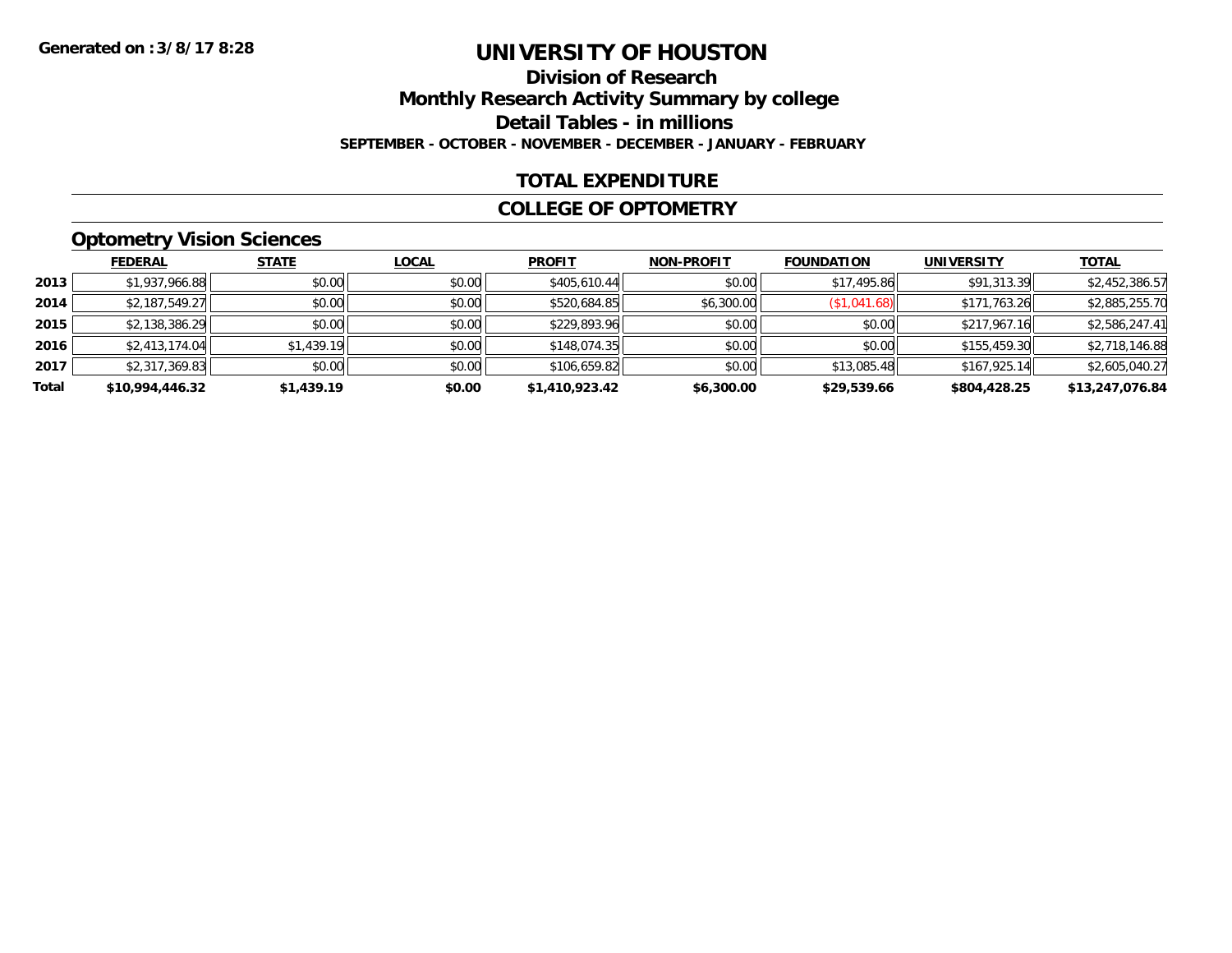Generated on :3/8/17 8:28

# UNIVERSITY OF HOUSTON

## Division of Research

## Monthly Research Activity Summary by college

## Detail Tables - in millions

### SEPTEMBER - OCTOBER - NOVEMBER - DECEMBER - JANUARY - FEBRUARY

## TOTAL EXPENDITURE

## COLLEGE OF OPTOMETRY

### Optometry Vision Sciences

| | FEDERAL | STATE | LOCAL | PROFIT | NON-PROFIT | FOUNDATION | UNIVERSITY | TOTAL |
|---|---|---|---|---|---|---|---|---|
| 2013 | $1,937,966.88 | $0.00 | $0.00 | $405,610.44 | $0.00 | $17,495.86 | $91,313.39 | $2,452,386.57 |
| 2014 | $2,187,549.27 | $0.00 | $0.00 | $520,684.85 | $6,300.00 | ($1,041.68) | $171,763.26 | $2,885,255.70 |
| 2015 | $2,138,386.29 | $0.00 | $0.00 | $229,893.96 | $0.00 | $0.00 | $217,967.16 | $2,586,247.41 |
| 2016 | $2,413,174.04 | $1,439.19 | $0.00 | $148,074.35 | $0.00 | $0.00 | $155,459.30 | $2,718,146.88 |
| 2017 | $2,317,369.83 | $0.00 | $0.00 | $106,659.82 | $0.00 | $13,085.48 | $167,925.14 | $2,605,040.27 |
| **Total** | **$10,994,446.32** | **$1,439.19** | **$0.00** | **$1,410,923.42** | **$6,300.00** | **$29,539.66** | **$804,428.25** | **$13,247,076.84** |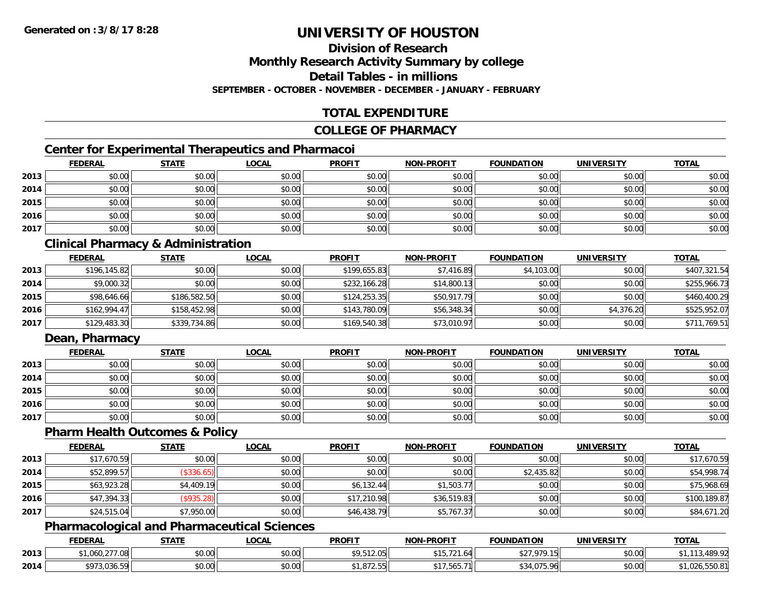**Generated on :3/8/17 8:28**

# UNIVERSITY OF HOUSTON

## Division of Research

## Monthly Research Activity Summary by college

## Detail Tables - in millions

**SEPTEMBER - OCTOBER - NOVEMBER - DECEMBER - JANUARY - FEBRUARY**

## TOTAL EXPENDITURE

## COLLEGE OF PHARMACY

### Center for Experimental Therapeutics and Pharmacoi

| | FEDERAL | STATE | LOCAL | PROFIT | NON-PROFIT | FOUNDATION | UNIVERSITY | TOTAL |
|---|---|---|---|---|---|---|---|---|
| 2013 | $0.00 | $0.00 | $0.00 | $0.00 | $0.00 | $0.00 | $0.00 | $0.00 |
| 2014 | $0.00 | $0.00 | $0.00 | $0.00 | $0.00 | $0.00 | $0.00 | $0.00 |
| 2015 | $0.00 | $0.00 | $0.00 | $0.00 | $0.00 | $0.00 | $0.00 | $0.00 |
| 2016 | $0.00 | $0.00 | $0.00 | $0.00 | $0.00 | $0.00 | $0.00 | $0.00 |
| 2017 | $0.00 | $0.00 | $0.00 | $0.00 | $0.00 | $0.00 | $0.00 | $0.00 |

### Clinical Pharmacy & Administration

| | FEDERAL | STATE | LOCAL | PROFIT | NON-PROFIT | FOUNDATION | UNIVERSITY | TOTAL |
|---|---|---|---|---|---|---|---|---|
| 2013 | $196,145.82 | $0.00 | $0.00 | $199,655.83 | $7,416.89 | $4,103.00 | $0.00 | $407,321.54 |
| 2014 | $9,000.32 | $0.00 | $0.00 | $232,166.28 | $14,800.13 | $0.00 | $0.00 | $255,966.73 |
| 2015 | $98,646.66 | $186,582.50 | $0.00 | $124,253.35 | $50,917.79 | $0.00 | $0.00 | $460,400.29 |
| 2016 | $162,994.47 | $158,452.98 | $0.00 | $143,780.09 | $56,348.34 | $0.00 | $4,376.20 | $525,952.07 |
| 2017 | $129,483.30 | $339,734.86 | $0.00 | $169,540.38 | $73,010.97 | $0.00 | $0.00 | $711,769.51 |

### Dean, Pharmacy

| | FEDERAL | STATE | LOCAL | PROFIT | NON-PROFIT | FOUNDATION | UNIVERSITY | TOTAL |
|---|---|---|---|---|---|---|---|---|
| 2013 | $0.00 | $0.00 | $0.00 | $0.00 | $0.00 | $0.00 | $0.00 | $0.00 |
| 2014 | $0.00 | $0.00 | $0.00 | $0.00 | $0.00 | $0.00 | $0.00 | $0.00 |
| 2015 | $0.00 | $0.00 | $0.00 | $0.00 | $0.00 | $0.00 | $0.00 | $0.00 |
| 2016 | $0.00 | $0.00 | $0.00 | $0.00 | $0.00 | $0.00 | $0.00 | $0.00 |
| 2017 | $0.00 | $0.00 | $0.00 | $0.00 | $0.00 | $0.00 | $0.00 | $0.00 |

### Pharm Health Outcomes & Policy

| | FEDERAL | STATE | LOCAL | PROFIT | NON-PROFIT | FOUNDATION | UNIVERSITY | TOTAL |
|---|---|---|---|---|---|---|---|---|
| 2013 | $17,670.59 | $0.00 | $0.00 | $0.00 | $0.00 | $0.00 | $0.00 | $17,670.59 |
| 2014 | $52,899.57 | ($336.65) | $0.00 | $0.00 | $0.00 | $2,435.82 | $0.00 | $54,998.74 |
| 2015 | $63,923.28 | $4,409.19 | $0.00 | $6,132.44 | $1,503.77 | $0.00 | $0.00 | $75,968.69 |
| 2016 | $47,394.33 | ($935.28) | $0.00 | $17,210.98 | $36,519.83 | $0.00 | $0.00 | $100,189.87 |
| 2017 | $24,515.04 | $7,950.00 | $0.00 | $46,438.79 | $5,767.37 | $0.00 | $0.00 | $84,671.20 |

### Pharmacological and Pharmaceutical Sciences

| | FEDERAL | STATE | LOCAL | PROFIT | NON-PROFIT | FOUNDATION | UNIVERSITY | TOTAL |
|---|---|---|---|---|---|---|---|---|
| 2013 | $1,060,277.08 | $0.00 | $0.00 | $9,512.05 | $15,721.64 | $27,979.15 | $0.00 | $1,113,489.92 |
| 2014 | $973,036.59 | $0.00 | $0.00 | $1,872.55 | $17,565.71 | $34,075.96 | $0.00 | $1,026,550.81 |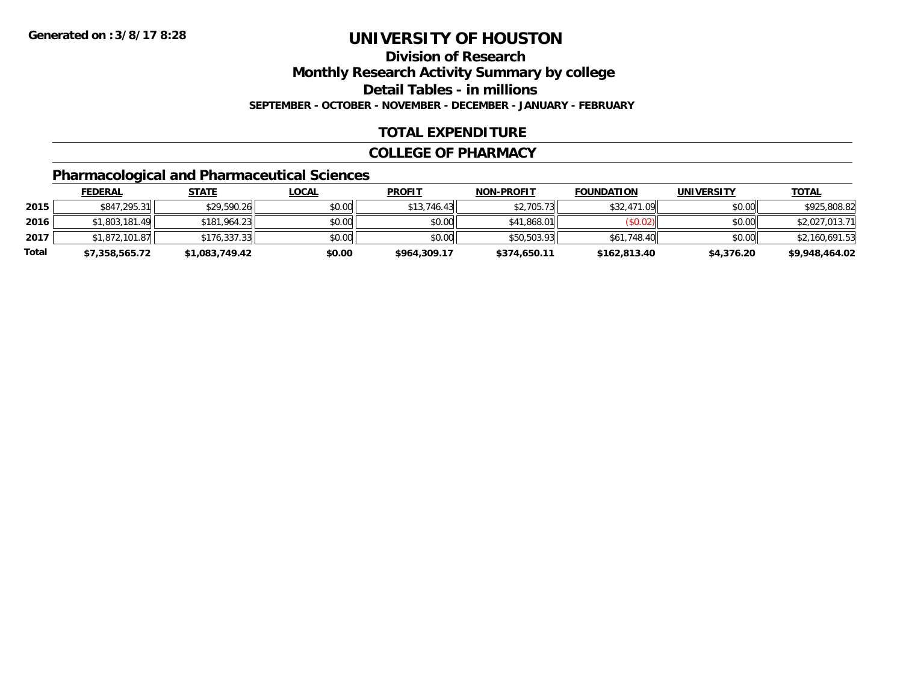**Generated on :3/8/17 8:28**

# UNIVERSITY OF HOUSTON

## Division of Research

## Monthly Research Activity Summary by college

## Detail Tables - in millions

**SEPTEMBER - OCTOBER - NOVEMBER - DECEMBER - JANUARY - FEBRUARY**

## TOTAL EXPENDITURE

## COLLEGE OF PHARMACY

### Pharmacological and Pharmaceutical Sciences

| | FEDERAL | STATE | LOCAL | PROFIT | NON-PROFIT | FOUNDATION | UNIVERSITY | TOTAL |
|---|---|---|---|---|---|---|---|---|
| **2015** | $847,295.31 | $29,590.26 | $0.00 | $13,746.43 | $2,705.73 | $32,471.09 | $0.00 | $925,808.82 |
| **2016** | $1,803,181.49 | $181,964.23 | $0.00 | $0.00 | $41,868.01 | ($0.02) | $0.00 | $2,027,013.71 |
| **2017** | $1,872,101.87 | $176,337.33 | $0.00 | $0.00 | $50,503.93 | $61,748.40 | $0.00 | $2,160,691.53 |
| **Total** | **$7,358,565.72** | **$1,083,749.42** | **$0.00** | **$964,309.17** | **$374,650.11** | **$162,813.40** | **$4,376.20** | **$9,948,464.02** |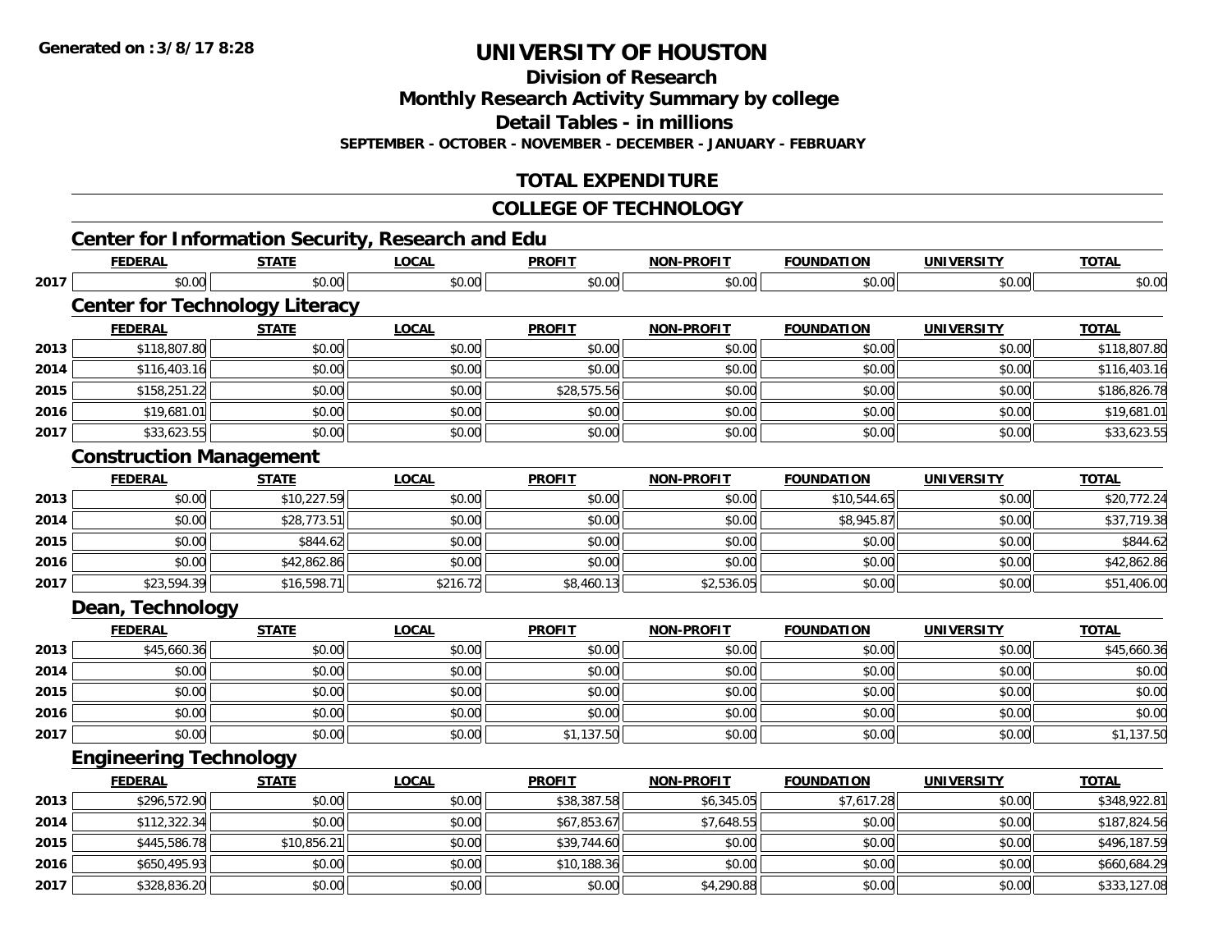# UNIVERSITY OF HOUSTON

## Division of Research

## Monthly Research Activity Summary by college

## Detail Tables - in millions

**SEPTEMBER - OCTOBER - NOVEMBER - DECEMBER - JANUARY - FEBRUARY**

## TOTAL EXPENDITURE

## COLLEGE OF TECHNOLOGY

### Center for Information Security, Research and Edu

| | FEDERAL | STATE | LOCAL | PROFIT | NON-PROFIT | FOUNDATION | UNIVERSITY | TOTAL |
|---|---|---|---|---|---|---|---|---|
| 2017 | $0.00 | $0.00 | $0.00 | $0.00 | $0.00 | $0.00 | $0.00 | $0.00 |

### Center for Technology Literacy

| | FEDERAL | STATE | LOCAL | PROFIT | NON-PROFIT | FOUNDATION | UNIVERSITY | TOTAL |
|---|---|---|---|---|---|---|---|---|
| 2013 | $118,807.80 | $0.00 | $0.00 | $0.00 | $0.00 | $0.00 | $0.00 | $118,807.80 |
| 2014 | $116,403.16 | $0.00 | $0.00 | $0.00 | $0.00 | $0.00 | $0.00 | $116,403.16 |
| 2015 | $158,251.22 | $0.00 | $0.00 | $28,575.56 | $0.00 | $0.00 | $0.00 | $186,826.78 |
| 2016 | $19,681.01 | $0.00 | $0.00 | $0.00 | $0.00 | $0.00 | $0.00 | $19,681.01 |
| 2017 | $33,623.55 | $0.00 | $0.00 | $0.00 | $0.00 | $0.00 | $0.00 | $33,623.55 |

### Construction Management

| | FEDERAL | STATE | LOCAL | PROFIT | NON-PROFIT | FOUNDATION | UNIVERSITY | TOTAL |
|---|---|---|---|---|---|---|---|---|
| 2013 | $0.00 | $10,227.59 | $0.00 | $0.00 | $0.00 | $10,544.65 | $0.00 | $20,772.24 |
| 2014 | $0.00 | $28,773.51 | $0.00 | $0.00 | $0.00 | $8,945.87 | $0.00 | $37,719.38 |
| 2015 | $0.00 | $844.62 | $0.00 | $0.00 | $0.00 | $0.00 | $0.00 | $844.62 |
| 2016 | $0.00 | $42,862.86 | $0.00 | $0.00 | $0.00 | $0.00 | $0.00 | $42,862.86 |
| 2017 | $23,594.39 | $16,598.71 | $216.72 | $8,460.13 | $2,536.05 | $0.00 | $0.00 | $51,406.00 |

### Dean, Technology

| | FEDERAL | STATE | LOCAL | PROFIT | NON-PROFIT | FOUNDATION | UNIVERSITY | TOTAL |
|---|---|---|---|---|---|---|---|---|
| 2013 | $45,660.36 | $0.00 | $0.00 | $0.00 | $0.00 | $0.00 | $0.00 | $45,660.36 |
| 2014 | $0.00 | $0.00 | $0.00 | $0.00 | $0.00 | $0.00 | $0.00 | $0.00 |
| 2015 | $0.00 | $0.00 | $0.00 | $0.00 | $0.00 | $0.00 | $0.00 | $0.00 |
| 2016 | $0.00 | $0.00 | $0.00 | $0.00 | $0.00 | $0.00 | $0.00 | $0.00 |
| 2017 | $0.00 | $0.00 | $0.00 | $1,137.50 | $0.00 | $0.00 | $0.00 | $1,137.50 |

### Engineering Technology

| | FEDERAL | STATE | LOCAL | PROFIT | NON-PROFIT | FOUNDATION | UNIVERSITY | TOTAL |
|---|---|---|---|---|---|---|---|---|
| 2013 | $296,572.90 | $0.00 | $0.00 | $38,387.58 | $6,345.05 | $7,617.28 | $0.00 | $348,922.81 |
| 2014 | $112,322.34 | $0.00 | $0.00 | $67,853.67 | $7,648.55 | $0.00 | $0.00 | $187,824.56 |
| 2015 | $445,586.78 | $10,856.21 | $0.00 | $39,744.60 | $0.00 | $0.00 | $0.00 | $496,187.59 |
| 2016 | $650,495.93 | $0.00 | $0.00 | $10,188.36 | $0.00 | $0.00 | $0.00 | $660,684.29 |
| 2017 | $328,836.20 | $0.00 | $0.00 | $0.00 | $4,290.88 | $0.00 | $0.00 | $333,127.08 |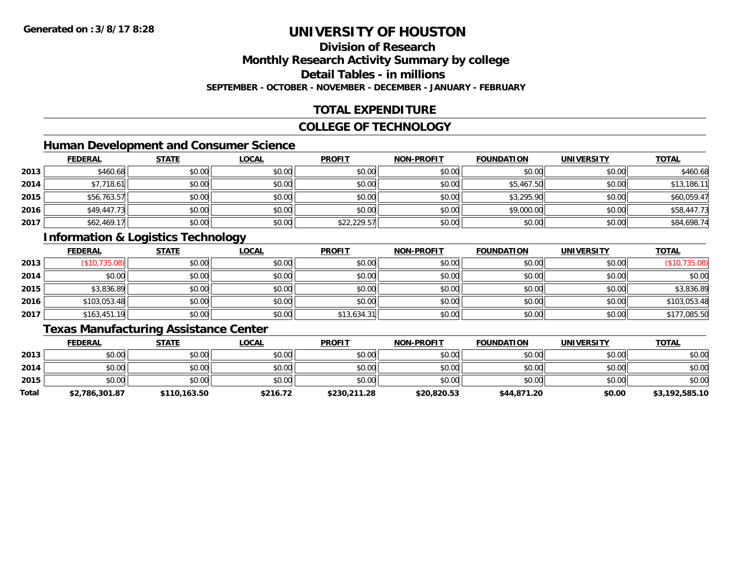**Generated on :3/8/17 8:28**

# UNIVERSITY OF HOUSTON

## Division of Research

## Monthly Research Activity Summary by college

## Detail Tables - in millions

**SEPTEMBER - OCTOBER - NOVEMBER - DECEMBER - JANUARY - FEBRUARY**

## TOTAL EXPENDITURE

## COLLEGE OF TECHNOLOGY

### Human Development and Consumer Science

| | FEDERAL | STATE | LOCAL | PROFIT | NON-PROFIT | FOUNDATION | UNIVERSITY | TOTAL |
|---|---|---|---|---|---|---|---|---|
| 2013 | $460.68 | $0.00 | $0.00 | $0.00 | $0.00 | $0.00 | $0.00 | $460.68 |
| 2014 | $7,718.61 | $0.00 | $0.00 | $0.00 | $0.00 | $5,467.50 | $0.00 | $13,186.11 |
| 2015 | $56,763.57 | $0.00 | $0.00 | $0.00 | $0.00 | $3,295.90 | $0.00 | $60,059.47 |
| 2016 | $49,447.73 | $0.00 | $0.00 | $0.00 | $0.00 | $9,000.00 | $0.00 | $58,447.73 |
| 2017 | $62,469.17 | $0.00 | $0.00 | $22,229.57 | $0.00 | $0.00 | $0.00 | $84,698.74 |

### Information & Logistics Technology

| | FEDERAL | STATE | LOCAL | PROFIT | NON-PROFIT | FOUNDATION | UNIVERSITY | TOTAL |
|---|---|---|---|---|---|---|---|---|
| 2013 | ($10,735.08) | $0.00 | $0.00 | $0.00 | $0.00 | $0.00 | $0.00 | ($10,735.08) |
| 2014 | $0.00 | $0.00 | $0.00 | $0.00 | $0.00 | $0.00 | $0.00 | $0.00 |
| 2015 | $3,836.89 | $0.00 | $0.00 | $0.00 | $0.00 | $0.00 | $0.00 | $3,836.89 |
| 2016 | $103,053.48 | $0.00 | $0.00 | $0.00 | $0.00 | $0.00 | $0.00 | $103,053.48 |
| 2017 | $163,451.19 | $0.00 | $0.00 | $13,634.31 | $0.00 | $0.00 | $0.00 | $177,085.50 |

### Texas Manufacturing Assistance Center

| | FEDERAL | STATE | LOCAL | PROFIT | NON-PROFIT | FOUNDATION | UNIVERSITY | TOTAL |
|---|---|---|---|---|---|---|---|---|
| 2013 | $0.00 | $0.00 | $0.00 | $0.00 | $0.00 | $0.00 | $0.00 | $0.00 |
| 2014 | $0.00 | $0.00 | $0.00 | $0.00 | $0.00 | $0.00 | $0.00 | $0.00 |
| 2015 | $0.00 | $0.00 | $0.00 | $0.00 | $0.00 | $0.00 | $0.00 | $0.00 |
| **Total** | **$2,786,301.87** | **$110,163.50** | **$216.72** | **$230,211.28** | **$20,820.53** | **$44,871.20** | **$0.00** | **$3,192,585.10** |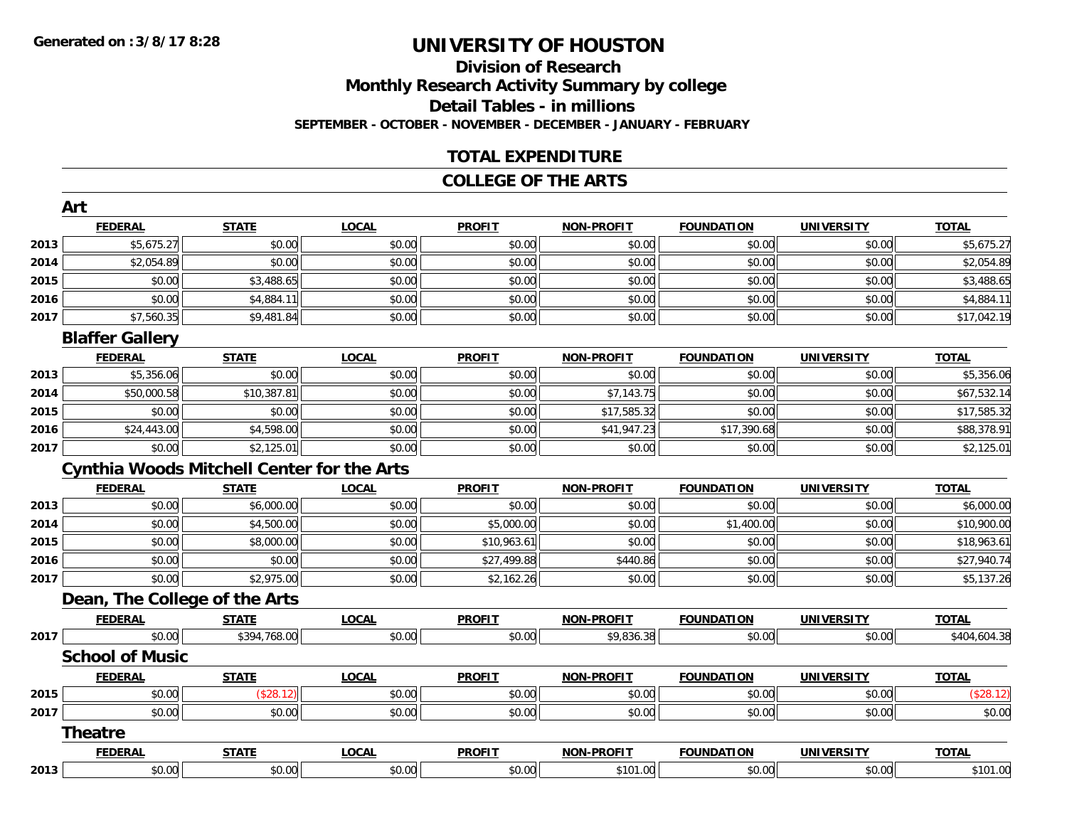**Generated on :3/8/17 8:28**

# UNIVERSITY OF HOUSTON

## Division of Research
## Monthly Research Activity Summary by college
## Detail Tables - in millions
### SEPTEMBER - OCTOBER - NOVEMBER - DECEMBER - JANUARY - FEBRUARY

## TOTAL EXPENDITURE

## COLLEGE OF THE ARTS

### Art

| | FEDERAL | STATE | LOCAL | PROFIT | NON-PROFIT | FOUNDATION | UNIVERSITY | TOTAL |
|---|---|---|---|---|---|---|---|---|
| 2013 | $5,675.27 | $0.00 | $0.00 | $0.00 | $0.00 | $0.00 | $0.00 | $5,675.27 |
| 2014 | $2,054.89 | $0.00 | $0.00 | $0.00 | $0.00 | $0.00 | $0.00 | $2,054.89 |
| 2015 | $0.00 | $3,488.65 | $0.00 | $0.00 | $0.00 | $0.00 | $0.00 | $3,488.65 |
| 2016 | $0.00 | $4,884.11 | $0.00 | $0.00 | $0.00 | $0.00 | $0.00 | $4,884.11 |
| 2017 | $7,560.35 | $9,481.84 | $0.00 | $0.00 | $0.00 | $0.00 | $0.00 | $17,042.19 |

### Blaffer Gallery

| | FEDERAL | STATE | LOCAL | PROFIT | NON-PROFIT | FOUNDATION | UNIVERSITY | TOTAL |
|---|---|---|---|---|---|---|---|---|
| 2013 | $5,356.06 | $0.00 | $0.00 | $0.00 | $0.00 | $0.00 | $0.00 | $5,356.06 |
| 2014 | $50,000.58 | $10,387.81 | $0.00 | $0.00 | $7,143.75 | $0.00 | $0.00 | $67,532.14 |
| 2015 | $0.00 | $0.00 | $0.00 | $0.00 | $17,585.32 | $0.00 | $0.00 | $17,585.32 |
| 2016 | $24,443.00 | $4,598.00 | $0.00 | $0.00 | $41,947.23 | $17,390.68 | $0.00 | $88,378.91 |
| 2017 | $0.00 | $2,125.01 | $0.00 | $0.00 | $0.00 | $0.00 | $0.00 | $2,125.01 |

### Cynthia Woods Mitchell Center for the Arts

| | FEDERAL | STATE | LOCAL | PROFIT | NON-PROFIT | FOUNDATION | UNIVERSITY | TOTAL |
|---|---|---|---|---|---|---|---|---|
| 2013 | $0.00 | $6,000.00 | $0.00 | $0.00 | $0.00 | $0.00 | $0.00 | $6,000.00 |
| 2014 | $0.00 | $4,500.00 | $0.00 | $5,000.00 | $0.00 | $1,400.00 | $0.00 | $10,900.00 |
| 2015 | $0.00 | $8,000.00 | $0.00 | $10,963.61 | $0.00 | $0.00 | $0.00 | $18,963.61 |
| 2016 | $0.00 | $0.00 | $0.00 | $27,499.88 | $440.86 | $0.00 | $0.00 | $27,940.74 |
| 2017 | $0.00 | $2,975.00 | $0.00 | $2,162.26 | $0.00 | $0.00 | $0.00 | $5,137.26 |

### Dean, The College of the Arts

| | FEDERAL | STATE | LOCAL | PROFIT | NON-PROFIT | FOUNDATION | UNIVERSITY | TOTAL |
|---|---|---|---|---|---|---|---|---|
| 2017 | $0.00 | $394,768.00 | $0.00 | $0.00 | $9,836.38 | $0.00 | $0.00 | $404,604.38 |

### School of Music

| | FEDERAL | STATE | LOCAL | PROFIT | NON-PROFIT | FOUNDATION | UNIVERSITY | TOTAL |
|---|---|---|---|---|---|---|---|---|
| 2015 | $0.00 | ($28.12) | $0.00 | $0.00 | $0.00 | $0.00 | $0.00 | ($28.12) |
| 2017 | $0.00 | $0.00 | $0.00 | $0.00 | $0.00 | $0.00 | $0.00 | $0.00 |

### Theatre

| | FEDERAL | STATE | LOCAL | PROFIT | NON-PROFIT | FOUNDATION | UNIVERSITY | TOTAL |
|---|---|---|---|---|---|---|---|---|
| 2013 | $0.00 | $0.00 | $0.00 | $0.00 | $101.00 | $0.00 | $0.00 | $101.00 |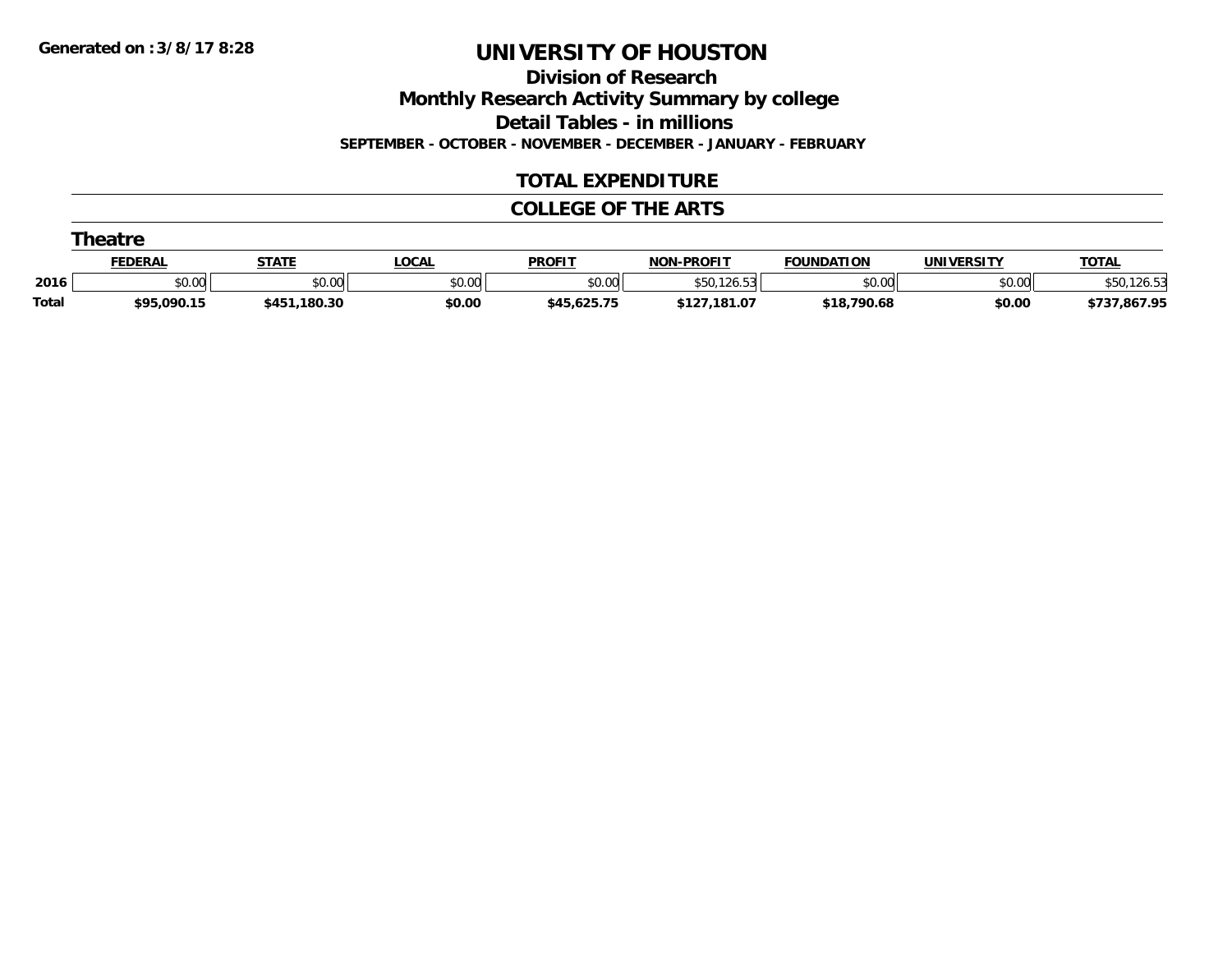**Generated on :3/8/17 8:28**

# UNIVERSITY OF HOUSTON

## Division of Research

## Monthly Research Activity Summary by college

## Detail Tables - in millions

**SEPTEMBER - OCTOBER - NOVEMBER - DECEMBER - JANUARY - FEBRUARY**

## TOTAL EXPENDITURE

## COLLEGE OF THE ARTS

### Theatre

| | FEDERAL | STATE | LOCAL | PROFIT | NON-PROFIT | FOUNDATION | UNIVERSITY | TOTAL |
|---|---|---|---|---|---|---|---|---|
| 2016 | $0.00 | $0.00 | $0.00 | $0.00 | $50,126.53 | $0.00 | $0.00 | $50,126.53 |
| Total | $95,090.15 | $451,180.30 | $0.00 | $45,625.75 | $127,181.07 | $18,790.68 | $0.00 | $737,867.95 |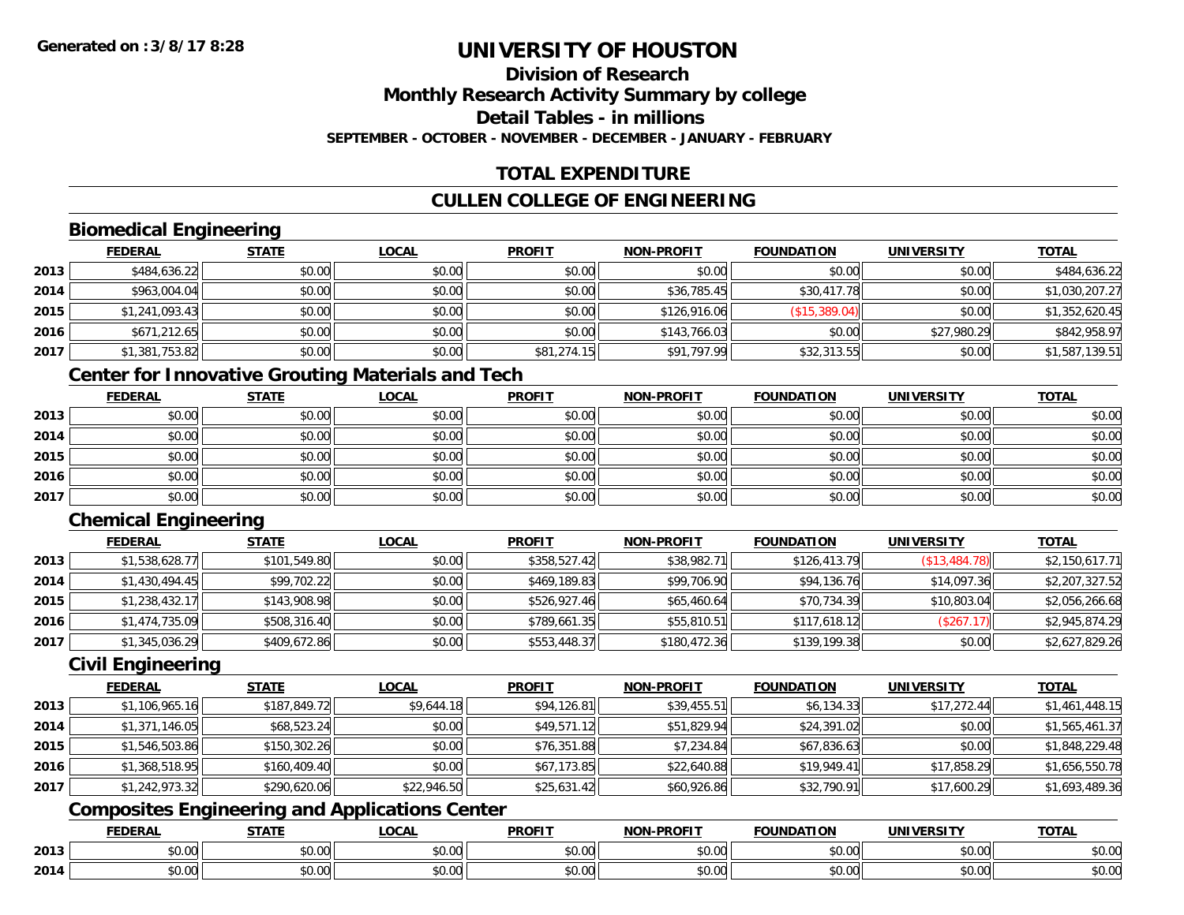**Generated on :3/8/17 8:28**

# UNIVERSITY OF HOUSTON

## Division of Research

## Monthly Research Activity Summary by college

## Detail Tables - in millions

**SEPTEMBER - OCTOBER - NOVEMBER - DECEMBER - JANUARY - FEBRUARY**

## TOTAL EXPENDITURE

## CULLEN COLLEGE OF ENGINEERING

### Biomedical Engineering

| | FEDERAL | STATE | LOCAL | PROFIT | NON-PROFIT | FOUNDATION | UNIVERSITY | TOTAL |
|---|---|---|---|---|---|---|---|---|
| 2013 | $484,636.22 | $0.00 | $0.00 | $0.00 | $0.00 | $0.00 | $0.00 | $484,636.22 |
| 2014 | $963,004.04 | $0.00 | $0.00 | $0.00 | $36,785.45 | $30,417.78 | $0.00 | $1,030,207.27 |
| 2015 | $1,241,093.43 | $0.00 | $0.00 | $0.00 | $126,916.06 | ($15,389.04) | $0.00 | $1,352,620.45 |
| 2016 | $671,212.65 | $0.00 | $0.00 | $0.00 | $143,766.03 | $0.00 | $27,980.29 | $842,958.97 |
| 2017 | $1,381,753.82 | $0.00 | $0.00 | $81,274.15 | $91,797.99 | $32,313.55 | $0.00 | $1,587,139.51 |

### Center for Innovative Grouting Materials and Tech

| | FEDERAL | STATE | LOCAL | PROFIT | NON-PROFIT | FOUNDATION | UNIVERSITY | TOTAL |
|---|---|---|---|---|---|---|---|---|
| 2013 | $0.00 | $0.00 | $0.00 | $0.00 | $0.00 | $0.00 | $0.00 | $0.00 |
| 2014 | $0.00 | $0.00 | $0.00 | $0.00 | $0.00 | $0.00 | $0.00 | $0.00 |
| 2015 | $0.00 | $0.00 | $0.00 | $0.00 | $0.00 | $0.00 | $0.00 | $0.00 |
| 2016 | $0.00 | $0.00 | $0.00 | $0.00 | $0.00 | $0.00 | $0.00 | $0.00 |
| 2017 | $0.00 | $0.00 | $0.00 | $0.00 | $0.00 | $0.00 | $0.00 | $0.00 |

### Chemical Engineering

| | FEDERAL | STATE | LOCAL | PROFIT | NON-PROFIT | FOUNDATION | UNIVERSITY | TOTAL |
|---|---|---|---|---|---|---|---|---|
| 2013 | $1,538,628.77 | $101,549.80 | $0.00 | $358,527.42 | $38,982.71 | $126,413.79 | ($13,484.78) | $2,150,617.71 |
| 2014 | $1,430,494.45 | $99,702.22 | $0.00 | $469,189.83 | $99,706.90 | $94,136.76 | $14,097.36 | $2,207,327.52 |
| 2015 | $1,238,432.17 | $143,908.98 | $0.00 | $526,927.46 | $65,460.64 | $70,734.39 | $10,803.04 | $2,056,266.68 |
| 2016 | $1,474,735.09 | $508,316.40 | $0.00 | $789,661.35 | $55,810.51 | $117,618.12 | ($267.17) | $2,945,874.29 |
| 2017 | $1,345,036.29 | $409,672.86 | $0.00 | $553,448.37 | $180,472.36 | $139,199.38 | $0.00 | $2,627,829.26 |

### Civil Engineering

| | FEDERAL | STATE | LOCAL | PROFIT | NON-PROFIT | FOUNDATION | UNIVERSITY | TOTAL |
|---|---|---|---|---|---|---|---|---|
| 2013 | $1,106,965.16 | $187,849.72 | $9,644.18 | $94,126.81 | $39,455.51 | $6,134.33 | $17,272.44 | $1,461,448.15 |
| 2014 | $1,371,146.05 | $68,523.24 | $0.00 | $49,571.12 | $51,829.94 | $24,391.02 | $0.00 | $1,565,461.37 |
| 2015 | $1,546,503.86 | $150,302.26 | $0.00 | $76,351.88 | $7,234.84 | $67,836.63 | $0.00 | $1,848,229.48 |
| 2016 | $1,368,518.95 | $160,409.40 | $0.00 | $67,173.85 | $22,640.88 | $19,949.41 | $17,858.29 | $1,656,550.78 |
| 2017 | $1,242,973.32 | $290,620.06 | $22,946.50 | $25,631.42 | $60,926.86 | $32,790.91 | $17,600.29 | $1,693,489.36 |

### Composites Engineering and Applications Center

| | FEDERAL | STATE | LOCAL | PROFIT | NON-PROFIT | FOUNDATION | UNIVERSITY | TOTAL |
|---|---|---|---|---|---|---|---|---|
| 2013 | $0.00 | $0.00 | $0.00 | $0.00 | $0.00 | $0.00 | $0.00 | $0.00 |
| 2014 | $0.00 | $0.00 | $0.00 | $0.00 | $0.00 | $0.00 | $0.00 | $0.00 |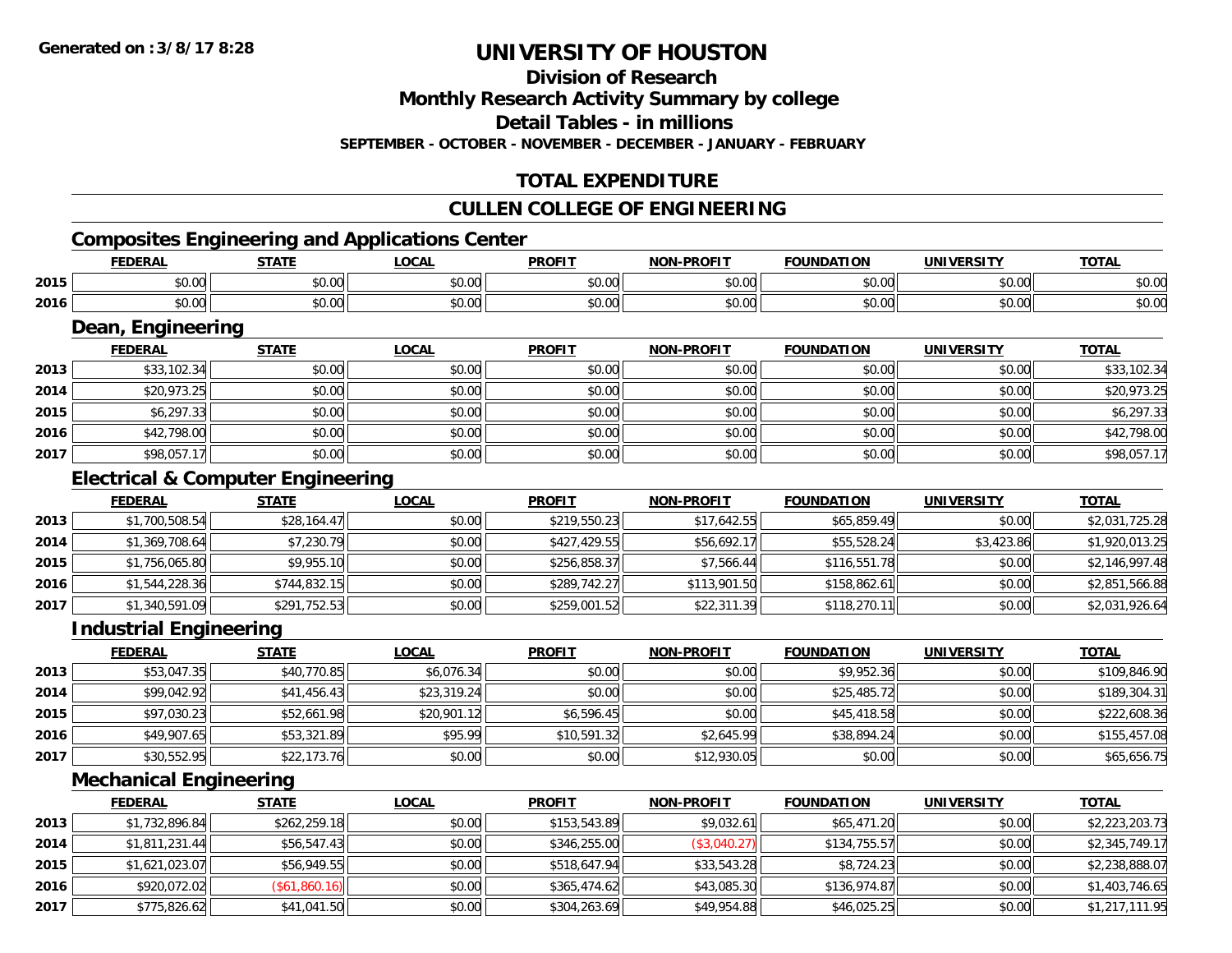Generated on :3/8/17 8:28

# UNIVERSITY OF HOUSTON

## Division of Research

## Monthly Research Activity Summary by college

## Detail Tables - in millions

**SEPTEMBER - OCTOBER - NOVEMBER - DECEMBER - JANUARY - FEBRUARY**

## TOTAL EXPENDITURE

## CULLEN COLLEGE OF ENGINEERING

### Composites Engineering and Applications Center

| | FEDERAL | STATE | LOCAL | PROFIT | NON-PROFIT | FOUNDATION | UNIVERSITY | TOTAL |
|---|---|---|---|---|---|---|---|---|
| 2015 | $0.00 | $0.00 | $0.00 | $0.00 | $0.00 | $0.00 | $0.00 | $0.00 |
| 2016 | $0.00 | $0.00 | $0.00 | $0.00 | $0.00 | $0.00 | $0.00 | $0.00 |

### Dean, Engineering

| | FEDERAL | STATE | LOCAL | PROFIT | NON-PROFIT | FOUNDATION | UNIVERSITY | TOTAL |
|---|---|---|---|---|---|---|---|---|
| 2013 | $33,102.34 | $0.00 | $0.00 | $0.00 | $0.00 | $0.00 | $0.00 | $33,102.34 |
| 2014 | $20,973.25 | $0.00 | $0.00 | $0.00 | $0.00 | $0.00 | $0.00 | $20,973.25 |
| 2015 | $6,297.33 | $0.00 | $0.00 | $0.00 | $0.00 | $0.00 | $0.00 | $6,297.33 |
| 2016 | $42,798.00 | $0.00 | $0.00 | $0.00 | $0.00 | $0.00 | $0.00 | $42,798.00 |
| 2017 | $98,057.17 | $0.00 | $0.00 | $0.00 | $0.00 | $0.00 | $0.00 | $98,057.17 |

### Electrical & Computer Engineering

| | FEDERAL | STATE | LOCAL | PROFIT | NON-PROFIT | FOUNDATION | UNIVERSITY | TOTAL |
|---|---|---|---|---|---|---|---|---|
| 2013 | $1,700,508.54 | $28,164.47 | $0.00 | $219,550.23 | $17,642.55 | $65,859.49 | $0.00 | $2,031,725.28 |
| 2014 | $1,369,708.64 | $7,230.79 | $0.00 | $427,429.55 | $56,692.17 | $55,528.24 | $3,423.86 | $1,920,013.25 |
| 2015 | $1,756,065.80 | $9,955.10 | $0.00 | $256,858.37 | $7,566.44 | $116,551.78 | $0.00 | $2,146,997.48 |
| 2016 | $1,544,228.36 | $744,832.15 | $0.00 | $289,742.27 | $113,901.50 | $158,862.61 | $0.00 | $2,851,566.88 |
| 2017 | $1,340,591.09 | $291,752.53 | $0.00 | $259,001.52 | $22,311.39 | $118,270.11 | $0.00 | $2,031,926.64 |

### Industrial Engineering

| | FEDERAL | STATE | LOCAL | PROFIT | NON-PROFIT | FOUNDATION | UNIVERSITY | TOTAL |
|---|---|---|---|---|---|---|---|---|
| 2013 | $53,047.35 | $40,770.85 | $6,076.34 | $0.00 | $0.00 | $9,952.36 | $0.00 | $109,846.90 |
| 2014 | $99,042.92 | $41,456.43 | $23,319.24 | $0.00 | $0.00 | $25,485.72 | $0.00 | $189,304.31 |
| 2015 | $97,030.23 | $52,661.98 | $20,901.12 | $6,596.45 | $0.00 | $45,418.58 | $0.00 | $222,608.36 |
| 2016 | $49,907.65 | $53,321.89 | $95.99 | $10,591.32 | $2,645.99 | $38,894.24 | $0.00 | $155,457.08 |
| 2017 | $30,552.95 | $22,173.76 | $0.00 | $0.00 | $12,930.05 | $0.00 | $0.00 | $65,656.75 |

### Mechanical Engineering

| | FEDERAL | STATE | LOCAL | PROFIT | NON-PROFIT | FOUNDATION | UNIVERSITY | TOTAL |
|---|---|---|---|---|---|---|---|---|
| 2013 | $1,732,896.84 | $262,259.18 | $0.00 | $153,543.89 | $9,032.61 | $65,471.20 | $0.00 | $2,223,203.73 |
| 2014 | $1,811,231.44 | $56,547.43 | $0.00 | $346,255.00 | ($3,040.27) | $134,755.57 | $0.00 | $2,345,749.17 |
| 2015 | $1,621,023.07 | $56,949.55 | $0.00 | $518,647.94 | $33,543.28 | $8,724.23 | $0.00 | $2,238,888.07 |
| 2016 | $920,072.02 | ($61,860.16) | $0.00 | $365,474.62 | $43,085.30 | $136,974.87 | $0.00 | $1,403,746.65 |
| 2017 | $775,826.62 | $41,041.50 | $0.00 | $304,263.69 | $49,954.88 | $46,025.25 | $0.00 | $1,217,111.95 |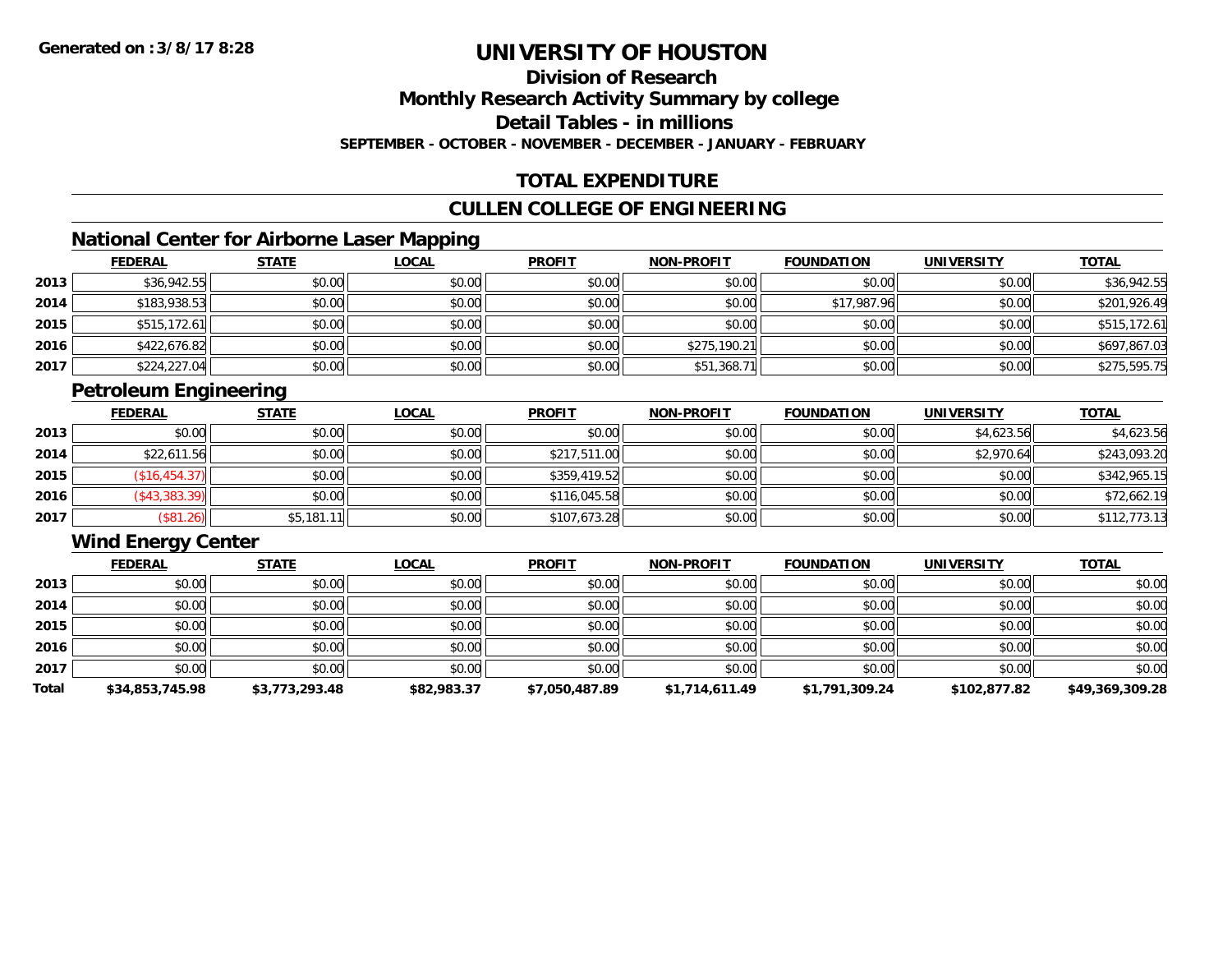# UNIVERSITY OF HOUSTON

## Division of Research

## Monthly Research Activity Summary by college

## Detail Tables - in millions

**SEPTEMBER - OCTOBER - NOVEMBER - DECEMBER - JANUARY - FEBRUARY**

Generated on : 3/8/17 8:28

## TOTAL EXPENDITURE

## CULLEN COLLEGE OF ENGINEERING

### National Center for Airborne Laser Mapping

| | FEDERAL | STATE | LOCAL | PROFIT | NON-PROFIT | FOUNDATION | UNIVERSITY | TOTAL |
|---|---|---|---|---|---|---|---|---|
| 2013 | $36,942.55 | $0.00 | $0.00 | $0.00 | $0.00 | $0.00 | $0.00 | $36,942.55 |
| 2014 | $183,938.53 | $0.00 | $0.00 | $0.00 | $0.00 | $17,987.96 | $0.00 | $201,926.49 |
| 2015 | $515,172.61 | $0.00 | $0.00 | $0.00 | $0.00 | $0.00 | $0.00 | $515,172.61 |
| 2016 | $422,676.82 | $0.00 | $0.00 | $0.00 | $275,190.21 | $0.00 | $0.00 | $697,867.03 |
| 2017 | $224,227.04 | $0.00 | $0.00 | $0.00 | $51,368.71 | $0.00 | $0.00 | $275,595.75 |

### Petroleum Engineering

| | FEDERAL | STATE | LOCAL | PROFIT | NON-PROFIT | FOUNDATION | UNIVERSITY | TOTAL |
|---|---|---|---|---|---|---|---|---|
| 2013 | $0.00 | $0.00 | $0.00 | $0.00 | $0.00 | $0.00 | $4,623.56 | $4,623.56 |
| 2014 | $22,611.56 | $0.00 | $0.00 | $217,511.00 | $0.00 | $0.00 | $2,970.64 | $243,093.20 |
| 2015 | ($16,454.37) | $0.00 | $0.00 | $359,419.52 | $0.00 | $0.00 | $0.00 | $342,965.15 |
| 2016 | ($43,383.39) | $0.00 | $0.00 | $116,045.58 | $0.00 | $0.00 | $0.00 | $72,662.19 |
| 2017 | ($81.26) | $5,181.11 | $0.00 | $107,673.28 | $0.00 | $0.00 | $0.00 | $112,773.13 |

### Wind Energy Center

| | FEDERAL | STATE | LOCAL | PROFIT | NON-PROFIT | FOUNDATION | UNIVERSITY | TOTAL |
|---|---|---|---|---|---|---|---|---|
| 2013 | $0.00 | $0.00 | $0.00 | $0.00 | $0.00 | $0.00 | $0.00 | $0.00 |
| 2014 | $0.00 | $0.00 | $0.00 | $0.00 | $0.00 | $0.00 | $0.00 | $0.00 |
| 2015 | $0.00 | $0.00 | $0.00 | $0.00 | $0.00 | $0.00 | $0.00 | $0.00 |
| 2016 | $0.00 | $0.00 | $0.00 | $0.00 | $0.00 | $0.00 | $0.00 | $0.00 |
| 2017 | $0.00 | $0.00 | $0.00 | $0.00 | $0.00 | $0.00 | $0.00 | $0.00 |
| **Total** | **$34,853,745.98** | **$3,773,293.48** | **$82,983.37** | **$7,050,487.89** | **$1,714,611.49** | **$1,791,309.24** | **$102,877.82** | **$49,369,309.28** |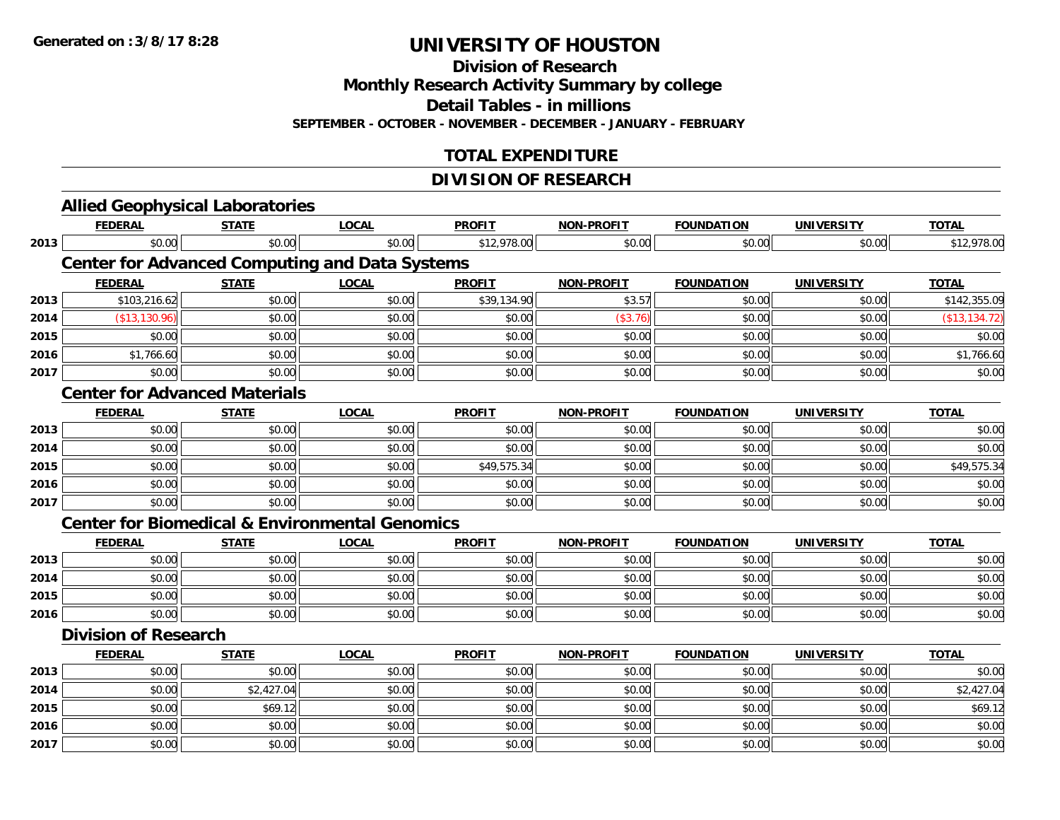**Generated on :3/8/17 8:28**

# UNIVERSITY OF HOUSTON

## Division of Research
## Monthly Research Activity Summary by college
## Detail Tables - in millions
### SEPTEMBER - OCTOBER - NOVEMBER - DECEMBER - JANUARY - FEBRUARY

## TOTAL EXPENDITURE

## DIVISION OF RESEARCH

### Allied Geophysical Laboratories

| | FEDERAL | STATE | LOCAL | PROFIT | NON-PROFIT | FOUNDATION | UNIVERSITY | TOTAL |
|---|---|---|---|---|---|---|---|---|
| 2013 | $0.00 | $0.00 | $0.00 | $12,978.00 | $0.00 | $0.00 | $0.00 | $12,978.00 |

### Center for Advanced Computing and Data Systems

| | FEDERAL | STATE | LOCAL | PROFIT | NON-PROFIT | FOUNDATION | UNIVERSITY | TOTAL |
|---|---|---|---|---|---|---|---|---|
| 2013 | $103,216.62 | $0.00 | $0.00 | $39,134.90 | $3.57 | $0.00 | $0.00 | $142,355.09 |
| 2014 | ($13,130.96) | $0.00 | $0.00 | $0.00 | ($3.76) | $0.00 | $0.00 | ($13,134.72) |
| 2015 | $0.00 | $0.00 | $0.00 | $0.00 | $0.00 | $0.00 | $0.00 | $0.00 |
| 2016 | $1,766.60 | $0.00 | $0.00 | $0.00 | $0.00 | $0.00 | $0.00 | $1,766.60 |
| 2017 | $0.00 | $0.00 | $0.00 | $0.00 | $0.00 | $0.00 | $0.00 | $0.00 |

### Center for Advanced Materials

| | FEDERAL | STATE | LOCAL | PROFIT | NON-PROFIT | FOUNDATION | UNIVERSITY | TOTAL |
|---|---|---|---|---|---|---|---|---|
| 2013 | $0.00 | $0.00 | $0.00 | $0.00 | $0.00 | $0.00 | $0.00 | $0.00 |
| 2014 | $0.00 | $0.00 | $0.00 | $0.00 | $0.00 | $0.00 | $0.00 | $0.00 |
| 2015 | $0.00 | $0.00 | $0.00 | $49,575.34 | $0.00 | $0.00 | $0.00 | $49,575.34 |
| 2016 | $0.00 | $0.00 | $0.00 | $0.00 | $0.00 | $0.00 | $0.00 | $0.00 |
| 2017 | $0.00 | $0.00 | $0.00 | $0.00 | $0.00 | $0.00 | $0.00 | $0.00 |

### Center for Biomedical & Environmental Genomics

| | FEDERAL | STATE | LOCAL | PROFIT | NON-PROFIT | FOUNDATION | UNIVERSITY | TOTAL |
|---|---|---|---|---|---|---|---|---|
| 2013 | $0.00 | $0.00 | $0.00 | $0.00 | $0.00 | $0.00 | $0.00 | $0.00 |
| 2014 | $0.00 | $0.00 | $0.00 | $0.00 | $0.00 | $0.00 | $0.00 | $0.00 |
| 2015 | $0.00 | $0.00 | $0.00 | $0.00 | $0.00 | $0.00 | $0.00 | $0.00 |
| 2016 | $0.00 | $0.00 | $0.00 | $0.00 | $0.00 | $0.00 | $0.00 | $0.00 |

### Division of Research

| | FEDERAL | STATE | LOCAL | PROFIT | NON-PROFIT | FOUNDATION | UNIVERSITY | TOTAL |
|---|---|---|---|---|---|---|---|---|
| 2013 | $0.00 | $0.00 | $0.00 | $0.00 | $0.00 | $0.00 | $0.00 | $0.00 |
| 2014 | $0.00 | $2,427.04 | $0.00 | $0.00 | $0.00 | $0.00 | $0.00 | $2,427.04 |
| 2015 | $0.00 | $69.12 | $0.00 | $0.00 | $0.00 | $0.00 | $0.00 | $69.12 |
| 2016 | $0.00 | $0.00 | $0.00 | $0.00 | $0.00 | $0.00 | $0.00 | $0.00 |
| 2017 | $0.00 | $0.00 | $0.00 | $0.00 | $0.00 | $0.00 | $0.00 | $0.00 |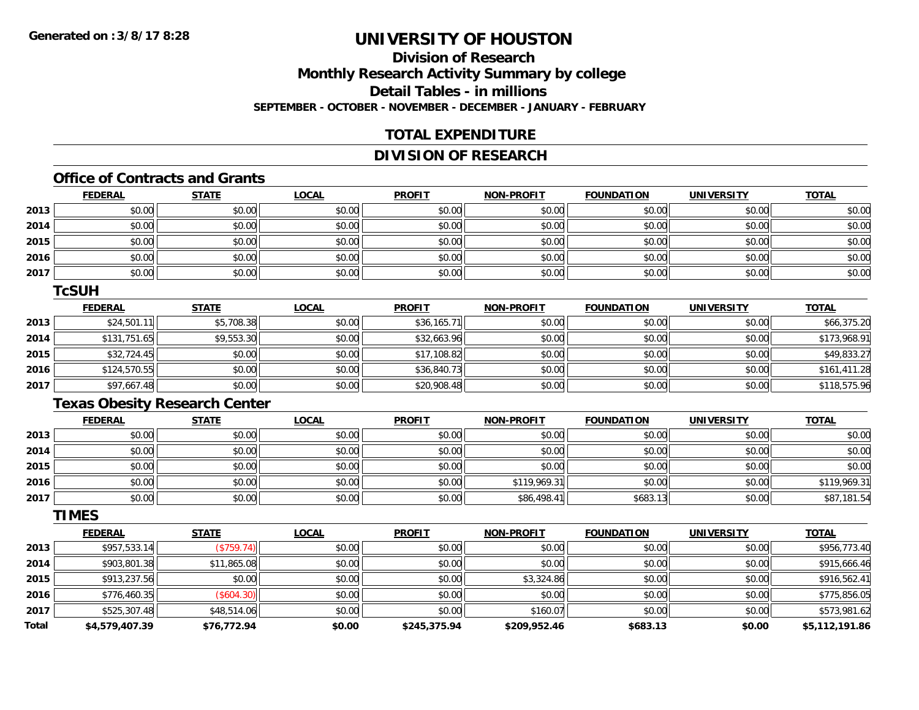# UNIVERSITY OF HOUSTON

## Division of Research

## Monthly Research Activity Summary by college

## Detail Tables - in millions

**SEPTEMBER - OCTOBER - NOVEMBER - DECEMBER - JANUARY - FEBRUARY**

**Generated on : 3/8/17 8:28**

## TOTAL EXPENDITURE

## DIVISION OF RESEARCH

### Office of Contracts and Grants

| | FEDERAL | STATE | LOCAL | PROFIT | NON-PROFIT | FOUNDATION | UNIVERSITY | TOTAL |
|---|---|---|---|---|---|---|---|---|
| 2013 | $0.00 | $0.00 | $0.00 | $0.00 | $0.00 | $0.00 | $0.00 | $0.00 |
| 2014 | $0.00 | $0.00 | $0.00 | $0.00 | $0.00 | $0.00 | $0.00 | $0.00 |
| 2015 | $0.00 | $0.00 | $0.00 | $0.00 | $0.00 | $0.00 | $0.00 | $0.00 |
| 2016 | $0.00 | $0.00 | $0.00 | $0.00 | $0.00 | $0.00 | $0.00 | $0.00 |
| 2017 | $0.00 | $0.00 | $0.00 | $0.00 | $0.00 | $0.00 | $0.00 | $0.00 |

### TcSUH

| | FEDERAL | STATE | LOCAL | PROFIT | NON-PROFIT | FOUNDATION | UNIVERSITY | TOTAL |
|---|---|---|---|---|---|---|---|---|
| 2013 | $24,501.11 | $5,708.38 | $0.00 | $36,165.71 | $0.00 | $0.00 | $0.00 | $66,375.20 |
| 2014 | $131,751.65 | $9,553.30 | $0.00 | $32,663.96 | $0.00 | $0.00 | $0.00 | $173,968.91 |
| 2015 | $32,724.45 | $0.00 | $0.00 | $17,108.82 | $0.00 | $0.00 | $0.00 | $49,833.27 |
| 2016 | $124,570.55 | $0.00 | $0.00 | $36,840.73 | $0.00 | $0.00 | $0.00 | $161,411.28 |
| 2017 | $97,667.48 | $0.00 | $0.00 | $20,908.48 | $0.00 | $0.00 | $0.00 | $118,575.96 |

### Texas Obesity Research Center

| | FEDERAL | STATE | LOCAL | PROFIT | NON-PROFIT | FOUNDATION | UNIVERSITY | TOTAL |
|---|---|---|---|---|---|---|---|---|
| 2013 | $0.00 | $0.00 | $0.00 | $0.00 | $0.00 | $0.00 | $0.00 | $0.00 |
| 2014 | $0.00 | $0.00 | $0.00 | $0.00 | $0.00 | $0.00 | $0.00 | $0.00 |
| 2015 | $0.00 | $0.00 | $0.00 | $0.00 | $0.00 | $0.00 | $0.00 | $0.00 |
| 2016 | $0.00 | $0.00 | $0.00 | $0.00 | $119,969.31 | $0.00 | $0.00 | $119,969.31 |
| 2017 | $0.00 | $0.00 | $0.00 | $0.00 | $86,498.41 | $683.13 | $0.00 | $87,181.54 |

### TIMES

| | FEDERAL | STATE | LOCAL | PROFIT | NON-PROFIT | FOUNDATION | UNIVERSITY | TOTAL |
|---|---|---|---|---|---|---|---|---|
| 2013 | $957,533.14 | ($759.74) | $0.00 | $0.00 | $0.00 | $0.00 | $0.00 | $956,773.40 |
| 2014 | $903,801.38 | $11,865.08 | $0.00 | $0.00 | $0.00 | $0.00 | $0.00 | $915,666.46 |
| 2015 | $913,237.56 | $0.00 | $0.00 | $0.00 | $3,324.86 | $0.00 | $0.00 | $916,562.41 |
| 2016 | $776,460.35 | ($604.30) | $0.00 | $0.00 | $0.00 | $0.00 | $0.00 | $775,856.05 |
| 2017 | $525,307.48 | $48,514.06 | $0.00 | $0.00 | $160.07 | $0.00 | $0.00 | $573,981.62 |
| **Total** | **$4,579,407.39** | **$76,772.94** | **$0.00** | **$245,375.94** | **$209,952.46** | **$683.13** | **$0.00** | **$5,112,191.86** |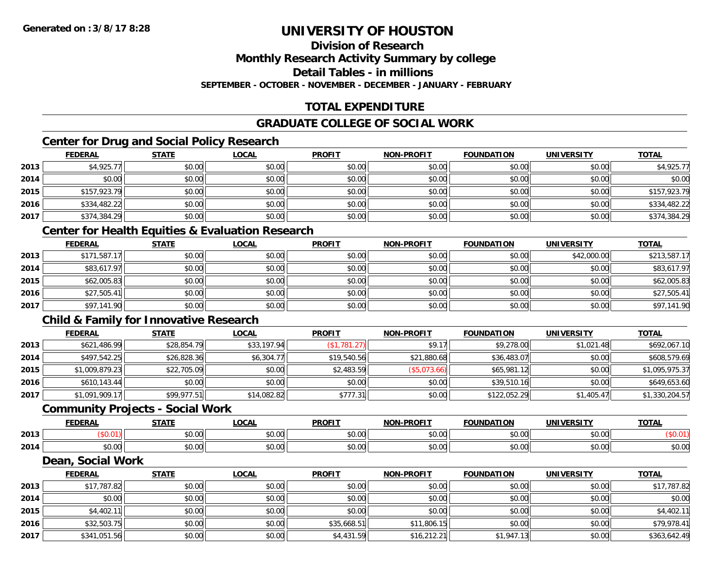**Generated on :3/8/17 8:28**

# UNIVERSITY OF HOUSTON

## Division of Research

## Monthly Research Activity Summary by college

## Detail Tables - in millions

**SEPTEMBER - OCTOBER - NOVEMBER - DECEMBER - JANUARY - FEBRUARY**

## TOTAL EXPENDITURE

## GRADUATE COLLEGE OF SOCIAL WORK

### Center for Drug and Social Policy Research

| | FEDERAL | STATE | LOCAL | PROFIT | NON-PROFIT | FOUNDATION | UNIVERSITY | TOTAL |
|---|---|---|---|---|---|---|---|---|
| 2013 | $4,925.77 | $0.00 | $0.00 | $0.00 | $0.00 | $0.00 | $0.00 | $4,925.77 |
| 2014 | $0.00 | $0.00 | $0.00 | $0.00 | $0.00 | $0.00 | $0.00 | $0.00 |
| 2015 | $157,923.79 | $0.00 | $0.00 | $0.00 | $0.00 | $0.00 | $0.00 | $157,923.79 |
| 2016 | $334,482.22 | $0.00 | $0.00 | $0.00 | $0.00 | $0.00 | $0.00 | $334,482.22 |
| 2017 | $374,384.29 | $0.00 | $0.00 | $0.00 | $0.00 | $0.00 | $0.00 | $374,384.29 |

### Center for Health Equities & Evaluation Research

| | FEDERAL | STATE | LOCAL | PROFIT | NON-PROFIT | FOUNDATION | UNIVERSITY | TOTAL |
|---|---|---|---|---|---|---|---|---|
| 2013 | $171,587.17 | $0.00 | $0.00 | $0.00 | $0.00 | $0.00 | $42,000.00 | $213,587.17 |
| 2014 | $83,617.97 | $0.00 | $0.00 | $0.00 | $0.00 | $0.00 | $0.00 | $83,617.97 |
| 2015 | $62,005.83 | $0.00 | $0.00 | $0.00 | $0.00 | $0.00 | $0.00 | $62,005.83 |
| 2016 | $27,505.41 | $0.00 | $0.00 | $0.00 | $0.00 | $0.00 | $0.00 | $27,505.41 |
| 2017 | $97,141.90 | $0.00 | $0.00 | $0.00 | $0.00 | $0.00 | $0.00 | $97,141.90 |

### Child & Family for Innovative Research

| | FEDERAL | STATE | LOCAL | PROFIT | NON-PROFIT | FOUNDATION | UNIVERSITY | TOTAL |
|---|---|---|---|---|---|---|---|---|
| 2013 | $621,486.99 | $28,854.79 | $33,197.94 | ($1,781.27) | $9.17 | $9,278.00 | $1,021.48 | $692,067.10 |
| 2014 | $497,542.25 | $26,828.36 | $6,304.77 | $19,540.56 | $21,880.68 | $36,483.07 | $0.00 | $608,579.69 |
| 2015 | $1,009,879.23 | $22,705.09 | $0.00 | $2,483.59 | ($5,073.66) | $65,981.12 | $0.00 | $1,095,975.37 |
| 2016 | $610,143.44 | $0.00 | $0.00 | $0.00 | $0.00 | $39,510.16 | $0.00 | $649,653.60 |
| 2017 | $1,091,909.17 | $99,977.51 | $14,082.82 | $777.31 | $0.00 | $122,052.29 | $1,405.47 | $1,330,204.57 |

### Community Projects - Social Work

| | FEDERAL | STATE | LOCAL | PROFIT | NON-PROFIT | FOUNDATION | UNIVERSITY | TOTAL |
|---|---|---|---|---|---|---|---|---|
| 2013 | ($0.01) | $0.00 | $0.00 | $0.00 | $0.00 | $0.00 | $0.00 | ($0.01) |
| 2014 | $0.00 | $0.00 | $0.00 | $0.00 | $0.00 | $0.00 | $0.00 | $0.00 |

### Dean, Social Work

| | FEDERAL | STATE | LOCAL | PROFIT | NON-PROFIT | FOUNDATION | UNIVERSITY | TOTAL |
|---|---|---|---|---|---|---|---|---|
| 2013 | $17,787.82 | $0.00 | $0.00 | $0.00 | $0.00 | $0.00 | $0.00 | $17,787.82 |
| 2014 | $0.00 | $0.00 | $0.00 | $0.00 | $0.00 | $0.00 | $0.00 | $0.00 |
| 2015 | $4,402.11 | $0.00 | $0.00 | $0.00 | $0.00 | $0.00 | $0.00 | $4,402.11 |
| 2016 | $32,503.75 | $0.00 | $0.00 | $35,668.51 | $11,806.15 | $0.00 | $0.00 | $79,978.41 |
| 2017 | $341,051.56 | $0.00 | $0.00 | $4,431.59 | $16,212.21 | $1,947.13 | $0.00 | $363,642.49 |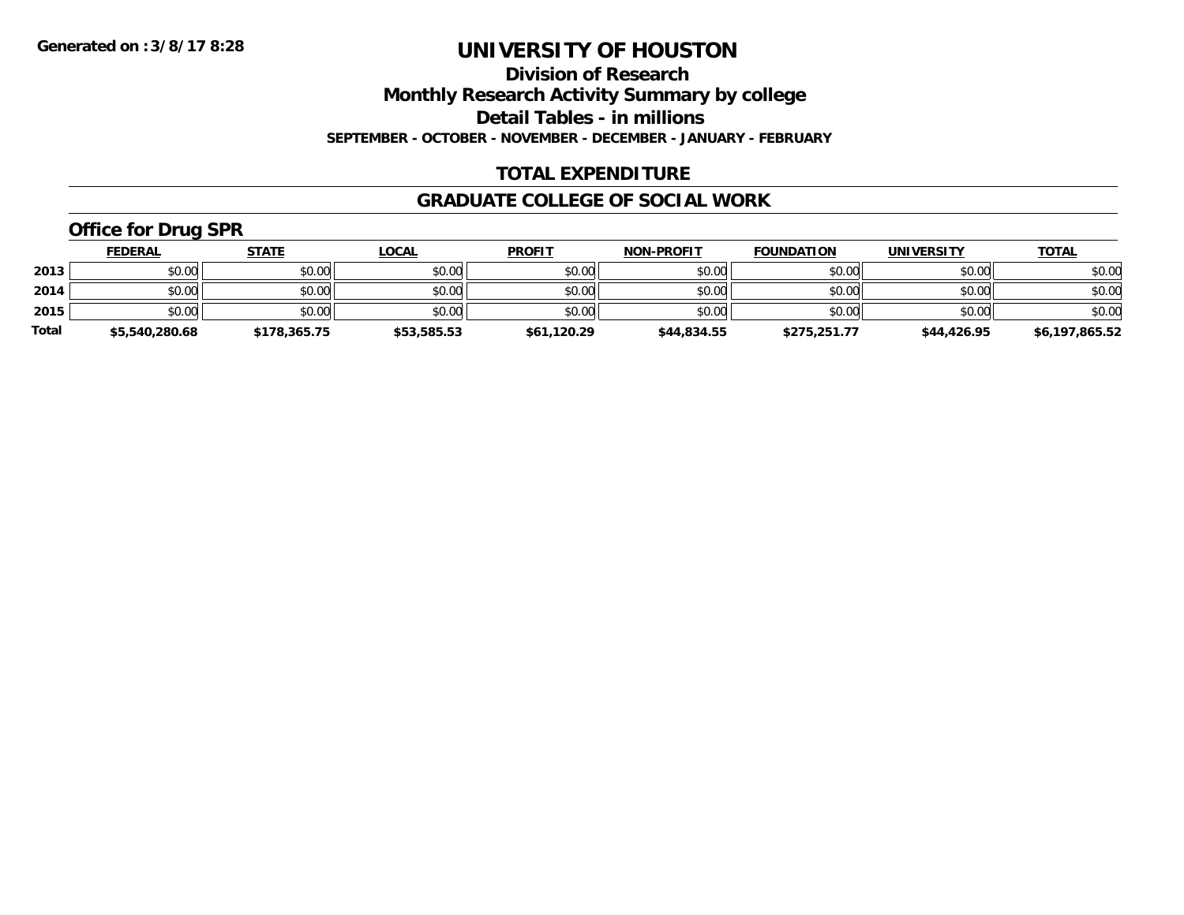# UNIVERSITY OF HOUSTON

## Division of Research

## Monthly Research Activity Summary by college

## Detail Tables - in millions

**SEPTEMBER - OCTOBER - NOVEMBER - DECEMBER - JANUARY - FEBRUARY**

## TOTAL EXPENDITURE

## GRADUATE COLLEGE OF SOCIAL WORK

### Office for Drug SPR

| | FEDERAL | STATE | LOCAL | PROFIT | NON-PROFIT | FOUNDATION | UNIVERSITY | TOTAL |
|---|---|---|---|---|---|---|---|---|
| 2013 | $0.00 | $0.00 | $0.00 | $0.00 | $0.00 | $0.00 | $0.00 | $0.00 |
| 2014 | $0.00 | $0.00 | $0.00 | $0.00 | $0.00 | $0.00 | $0.00 | $0.00 |
| 2015 | $0.00 | $0.00 | $0.00 | $0.00 | $0.00 | $0.00 | $0.00 | $0.00 |
| **Total** | **$5,540,280.68** | **$178,365.75** | **$53,585.53** | **$61,120.29** | **$44,834.55** | **$275,251.77** | **$44,426.95** | **$6,197,865.52** |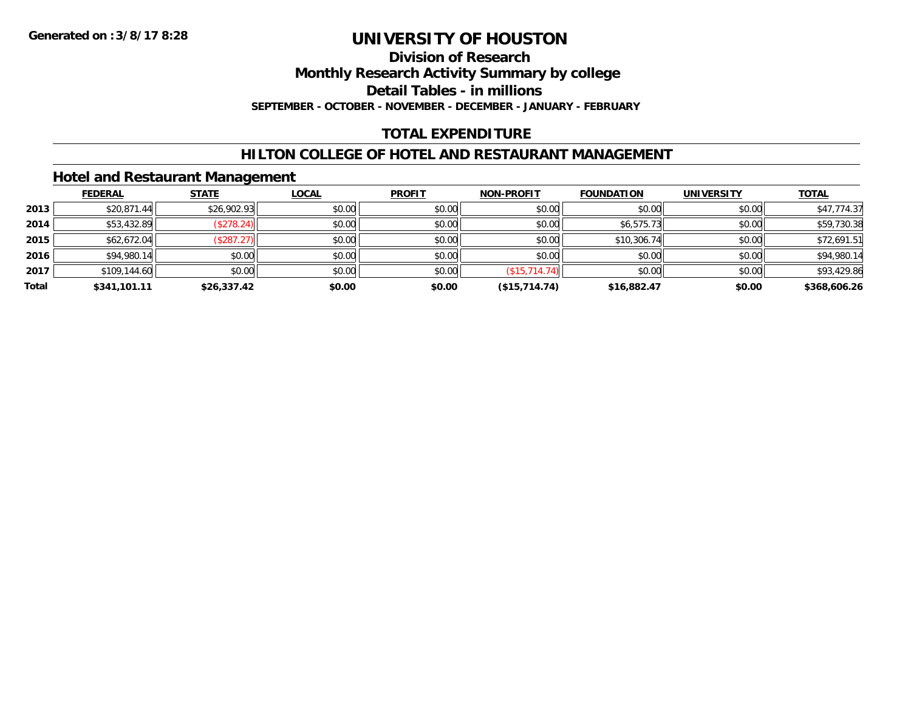**Generated on :3/8/17 8:28**

# UNIVERSITY OF HOUSTON

## Division of Research

## Monthly Research Activity Summary by college

## Detail Tables - in millions

**SEPTEMBER - OCTOBER - NOVEMBER - DECEMBER - JANUARY - FEBRUARY**

## TOTAL EXPENDITURE

## HILTON COLLEGE OF HOTEL AND RESTAURANT MANAGEMENT

### Hotel and Restaurant Management

| | FEDERAL | STATE | LOCAL | PROFIT | NON-PROFIT | FOUNDATION | UNIVERSITY | TOTAL |
|---|---|---|---|---|---|---|---|---|
| 2013 | $20,871.44 | $26,902.93 | $0.00 | $0.00 | $0.00 | $0.00 | $0.00 | $47,774.37 |
| 2014 | $53,432.89 | ($278.24) | $0.00 | $0.00 | $0.00 | $6,575.73 | $0.00 | $59,730.38 |
| 2015 | $62,672.04 | ($287.27) | $0.00 | $0.00 | $0.00 | $10,306.74 | $0.00 | $72,691.51 |
| 2016 | $94,980.14 | $0.00 | $0.00 | $0.00 | $0.00 | $0.00 | $0.00 | $94,980.14 |
| 2017 | $109,144.60 | $0.00 | $0.00 | $0.00 | ($15,714.74) | $0.00 | $0.00 | $93,429.86 |
| **Total** | **$341,101.11** | **$26,337.42** | **$0.00** | **$0.00** | **($15,714.74)** | **$16,882.47** | **$0.00** | **$368,606.26** |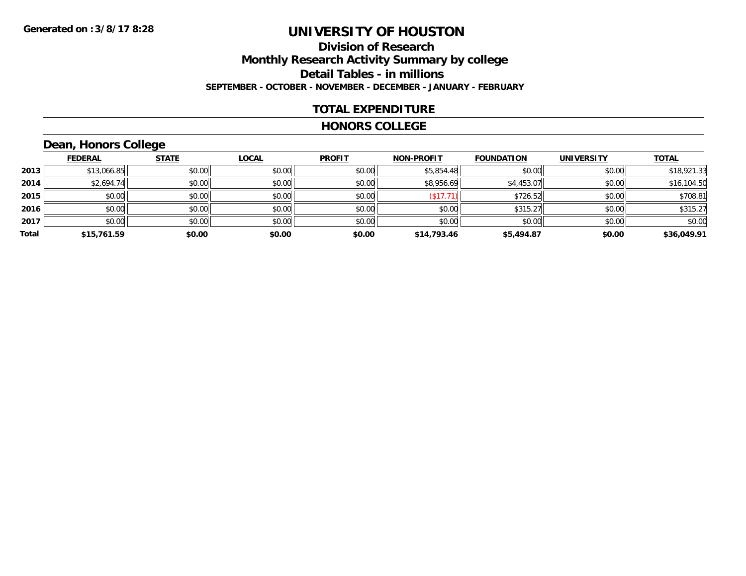# UNIVERSITY OF HOUSTON

## Division of Research

## Monthly Research Activity Summary by college

## Detail Tables - in millions

### SEPTEMBER - OCTOBER - NOVEMBER - DECEMBER - JANUARY - FEBRUARY

Generated on : 3/8/17 8:28

## TOTAL EXPENDITURE

## HONORS COLLEGE

### Dean, Honors College

| | FEDERAL | STATE | LOCAL | PROFIT | NON-PROFIT | FOUNDATION | UNIVERSITY | TOTAL |
|---|---|---|---|---|---|---|---|---|
| 2013 | $13,066.85 | $0.00 | $0.00 | $0.00 | $5,854.48 | $0.00 | $0.00 | $18,921.33 |
| 2014 | $2,694.74 | $0.00 | $0.00 | $0.00 | $8,956.69 | $4,453.07 | $0.00 | $16,104.50 |
| 2015 | $0.00 | $0.00 | $0.00 | $0.00 | ($17.71) | $726.52 | $0.00 | $708.81 |
| 2016 | $0.00 | $0.00 | $0.00 | $0.00 | $0.00 | $315.27 | $0.00 | $315.27 |
| 2017 | $0.00 | $0.00 | $0.00 | $0.00 | $0.00 | $0.00 | $0.00 | $0.00 |
| **Total** | **$15,761.59** | **$0.00** | **$0.00** | **$0.00** | **$14,793.46** | **$5,494.87** | **$0.00** | **$36,049.91** |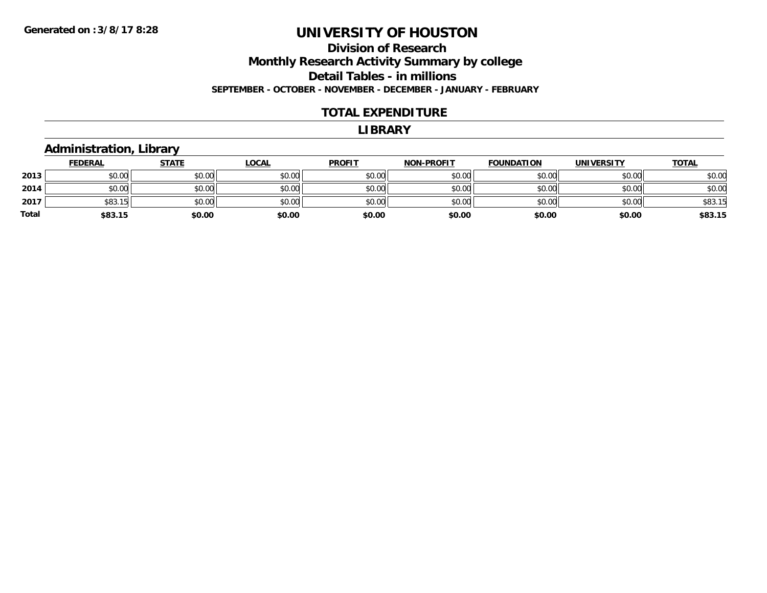**Generated on :3/8/17 8:28**

# UNIVERSITY OF HOUSTON

## Division of Research
## Monthly Research Activity Summary by college
## Detail Tables - in millions
**SEPTEMBER - OCTOBER - NOVEMBER - DECEMBER - JANUARY - FEBRUARY**

### TOTAL EXPENDITURE

### LIBRARY

### Administration, Library

| | FEDERAL | STATE | LOCAL | PROFIT | NON-PROFIT | FOUNDATION | UNIVERSITY | TOTAL |
|---|---|---|---|---|---|---|---|---|
| 2013 | $0.00 | $0.00 | $0.00 | $0.00 | $0.00 | $0.00 | $0.00 | $0.00 |
| 2014 | $0.00 | $0.00 | $0.00 | $0.00 | $0.00 | $0.00 | $0.00 | $0.00 |
| 2017 | $83.15 | $0.00 | $0.00 | $0.00 | $0.00 | $0.00 | $0.00 | $83.15 |
| **Total** | **$83.15** | **$0.00** | **$0.00** | **$0.00** | **$0.00** | **$0.00** | **$0.00** | **$83.15** |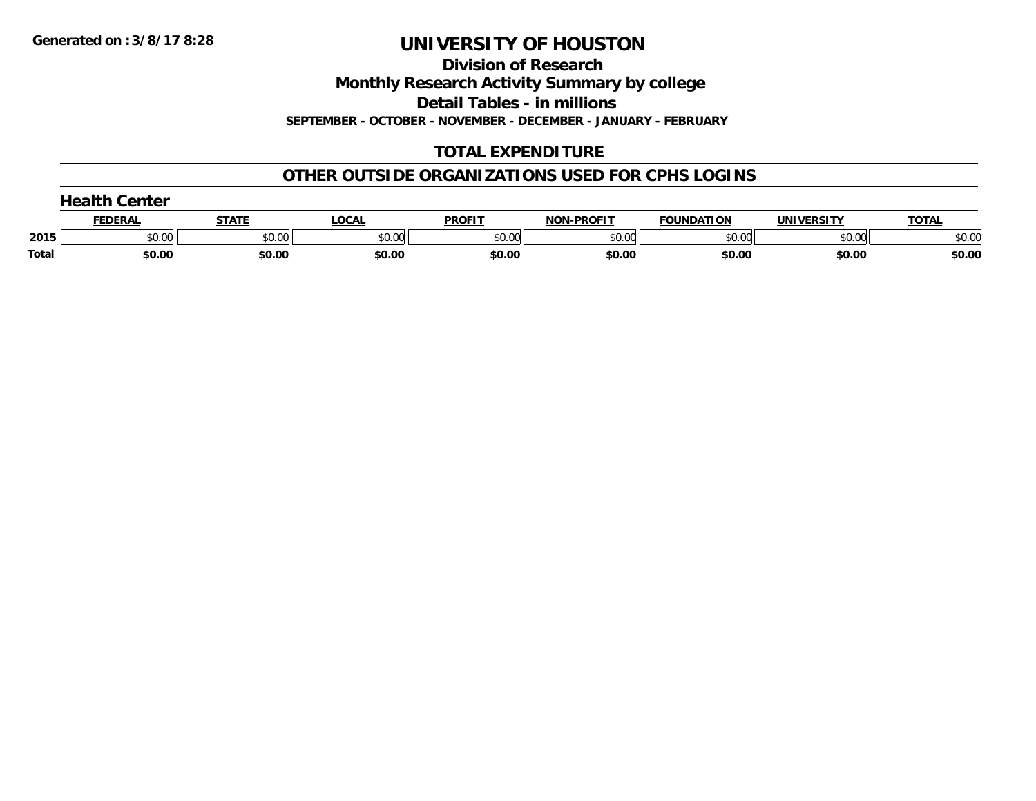# UNIVERSITY OF HOUSTON

## Division of Research

## Monthly Research Activity Summary by college

## Detail Tables - in millions

**SEPTEMBER - OCTOBER - NOVEMBER - DECEMBER - JANUARY - FEBRUARY**

Generated on : 3/8/17 8:28

## TOTAL EXPENDITURE

## OTHER OUTSIDE ORGANIZATIONS USED FOR CPHS LOGINS

### Health Center

| | FEDERAL | STATE | LOCAL | PROFIT | NON-PROFIT | FOUNDATION | UNIVERSITY | TOTAL |
|---|---|---|---|---|---|---|---|---|
| 2015 | $0.00 | $0.00 | $0.00 | $0.00 | $0.00 | $0.00 | $0.00 | $0.00 |
| **Total** | **$0.00** | **$0.00** | **$0.00** | **$0.00** | **$0.00** | **$0.00** | **$0.00** | **$0.00** |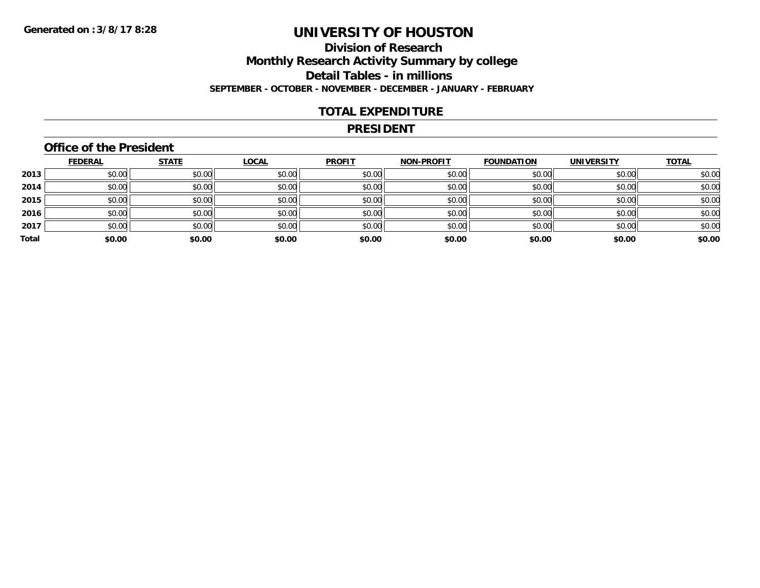**Generated on :3/8/17 8:28**

# UNIVERSITY OF HOUSTON

## Division of Research

## Monthly Research Activity Summary by college

## Detail Tables - in millions

**SEPTEMBER - OCTOBER - NOVEMBER - DECEMBER - JANUARY - FEBRUARY**

### TOTAL EXPENDITURE

### PRESIDENT

### Office of the President

| | FEDERAL | STATE | LOCAL | PROFIT | NON-PROFIT | FOUNDATION | UNIVERSITY | TOTAL |
|---|---|---|---|---|---|---|---|---|
| 2013 | $0.00 | $0.00 | $0.00 | $0.00 | $0.00 | $0.00 | $0.00 | $0.00 |
| 2014 | $0.00 | $0.00 | $0.00 | $0.00 | $0.00 | $0.00 | $0.00 | $0.00 |
| 2015 | $0.00 | $0.00 | $0.00 | $0.00 | $0.00 | $0.00 | $0.00 | $0.00 |
| 2016 | $0.00 | $0.00 | $0.00 | $0.00 | $0.00 | $0.00 | $0.00 | $0.00 |
| 2017 | $0.00 | $0.00 | $0.00 | $0.00 | $0.00 | $0.00 | $0.00 | $0.00 |
| **Total** | **$0.00** | **$0.00** | **$0.00** | **$0.00** | **$0.00** | **$0.00** | **$0.00** | **$0.00** |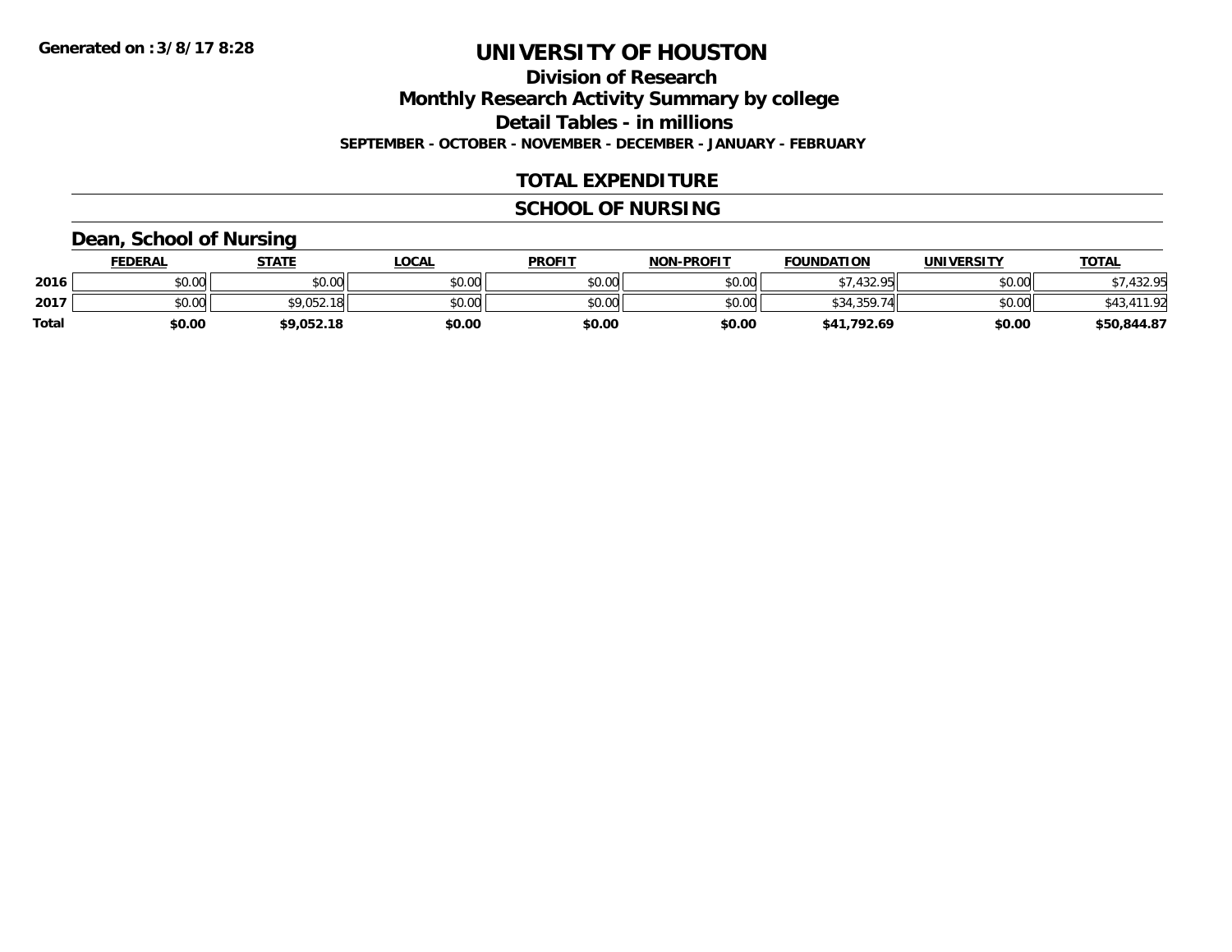**Generated on :3/8/17 8:28**

# UNIVERSITY OF HOUSTON

## Division of Research

## Monthly Research Activity Summary by college

## Detail Tables - in millions

**SEPTEMBER - OCTOBER - NOVEMBER - DECEMBER - JANUARY - FEBRUARY**

## TOTAL EXPENDITURE

## SCHOOL OF NURSING

### Dean, School of Nursing

| | FEDERAL | STATE | LOCAL | PROFIT | NON-PROFIT | FOUNDATION | UNIVERSITY | TOTAL |
|---|---|---|---|---|---|---|---|---|
| 2016 | $0.00 | $0.00 | $0.00 | $0.00 | $0.00 | $7,432.95 | $0.00 | $7,432.95 |
| 2017 | $0.00 | $9,052.18 | $0.00 | $0.00 | $0.00 | $34,359.74 | $0.00 | $43,411.92 |
| **Total** | **$0.00** | **$9,052.18** | **$0.00** | **$0.00** | **$0.00** | **$41,792.69** | **$0.00** | **$50,844.87** |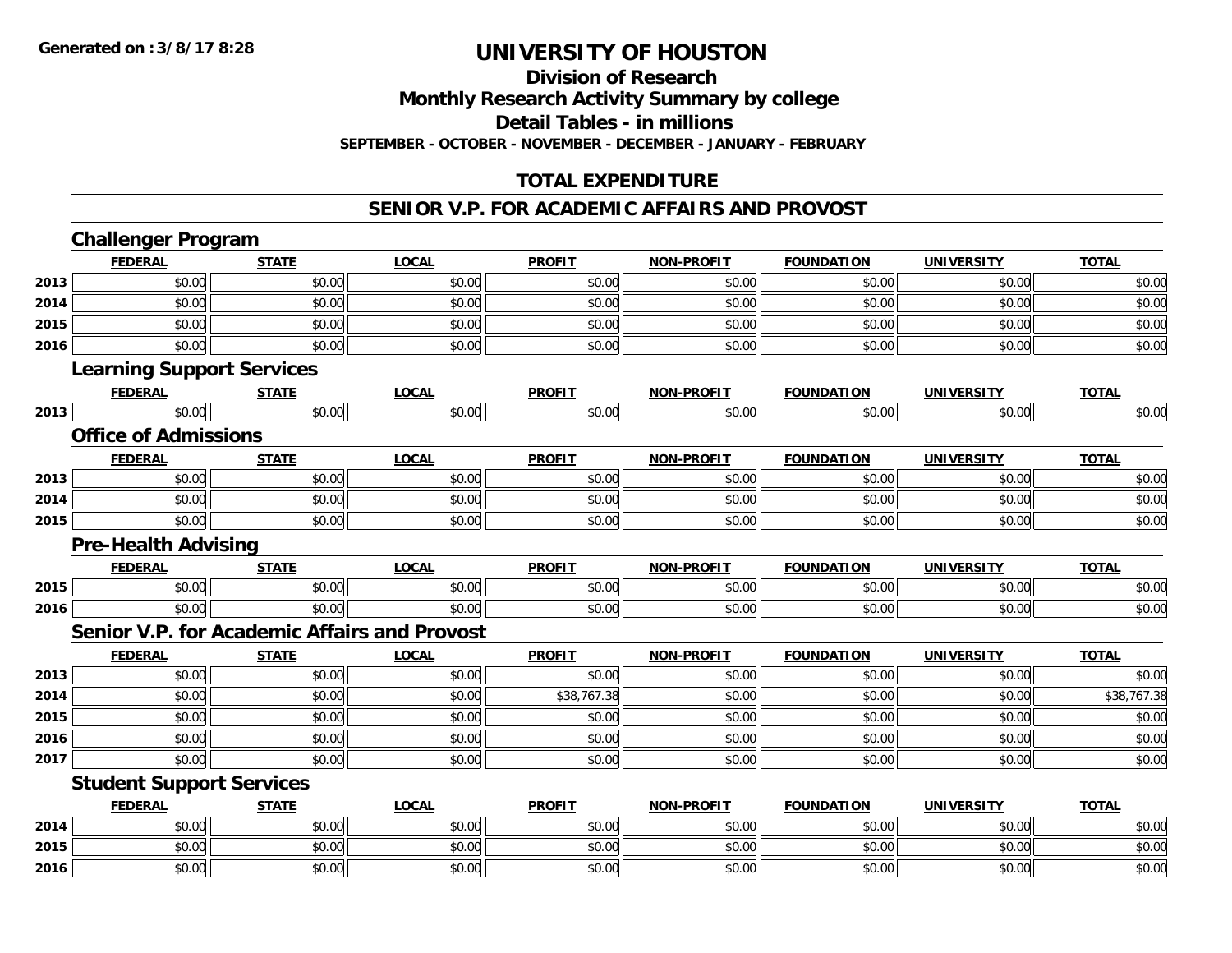**Generated on :3/8/17 8:28**

# UNIVERSITY OF HOUSTON

## Division of Research
## Monthly Research Activity Summary by college
## Detail Tables - in millions
**SEPTEMBER - OCTOBER - NOVEMBER - DECEMBER - JANUARY - FEBRUARY**

## TOTAL EXPENDITURE

## SENIOR V.P. FOR ACADEMIC AFFAIRS AND PROVOST

### Challenger Program

| | FEDERAL | STATE | LOCAL | PROFIT | NON-PROFIT | FOUNDATION | UNIVERSITY | TOTAL |
|---|---|---|---|---|---|---|---|---|
| 2013 | $0.00 | $0.00 | $0.00 | $0.00 | $0.00 | $0.00 | $0.00 | $0.00 |
| 2014 | $0.00 | $0.00 | $0.00 | $0.00 | $0.00 | $0.00 | $0.00 | $0.00 |
| 2015 | $0.00 | $0.00 | $0.00 | $0.00 | $0.00 | $0.00 | $0.00 | $0.00 |
| 2016 | $0.00 | $0.00 | $0.00 | $0.00 | $0.00 | $0.00 | $0.00 | $0.00 |

### Learning Support Services

| | FEDERAL | STATE | LOCAL | PROFIT | NON-PROFIT | FOUNDATION | UNIVERSITY | TOTAL |
|---|---|---|---|---|---|---|---|---|
| 2013 | $0.00 | $0.00 | $0.00 | $0.00 | $0.00 | $0.00 | $0.00 | $0.00 |

### Office of Admissions

| | FEDERAL | STATE | LOCAL | PROFIT | NON-PROFIT | FOUNDATION | UNIVERSITY | TOTAL |
|---|---|---|---|---|---|---|---|---|
| 2013 | $0.00 | $0.00 | $0.00 | $0.00 | $0.00 | $0.00 | $0.00 | $0.00 |
| 2014 | $0.00 | $0.00 | $0.00 | $0.00 | $0.00 | $0.00 | $0.00 | $0.00 |
| 2015 | $0.00 | $0.00 | $0.00 | $0.00 | $0.00 | $0.00 | $0.00 | $0.00 |

### Pre-Health Advising

| | FEDERAL | STATE | LOCAL | PROFIT | NON-PROFIT | FOUNDATION | UNIVERSITY | TOTAL |
|---|---|---|---|---|---|---|---|---|
| 2015 | $0.00 | $0.00 | $0.00 | $0.00 | $0.00 | $0.00 | $0.00 | $0.00 |
| 2016 | $0.00 | $0.00 | $0.00 | $0.00 | $0.00 | $0.00 | $0.00 | $0.00 |

### Senior V.P. for Academic Affairs and Provost

| | FEDERAL | STATE | LOCAL | PROFIT | NON-PROFIT | FOUNDATION | UNIVERSITY | TOTAL |
|---|---|---|---|---|---|---|---|---|
| 2013 | $0.00 | $0.00 | $0.00 | $0.00 | $0.00 | $0.00 | $0.00 | $0.00 |
| 2014 | $0.00 | $0.00 | $0.00 | $38,767.38 | $0.00 | $0.00 | $0.00 | $38,767.38 |
| 2015 | $0.00 | $0.00 | $0.00 | $0.00 | $0.00 | $0.00 | $0.00 | $0.00 |
| 2016 | $0.00 | $0.00 | $0.00 | $0.00 | $0.00 | $0.00 | $0.00 | $0.00 |
| 2017 | $0.00 | $0.00 | $0.00 | $0.00 | $0.00 | $0.00 | $0.00 | $0.00 |

### Student Support Services

| | FEDERAL | STATE | LOCAL | PROFIT | NON-PROFIT | FOUNDATION | UNIVERSITY | TOTAL |
|---|---|---|---|---|---|---|---|---|
| 2014 | $0.00 | $0.00 | $0.00 | $0.00 | $0.00 | $0.00 | $0.00 | $0.00 |
| 2015 | $0.00 | $0.00 | $0.00 | $0.00 | $0.00 | $0.00 | $0.00 | $0.00 |
| 2016 | $0.00 | $0.00 | $0.00 | $0.00 | $0.00 | $0.00 | $0.00 | $0.00 |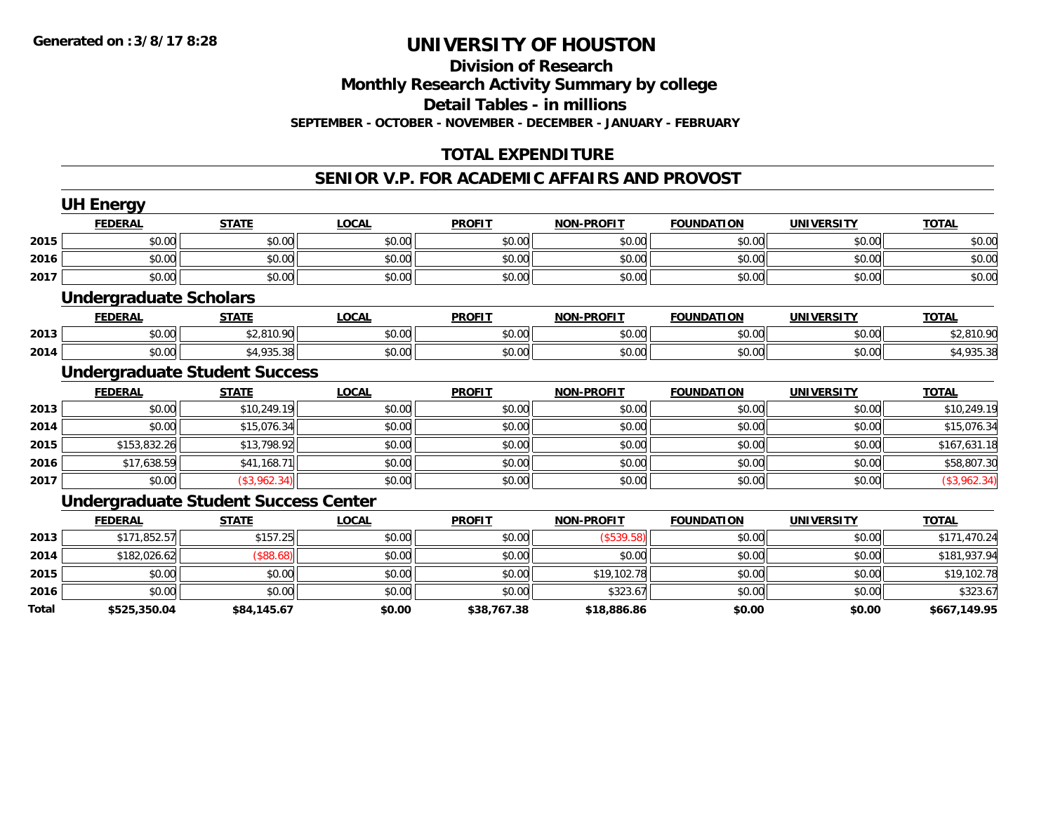**Generated on :3/8/17 8:28**

# UNIVERSITY OF HOUSTON

## Division of Research

## Monthly Research Activity Summary by college

## Detail Tables - in millions

**SEPTEMBER - OCTOBER - NOVEMBER - DECEMBER - JANUARY - FEBRUARY**

### TOTAL EXPENDITURE

### SENIOR V.P. FOR ACADEMIC AFFAIRS AND PROVOST

#### UH Energy

| | FEDERAL | STATE | LOCAL | PROFIT | NON-PROFIT | FOUNDATION | UNIVERSITY | TOTAL |
|---|---|---|---|---|---|---|---|---|
| 2015 | $0.00 | $0.00 | $0.00 | $0.00 | $0.00 | $0.00 | $0.00 | $0.00 |
| 2016 | $0.00 | $0.00 | $0.00 | $0.00 | $0.00 | $0.00 | $0.00 | $0.00 |
| 2017 | $0.00 | $0.00 | $0.00 | $0.00 | $0.00 | $0.00 | $0.00 | $0.00 |

#### Undergraduate Scholars

| | FEDERAL | STATE | LOCAL | PROFIT | NON-PROFIT | FOUNDATION | UNIVERSITY | TOTAL |
|---|---|---|---|---|---|---|---|---|
| 2013 | $0.00 | $2,810.90 | $0.00 | $0.00 | $0.00 | $0.00 | $0.00 | $2,810.90 |
| 2014 | $0.00 | $4,935.38 | $0.00 | $0.00 | $0.00 | $0.00 | $0.00 | $4,935.38 |

#### Undergraduate Student Success

| | FEDERAL | STATE | LOCAL | PROFIT | NON-PROFIT | FOUNDATION | UNIVERSITY | TOTAL |
|---|---|---|---|---|---|---|---|---|
| 2013 | $0.00 | $10,249.19 | $0.00 | $0.00 | $0.00 | $0.00 | $0.00 | $10,249.19 |
| 2014 | $0.00 | $15,076.34 | $0.00 | $0.00 | $0.00 | $0.00 | $0.00 | $15,076.34 |
| 2015 | $153,832.26 | $13,798.92 | $0.00 | $0.00 | $0.00 | $0.00 | $0.00 | $167,631.18 |
| 2016 | $17,638.59 | $41,168.71 | $0.00 | $0.00 | $0.00 | $0.00 | $0.00 | $58,807.30 |
| 2017 | $0.00 | ($3,962.34) | $0.00 | $0.00 | $0.00 | $0.00 | $0.00 | ($3,962.34) |

#### Undergraduate Student Success Center

| | FEDERAL | STATE | LOCAL | PROFIT | NON-PROFIT | FOUNDATION | UNIVERSITY | TOTAL |
|---|---|---|---|---|---|---|---|---|
| 2013 | $171,852.57 | $157.25 | $0.00 | $0.00 | ($539.58) | $0.00 | $0.00 | $171,470.24 |
| 2014 | $182,026.62 | ($88.68) | $0.00 | $0.00 | $0.00 | $0.00 | $0.00 | $181,937.94 |
| 2015 | $0.00 | $0.00 | $0.00 | $0.00 | $19,102.78 | $0.00 | $0.00 | $19,102.78 |
| 2016 | $0.00 | $0.00 | $0.00 | $0.00 | $323.67 | $0.00 | $0.00 | $323.67 |
| **Total** | **$525,350.04** | **$84,145.67** | **$0.00** | **$38,767.38** | **$18,886.86** | **$0.00** | **$0.00** | **$667,149.95** |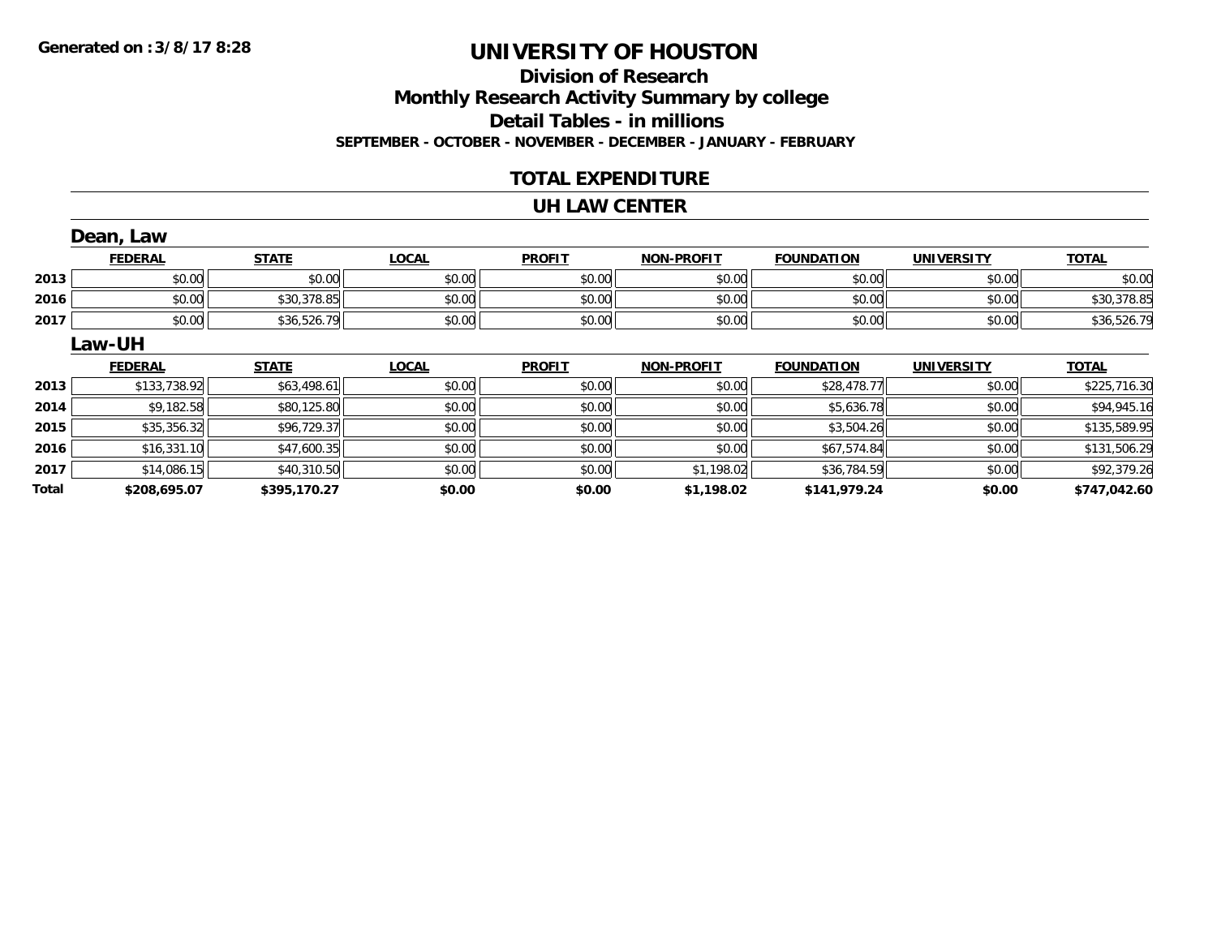**Generated on :3/8/17 8:28**

# UNIVERSITY OF HOUSTON

## Division of Research
## Monthly Research Activity Summary by college
## Detail Tables - in millions
### SEPTEMBER - OCTOBER - NOVEMBER - DECEMBER - JANUARY - FEBRUARY

## TOTAL EXPENDITURE

## UH LAW CENTER

### Dean, Law

| | FEDERAL | STATE | LOCAL | PROFIT | NON-PROFIT | FOUNDATION | UNIVERSITY | TOTAL |
|---|---|---|---|---|---|---|---|---|
| 2013 | $0.00 | $0.00 | $0.00 | $0.00 | $0.00 | $0.00 | $0.00 | $0.00 |
| 2016 | $0.00 | $30,378.85 | $0.00 | $0.00 | $0.00 | $0.00 | $0.00 | $30,378.85 |
| 2017 | $0.00 | $36,526.79 | $0.00 | $0.00 | $0.00 | $0.00 | $0.00 | $36,526.79 |

### Law-UH

| | FEDERAL | STATE | LOCAL | PROFIT | NON-PROFIT | FOUNDATION | UNIVERSITY | TOTAL |
|---|---|---|---|---|---|---|---|---|
| 2013 | $133,738.92 | $63,498.61 | $0.00 | $0.00 | $0.00 | $28,478.77 | $0.00 | $225,716.30 |
| 2014 | $9,182.58 | $80,125.80 | $0.00 | $0.00 | $0.00 | $5,636.78 | $0.00 | $94,945.16 |
| 2015 | $35,356.32 | $96,729.37 | $0.00 | $0.00 | $0.00 | $3,504.26 | $0.00 | $135,589.95 |
| 2016 | $16,331.10 | $47,600.35 | $0.00 | $0.00 | $0.00 | $67,574.84 | $0.00 | $131,506.29 |
| 2017 | $14,086.15 | $40,310.50 | $0.00 | $0.00 | $1,198.02 | $36,784.59 | $0.00 | $92,379.26 |
| **Total** | **$208,695.07** | **$395,170.27** | **$0.00** | **$0.00** | **$1,198.02** | **$141,979.24** | **$0.00** | **$747,042.60** |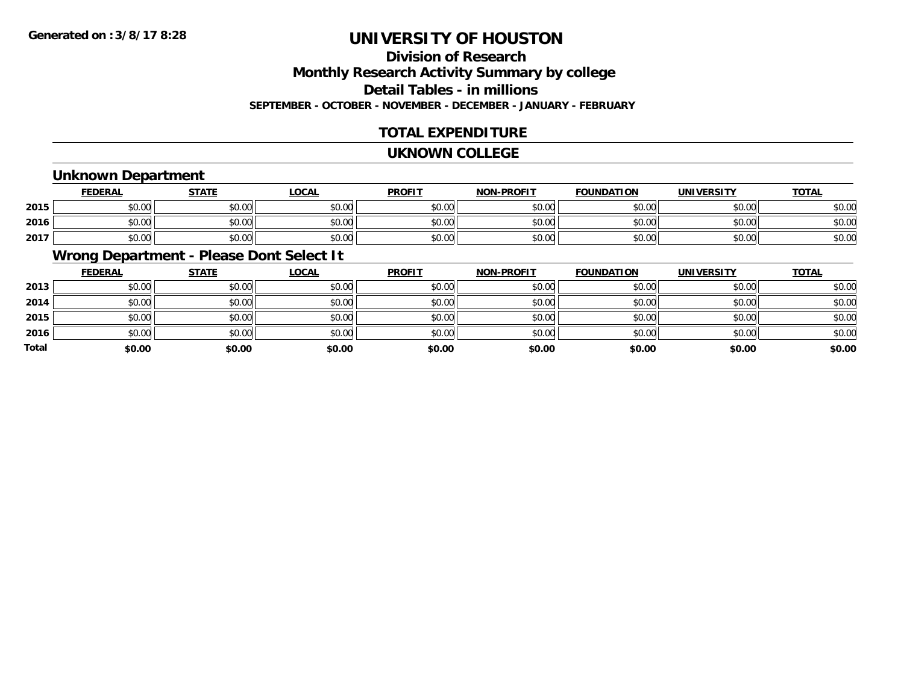**Generated on :3/8/17 8:28**

# UNIVERSITY OF HOUSTON

## Division of Research

## Monthly Research Activity Summary by college

## Detail Tables - in millions

**SEPTEMBER - OCTOBER - NOVEMBER - DECEMBER - JANUARY - FEBRUARY**

## TOTAL EXPENDITURE

## UKNOWN COLLEGE

### Unknown Department

| | FEDERAL | STATE | LOCAL | PROFIT | NON-PROFIT | FOUNDATION | UNIVERSITY | TOTAL |
|---|---|---|---|---|---|---|---|---|
| 2015 | $0.00 | $0.00 | $0.00 | $0.00 | $0.00 | $0.00 | $0.00 | $0.00 |
| 2016 | $0.00 | $0.00 | $0.00 | $0.00 | $0.00 | $0.00 | $0.00 | $0.00 |
| 2017 | $0.00 | $0.00 | $0.00 | $0.00 | $0.00 | $0.00 | $0.00 | $0.00 |

### Wrong Department - Please Dont Select It

| | FEDERAL | STATE | LOCAL | PROFIT | NON-PROFIT | FOUNDATION | UNIVERSITY | TOTAL |
|---|---|---|---|---|---|---|---|---|
| 2013 | $0.00 | $0.00 | $0.00 | $0.00 | $0.00 | $0.00 | $0.00 | $0.00 |
| 2014 | $0.00 | $0.00 | $0.00 | $0.00 | $0.00 | $0.00 | $0.00 | $0.00 |
| 2015 | $0.00 | $0.00 | $0.00 | $0.00 | $0.00 | $0.00 | $0.00 | $0.00 |
| 2016 | $0.00 | $0.00 | $0.00 | $0.00 | $0.00 | $0.00 | $0.00 | $0.00 |
| **Total** | **$0.00** | **$0.00** | **$0.00** | **$0.00** | **$0.00** | **$0.00** | **$0.00** | **$0.00** |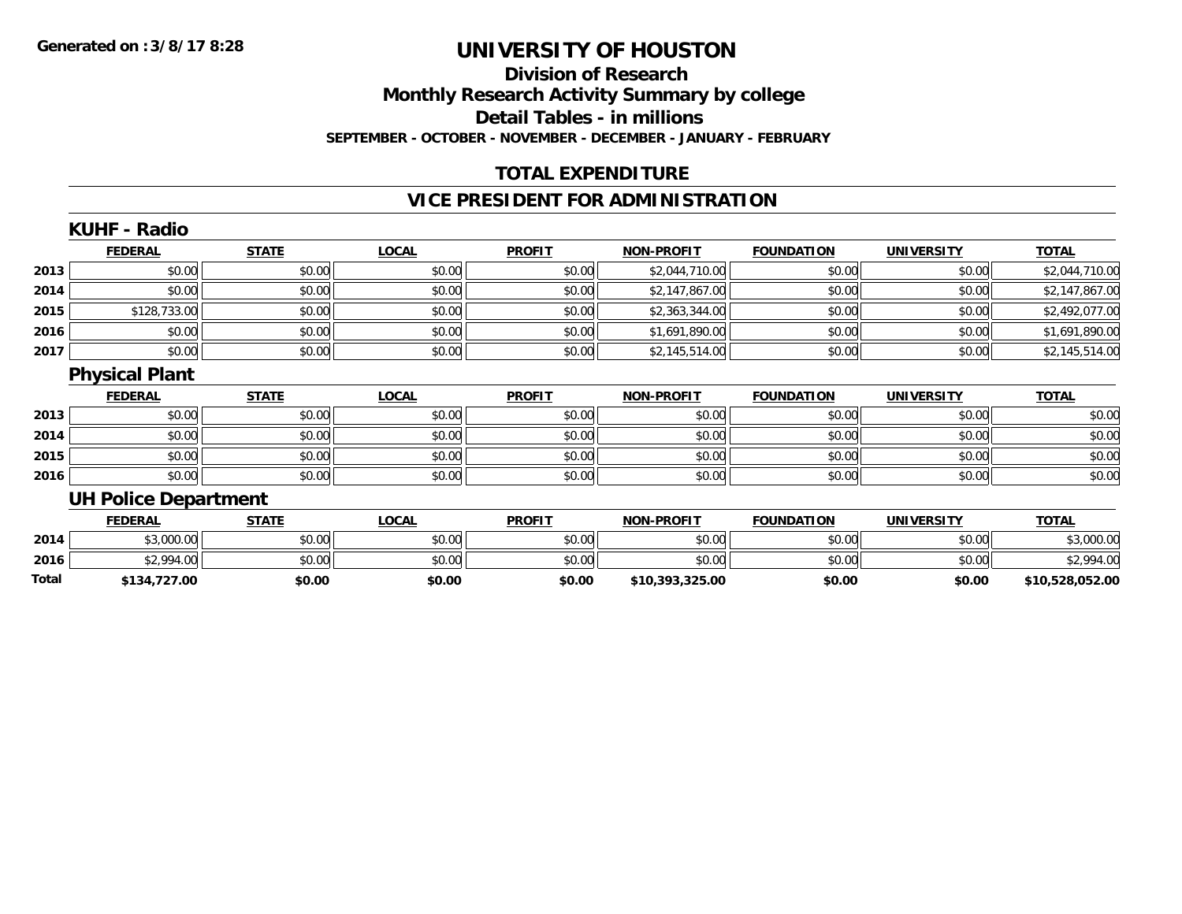# UNIVERSITY OF HOUSTON

## Division of Research
## Monthly Research Activity Summary by college
## Detail Tables - in millions
### SEPTEMBER - OCTOBER - NOVEMBER - DECEMBER - JANUARY - FEBRUARY

## TOTAL EXPENDITURE

## VICE PRESIDENT FOR ADMINISTRATION

### KUHF - Radio

| | FEDERAL | STATE | LOCAL | PROFIT | NON-PROFIT | FOUNDATION | UNIVERSITY | TOTAL |
|---|---|---|---|---|---|---|---|---|
| 2013 | $0.00 | $0.00 | $0.00 | $0.00 | $2,044,710.00 | $0.00 | $0.00 | $2,044,710.00 |
| 2014 | $0.00 | $0.00 | $0.00 | $0.00 | $2,147,867.00 | $0.00 | $0.00 | $2,147,867.00 |
| 2015 | $128,733.00 | $0.00 | $0.00 | $0.00 | $2,363,344.00 | $0.00 | $0.00 | $2,492,077.00 |
| 2016 | $0.00 | $0.00 | $0.00 | $0.00 | $1,691,890.00 | $0.00 | $0.00 | $1,691,890.00 |
| 2017 | $0.00 | $0.00 | $0.00 | $0.00 | $2,145,514.00 | $0.00 | $0.00 | $2,145,514.00 |

### Physical Plant

| | FEDERAL | STATE | LOCAL | PROFIT | NON-PROFIT | FOUNDATION | UNIVERSITY | TOTAL |
|---|---|---|---|---|---|---|---|---|
| 2013 | $0.00 | $0.00 | $0.00 | $0.00 | $0.00 | $0.00 | $0.00 | $0.00 |
| 2014 | $0.00 | $0.00 | $0.00 | $0.00 | $0.00 | $0.00 | $0.00 | $0.00 |
| 2015 | $0.00 | $0.00 | $0.00 | $0.00 | $0.00 | $0.00 | $0.00 | $0.00 |
| 2016 | $0.00 | $0.00 | $0.00 | $0.00 | $0.00 | $0.00 | $0.00 | $0.00 |

### UH Police Department

| | FEDERAL | STATE | LOCAL | PROFIT | NON-PROFIT | FOUNDATION | UNIVERSITY | TOTAL |
|---|---|---|---|---|---|---|---|---|
| 2014 | $3,000.00 | $0.00 | $0.00 | $0.00 | $0.00 | $0.00 | $0.00 | $3,000.00 |
| 2016 | $2,994.00 | $0.00 | $0.00 | $0.00 | $0.00 | $0.00 | $0.00 | $2,994.00 |
| **Total** | **$134,727.00** | **$0.00** | **$0.00** | **$0.00** | **$10,393,325.00** | **$0.00** | **$0.00** | **$10,528,052.00** |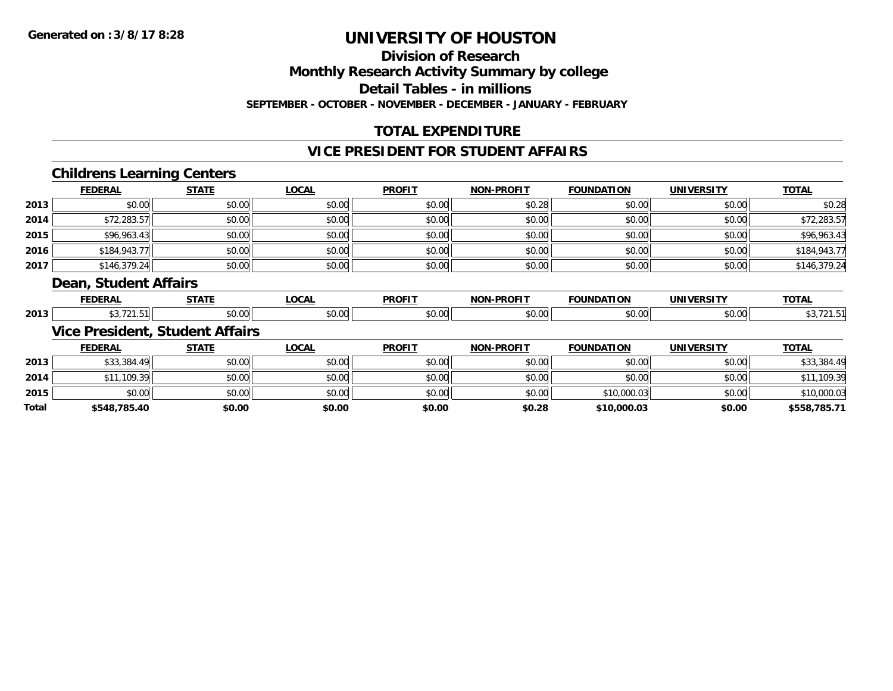# UNIVERSITY OF HOUSTON

## Division of Research
## Monthly Research Activity Summary by college
## Detail Tables - in millions
### SEPTEMBER - OCTOBER - NOVEMBER - DECEMBER - JANUARY - FEBRUARY

## TOTAL EXPENDITURE

## VICE PRESIDENT FOR STUDENT AFFAIRS

### Childrens Learning Centers

| | FEDERAL | STATE | LOCAL | PROFIT | NON-PROFIT | FOUNDATION | UNIVERSITY | TOTAL |
|---|---|---|---|---|---|---|---|---|
| 2013 | $0.00 | $0.00 | $0.00 | $0.00 | $0.28 | $0.00 | $0.00 | $0.28 |
| 2014 | $72,283.57 | $0.00 | $0.00 | $0.00 | $0.00 | $0.00 | $0.00 | $72,283.57 |
| 2015 | $96,963.43 | $0.00 | $0.00 | $0.00 | $0.00 | $0.00 | $0.00 | $96,963.43 |
| 2016 | $184,943.77 | $0.00 | $0.00 | $0.00 | $0.00 | $0.00 | $0.00 | $184,943.77 |
| 2017 | $146,379.24 | $0.00 | $0.00 | $0.00 | $0.00 | $0.00 | $0.00 | $146,379.24 |

### Dean, Student Affairs

| | FEDERAL | STATE | LOCAL | PROFIT | NON-PROFIT | FOUNDATION | UNIVERSITY | TOTAL |
|---|---|---|---|---|---|---|---|---|
| 2013 | $3,721.51 | $0.00 | $0.00 | $0.00 | $0.00 | $0.00 | $0.00 | $3,721.51 |

### Vice President, Student Affairs

| | FEDERAL | STATE | LOCAL | PROFIT | NON-PROFIT | FOUNDATION | UNIVERSITY | TOTAL |
|---|---|---|---|---|---|---|---|---|
| 2013 | $33,384.49 | $0.00 | $0.00 | $0.00 | $0.00 | $0.00 | $0.00 | $33,384.49 |
| 2014 | $11,109.39 | $0.00 | $0.00 | $0.00 | $0.00 | $0.00 | $0.00 | $11,109.39 |
| 2015 | $0.00 | $0.00 | $0.00 | $0.00 | $0.00 | $10,000.03 | $0.00 | $10,000.03 |
| **Total** | **$548,785.40** | **$0.00** | **$0.00** | **$0.00** | **$0.28** | **$10,000.03** | **$0.00** | **$558,785.71** |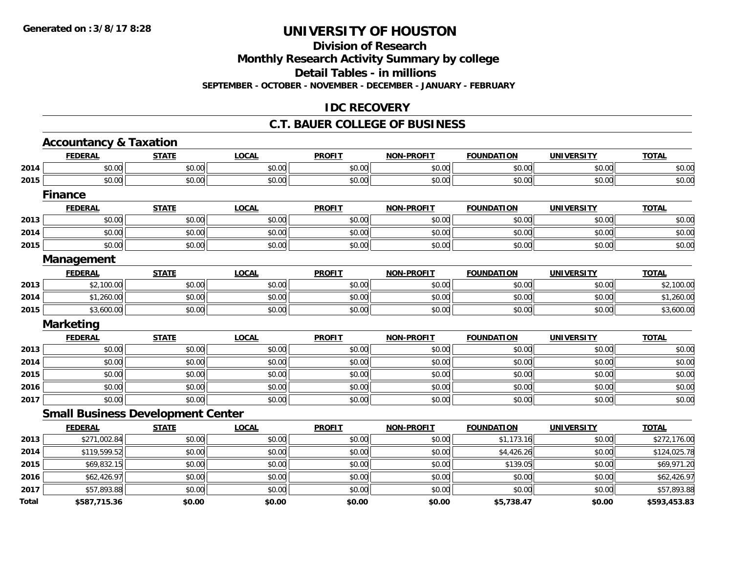**Generated on :3/8/17 8:28**

# UNIVERSITY OF HOUSTON

## Division of Research
## Monthly Research Activity Summary by college
## Detail Tables - in millions

**SEPTEMBER - OCTOBER - NOVEMBER - DECEMBER - JANUARY - FEBRUARY**

## IDC RECOVERY

## C.T. BAUER COLLEGE OF BUSINESS

### Accountancy & Taxation

| | FEDERAL | STATE | LOCAL | PROFIT | NON-PROFIT | FOUNDATION | UNIVERSITY | TOTAL |
|---|---|---|---|---|---|---|---|---|
| 2014 | $0.00 | $0.00 | $0.00 | $0.00 | $0.00 | $0.00 | $0.00 | $0.00 |
| 2015 | $0.00 | $0.00 | $0.00 | $0.00 | $0.00 | $0.00 | $0.00 | $0.00 |

### Finance

| | FEDERAL | STATE | LOCAL | PROFIT | NON-PROFIT | FOUNDATION | UNIVERSITY | TOTAL |
|---|---|---|---|---|---|---|---|---|
| 2013 | $0.00 | $0.00 | $0.00 | $0.00 | $0.00 | $0.00 | $0.00 | $0.00 |
| 2014 | $0.00 | $0.00 | $0.00 | $0.00 | $0.00 | $0.00 | $0.00 | $0.00 |
| 2015 | $0.00 | $0.00 | $0.00 | $0.00 | $0.00 | $0.00 | $0.00 | $0.00 |

### Management

| | FEDERAL | STATE | LOCAL | PROFIT | NON-PROFIT | FOUNDATION | UNIVERSITY | TOTAL |
|---|---|---|---|---|---|---|---|---|
| 2013 | $2,100.00 | $0.00 | $0.00 | $0.00 | $0.00 | $0.00 | $0.00 | $2,100.00 |
| 2014 | $1,260.00 | $0.00 | $0.00 | $0.00 | $0.00 | $0.00 | $0.00 | $1,260.00 |
| 2015 | $3,600.00 | $0.00 | $0.00 | $0.00 | $0.00 | $0.00 | $0.00 | $3,600.00 |

### Marketing

| | FEDERAL | STATE | LOCAL | PROFIT | NON-PROFIT | FOUNDATION | UNIVERSITY | TOTAL |
|---|---|---|---|---|---|---|---|---|
| 2013 | $0.00 | $0.00 | $0.00 | $0.00 | $0.00 | $0.00 | $0.00 | $0.00 |
| 2014 | $0.00 | $0.00 | $0.00 | $0.00 | $0.00 | $0.00 | $0.00 | $0.00 |
| 2015 | $0.00 | $0.00 | $0.00 | $0.00 | $0.00 | $0.00 | $0.00 | $0.00 |
| 2016 | $0.00 | $0.00 | $0.00 | $0.00 | $0.00 | $0.00 | $0.00 | $0.00 |
| 2017 | $0.00 | $0.00 | $0.00 | $0.00 | $0.00 | $0.00 | $0.00 | $0.00 |

### Small Business Development Center

| | FEDERAL | STATE | LOCAL | PROFIT | NON-PROFIT | FOUNDATION | UNIVERSITY | TOTAL |
|---|---|---|---|---|---|---|---|---|
| 2013 | $271,002.84 | $0.00 | $0.00 | $0.00 | $0.00 | $1,173.16 | $0.00 | $272,176.00 |
| 2014 | $119,599.52 | $0.00 | $0.00 | $0.00 | $0.00 | $4,426.26 | $0.00 | $124,025.78 |
| 2015 | $69,832.15 | $0.00 | $0.00 | $0.00 | $0.00 | $139.05 | $0.00 | $69,971.20 |
| 2016 | $62,426.97 | $0.00 | $0.00 | $0.00 | $0.00 | $0.00 | $0.00 | $62,426.97 |
| 2017 | $57,893.88 | $0.00 | $0.00 | $0.00 | $0.00 | $0.00 | $0.00 | $57,893.88 |
| **Total** | **$587,715.36** | **$0.00** | **$0.00** | **$0.00** | **$0.00** | **$5,738.47** | **$0.00** | **$593,453.83** |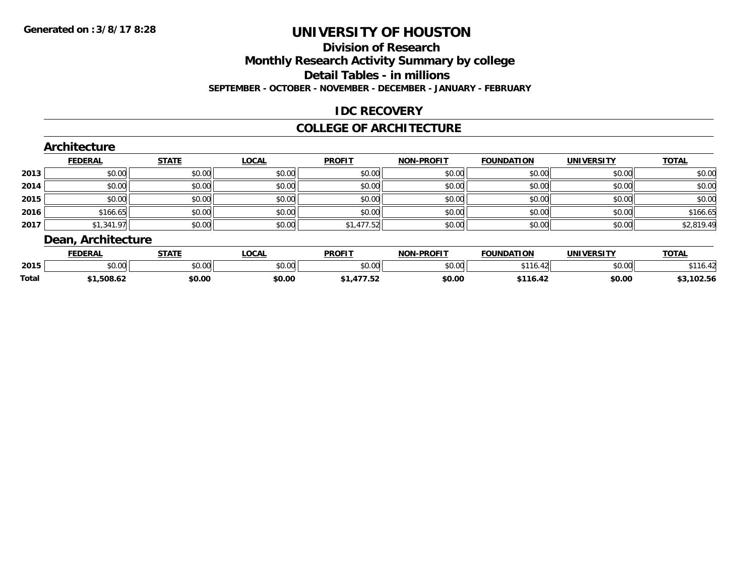**Generated on :3/8/17 8:28**

# UNIVERSITY OF HOUSTON

## Division of Research

## Monthly Research Activity Summary by college

## Detail Tables - in millions

**SEPTEMBER - OCTOBER - NOVEMBER - DECEMBER - JANUARY - FEBRUARY**

## IDC RECOVERY

## COLLEGE OF ARCHITECTURE

### Architecture

| | FEDERAL | STATE | LOCAL | PROFIT | NON-PROFIT | FOUNDATION | UNIVERSITY | TOTAL |
|---|---|---|---|---|---|---|---|---|
| 2013 | $0.00 | $0.00 | $0.00 | $0.00 | $0.00 | $0.00 | $0.00 | $0.00 |
| 2014 | $0.00 | $0.00 | $0.00 | $0.00 | $0.00 | $0.00 | $0.00 | $0.00 |
| 2015 | $0.00 | $0.00 | $0.00 | $0.00 | $0.00 | $0.00 | $0.00 | $0.00 |
| 2016 | $166.65 | $0.00 | $0.00 | $0.00 | $0.00 | $0.00 | $0.00 | $166.65 |
| 2017 | $1,341.97 | $0.00 | $0.00 | $1,477.52 | $0.00 | $0.00 | $0.00 | $2,819.49 |

### Dean, Architecture

| | FEDERAL | STATE | LOCAL | PROFIT | NON-PROFIT | FOUNDATION | UNIVERSITY | TOTAL |
|---|---|---|---|---|---|---|---|---|
| 2015 | $0.00 | $0.00 | $0.00 | $0.00 | $0.00 | $116.42 | $0.00 | $116.42 |
| **Total** | **$1,508.62** | **$0.00** | **$0.00** | **$1,477.52** | **$0.00** | **$116.42** | **$0.00** | **$3,102.56** |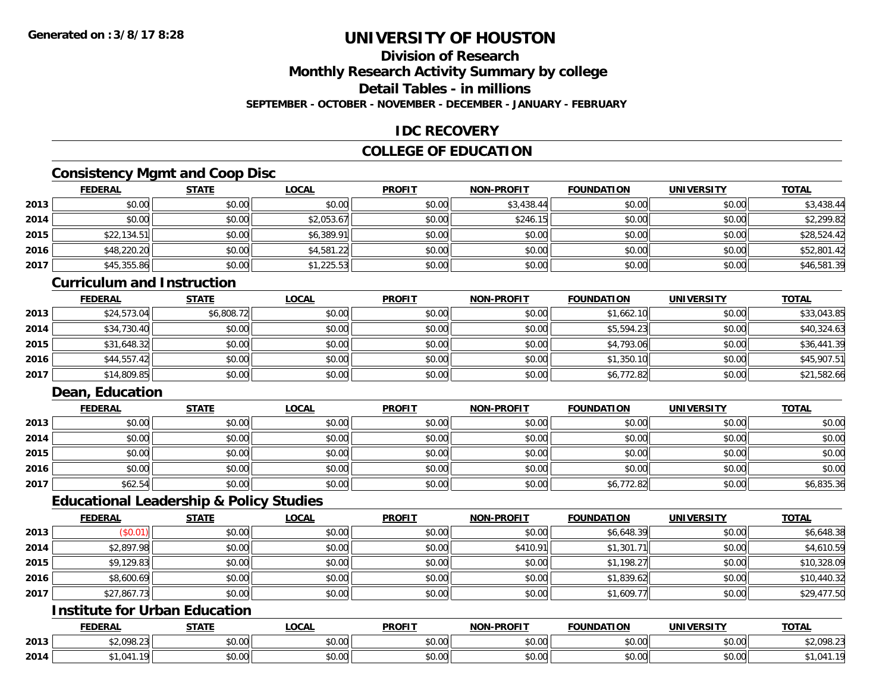**Generated on :3/8/17 8:28**

# UNIVERSITY OF HOUSTON

## Division of Research
## Monthly Research Activity Summary by college
## Detail Tables - in millions
### SEPTEMBER - OCTOBER - NOVEMBER - DECEMBER - JANUARY - FEBRUARY

## IDC RECOVERY

## COLLEGE OF EDUCATION

### Consistency Mgmt and Coop Disc

| | FEDERAL | STATE | LOCAL | PROFIT | NON-PROFIT | FOUNDATION | UNIVERSITY | TOTAL |
|---|---|---|---|---|---|---|---|---|
| 2013 | $0.00 | $0.00 | $0.00 | $0.00 | $3,438.44 | $0.00 | $0.00 | $3,438.44 |
| 2014 | $0.00 | $0.00 | $2,053.67 | $0.00 | $246.15 | $0.00 | $0.00 | $2,299.82 |
| 2015 | $22,134.51 | $0.00 | $6,389.91 | $0.00 | $0.00 | $0.00 | $0.00 | $28,524.42 |
| 2016 | $48,220.20 | $0.00 | $4,581.22 | $0.00 | $0.00 | $0.00 | $0.00 | $52,801.42 |
| 2017 | $45,355.86 | $0.00 | $1,225.53 | $0.00 | $0.00 | $0.00 | $0.00 | $46,581.39 |

### Curriculum and Instruction

| | FEDERAL | STATE | LOCAL | PROFIT | NON-PROFIT | FOUNDATION | UNIVERSITY | TOTAL |
|---|---|---|---|---|---|---|---|---|
| 2013 | $24,573.04 | $6,808.72 | $0.00 | $0.00 | $0.00 | $1,662.10 | $0.00 | $33,043.85 |
| 2014 | $34,730.40 | $0.00 | $0.00 | $0.00 | $0.00 | $5,594.23 | $0.00 | $40,324.63 |
| 2015 | $31,648.32 | $0.00 | $0.00 | $0.00 | $0.00 | $4,793.06 | $0.00 | $36,441.39 |
| 2016 | $44,557.42 | $0.00 | $0.00 | $0.00 | $0.00 | $1,350.10 | $0.00 | $45,907.51 |
| 2017 | $14,809.85 | $0.00 | $0.00 | $0.00 | $0.00 | $6,772.82 | $0.00 | $21,582.66 |

### Dean, Education

| | FEDERAL | STATE | LOCAL | PROFIT | NON-PROFIT | FOUNDATION | UNIVERSITY | TOTAL |
|---|---|---|---|---|---|---|---|---|
| 2013 | $0.00 | $0.00 | $0.00 | $0.00 | $0.00 | $0.00 | $0.00 | $0.00 |
| 2014 | $0.00 | $0.00 | $0.00 | $0.00 | $0.00 | $0.00 | $0.00 | $0.00 |
| 2015 | $0.00 | $0.00 | $0.00 | $0.00 | $0.00 | $0.00 | $0.00 | $0.00 |
| 2016 | $0.00 | $0.00 | $0.00 | $0.00 | $0.00 | $0.00 | $0.00 | $0.00 |
| 2017 | $62.54 | $0.00 | $0.00 | $0.00 | $0.00 | $6,772.82 | $0.00 | $6,835.36 |

### Educational Leadership & Policy Studies

| | FEDERAL | STATE | LOCAL | PROFIT | NON-PROFIT | FOUNDATION | UNIVERSITY | TOTAL |
|---|---|---|---|---|---|---|---|---|
| 2013 | ($0.01) | $0.00 | $0.00 | $0.00 | $0.00 | $6,648.39 | $0.00 | $6,648.38 |
| 2014 | $2,897.98 | $0.00 | $0.00 | $0.00 | $410.91 | $1,301.71 | $0.00 | $4,610.59 |
| 2015 | $9,129.83 | $0.00 | $0.00 | $0.00 | $0.00 | $1,198.27 | $0.00 | $10,328.09 |
| 2016 | $8,600.69 | $0.00 | $0.00 | $0.00 | $0.00 | $1,839.62 | $0.00 | $10,440.32 |
| 2017 | $27,867.73 | $0.00 | $0.00 | $0.00 | $0.00 | $1,609.77 | $0.00 | $29,477.50 |

### Institute for Urban Education

| | FEDERAL | STATE | LOCAL | PROFIT | NON-PROFIT | FOUNDATION | UNIVERSITY | TOTAL |
|---|---|---|---|---|---|---|---|---|
| 2013 | $2,098.23 | $0.00 | $0.00 | $0.00 | $0.00 | $0.00 | $0.00 | $2,098.23 |
| 2014 | $1,041.19 | $0.00 | $0.00 | $0.00 | $0.00 | $0.00 | $0.00 | $1,041.19 |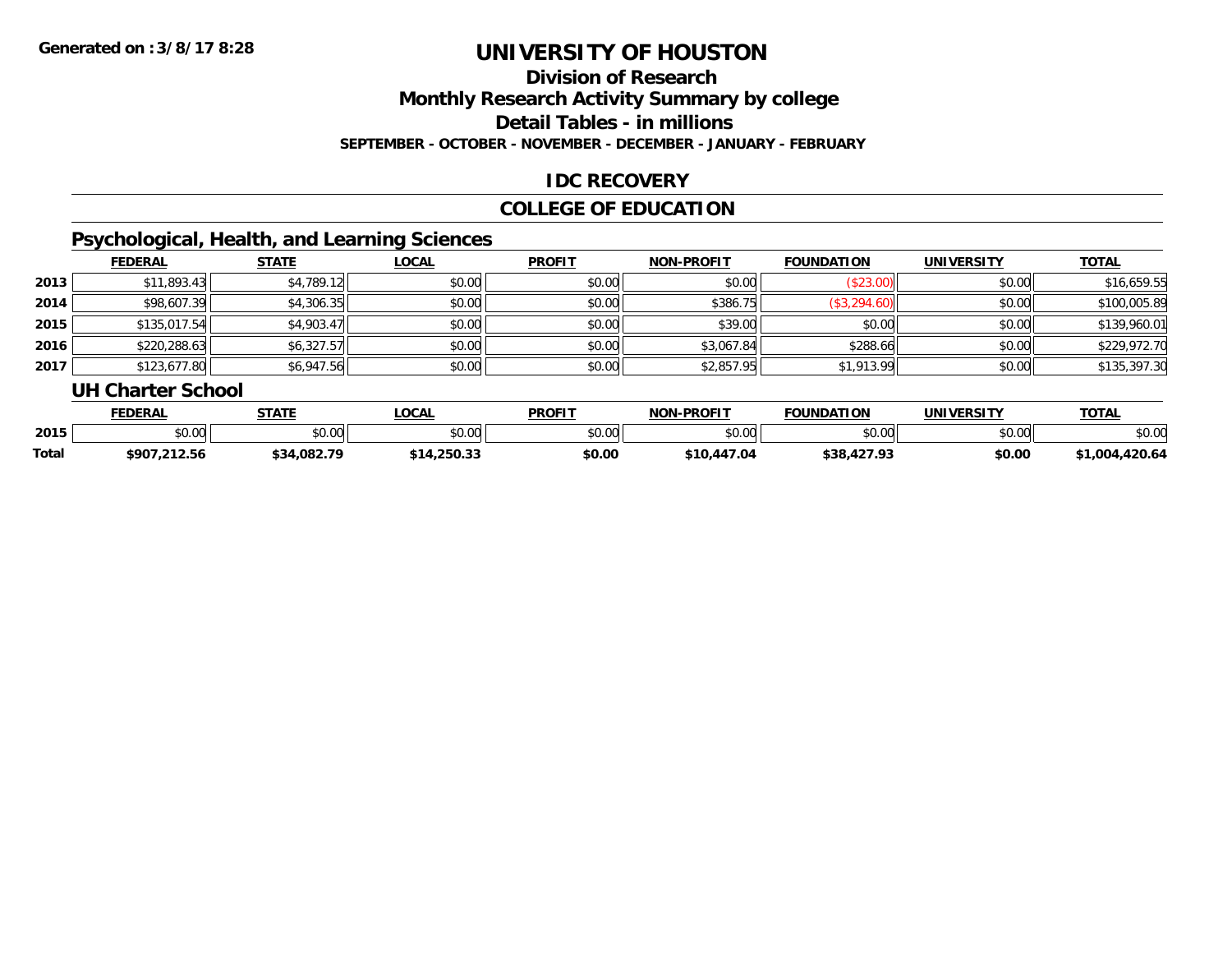**Generated on :3/8/17 8:28**

# UNIVERSITY OF HOUSTON

## Division of Research
## Monthly Research Activity Summary by college
## Detail Tables - in millions
### SEPTEMBER - OCTOBER - NOVEMBER - DECEMBER - JANUARY - FEBRUARY

## IDC RECOVERY

## COLLEGE OF EDUCATION

### Psychological, Health, and Learning Sciences

| | FEDERAL | STATE | LOCAL | PROFIT | NON-PROFIT | FOUNDATION | UNIVERSITY | TOTAL |
|---|---|---|---|---|---|---|---|---|
| 2013 | $11,893.43 | $4,789.12 | $0.00 | $0.00 | $0.00 | ($23.00) | $0.00 | $16,659.55 |
| 2014 | $98,607.39 | $4,306.35 | $0.00 | $0.00 | $386.75 | ($3,294.60) | $0.00 | $100,005.89 |
| 2015 | $135,017.54 | $4,903.47 | $0.00 | $0.00 | $39.00 | $0.00 | $0.00 | $139,960.01 |
| 2016 | $220,288.63 | $6,327.57 | $0.00 | $0.00 | $3,067.84 | $288.66 | $0.00 | $229,972.70 |
| 2017 | $123,677.80 | $6,947.56 | $0.00 | $0.00 | $2,857.95 | $1,913.99 | $0.00 | $135,397.30 |

### UH Charter School

| | FEDERAL | STATE | LOCAL | PROFIT | NON-PROFIT | FOUNDATION | UNIVERSITY | TOTAL |
|---|---|---|---|---|---|---|---|---|
| 2015 | $0.00 | $0.00 | $0.00 | $0.00 | $0.00 | $0.00 | $0.00 | $0.00 |
| **Total** | **$907,212.56** | **$34,082.79** | **$14,250.33** | **$0.00** | **$10,447.04** | **$38,427.93** | **$0.00** | **$1,004,420.64** |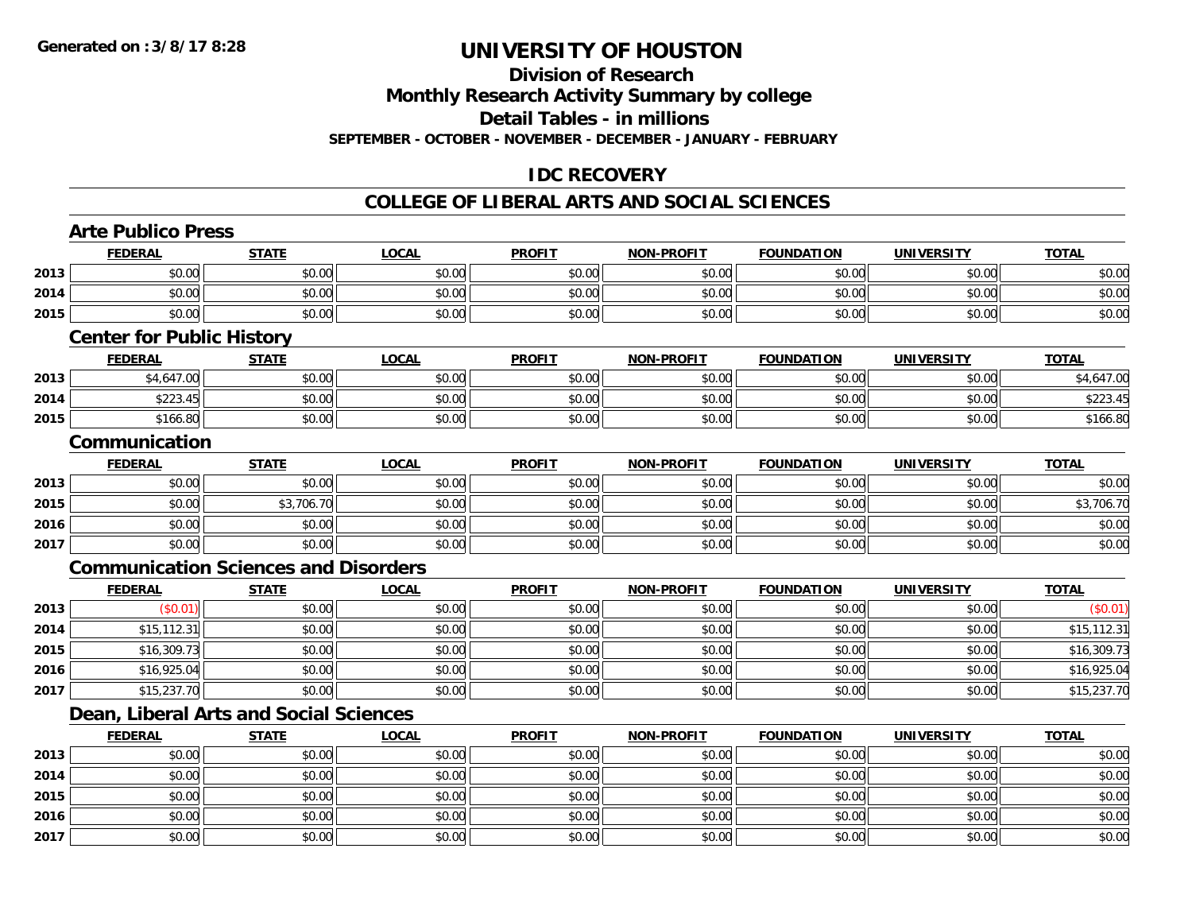# UNIVERSITY OF HOUSTON

## Division of Research
## Monthly Research Activity Summary by college
## Detail Tables - in millions

**SEPTEMBER - OCTOBER - NOVEMBER - DECEMBER - JANUARY - FEBRUARY**

## IDC RECOVERY

## COLLEGE OF LIBERAL ARTS AND SOCIAL SCIENCES

### Arte Publico Press

| | FEDERAL | STATE | LOCAL | PROFIT | NON-PROFIT | FOUNDATION | UNIVERSITY | TOTAL |
|---|---|---|---|---|---|---|---|---|
| 2013 | $0.00 | $0.00 | $0.00 | $0.00 | $0.00 | $0.00 | $0.00 | $0.00 |
| 2014 | $0.00 | $0.00 | $0.00 | $0.00 | $0.00 | $0.00 | $0.00 | $0.00 |
| 2015 | $0.00 | $0.00 | $0.00 | $0.00 | $0.00 | $0.00 | $0.00 | $0.00 |

### Center for Public History

| | FEDERAL | STATE | LOCAL | PROFIT | NON-PROFIT | FOUNDATION | UNIVERSITY | TOTAL |
|---|---|---|---|---|---|---|---|---|
| 2013 | $4,647.00 | $0.00 | $0.00 | $0.00 | $0.00 | $0.00 | $0.00 | $4,647.00 |
| 2014 | $223.45 | $0.00 | $0.00 | $0.00 | $0.00 | $0.00 | $0.00 | $223.45 |
| 2015 | $166.80 | $0.00 | $0.00 | $0.00 | $0.00 | $0.00 | $0.00 | $166.80 |

### Communication

| | FEDERAL | STATE | LOCAL | PROFIT | NON-PROFIT | FOUNDATION | UNIVERSITY | TOTAL |
|---|---|---|---|---|---|---|---|---|
| 2013 | $0.00 | $0.00 | $0.00 | $0.00 | $0.00 | $0.00 | $0.00 | $0.00 |
| 2015 | $0.00 | $3,706.70 | $0.00 | $0.00 | $0.00 | $0.00 | $0.00 | $3,706.70 |
| 2016 | $0.00 | $0.00 | $0.00 | $0.00 | $0.00 | $0.00 | $0.00 | $0.00 |
| 2017 | $0.00 | $0.00 | $0.00 | $0.00 | $0.00 | $0.00 | $0.00 | $0.00 |

### Communication Sciences and Disorders

| | FEDERAL | STATE | LOCAL | PROFIT | NON-PROFIT | FOUNDATION | UNIVERSITY | TOTAL |
|---|---|---|---|---|---|---|---|---|
| 2013 | ($0.01) | $0.00 | $0.00 | $0.00 | $0.00 | $0.00 | $0.00 | ($0.01) |
| 2014 | $15,112.31 | $0.00 | $0.00 | $0.00 | $0.00 | $0.00 | $0.00 | $15,112.31 |
| 2015 | $16,309.73 | $0.00 | $0.00 | $0.00 | $0.00 | $0.00 | $0.00 | $16,309.73 |
| 2016 | $16,925.04 | $0.00 | $0.00 | $0.00 | $0.00 | $0.00 | $0.00 | $16,925.04 |
| 2017 | $15,237.70 | $0.00 | $0.00 | $0.00 | $0.00 | $0.00 | $0.00 | $15,237.70 |

### Dean, Liberal Arts and Social Sciences

| | FEDERAL | STATE | LOCAL | PROFIT | NON-PROFIT | FOUNDATION | UNIVERSITY | TOTAL |
|---|---|---|---|---|---|---|---|---|
| 2013 | $0.00 | $0.00 | $0.00 | $0.00 | $0.00 | $0.00 | $0.00 | $0.00 |
| 2014 | $0.00 | $0.00 | $0.00 | $0.00 | $0.00 | $0.00 | $0.00 | $0.00 |
| 2015 | $0.00 | $0.00 | $0.00 | $0.00 | $0.00 | $0.00 | $0.00 | $0.00 |
| 2016 | $0.00 | $0.00 | $0.00 | $0.00 | $0.00 | $0.00 | $0.00 | $0.00 |
| 2017 | $0.00 | $0.00 | $0.00 | $0.00 | $0.00 | $0.00 | $0.00 | $0.00 |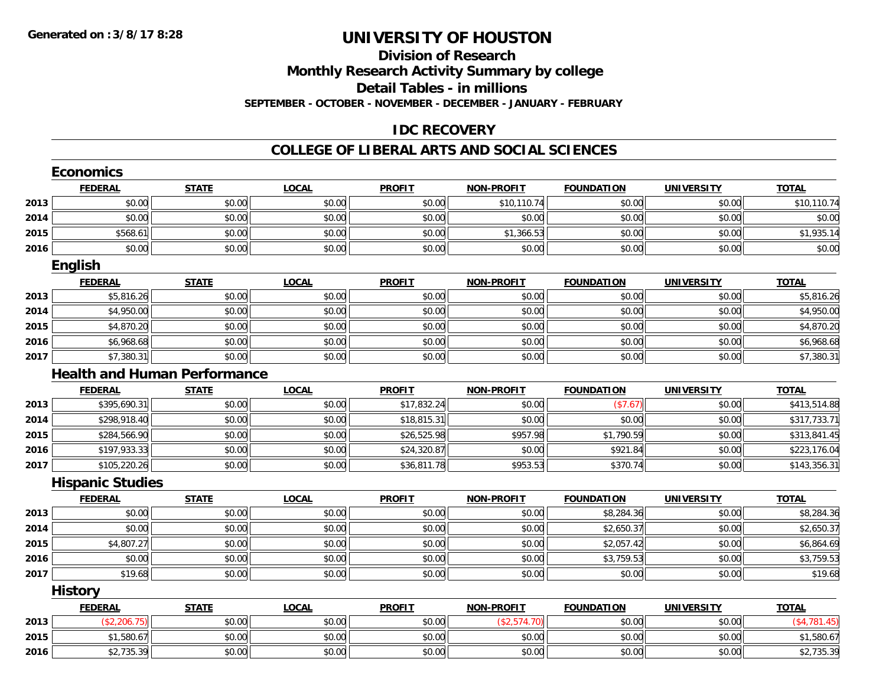# UNIVERSITY OF HOUSTON

## Division of Research

## Monthly Research Activity Summary by college

## Detail Tables - in millions

**SEPTEMBER - OCTOBER - NOVEMBER - DECEMBER - JANUARY - FEBRUARY**

## IDC RECOVERY

## COLLEGE OF LIBERAL ARTS AND SOCIAL SCIENCES

### Economics

| | FEDERAL | STATE | LOCAL | PROFIT | NON-PROFIT | FOUNDATION | UNIVERSITY | TOTAL |
|---|---|---|---|---|---|---|---|---|
| 2013 | $0.00 | $0.00 | $0.00 | $0.00 | $10,110.74 | $0.00 | $0.00 | $10,110.74 |
| 2014 | $0.00 | $0.00 | $0.00 | $0.00 | $0.00 | $0.00 | $0.00 | $0.00 |
| 2015 | $568.61 | $0.00 | $0.00 | $0.00 | $1,366.53 | $0.00 | $0.00 | $1,935.14 |
| 2016 | $0.00 | $0.00 | $0.00 | $0.00 | $0.00 | $0.00 | $0.00 | $0.00 |

### English

| | FEDERAL | STATE | LOCAL | PROFIT | NON-PROFIT | FOUNDATION | UNIVERSITY | TOTAL |
|---|---|---|---|---|---|---|---|---|
| 2013 | $5,816.26 | $0.00 | $0.00 | $0.00 | $0.00 | $0.00 | $0.00 | $5,816.26 |
| 2014 | $4,950.00 | $0.00 | $0.00 | $0.00 | $0.00 | $0.00 | $0.00 | $4,950.00 |
| 2015 | $4,870.20 | $0.00 | $0.00 | $0.00 | $0.00 | $0.00 | $0.00 | $4,870.20 |
| 2016 | $6,968.68 | $0.00 | $0.00 | $0.00 | $0.00 | $0.00 | $0.00 | $6,968.68 |
| 2017 | $7,380.31 | $0.00 | $0.00 | $0.00 | $0.00 | $0.00 | $0.00 | $7,380.31 |

### Health and Human Performance

| | FEDERAL | STATE | LOCAL | PROFIT | NON-PROFIT | FOUNDATION | UNIVERSITY | TOTAL |
|---|---|---|---|---|---|---|---|---|
| 2013 | $395,690.31 | $0.00 | $0.00 | $17,832.24 | $0.00 | ($7.67) | $0.00 | $413,514.88 |
| 2014 | $298,918.40 | $0.00 | $0.00 | $18,815.31 | $0.00 | $0.00 | $0.00 | $317,733.71 |
| 2015 | $284,566.90 | $0.00 | $0.00 | $26,525.98 | $957.98 | $1,790.59 | $0.00 | $313,841.45 |
| 2016 | $197,933.33 | $0.00 | $0.00 | $24,320.87 | $0.00 | $921.84 | $0.00 | $223,176.04 |
| 2017 | $105,220.26 | $0.00 | $0.00 | $36,811.78 | $953.53 | $370.74 | $0.00 | $143,356.31 |

### Hispanic Studies

| | FEDERAL | STATE | LOCAL | PROFIT | NON-PROFIT | FOUNDATION | UNIVERSITY | TOTAL |
|---|---|---|---|---|---|---|---|---|
| 2013 | $0.00 | $0.00 | $0.00 | $0.00 | $0.00 | $8,284.36 | $0.00 | $8,284.36 |
| 2014 | $0.00 | $0.00 | $0.00 | $0.00 | $0.00 | $2,650.37 | $0.00 | $2,650.37 |
| 2015 | $4,807.27 | $0.00 | $0.00 | $0.00 | $0.00 | $2,057.42 | $0.00 | $6,864.69 |
| 2016 | $0.00 | $0.00 | $0.00 | $0.00 | $0.00 | $3,759.53 | $0.00 | $3,759.53 |
| 2017 | $19.68 | $0.00 | $0.00 | $0.00 | $0.00 | $0.00 | $0.00 | $19.68 |

### History

| | FEDERAL | STATE | LOCAL | PROFIT | NON-PROFIT | FOUNDATION | UNIVERSITY | TOTAL |
|---|---|---|---|---|---|---|---|---|
| 2013 | ($2,206.75) | $0.00 | $0.00 | $0.00 | ($2,574.70) | $0.00 | $0.00 | ($4,781.45) |
| 2015 | $1,580.67 | $0.00 | $0.00 | $0.00 | $0.00 | $0.00 | $0.00 | $1,580.67 |
| 2016 | $2,735.39 | $0.00 | $0.00 | $0.00 | $0.00 | $0.00 | $0.00 | $2,735.39 |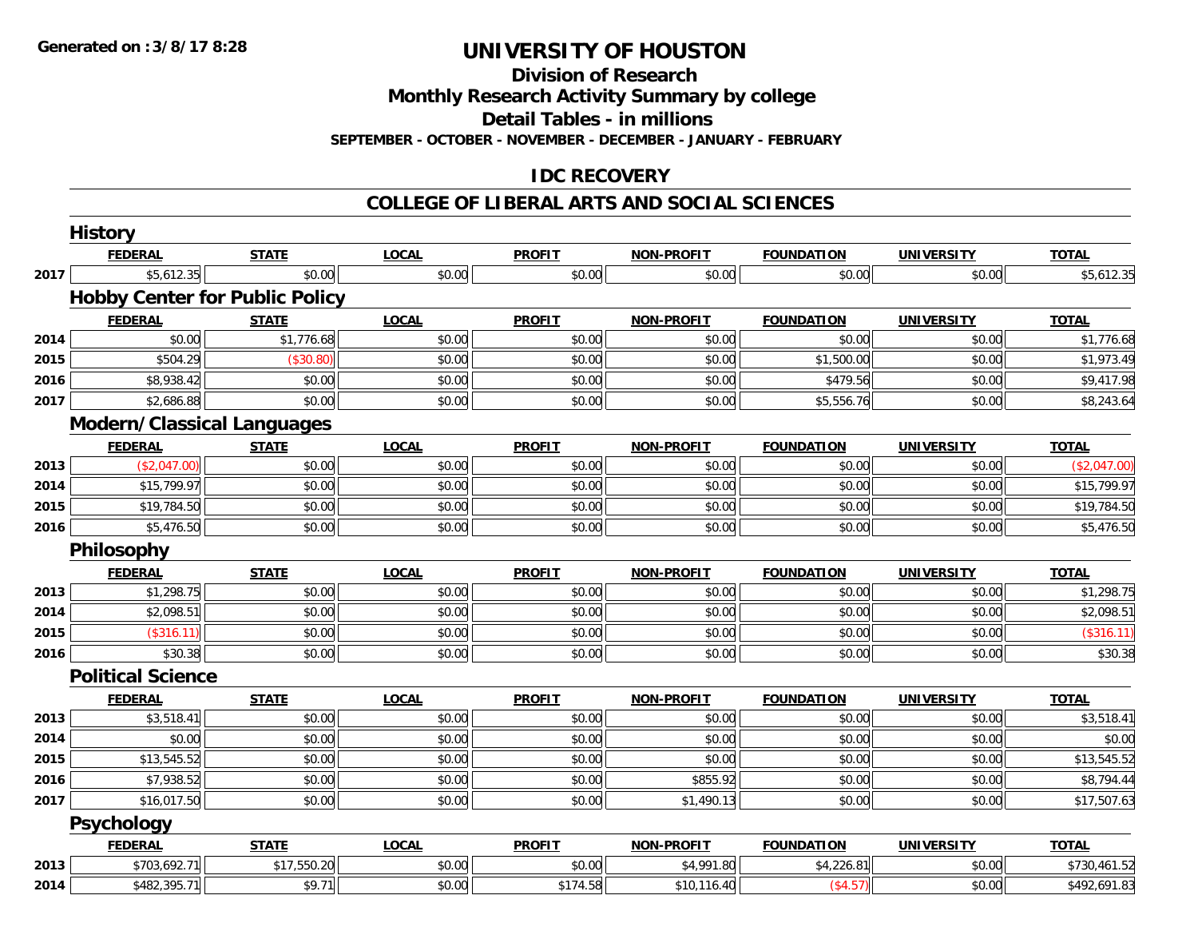**Generated on :3/8/17 8:28**

# UNIVERSITY OF HOUSTON

## Division of Research

## Monthly Research Activity Summary by college

## Detail Tables - in millions

**SEPTEMBER - OCTOBER - NOVEMBER - DECEMBER - JANUARY - FEBRUARY**

## IDC RECOVERY

## COLLEGE OF LIBERAL ARTS AND SOCIAL SCIENCES

### History

| | FEDERAL | STATE | LOCAL | PROFIT | NON-PROFIT | FOUNDATION | UNIVERSITY | TOTAL |
|---|---|---|---|---|---|---|---|---|
| 2017 | $5,612.35 | $0.00 | $0.00 | $0.00 | $0.00 | $0.00 | $0.00 | $5,612.35 |

### Hobby Center for Public Policy

| | FEDERAL | STATE | LOCAL | PROFIT | NON-PROFIT | FOUNDATION | UNIVERSITY | TOTAL |
|---|---|---|---|---|---|---|---|---|
| 2014 | $0.00 | $1,776.68 | $0.00 | $0.00 | $0.00 | $0.00 | $0.00 | $1,776.68 |
| 2015 | $504.29 | ($30.80) | $0.00 | $0.00 | $0.00 | $1,500.00 | $0.00 | $1,973.49 |
| 2016 | $8,938.42 | $0.00 | $0.00 | $0.00 | $0.00 | $479.56 | $0.00 | $9,417.98 |
| 2017 | $2,686.88 | $0.00 | $0.00 | $0.00 | $0.00 | $5,556.76 | $0.00 | $8,243.64 |

### Modern/Classical Languages

| | FEDERAL | STATE | LOCAL | PROFIT | NON-PROFIT | FOUNDATION | UNIVERSITY | TOTAL |
|---|---|---|---|---|---|---|---|---|
| 2013 | ($2,047.00) | $0.00 | $0.00 | $0.00 | $0.00 | $0.00 | $0.00 | ($2,047.00) |
| 2014 | $15,799.97 | $0.00 | $0.00 | $0.00 | $0.00 | $0.00 | $0.00 | $15,799.97 |
| 2015 | $19,784.50 | $0.00 | $0.00 | $0.00 | $0.00 | $0.00 | $0.00 | $19,784.50 |
| 2016 | $5,476.50 | $0.00 | $0.00 | $0.00 | $0.00 | $0.00 | $0.00 | $5,476.50 |

### Philosophy

| | FEDERAL | STATE | LOCAL | PROFIT | NON-PROFIT | FOUNDATION | UNIVERSITY | TOTAL |
|---|---|---|---|---|---|---|---|---|
| 2013 | $1,298.75 | $0.00 | $0.00 | $0.00 | $0.00 | $0.00 | $0.00 | $1,298.75 |
| 2014 | $2,098.51 | $0.00 | $0.00 | $0.00 | $0.00 | $0.00 | $0.00 | $2,098.51 |
| 2015 | ($316.11) | $0.00 | $0.00 | $0.00 | $0.00 | $0.00 | $0.00 | ($316.11) |
| 2016 | $30.38 | $0.00 | $0.00 | $0.00 | $0.00 | $0.00 | $0.00 | $30.38 |

### Political Science

| | FEDERAL | STATE | LOCAL | PROFIT | NON-PROFIT | FOUNDATION | UNIVERSITY | TOTAL |
|---|---|---|---|---|---|---|---|---|
| 2013 | $3,518.41 | $0.00 | $0.00 | $0.00 | $0.00 | $0.00 | $0.00 | $3,518.41 |
| 2014 | $0.00 | $0.00 | $0.00 | $0.00 | $0.00 | $0.00 | $0.00 | $0.00 |
| 2015 | $13,545.52 | $0.00 | $0.00 | $0.00 | $0.00 | $0.00 | $0.00 | $13,545.52 |
| 2016 | $7,938.52 | $0.00 | $0.00 | $0.00 | $855.92 | $0.00 | $0.00 | $8,794.44 |
| 2017 | $16,017.50 | $0.00 | $0.00 | $0.00 | $1,490.13 | $0.00 | $0.00 | $17,507.63 |

### Psychology

| | FEDERAL | STATE | LOCAL | PROFIT | NON-PROFIT | FOUNDATION | UNIVERSITY | TOTAL |
|---|---|---|---|---|---|---|---|---|
| 2013 | $703,692.71 | $17,550.20 | $0.00 | $0.00 | $4,991.80 | $4,226.81 | $0.00 | $730,461.52 |
| 2014 | $482,395.71 | $9.71 | $0.00 | $174.58 | $10,116.40 | ($4.57) | $0.00 | $492,691.83 |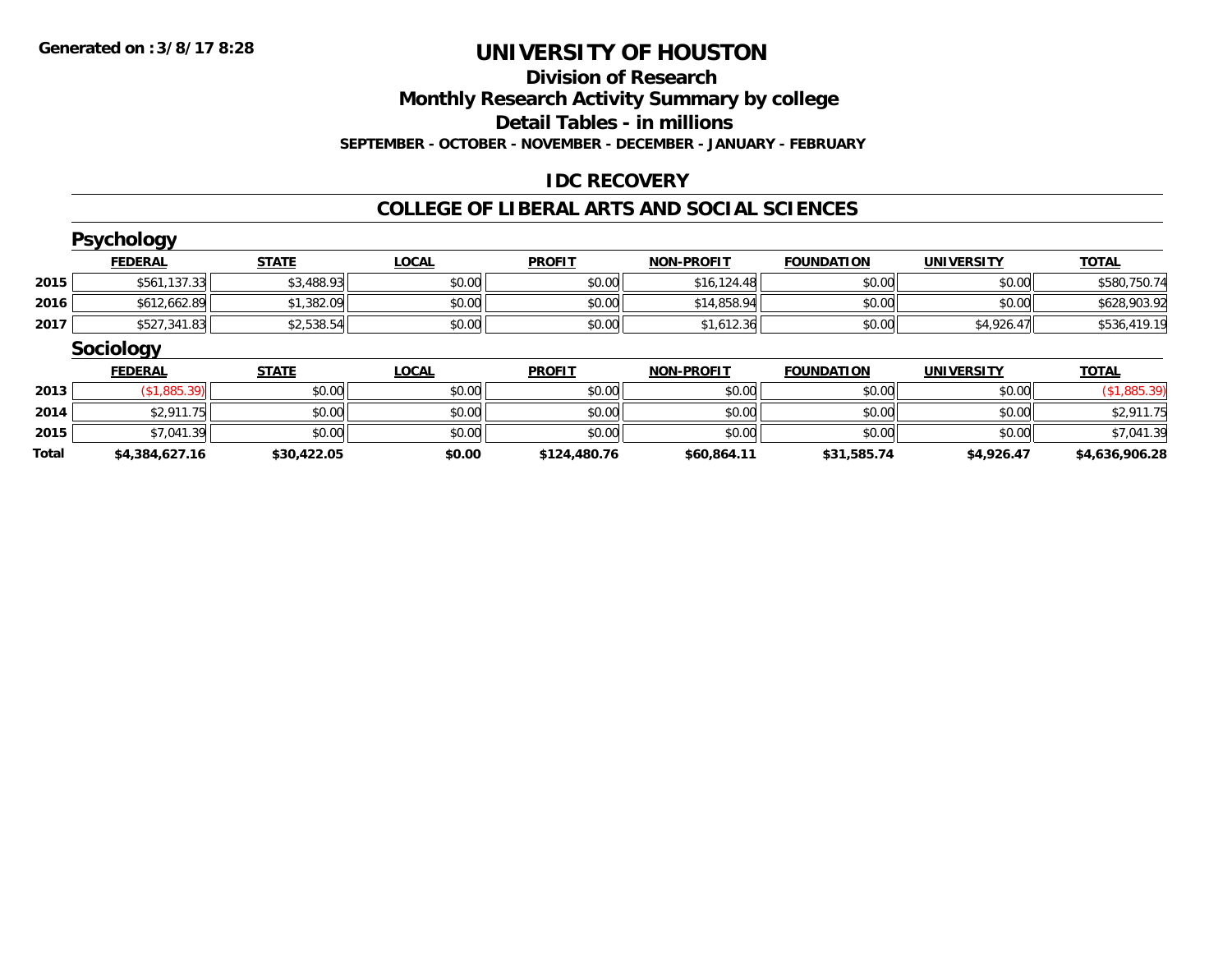**Generated on :3/8/17 8:28**

# UNIVERSITY OF HOUSTON

## Division of Research
## Monthly Research Activity Summary by college
## Detail Tables - in millions

**SEPTEMBER - OCTOBER - NOVEMBER - DECEMBER - JANUARY - FEBRUARY**

### IDC RECOVERY

### COLLEGE OF LIBERAL ARTS AND SOCIAL SCIENCES

#### Psychology

| | FEDERAL | STATE | LOCAL | PROFIT | NON-PROFIT | FOUNDATION | UNIVERSITY | TOTAL |
|---|---|---|---|---|---|---|---|---|
| 2015 | $561,137.33 | $3,488.93 | $0.00 | $0.00 | $16,124.48 | $0.00 | $0.00 | $580,750.74 |
| 2016 | $612,662.89 | $1,382.09 | $0.00 | $0.00 | $14,858.94 | $0.00 | $0.00 | $628,903.92 |
| 2017 | $527,341.83 | $2,538.54 | $0.00 | $0.00 | $1,612.36 | $0.00 | $4,926.47 | $536,419.19 |

#### Sociology

| | FEDERAL | STATE | LOCAL | PROFIT | NON-PROFIT | FOUNDATION | UNIVERSITY | TOTAL |
|---|---|---|---|---|---|---|---|---|
| 2013 | ($1,885.39) | $0.00 | $0.00 | $0.00 | $0.00 | $0.00 | $0.00 | ($1,885.39) |
| 2014 | $2,911.75 | $0.00 | $0.00 | $0.00 | $0.00 | $0.00 | $0.00 | $2,911.75 |
| 2015 | $7,041.39 | $0.00 | $0.00 | $0.00 | $0.00 | $0.00 | $0.00 | $7,041.39 |
| **Total** | **$4,384,627.16** | **$30,422.05** | **$0.00** | **$124,480.76** | **$60,864.11** | **$31,585.74** | **$4,926.47** | **$4,636,906.28** |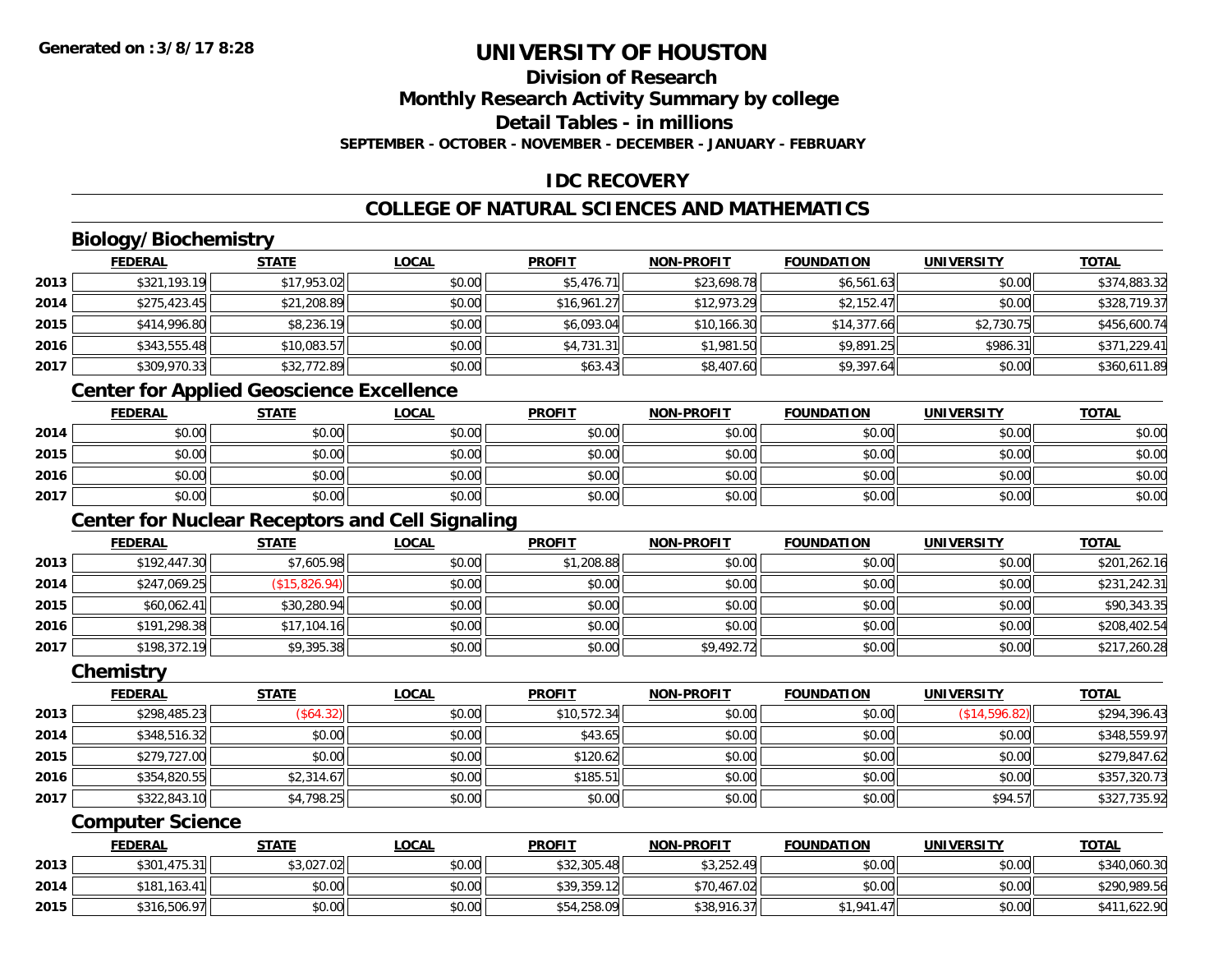**Generated on :3/8/17 8:28**

# UNIVERSITY OF HOUSTON

## Division of Research
## Monthly Research Activity Summary by college
## Detail Tables - in millions
### SEPTEMBER - OCTOBER - NOVEMBER - DECEMBER - JANUARY - FEBRUARY

### IDC RECOVERY

### COLLEGE OF NATURAL SCIENCES AND MATHEMATICS

#### Biology/Biochemistry

| | FEDERAL | STATE | LOCAL | PROFIT | NON-PROFIT | FOUNDATION | UNIVERSITY | TOTAL |
|---|---|---|---|---|---|---|---|---|
| 2013 | $321,193.19 | $17,953.02 | $0.00 | $5,476.71 | $23,698.78 | $6,561.63 | $0.00 | $374,883.32 |
| 2014 | $275,423.45 | $21,208.89 | $0.00 | $16,961.27 | $12,973.29 | $2,152.47 | $0.00 | $328,719.37 |
| 2015 | $414,996.80 | $8,236.19 | $0.00 | $6,093.04 | $10,166.30 | $14,377.66 | $2,730.75 | $456,600.74 |
| 2016 | $343,555.48 | $10,083.57 | $0.00 | $4,731.31 | $1,981.50 | $9,891.25 | $986.31 | $371,229.41 |
| 2017 | $309,970.33 | $32,772.89 | $0.00 | $63.43 | $8,407.60 | $9,397.64 | $0.00 | $360,611.89 |

#### Center for Applied Geoscience Excellence

| | FEDERAL | STATE | LOCAL | PROFIT | NON-PROFIT | FOUNDATION | UNIVERSITY | TOTAL |
|---|---|---|---|---|---|---|---|---|
| 2014 | $0.00 | $0.00 | $0.00 | $0.00 | $0.00 | $0.00 | $0.00 | $0.00 |
| 2015 | $0.00 | $0.00 | $0.00 | $0.00 | $0.00 | $0.00 | $0.00 | $0.00 |
| 2016 | $0.00 | $0.00 | $0.00 | $0.00 | $0.00 | $0.00 | $0.00 | $0.00 |
| 2017 | $0.00 | $0.00 | $0.00 | $0.00 | $0.00 | $0.00 | $0.00 | $0.00 |

#### Center for Nuclear Receptors and Cell Signaling

| | FEDERAL | STATE | LOCAL | PROFIT | NON-PROFIT | FOUNDATION | UNIVERSITY | TOTAL |
|---|---|---|---|---|---|---|---|---|
| 2013 | $192,447.30 | $7,605.98 | $0.00 | $1,208.88 | $0.00 | $0.00 | $0.00 | $201,262.16 |
| 2014 | $247,069.25 | ($15,826.94) | $0.00 | $0.00 | $0.00 | $0.00 | $0.00 | $231,242.31 |
| 2015 | $60,062.41 | $30,280.94 | $0.00 | $0.00 | $0.00 | $0.00 | $0.00 | $90,343.35 |
| 2016 | $191,298.38 | $17,104.16 | $0.00 | $0.00 | $0.00 | $0.00 | $0.00 | $208,402.54 |
| 2017 | $198,372.19 | $9,395.38 | $0.00 | $0.00 | $9,492.72 | $0.00 | $0.00 | $217,260.28 |

#### Chemistry

| | FEDERAL | STATE | LOCAL | PROFIT | NON-PROFIT | FOUNDATION | UNIVERSITY | TOTAL |
|---|---|---|---|---|---|---|---|---|
| 2013 | $298,485.23 | ($64.32) | $0.00 | $10,572.34 | $0.00 | $0.00 | ($14,596.82) | $294,396.43 |
| 2014 | $348,516.32 | $0.00 | $0.00 | $43.65 | $0.00 | $0.00 | $0.00 | $348,559.97 |
| 2015 | $279,727.00 | $0.00 | $0.00 | $120.62 | $0.00 | $0.00 | $0.00 | $279,847.62 |
| 2016 | $354,820.55 | $2,314.67 | $0.00 | $185.51 | $0.00 | $0.00 | $0.00 | $357,320.73 |
| 2017 | $322,843.10 | $4,798.25 | $0.00 | $0.00 | $0.00 | $0.00 | $94.57 | $327,735.92 |

#### Computer Science

| | FEDERAL | STATE | LOCAL | PROFIT | NON-PROFIT | FOUNDATION | UNIVERSITY | TOTAL |
|---|---|---|---|---|---|---|---|---|
| 2013 | $301,475.31 | $3,027.02 | $0.00 | $32,305.48 | $3,252.49 | $0.00 | $0.00 | $340,060.30 |
| 2014 | $181,163.41 | $0.00 | $0.00 | $39,359.12 | $70,467.02 | $0.00 | $0.00 | $290,989.56 |
| 2015 | $316,506.97 | $0.00 | $0.00 | $54,258.09 | $38,916.37 | $1,941.47 | $0.00 | $411,622.90 |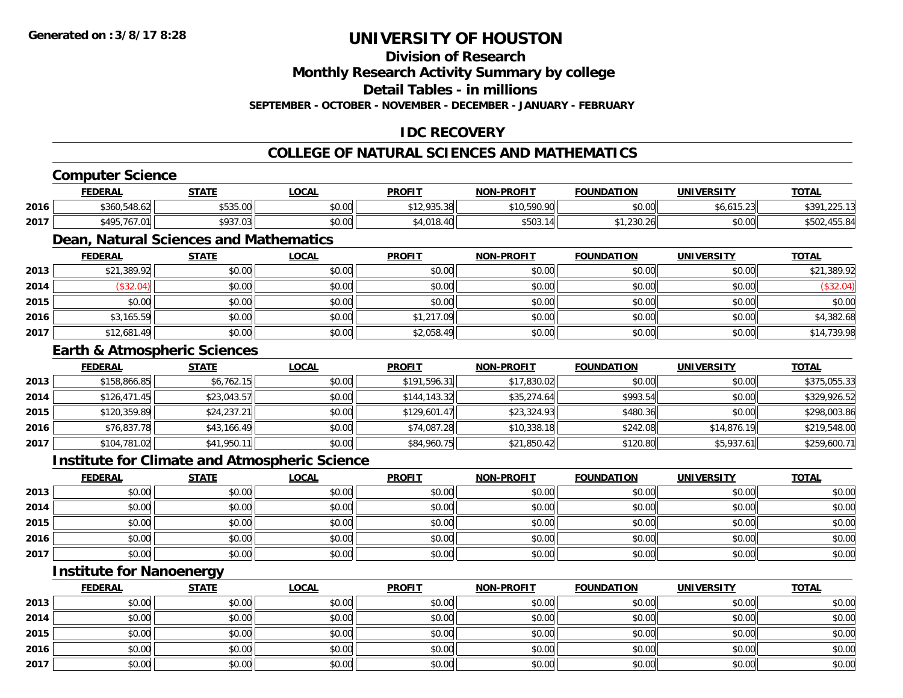**Generated on :3/8/17 8:28**

# UNIVERSITY OF HOUSTON

## Division of Research

## Monthly Research Activity Summary by college

## Detail Tables - in millions

### SEPTEMBER - OCTOBER - NOVEMBER - DECEMBER - JANUARY - FEBRUARY

## IDC RECOVERY

## COLLEGE OF NATURAL SCIENCES AND MATHEMATICS

### Computer Science

| | FEDERAL | STATE | LOCAL | PROFIT | NON-PROFIT | FOUNDATION | UNIVERSITY | TOTAL |
|---|---|---|---|---|---|---|---|---|
| 2016 | $360,548.62 | $535.00 | $0.00 | $12,935.38 | $10,590.90 | $0.00 | $6,615.23 | $391,225.13 |
| 2017 | $495,767.01 | $937.03 | $0.00 | $4,018.40 | $503.14 | $1,230.26 | $0.00 | $502,455.84 |

### Dean, Natural Sciences and Mathematics

| | FEDERAL | STATE | LOCAL | PROFIT | NON-PROFIT | FOUNDATION | UNIVERSITY | TOTAL |
|---|---|---|---|---|---|---|---|---|
| 2013 | $21,389.92 | $0.00 | $0.00 | $0.00 | $0.00 | $0.00 | $0.00 | $21,389.92 |
| 2014 | ($32.04) | $0.00 | $0.00 | $0.00 | $0.00 | $0.00 | $0.00 | ($32.04) |
| 2015 | $0.00 | $0.00 | $0.00 | $0.00 | $0.00 | $0.00 | $0.00 | $0.00 |
| 2016 | $3,165.59 | $0.00 | $0.00 | $1,217.09 | $0.00 | $0.00 | $0.00 | $4,382.68 |
| 2017 | $12,681.49 | $0.00 | $0.00 | $2,058.49 | $0.00 | $0.00 | $0.00 | $14,739.98 |

### Earth & Atmospheric Sciences

| | FEDERAL | STATE | LOCAL | PROFIT | NON-PROFIT | FOUNDATION | UNIVERSITY | TOTAL |
|---|---|---|---|---|---|---|---|---|
| 2013 | $158,866.85 | $6,762.15 | $0.00 | $191,596.31 | $17,830.02 | $0.00 | $0.00 | $375,055.33 |
| 2014 | $126,471.45 | $23,043.57 | $0.00 | $144,143.32 | $35,274.64 | $993.54 | $0.00 | $329,926.52 |
| 2015 | $120,359.89 | $24,237.21 | $0.00 | $129,601.47 | $23,324.93 | $480.36 | $0.00 | $298,003.86 |
| 2016 | $76,837.78 | $43,166.49 | $0.00 | $74,087.28 | $10,338.18 | $242.08 | $14,876.19 | $219,548.00 |
| 2017 | $104,781.02 | $41,950.11 | $0.00 | $84,960.75 | $21,850.42 | $120.80 | $5,937.61 | $259,600.71 |

### Institute for Climate and Atmospheric Science

| | FEDERAL | STATE | LOCAL | PROFIT | NON-PROFIT | FOUNDATION | UNIVERSITY | TOTAL |
|---|---|---|---|---|---|---|---|---|
| 2013 | $0.00 | $0.00 | $0.00 | $0.00 | $0.00 | $0.00 | $0.00 | $0.00 |
| 2014 | $0.00 | $0.00 | $0.00 | $0.00 | $0.00 | $0.00 | $0.00 | $0.00 |
| 2015 | $0.00 | $0.00 | $0.00 | $0.00 | $0.00 | $0.00 | $0.00 | $0.00 |
| 2016 | $0.00 | $0.00 | $0.00 | $0.00 | $0.00 | $0.00 | $0.00 | $0.00 |
| 2017 | $0.00 | $0.00 | $0.00 | $0.00 | $0.00 | $0.00 | $0.00 | $0.00 |

### Institute for Nanoenergy

| | FEDERAL | STATE | LOCAL | PROFIT | NON-PROFIT | FOUNDATION | UNIVERSITY | TOTAL |
|---|---|---|---|---|---|---|---|---|
| 2013 | $0.00 | $0.00 | $0.00 | $0.00 | $0.00 | $0.00 | $0.00 | $0.00 |
| 2014 | $0.00 | $0.00 | $0.00 | $0.00 | $0.00 | $0.00 | $0.00 | $0.00 |
| 2015 | $0.00 | $0.00 | $0.00 | $0.00 | $0.00 | $0.00 | $0.00 | $0.00 |
| 2016 | $0.00 | $0.00 | $0.00 | $0.00 | $0.00 | $0.00 | $0.00 | $0.00 |
| 2017 | $0.00 | $0.00 | $0.00 | $0.00 | $0.00 | $0.00 | $0.00 | $0.00 |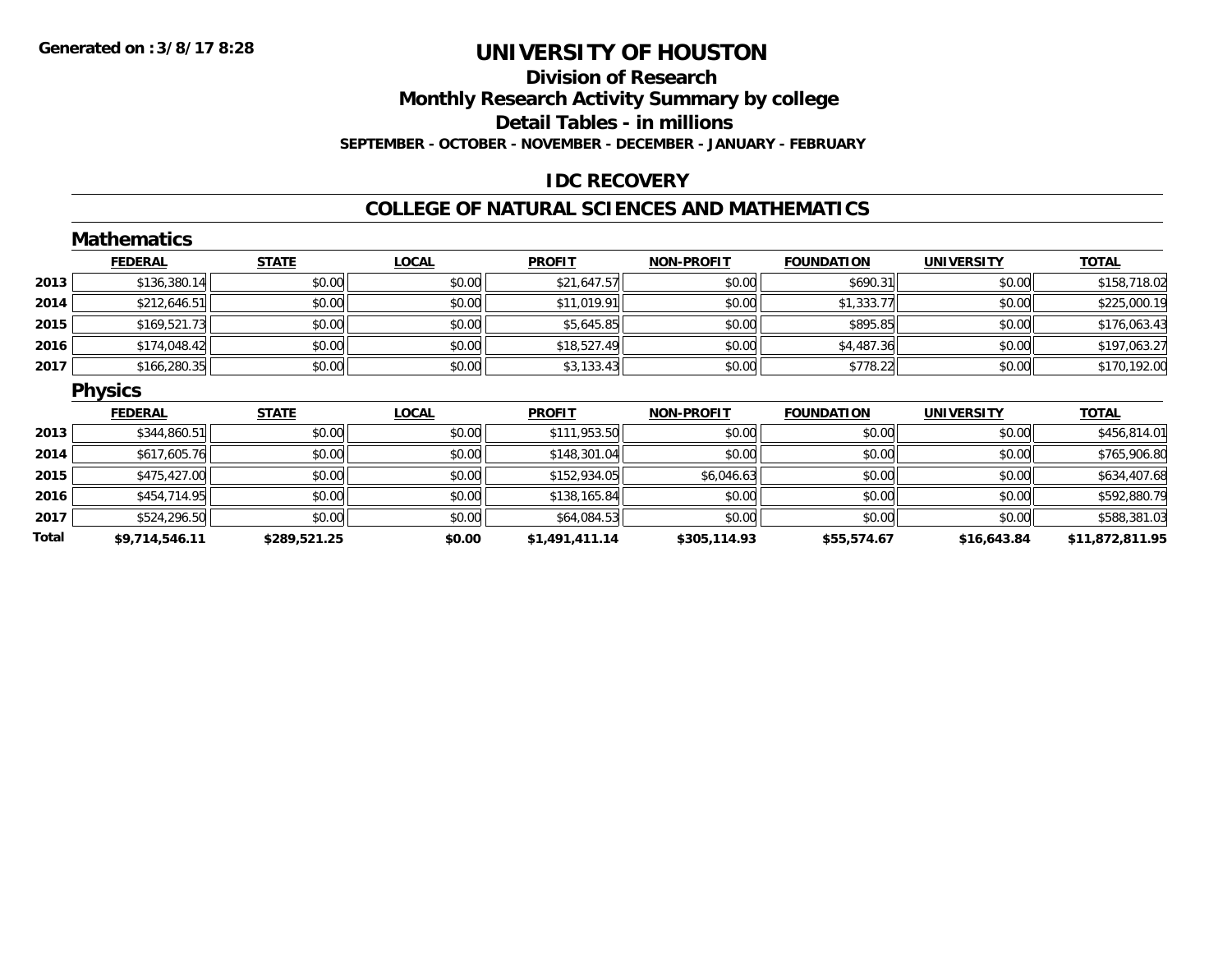**Generated on :3/8/17 8:28**

# UNIVERSITY OF HOUSTON

## Division of Research

## Monthly Research Activity Summary by college

## Detail Tables - in millions

**SEPTEMBER - OCTOBER - NOVEMBER - DECEMBER - JANUARY - FEBRUARY**

## IDC RECOVERY

## COLLEGE OF NATURAL SCIENCES AND MATHEMATICS

### Mathematics

| | FEDERAL | STATE | LOCAL | PROFIT | NON-PROFIT | FOUNDATION | UNIVERSITY | TOTAL |
|---|---|---|---|---|---|---|---|---|
| 2013 | $136,380.14 | $0.00 | $0.00 | $21,647.57 | $0.00 | $690.31 | $0.00 | $158,718.02 |
| 2014 | $212,646.51 | $0.00 | $0.00 | $11,019.91 | $0.00 | $1,333.77 | $0.00 | $225,000.19 |
| 2015 | $169,521.73 | $0.00 | $0.00 | $5,645.85 | $0.00 | $895.85 | $0.00 | $176,063.43 |
| 2016 | $174,048.42 | $0.00 | $0.00 | $18,527.49 | $0.00 | $4,487.36 | $0.00 | $197,063.27 |
| 2017 | $166,280.35 | $0.00 | $0.00 | $3,133.43 | $0.00 | $778.22 | $0.00 | $170,192.00 |

### Physics

| | FEDERAL | STATE | LOCAL | PROFIT | NON-PROFIT | FOUNDATION | UNIVERSITY | TOTAL |
|---|---|---|---|---|---|---|---|---|
| 2013 | $344,860.51 | $0.00 | $0.00 | $111,953.50 | $0.00 | $0.00 | $0.00 | $456,814.01 |
| 2014 | $617,605.76 | $0.00 | $0.00 | $148,301.04 | $0.00 | $0.00 | $0.00 | $765,906.80 |
| 2015 | $475,427.00 | $0.00 | $0.00 | $152,934.05 | $6,046.63 | $0.00 | $0.00 | $634,407.68 |
| 2016 | $454,714.95 | $0.00 | $0.00 | $138,165.84 | $0.00 | $0.00 | $0.00 | $592,880.79 |
| 2017 | $524,296.50 | $0.00 | $0.00 | $64,084.53 | $0.00 | $0.00 | $0.00 | $588,381.03 |
| **Total** | **$9,714,546.11** | **$289,521.25** | **$0.00** | **$1,491,411.14** | **$305,114.93** | **$55,574.67** | **$16,643.84** | **$11,872,811.95** |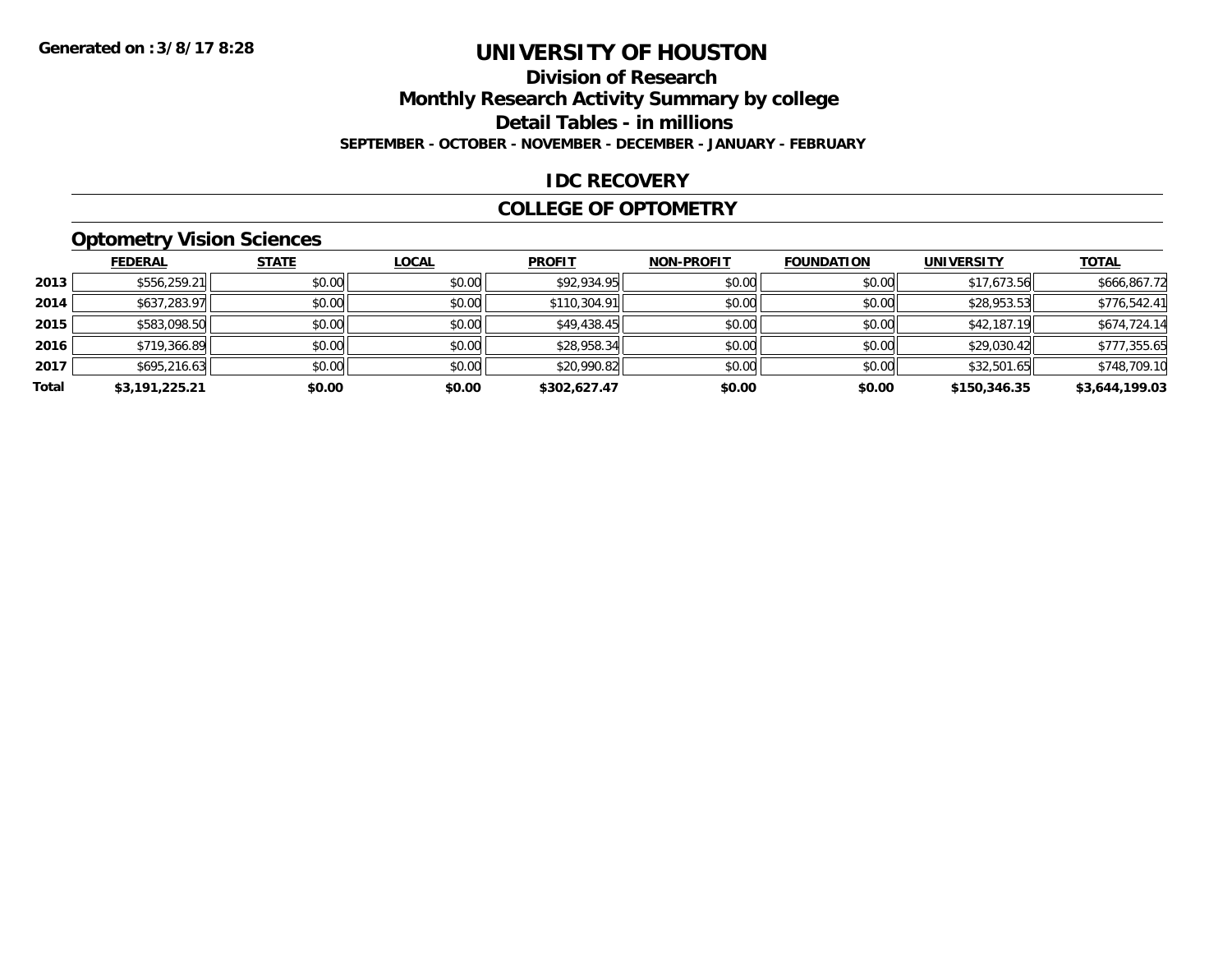**Generated on :3/8/17 8:28**

# UNIVERSITY OF HOUSTON

## Division of Research

## Monthly Research Activity Summary by college

## Detail Tables - in millions

**SEPTEMBER - OCTOBER - NOVEMBER - DECEMBER - JANUARY - FEBRUARY**

## IDC RECOVERY

## COLLEGE OF OPTOMETRY

### Optometry Vision Sciences

| | FEDERAL | STATE | LOCAL | PROFIT | NON-PROFIT | FOUNDATION | UNIVERSITY | TOTAL |
|---|---|---|---|---|---|---|---|---|
| 2013 | $556,259.21 | $0.00 | $0.00 | $92,934.95 | $0.00 | $0.00 | $17,673.56 | $666,867.72 |
| 2014 | $637,283.97 | $0.00 | $0.00 | $110,304.91 | $0.00 | $0.00 | $28,953.53 | $776,542.41 |
| 2015 | $583,098.50 | $0.00 | $0.00 | $49,438.45 | $0.00 | $0.00 | $42,187.19 | $674,724.14 |
| 2016 | $719,366.89 | $0.00 | $0.00 | $28,958.34 | $0.00 | $0.00 | $29,030.42 | $777,355.65 |
| 2017 | $695,216.63 | $0.00 | $0.00 | $20,990.82 | $0.00 | $0.00 | $32,501.65 | $748,709.10 |
| **Total** | **$3,191,225.21** | **$0.00** | **$0.00** | **$302,627.47** | **$0.00** | **$0.00** | **$150,346.35** | **$3,644,199.03** |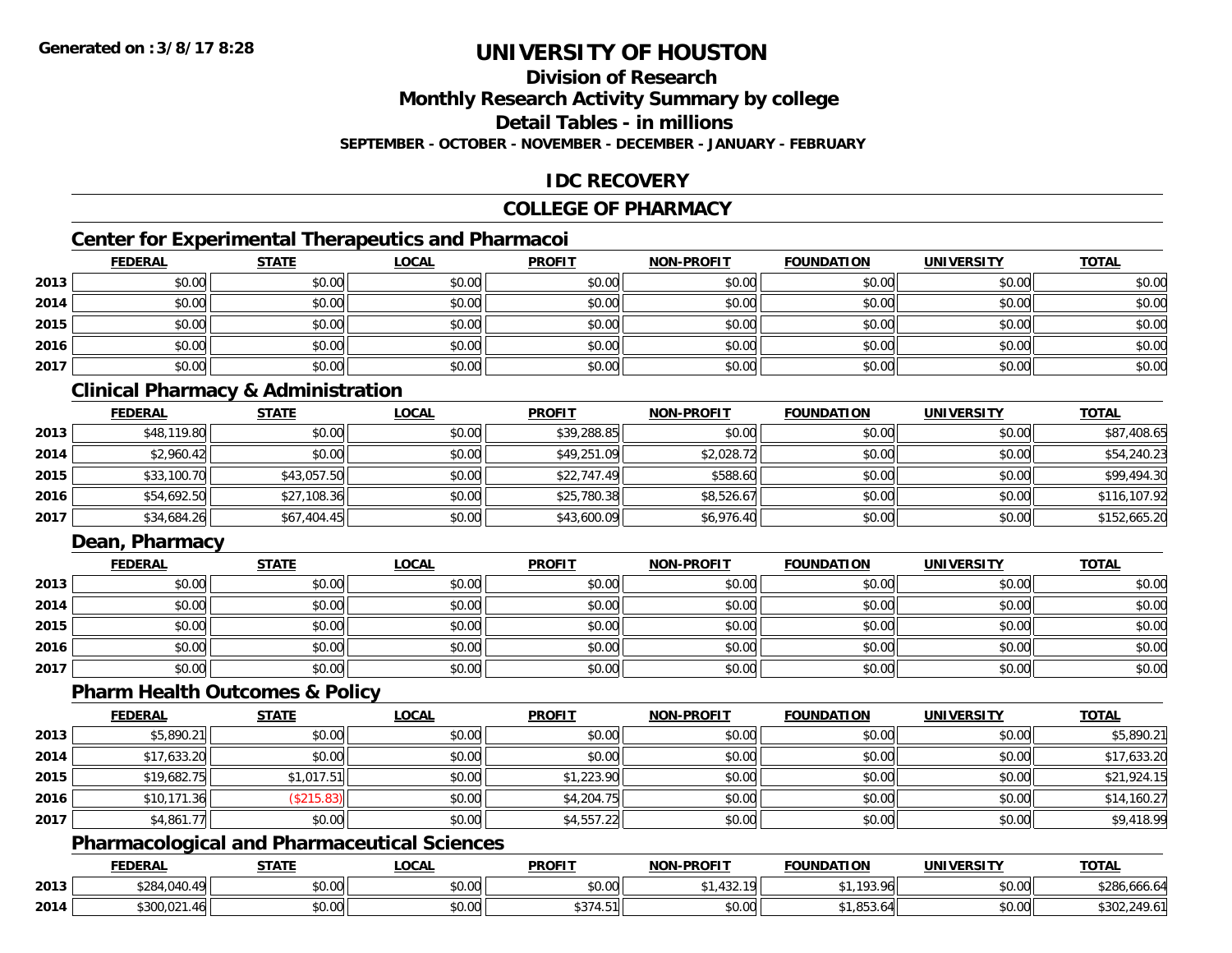# UNIVERSITY OF HOUSTON

## Division of Research

## Monthly Research Activity Summary by college

## Detail Tables - in millions

**SEPTEMBER - OCTOBER - NOVEMBER - DECEMBER - JANUARY - FEBRUARY**

## IDC RECOVERY

## COLLEGE OF PHARMACY

### Center for Experimental Therapeutics and Pharmacoi

| | FEDERAL | STATE | LOCAL | PROFIT | NON-PROFIT | FOUNDATION | UNIVERSITY | TOTAL |
|---|---|---|---|---|---|---|---|---|
| 2013 | $0.00 | $0.00 | $0.00 | $0.00 | $0.00 | $0.00 | $0.00 | $0.00 |
| 2014 | $0.00 | $0.00 | $0.00 | $0.00 | $0.00 | $0.00 | $0.00 | $0.00 |
| 2015 | $0.00 | $0.00 | $0.00 | $0.00 | $0.00 | $0.00 | $0.00 | $0.00 |
| 2016 | $0.00 | $0.00 | $0.00 | $0.00 | $0.00 | $0.00 | $0.00 | $0.00 |
| 2017 | $0.00 | $0.00 | $0.00 | $0.00 | $0.00 | $0.00 | $0.00 | $0.00 |

### Clinical Pharmacy & Administration

| | FEDERAL | STATE | LOCAL | PROFIT | NON-PROFIT | FOUNDATION | UNIVERSITY | TOTAL |
|---|---|---|---|---|---|---|---|---|
| 2013 | $48,119.80 | $0.00 | $0.00 | $39,288.85 | $0.00 | $0.00 | $0.00 | $87,408.65 |
| 2014 | $2,960.42 | $0.00 | $0.00 | $49,251.09 | $2,028.72 | $0.00 | $0.00 | $54,240.23 |
| 2015 | $33,100.70 | $43,057.50 | $0.00 | $22,747.49 | $588.60 | $0.00 | $0.00 | $99,494.30 |
| 2016 | $54,692.50 | $27,108.36 | $0.00 | $25,780.38 | $8,526.67 | $0.00 | $0.00 | $116,107.92 |
| 2017 | $34,684.26 | $67,404.45 | $0.00 | $43,600.09 | $6,976.40 | $0.00 | $0.00 | $152,665.20 |

### Dean, Pharmacy

| | FEDERAL | STATE | LOCAL | PROFIT | NON-PROFIT | FOUNDATION | UNIVERSITY | TOTAL |
|---|---|---|---|---|---|---|---|---|
| 2013 | $0.00 | $0.00 | $0.00 | $0.00 | $0.00 | $0.00 | $0.00 | $0.00 |
| 2014 | $0.00 | $0.00 | $0.00 | $0.00 | $0.00 | $0.00 | $0.00 | $0.00 |
| 2015 | $0.00 | $0.00 | $0.00 | $0.00 | $0.00 | $0.00 | $0.00 | $0.00 |
| 2016 | $0.00 | $0.00 | $0.00 | $0.00 | $0.00 | $0.00 | $0.00 | $0.00 |
| 2017 | $0.00 | $0.00 | $0.00 | $0.00 | $0.00 | $0.00 | $0.00 | $0.00 |

### Pharm Health Outcomes & Policy

| | FEDERAL | STATE | LOCAL | PROFIT | NON-PROFIT | FOUNDATION | UNIVERSITY | TOTAL |
|---|---|---|---|---|---|---|---|---|
| 2013 | $5,890.21 | $0.00 | $0.00 | $0.00 | $0.00 | $0.00 | $0.00 | $5,890.21 |
| 2014 | $17,633.20 | $0.00 | $0.00 | $0.00 | $0.00 | $0.00 | $0.00 | $17,633.20 |
| 2015 | $19,682.75 | $1,017.51 | $0.00 | $1,223.90 | $0.00 | $0.00 | $0.00 | $21,924.15 |
| 2016 | $10,171.36 | ($215.83) | $0.00 | $4,204.75 | $0.00 | $0.00 | $0.00 | $14,160.27 |
| 2017 | $4,861.77 | $0.00 | $0.00 | $4,557.22 | $0.00 | $0.00 | $0.00 | $9,418.99 |

### Pharmacological and Pharmaceutical Sciences

| | FEDERAL | STATE | LOCAL | PROFIT | NON-PROFIT | FOUNDATION | UNIVERSITY | TOTAL |
|---|---|---|---|---|---|---|---|---|
| 2013 | $284,040.49 | $0.00 | $0.00 | $0.00 | $1,432.19 | $1,193.96 | $0.00 | $286,666.64 |
| 2014 | $300,021.46 | $0.00 | $0.00 | $374.51 | $0.00 | $1,853.64 | $0.00 | $302,249.61 |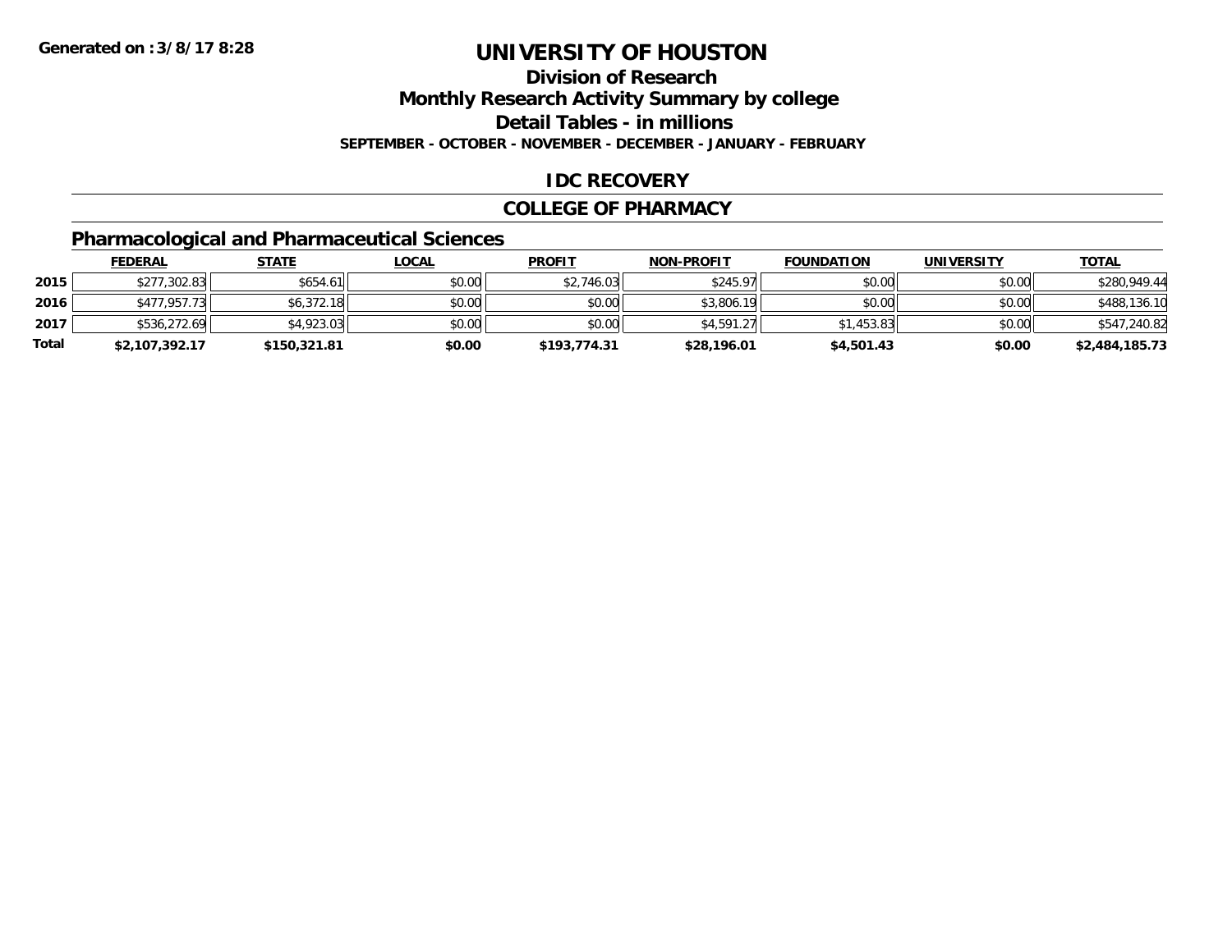# UNIVERSITY OF HOUSTON

## Division of Research

## Monthly Research Activity Summary by college

## Detail Tables - in millions

**SEPTEMBER - OCTOBER - NOVEMBER - DECEMBER - JANUARY - FEBRUARY**

**Generated on : 3/8/17 8:28**

## IDC RECOVERY

## COLLEGE OF PHARMACY

### Pharmacological and Pharmaceutical Sciences

| | FEDERAL | STATE | LOCAL | PROFIT | NON-PROFIT | FOUNDATION | UNIVERSITY | TOTAL |
|---|---|---|---|---|---|---|---|---|
| 2015 | $277,302.83 | $654.61 | $0.00 | $2,746.03 | $245.97 | $0.00 | $0.00 | $280,949.44 |
| 2016 | $477,957.73 | $6,372.18 | $0.00 | $0.00 | $3,806.19 | $0.00 | $0.00 | $488,136.10 |
| 2017 | $536,272.69 | $4,923.03 | $0.00 | $0.00 | $4,591.27 | $1,453.83 | $0.00 | $547,240.82 |
| **Total** | **$2,107,392.17** | **$150,321.81** | **$0.00** | **$193,774.31** | **$28,196.01** | **$4,501.43** | **$0.00** | **$2,484,185.73** |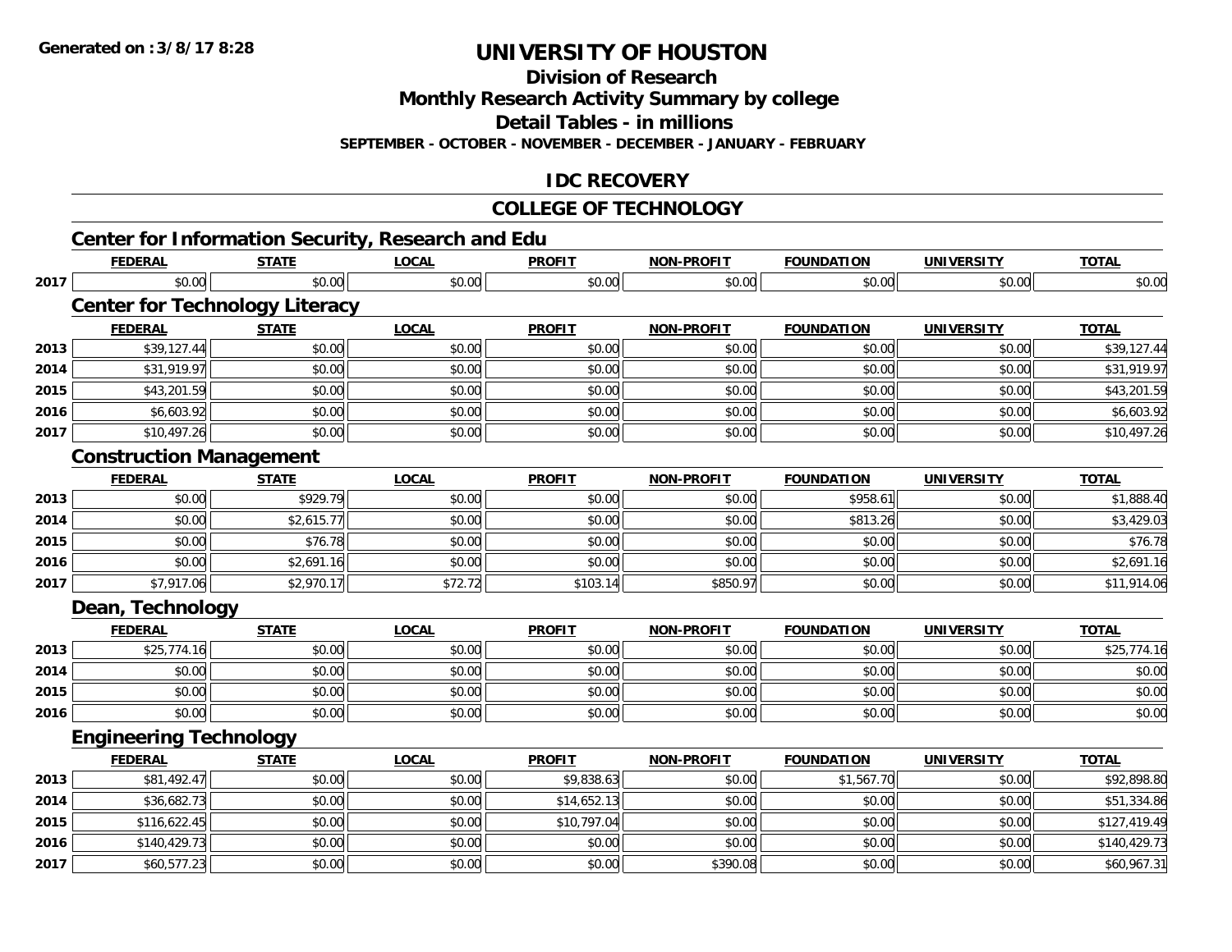# UNIVERSITY OF HOUSTON

## Division of Research
## Monthly Research Activity Summary by college
## Detail Tables - in millions
**SEPTEMBER - OCTOBER - NOVEMBER - DECEMBER - JANUARY - FEBRUARY**

## IDC RECOVERY

## COLLEGE OF TECHNOLOGY

### Center for Information Security, Research and Edu

| | FEDERAL | STATE | LOCAL | PROFIT | NON-PROFIT | FOUNDATION | UNIVERSITY | TOTAL |
|---|---|---|---|---|---|---|---|---|
| 2017 | $0.00 | $0.00 | $0.00 | $0.00 | $0.00 | $0.00 | $0.00 | $0.00 |

### Center for Technology Literacy

| | FEDERAL | STATE | LOCAL | PROFIT | NON-PROFIT | FOUNDATION | UNIVERSITY | TOTAL |
|---|---|---|---|---|---|---|---|---|
| 2013 | $39,127.44 | $0.00 | $0.00 | $0.00 | $0.00 | $0.00 | $0.00 | $39,127.44 |
| 2014 | $31,919.97 | $0.00 | $0.00 | $0.00 | $0.00 | $0.00 | $0.00 | $31,919.97 |
| 2015 | $43,201.59 | $0.00 | $0.00 | $0.00 | $0.00 | $0.00 | $0.00 | $43,201.59 |
| 2016 | $6,603.92 | $0.00 | $0.00 | $0.00 | $0.00 | $0.00 | $0.00 | $6,603.92 |
| 2017 | $10,497.26 | $0.00 | $0.00 | $0.00 | $0.00 | $0.00 | $0.00 | $10,497.26 |

### Construction Management

| | FEDERAL | STATE | LOCAL | PROFIT | NON-PROFIT | FOUNDATION | UNIVERSITY | TOTAL |
|---|---|---|---|---|---|---|---|---|
| 2013 | $0.00 | $929.79 | $0.00 | $0.00 | $0.00 | $958.61 | $0.00 | $1,888.40 |
| 2014 | $0.00 | $2,615.77 | $0.00 | $0.00 | $0.00 | $813.26 | $0.00 | $3,429.03 |
| 2015 | $0.00 | $76.78 | $0.00 | $0.00 | $0.00 | $0.00 | $0.00 | $76.78 |
| 2016 | $0.00 | $2,691.16 | $0.00 | $0.00 | $0.00 | $0.00 | $0.00 | $2,691.16 |
| 2017 | $7,917.06 | $2,970.17 | $72.72 | $103.14 | $850.97 | $0.00 | $0.00 | $11,914.06 |

### Dean, Technology

| | FEDERAL | STATE | LOCAL | PROFIT | NON-PROFIT | FOUNDATION | UNIVERSITY | TOTAL |
|---|---|---|---|---|---|---|---|---|
| 2013 | $25,774.16 | $0.00 | $0.00 | $0.00 | $0.00 | $0.00 | $0.00 | $25,774.16 |
| 2014 | $0.00 | $0.00 | $0.00 | $0.00 | $0.00 | $0.00 | $0.00 | $0.00 |
| 2015 | $0.00 | $0.00 | $0.00 | $0.00 | $0.00 | $0.00 | $0.00 | $0.00 |
| 2016 | $0.00 | $0.00 | $0.00 | $0.00 | $0.00 | $0.00 | $0.00 | $0.00 |

### Engineering Technology

| | FEDERAL | STATE | LOCAL | PROFIT | NON-PROFIT | FOUNDATION | UNIVERSITY | TOTAL |
|---|---|---|---|---|---|---|---|---|
| 2013 | $81,492.47 | $0.00 | $0.00 | $9,838.63 | $0.00 | $1,567.70 | $0.00 | $92,898.80 |
| 2014 | $36,682.73 | $0.00 | $0.00 | $14,652.13 | $0.00 | $0.00 | $0.00 | $51,334.86 |
| 2015 | $116,622.45 | $0.00 | $0.00 | $10,797.04 | $0.00 | $0.00 | $0.00 | $127,419.49 |
| 2016 | $140,429.73 | $0.00 | $0.00 | $0.00 | $0.00 | $0.00 | $0.00 | $140,429.73 |
| 2017 | $60,577.23 | $0.00 | $0.00 | $0.00 | $390.08 | $0.00 | $0.00 | $60,967.31 |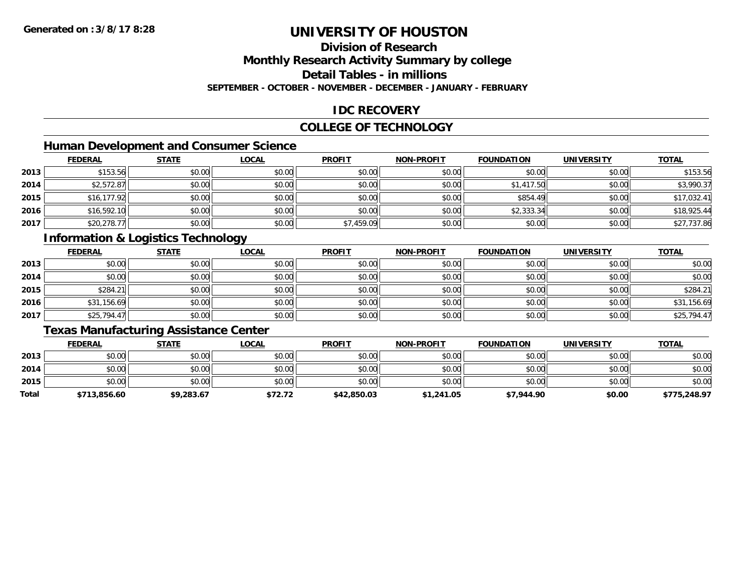**Generated on :3/8/17 8:28**

# UNIVERSITY OF HOUSTON

## Division of Research

## Monthly Research Activity Summary by college

## Detail Tables - in millions

**SEPTEMBER - OCTOBER - NOVEMBER - DECEMBER - JANUARY - FEBRUARY**

## IDC RECOVERY

## COLLEGE OF TECHNOLOGY

### Human Development and Consumer Science

| | FEDERAL | STATE | LOCAL | PROFIT | NON-PROFIT | FOUNDATION | UNIVERSITY | TOTAL |
|---|---|---|---|---|---|---|---|---|
| 2013 | $153.56 | $0.00 | $0.00 | $0.00 | $0.00 | $0.00 | $0.00 | $153.56 |
| 2014 | $2,572.87 | $0.00 | $0.00 | $0.00 | $0.00 | $1,417.50 | $0.00 | $3,990.37 |
| 2015 | $16,177.92 | $0.00 | $0.00 | $0.00 | $0.00 | $854.49 | $0.00 | $17,032.41 |
| 2016 | $16,592.10 | $0.00 | $0.00 | $0.00 | $0.00 | $2,333.34 | $0.00 | $18,925.44 |
| 2017 | $20,278.77 | $0.00 | $0.00 | $7,459.09 | $0.00 | $0.00 | $0.00 | $27,737.86 |

### Information & Logistics Technology

| | FEDERAL | STATE | LOCAL | PROFIT | NON-PROFIT | FOUNDATION | UNIVERSITY | TOTAL |
|---|---|---|---|---|---|---|---|---|
| 2013 | $0.00 | $0.00 | $0.00 | $0.00 | $0.00 | $0.00 | $0.00 | $0.00 |
| 2014 | $0.00 | $0.00 | $0.00 | $0.00 | $0.00 | $0.00 | $0.00 | $0.00 |
| 2015 | $284.21 | $0.00 | $0.00 | $0.00 | $0.00 | $0.00 | $0.00 | $284.21 |
| 2016 | $31,156.69 | $0.00 | $0.00 | $0.00 | $0.00 | $0.00 | $0.00 | $31,156.69 |
| 2017 | $25,794.47 | $0.00 | $0.00 | $0.00 | $0.00 | $0.00 | $0.00 | $25,794.47 |

### Texas Manufacturing Assistance Center

| | FEDERAL | STATE | LOCAL | PROFIT | NON-PROFIT | FOUNDATION | UNIVERSITY | TOTAL |
|---|---|---|---|---|---|---|---|---|
| 2013 | $0.00 | $0.00 | $0.00 | $0.00 | $0.00 | $0.00 | $0.00 | $0.00 |
| 2014 | $0.00 | $0.00 | $0.00 | $0.00 | $0.00 | $0.00 | $0.00 | $0.00 |
| 2015 | $0.00 | $0.00 | $0.00 | $0.00 | $0.00 | $0.00 | $0.00 | $0.00 |
| **Total** | **$713,856.60** | **$9,283.67** | **$72.72** | **$42,850.03** | **$1,241.05** | **$7,944.90** | **$0.00** | **$775,248.97** |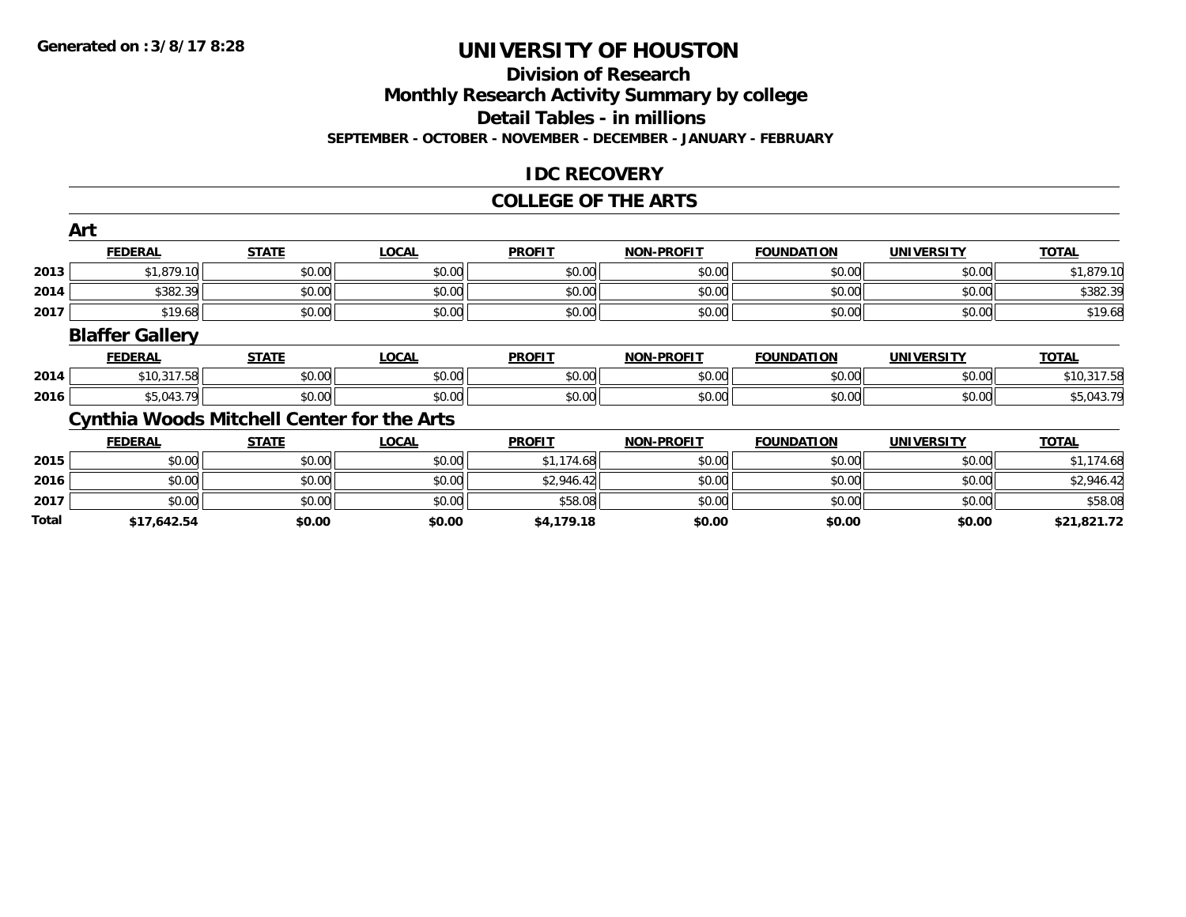**Generated on :3/8/17 8:28**

# UNIVERSITY OF HOUSTON

## Division of Research
## Monthly Research Activity Summary by college
## Detail Tables - in millions
**SEPTEMBER - OCTOBER - NOVEMBER - DECEMBER - JANUARY - FEBRUARY**

## IDC RECOVERY

## COLLEGE OF THE ARTS

### Art

| | FEDERAL | STATE | LOCAL | PROFIT | NON-PROFIT | FOUNDATION | UNIVERSITY | TOTAL |
|---|---|---|---|---|---|---|---|---|
| 2013 | $1,879.10 | $0.00 | $0.00 | $0.00 | $0.00 | $0.00 | $0.00 | $1,879.10 |
| 2014 | $382.39 | $0.00 | $0.00 | $0.00 | $0.00 | $0.00 | $0.00 | $382.39 |
| 2017 | $19.68 | $0.00 | $0.00 | $0.00 | $0.00 | $0.00 | $0.00 | $19.68 |

### Blaffer Gallery

| | FEDERAL | STATE | LOCAL | PROFIT | NON-PROFIT | FOUNDATION | UNIVERSITY | TOTAL |
|---|---|---|---|---|---|---|---|---|
| 2014 | $10,317.58 | $0.00 | $0.00 | $0.00 | $0.00 | $0.00 | $0.00 | $10,317.58 |
| 2016 | $5,043.79 | $0.00 | $0.00 | $0.00 | $0.00 | $0.00 | $0.00 | $5,043.79 |

### Cynthia Woods Mitchell Center for the Arts

| | FEDERAL | STATE | LOCAL | PROFIT | NON-PROFIT | FOUNDATION | UNIVERSITY | TOTAL |
|---|---|---|---|---|---|---|---|---|
| 2015 | $0.00 | $0.00 | $0.00 | $1,174.68 | $0.00 | $0.00 | $0.00 | $1,174.68 |
| 2016 | $0.00 | $0.00 | $0.00 | $2,946.42 | $0.00 | $0.00 | $0.00 | $2,946.42 |
| 2017 | $0.00 | $0.00 | $0.00 | $58.08 | $0.00 | $0.00 | $0.00 | $58.08 |
| **Total** | **$17,642.54** | **$0.00** | **$0.00** | **$4,179.18** | **$0.00** | **$0.00** | **$0.00** | **$21,821.72** |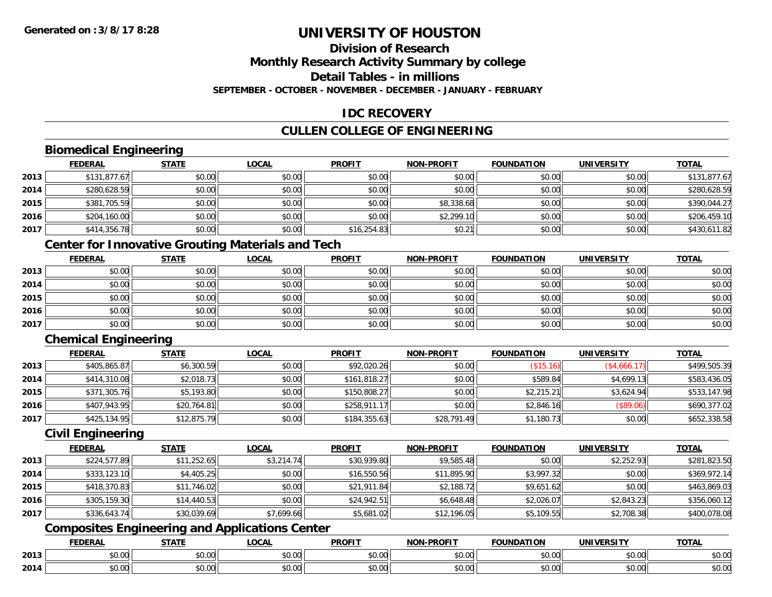**Generated on :3/8/17 8:28**

# UNIVERSITY OF HOUSTON

## Division of Research

## Monthly Research Activity Summary by college

## Detail Tables - in millions

**SEPTEMBER - OCTOBER - NOVEMBER - DECEMBER - JANUARY - FEBRUARY**

## IDC RECOVERY

## CULLEN COLLEGE OF ENGINEERING

### Biomedical Engineering

| | FEDERAL | STATE | LOCAL | PROFIT | NON-PROFIT | FOUNDATION | UNIVERSITY | TOTAL |
|---|---|---|---|---|---|---|---|---|
| 2013 | $131,877.67 | $0.00 | $0.00 | $0.00 | $0.00 | $0.00 | $0.00 | $131,877.67 |
| 2014 | $280,628.59 | $0.00 | $0.00 | $0.00 | $0.00 | $0.00 | $0.00 | $280,628.59 |
| 2015 | $381,705.59 | $0.00 | $0.00 | $0.00 | $8,338.68 | $0.00 | $0.00 | $390,044.27 |
| 2016 | $204,160.00 | $0.00 | $0.00 | $0.00 | $2,299.10 | $0.00 | $0.00 | $206,459.10 |
| 2017 | $414,356.78 | $0.00 | $0.00 | $16,254.83 | $0.21 | $0.00 | $0.00 | $430,611.82 |

### Center for Innovative Grouting Materials and Tech

| | FEDERAL | STATE | LOCAL | PROFIT | NON-PROFIT | FOUNDATION | UNIVERSITY | TOTAL |
|---|---|---|---|---|---|---|---|---|
| 2013 | $0.00 | $0.00 | $0.00 | $0.00 | $0.00 | $0.00 | $0.00 | $0.00 |
| 2014 | $0.00 | $0.00 | $0.00 | $0.00 | $0.00 | $0.00 | $0.00 | $0.00 |
| 2015 | $0.00 | $0.00 | $0.00 | $0.00 | $0.00 | $0.00 | $0.00 | $0.00 |
| 2016 | $0.00 | $0.00 | $0.00 | $0.00 | $0.00 | $0.00 | $0.00 | $0.00 |
| 2017 | $0.00 | $0.00 | $0.00 | $0.00 | $0.00 | $0.00 | $0.00 | $0.00 |

### Chemical Engineering

| | FEDERAL | STATE | LOCAL | PROFIT | NON-PROFIT | FOUNDATION | UNIVERSITY | TOTAL |
|---|---|---|---|---|---|---|---|---|
| 2013 | $405,865.87 | $6,300.59 | $0.00 | $92,020.26 | $0.00 | ($15.16) | ($4,666.17) | $499,505.39 |
| 2014 | $414,310.08 | $2,018.73 | $0.00 | $161,818.27 | $0.00 | $589.84 | $4,699.13 | $583,436.05 |
| 2015 | $371,305.76 | $5,193.80 | $0.00 | $150,808.27 | $0.00 | $2,215.21 | $3,624.94 | $533,147.98 |
| 2016 | $407,943.95 | $20,764.81 | $0.00 | $258,911.17 | $0.00 | $2,846.16 | ($89.06) | $690,377.02 |
| 2017 | $425,134.95 | $12,875.79 | $0.00 | $184,355.63 | $28,791.49 | $1,180.73 | $0.00 | $652,338.58 |

### Civil Engineering

| | FEDERAL | STATE | LOCAL | PROFIT | NON-PROFIT | FOUNDATION | UNIVERSITY | TOTAL |
|---|---|---|---|---|---|---|---|---|
| 2013 | $224,577.89 | $11,252.65 | $3,214.74 | $30,939.80 | $9,585.48 | $0.00 | $2,252.93 | $281,823.50 |
| 2014 | $333,123.10 | $4,405.25 | $0.00 | $16,550.56 | $11,895.90 | $3,997.32 | $0.00 | $369,972.14 |
| 2015 | $418,370.83 | $11,746.02 | $0.00 | $21,911.84 | $2,188.72 | $9,651.62 | $0.00 | $463,869.03 |
| 2016 | $305,159.30 | $14,440.53 | $0.00 | $24,942.51 | $6,648.48 | $2,026.07 | $2,843.23 | $356,060.12 |
| 2017 | $336,643.74 | $30,039.69 | $7,699.66 | $5,681.02 | $12,196.05 | $5,109.55 | $2,708.38 | $400,078.08 |

### Composites Engineering and Applications Center

| | FEDERAL | STATE | LOCAL | PROFIT | NON-PROFIT | FOUNDATION | UNIVERSITY | TOTAL |
|---|---|---|---|---|---|---|---|---|
| 2013 | $0.00 | $0.00 | $0.00 | $0.00 | $0.00 | $0.00 | $0.00 | $0.00 |
| 2014 | $0.00 | $0.00 | $0.00 | $0.00 | $0.00 | $0.00 | $0.00 | $0.00 |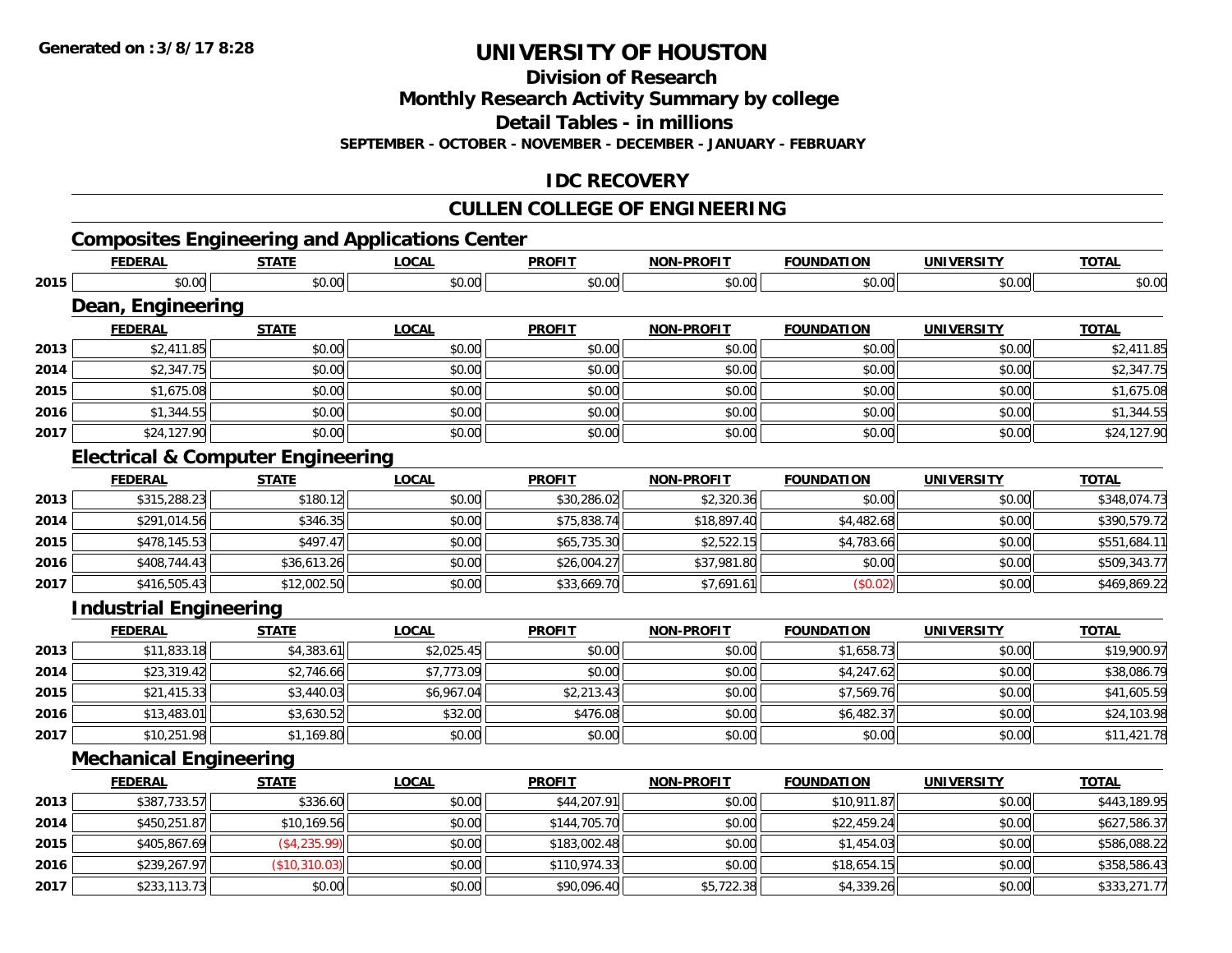# UNIVERSITY OF HOUSTON

## Division of Research

## Monthly Research Activity Summary by college

## Detail Tables - in millions

**SEPTEMBER - OCTOBER - NOVEMBER - DECEMBER - JANUARY - FEBRUARY**

## IDC RECOVERY

## CULLEN COLLEGE OF ENGINEERING

### Composites Engineering and Applications Center

| | FEDERAL | STATE | LOCAL | PROFIT | NON-PROFIT | FOUNDATION | UNIVERSITY | TOTAL |
|---|---|---|---|---|---|---|---|---|
| 2015 | $0.00 | $0.00 | $0.00 | $0.00 | $0.00 | $0.00 | $0.00 | $0.00 |

### Dean, Engineering

| | FEDERAL | STATE | LOCAL | PROFIT | NON-PROFIT | FOUNDATION | UNIVERSITY | TOTAL |
|---|---|---|---|---|---|---|---|---|
| 2013 | $2,411.85 | $0.00 | $0.00 | $0.00 | $0.00 | $0.00 | $0.00 | $2,411.85 |
| 2014 | $2,347.75 | $0.00 | $0.00 | $0.00 | $0.00 | $0.00 | $0.00 | $2,347.75 |
| 2015 | $1,675.08 | $0.00 | $0.00 | $0.00 | $0.00 | $0.00 | $0.00 | $1,675.08 |
| 2016 | $1,344.55 | $0.00 | $0.00 | $0.00 | $0.00 | $0.00 | $0.00 | $1,344.55 |
| 2017 | $24,127.90 | $0.00 | $0.00 | $0.00 | $0.00 | $0.00 | $0.00 | $24,127.90 |

### Electrical & Computer Engineering

| | FEDERAL | STATE | LOCAL | PROFIT | NON-PROFIT | FOUNDATION | UNIVERSITY | TOTAL |
|---|---|---|---|---|---|---|---|---|
| 2013 | $315,288.23 | $180.12 | $0.00 | $30,286.02 | $2,320.36 | $0.00 | $0.00 | $348,074.73 |
| 2014 | $291,014.56 | $346.35 | $0.00 | $75,838.74 | $18,897.40 | $4,482.68 | $0.00 | $390,579.72 |
| 2015 | $478,145.53 | $497.47 | $0.00 | $65,735.30 | $2,522.15 | $4,783.66 | $0.00 | $551,684.11 |
| 2016 | $408,744.43 | $36,613.26 | $0.00 | $26,004.27 | $37,981.80 | $0.00 | $0.00 | $509,343.77 |
| 2017 | $416,505.43 | $12,002.50 | $0.00 | $33,669.70 | $7,691.61 | ($0.02) | $0.00 | $469,869.22 |

### Industrial Engineering

| | FEDERAL | STATE | LOCAL | PROFIT | NON-PROFIT | FOUNDATION | UNIVERSITY | TOTAL |
|---|---|---|---|---|---|---|---|---|
| 2013 | $11,833.18 | $4,383.61 | $2,025.45 | $0.00 | $0.00 | $1,658.73 | $0.00 | $19,900.97 |
| 2014 | $23,319.42 | $2,746.66 | $7,773.09 | $0.00 | $0.00 | $4,247.62 | $0.00 | $38,086.79 |
| 2015 | $21,415.33 | $3,440.03 | $6,967.04 | $2,213.43 | $0.00 | $7,569.76 | $0.00 | $41,605.59 |
| 2016 | $13,483.01 | $3,630.52 | $32.00 | $476.08 | $0.00 | $6,482.37 | $0.00 | $24,103.98 |
| 2017 | $10,251.98 | $1,169.80 | $0.00 | $0.00 | $0.00 | $0.00 | $0.00 | $11,421.78 |

### Mechanical Engineering

| | FEDERAL | STATE | LOCAL | PROFIT | NON-PROFIT | FOUNDATION | UNIVERSITY | TOTAL |
|---|---|---|---|---|---|---|---|---|
| 2013 | $387,733.57 | $336.60 | $0.00 | $44,207.91 | $0.00 | $10,911.87 | $0.00 | $443,189.95 |
| 2014 | $450,251.87 | $10,169.56 | $0.00 | $144,705.70 | $0.00 | $22,459.24 | $0.00 | $627,586.37 |
| 2015 | $405,867.69 | ($4,235.99) | $0.00 | $183,002.48 | $0.00 | $1,454.03 | $0.00 | $586,088.22 |
| 2016 | $239,267.97 | ($10,310.03) | $0.00 | $110,974.33 | $0.00 | $18,654.15 | $0.00 | $358,586.43 |
| 2017 | $233,113.73 | $0.00 | $0.00 | $90,096.40 | $5,722.38 | $4,339.26 | $0.00 | $333,271.77 |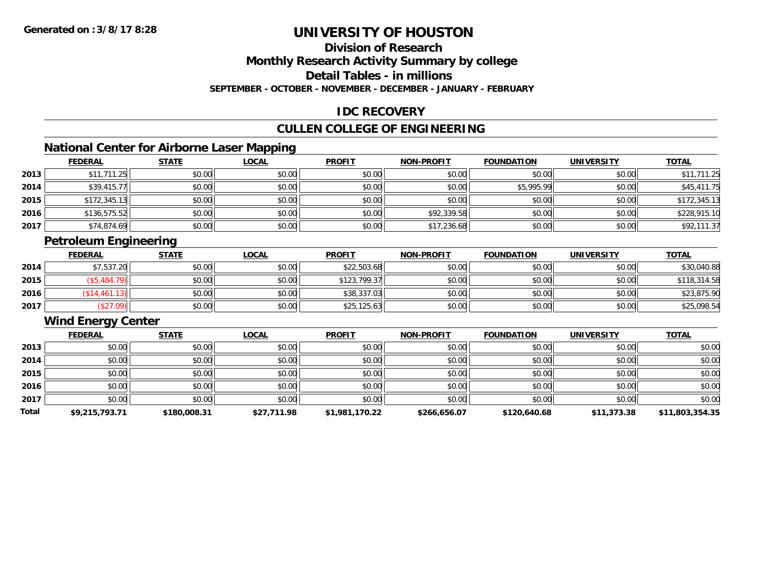**Generated on :3/8/17 8:28**

# UNIVERSITY OF HOUSTON

## Division of Research
## Monthly Research Activity Summary by college
## Detail Tables - in millions

**SEPTEMBER - OCTOBER - NOVEMBER - DECEMBER - JANUARY - FEBRUARY**

## IDC RECOVERY

## CULLEN COLLEGE OF ENGINEERING

### National Center for Airborne Laser Mapping

| | FEDERAL | STATE | LOCAL | PROFIT | NON-PROFIT | FOUNDATION | UNIVERSITY | TOTAL |
|---|---|---|---|---|---|---|---|---|
| 2013 | $11,711.25 | $0.00 | $0.00 | $0.00 | $0.00 | $0.00 | $0.00 | $11,711.25 |
| 2014 | $39,415.77 | $0.00 | $0.00 | $0.00 | $0.00 | $5,995.99 | $0.00 | $45,411.75 |
| 2015 | $172,345.13 | $0.00 | $0.00 | $0.00 | $0.00 | $0.00 | $0.00 | $172,345.13 |
| 2016 | $136,575.52 | $0.00 | $0.00 | $0.00 | $92,339.58 | $0.00 | $0.00 | $228,915.10 |
| 2017 | $74,874.69 | $0.00 | $0.00 | $0.00 | $17,236.68 | $0.00 | $0.00 | $92,111.37 |

### Petroleum Engineering

| | FEDERAL | STATE | LOCAL | PROFIT | NON-PROFIT | FOUNDATION | UNIVERSITY | TOTAL |
|---|---|---|---|---|---|---|---|---|
| 2014 | $7,537.20 | $0.00 | $0.00 | $22,503.68 | $0.00 | $0.00 | $0.00 | $30,040.88 |
| 2015 | ($5,484.79) | $0.00 | $0.00 | $123,799.37 | $0.00 | $0.00 | $0.00 | $118,314.58 |
| 2016 | ($14,461.13) | $0.00 | $0.00 | $38,337.03 | $0.00 | $0.00 | $0.00 | $23,875.90 |
| 2017 | ($27.09) | $0.00 | $0.00 | $25,125.63 | $0.00 | $0.00 | $0.00 | $25,098.54 |

### Wind Energy Center

| | FEDERAL | STATE | LOCAL | PROFIT | NON-PROFIT | FOUNDATION | UNIVERSITY | TOTAL |
|---|---|---|---|---|---|---|---|---|
| 2013 | $0.00 | $0.00 | $0.00 | $0.00 | $0.00 | $0.00 | $0.00 | $0.00 |
| 2014 | $0.00 | $0.00 | $0.00 | $0.00 | $0.00 | $0.00 | $0.00 | $0.00 |
| 2015 | $0.00 | $0.00 | $0.00 | $0.00 | $0.00 | $0.00 | $0.00 | $0.00 |
| 2016 | $0.00 | $0.00 | $0.00 | $0.00 | $0.00 | $0.00 | $0.00 | $0.00 |
| 2017 | $0.00 | $0.00 | $0.00 | $0.00 | $0.00 | $0.00 | $0.00 | $0.00 |
| **Total** | **$9,215,793.71** | **$180,008.31** | **$27,711.98** | **$1,981,170.22** | **$266,656.07** | **$120,640.68** | **$11,373.38** | **$11,803,354.35** |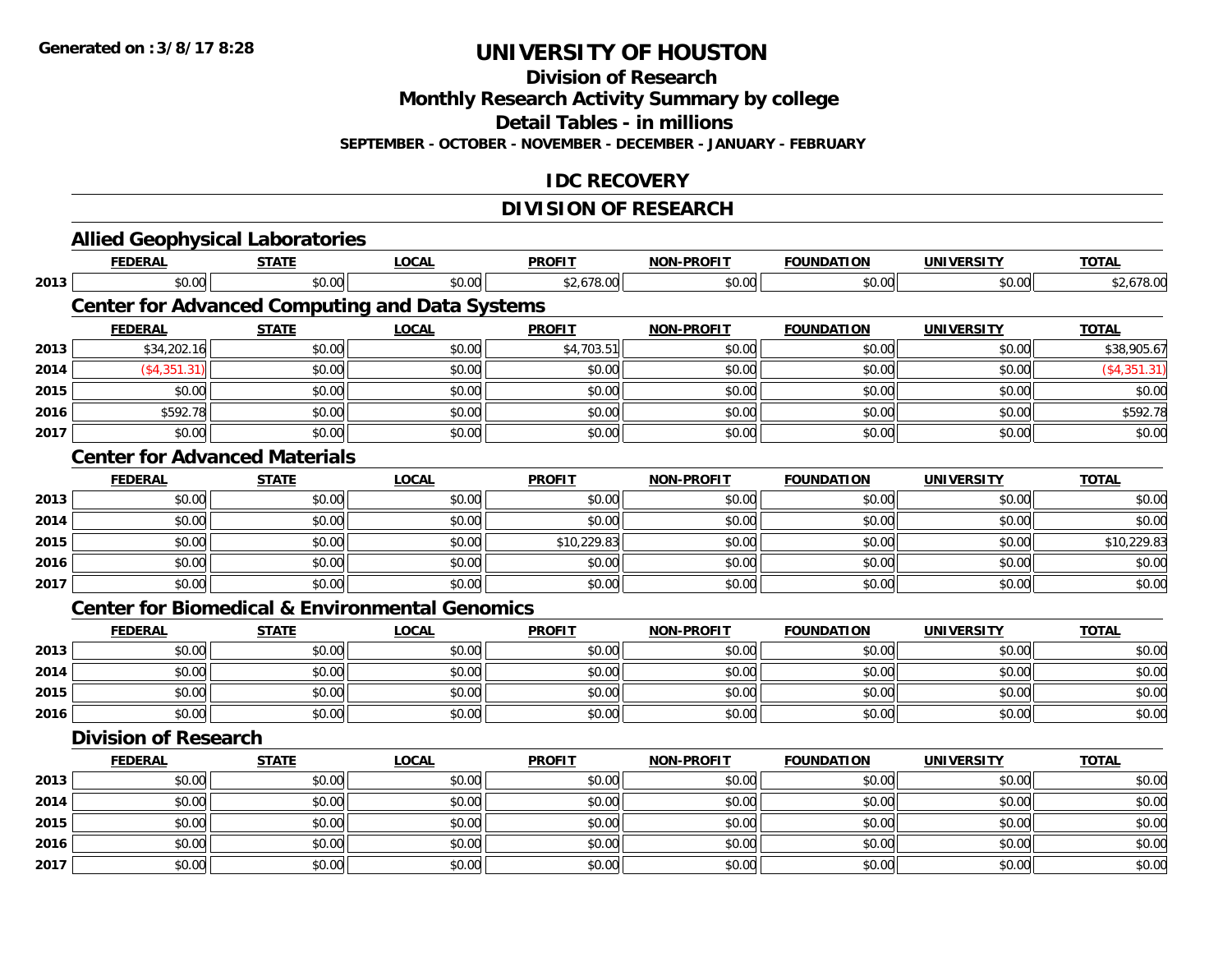# UNIVERSITY OF HOUSTON

## Division of Research

## Monthly Research Activity Summary by college

## Detail Tables - in millions

**SEPTEMBER - OCTOBER - NOVEMBER - DECEMBER - JANUARY - FEBRUARY**

## IDC RECOVERY

## DIVISION OF RESEARCH

### Allied Geophysical Laboratories

| | FEDERAL | STATE | LOCAL | PROFIT | NON-PROFIT | FOUNDATION | UNIVERSITY | TOTAL |
|---|---|---|---|---|---|---|---|---|
| 2013 | $0.00 | $0.00 | $0.00 | $2,678.00 | $0.00 | $0.00 | $0.00 | $2,678.00 |

### Center for Advanced Computing and Data Systems

| | FEDERAL | STATE | LOCAL | PROFIT | NON-PROFIT | FOUNDATION | UNIVERSITY | TOTAL |
|---|---|---|---|---|---|---|---|---|
| 2013 | $34,202.16 | $0.00 | $0.00 | $4,703.51 | $0.00 | $0.00 | $0.00 | $38,905.67 |
| 2014 | ($4,351.31) | $0.00 | $0.00 | $0.00 | $0.00 | $0.00 | $0.00 | ($4,351.31) |
| 2015 | $0.00 | $0.00 | $0.00 | $0.00 | $0.00 | $0.00 | $0.00 | $0.00 |
| 2016 | $592.78 | $0.00 | $0.00 | $0.00 | $0.00 | $0.00 | $0.00 | $592.78 |
| 2017 | $0.00 | $0.00 | $0.00 | $0.00 | $0.00 | $0.00 | $0.00 | $0.00 |

### Center for Advanced Materials

| | FEDERAL | STATE | LOCAL | PROFIT | NON-PROFIT | FOUNDATION | UNIVERSITY | TOTAL |
|---|---|---|---|---|---|---|---|---|
| 2013 | $0.00 | $0.00 | $0.00 | $0.00 | $0.00 | $0.00 | $0.00 | $0.00 |
| 2014 | $0.00 | $0.00 | $0.00 | $0.00 | $0.00 | $0.00 | $0.00 | $0.00 |
| 2015 | $0.00 | $0.00 | $0.00 | $10,229.83 | $0.00 | $0.00 | $0.00 | $10,229.83 |
| 2016 | $0.00 | $0.00 | $0.00 | $0.00 | $0.00 | $0.00 | $0.00 | $0.00 |
| 2017 | $0.00 | $0.00 | $0.00 | $0.00 | $0.00 | $0.00 | $0.00 | $0.00 |

### Center for Biomedical & Environmental Genomics

| | FEDERAL | STATE | LOCAL | PROFIT | NON-PROFIT | FOUNDATION | UNIVERSITY | TOTAL |
|---|---|---|---|---|---|---|---|---|
| 2013 | $0.00 | $0.00 | $0.00 | $0.00 | $0.00 | $0.00 | $0.00 | $0.00 |
| 2014 | $0.00 | $0.00 | $0.00 | $0.00 | $0.00 | $0.00 | $0.00 | $0.00 |
| 2015 | $0.00 | $0.00 | $0.00 | $0.00 | $0.00 | $0.00 | $0.00 | $0.00 |
| 2016 | $0.00 | $0.00 | $0.00 | $0.00 | $0.00 | $0.00 | $0.00 | $0.00 |

### Division of Research

| | FEDERAL | STATE | LOCAL | PROFIT | NON-PROFIT | FOUNDATION | UNIVERSITY | TOTAL |
|---|---|---|---|---|---|---|---|---|
| 2013 | $0.00 | $0.00 | $0.00 | $0.00 | $0.00 | $0.00 | $0.00 | $0.00 |
| 2014 | $0.00 | $0.00 | $0.00 | $0.00 | $0.00 | $0.00 | $0.00 | $0.00 |
| 2015 | $0.00 | $0.00 | $0.00 | $0.00 | $0.00 | $0.00 | $0.00 | $0.00 |
| 2016 | $0.00 | $0.00 | $0.00 | $0.00 | $0.00 | $0.00 | $0.00 | $0.00 |
| 2017 | $0.00 | $0.00 | $0.00 | $0.00 | $0.00 | $0.00 | $0.00 | $0.00 |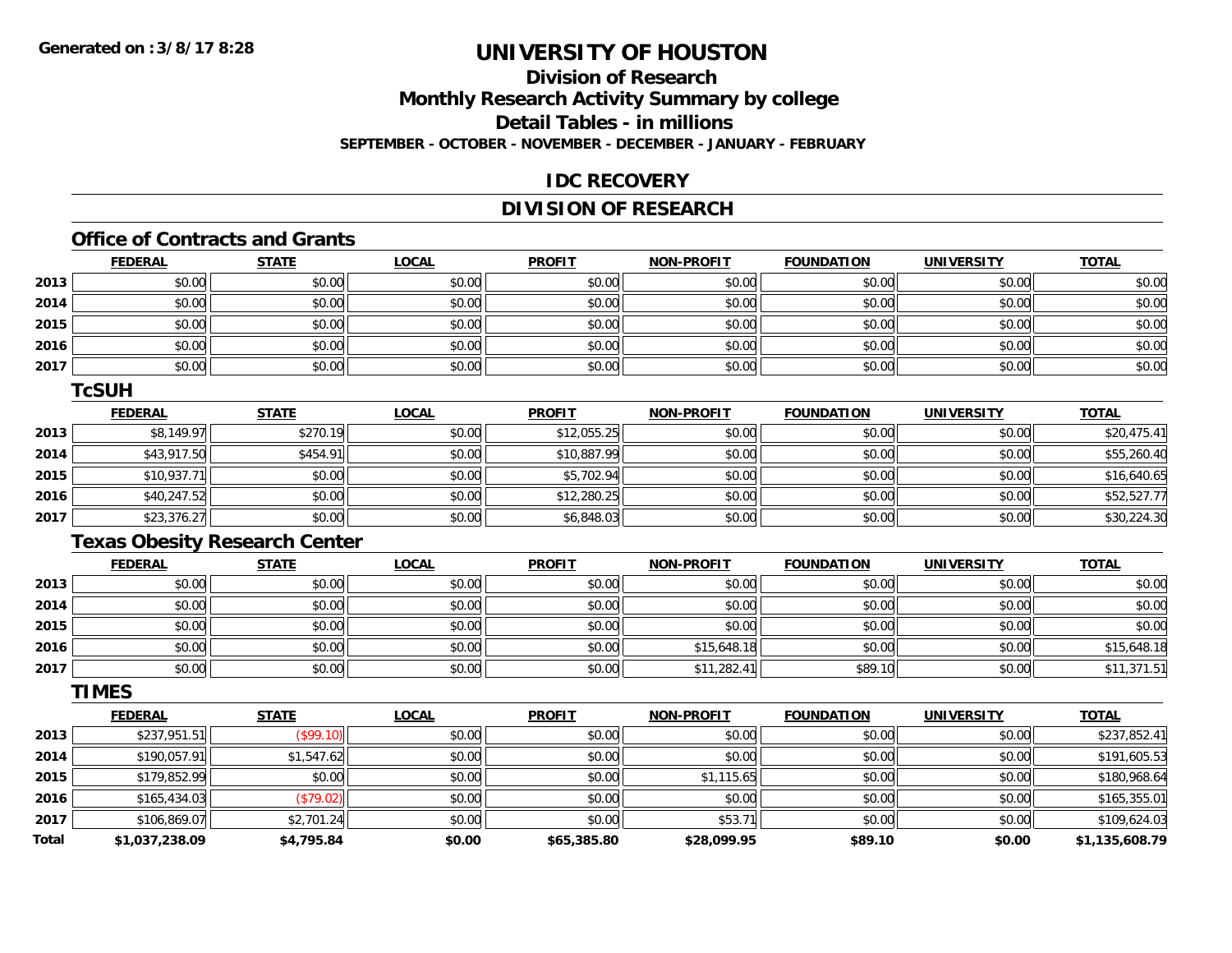**Generated on :3/8/17 8:28**

# UNIVERSITY OF HOUSTON

## Division of Research

## Monthly Research Activity Summary by college

## Detail Tables - in millions

**SEPTEMBER - OCTOBER - NOVEMBER - DECEMBER - JANUARY - FEBRUARY**

## IDC RECOVERY

## DIVISION OF RESEARCH

### Office of Contracts and Grants

| | FEDERAL | STATE | LOCAL | PROFIT | NON-PROFIT | FOUNDATION | UNIVERSITY | TOTAL |
|---|---|---|---|---|---|---|---|---|
| 2013 | $0.00 | $0.00 | $0.00 | $0.00 | $0.00 | $0.00 | $0.00 | $0.00 |
| 2014 | $0.00 | $0.00 | $0.00 | $0.00 | $0.00 | $0.00 | $0.00 | $0.00 |
| 2015 | $0.00 | $0.00 | $0.00 | $0.00 | $0.00 | $0.00 | $0.00 | $0.00 |
| 2016 | $0.00 | $0.00 | $0.00 | $0.00 | $0.00 | $0.00 | $0.00 | $0.00 |
| 2017 | $0.00 | $0.00 | $0.00 | $0.00 | $0.00 | $0.00 | $0.00 | $0.00 |

### TcSUH

| | FEDERAL | STATE | LOCAL | PROFIT | NON-PROFIT | FOUNDATION | UNIVERSITY | TOTAL |
|---|---|---|---|---|---|---|---|---|
| 2013 | $8,149.97 | $270.19 | $0.00 | $12,055.25 | $0.00 | $0.00 | $0.00 | $20,475.41 |
| 2014 | $43,917.50 | $454.91 | $0.00 | $10,887.99 | $0.00 | $0.00 | $0.00 | $55,260.40 |
| 2015 | $10,937.71 | $0.00 | $0.00 | $5,702.94 | $0.00 | $0.00 | $0.00 | $16,640.65 |
| 2016 | $40,247.52 | $0.00 | $0.00 | $12,280.25 | $0.00 | $0.00 | $0.00 | $52,527.77 |
| 2017 | $23,376.27 | $0.00 | $0.00 | $6,848.03 | $0.00 | $0.00 | $0.00 | $30,224.30 |

### Texas Obesity Research Center

| | FEDERAL | STATE | LOCAL | PROFIT | NON-PROFIT | FOUNDATION | UNIVERSITY | TOTAL |
|---|---|---|---|---|---|---|---|---|
| 2013 | $0.00 | $0.00 | $0.00 | $0.00 | $0.00 | $0.00 | $0.00 | $0.00 |
| 2014 | $0.00 | $0.00 | $0.00 | $0.00 | $0.00 | $0.00 | $0.00 | $0.00 |
| 2015 | $0.00 | $0.00 | $0.00 | $0.00 | $0.00 | $0.00 | $0.00 | $0.00 |
| 2016 | $0.00 | $0.00 | $0.00 | $0.00 | $15,648.18 | $0.00 | $0.00 | $15,648.18 |
| 2017 | $0.00 | $0.00 | $0.00 | $0.00 | $11,282.41 | $89.10 | $0.00 | $11,371.51 |

### TIMES

| | FEDERAL | STATE | LOCAL | PROFIT | NON-PROFIT | FOUNDATION | UNIVERSITY | TOTAL |
|---|---|---|---|---|---|---|---|---|
| 2013 | $237,951.51 | ($99.10) | $0.00 | $0.00 | $0.00 | $0.00 | $0.00 | $237,852.41 |
| 2014 | $190,057.91 | $1,547.62 | $0.00 | $0.00 | $0.00 | $0.00 | $0.00 | $191,605.53 |
| 2015 | $179,852.99 | $0.00 | $0.00 | $0.00 | $1,115.65 | $0.00 | $0.00 | $180,968.64 |
| 2016 | $165,434.03 | ($79.02) | $0.00 | $0.00 | $0.00 | $0.00 | $0.00 | $165,355.01 |
| 2017 | $106,869.07 | $2,701.24 | $0.00 | $0.00 | $53.71 | $0.00 | $0.00 | $109,624.03 |
| **Total** | **$1,037,238.09** | **$4,795.84** | **$0.00** | **$65,385.80** | **$28,099.95** | **$89.10** | **$0.00** | **$1,135,608.79** |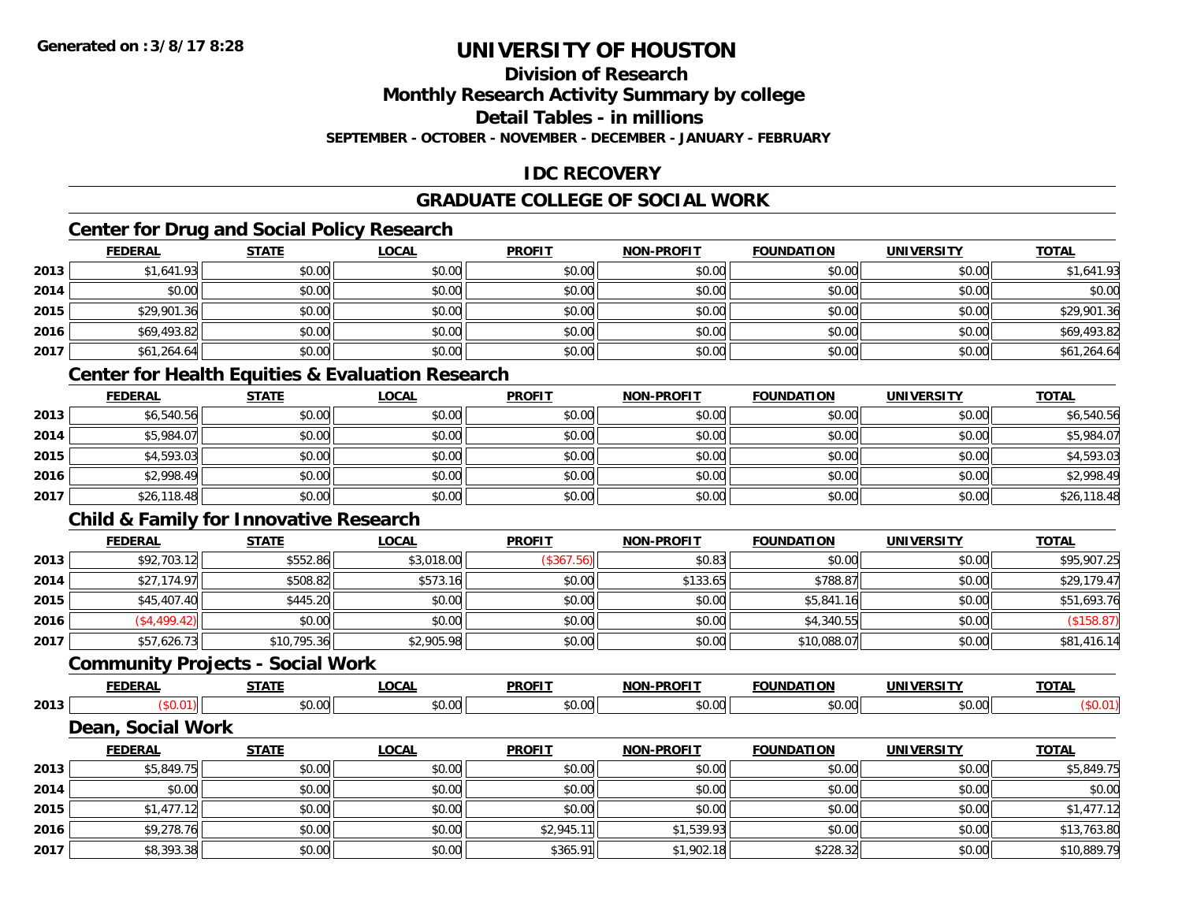# UNIVERSITY OF HOUSTON

## Division of Research

## Monthly Research Activity Summary by college

## Detail Tables - in millions

**SEPTEMBER - OCTOBER - NOVEMBER - DECEMBER - JANUARY - FEBRUARY**

## IDC RECOVERY

## GRADUATE COLLEGE OF SOCIAL WORK

### Center for Drug and Social Policy Research

| | FEDERAL | STATE | LOCAL | PROFIT | NON-PROFIT | FOUNDATION | UNIVERSITY | TOTAL |
|---|---|---|---|---|---|---|---|---|
| 2013 | $1,641.93 | $0.00 | $0.00 | $0.00 | $0.00 | $0.00 | $0.00 | $1,641.93 |
| 2014 | $0.00 | $0.00 | $0.00 | $0.00 | $0.00 | $0.00 | $0.00 | $0.00 |
| 2015 | $29,901.36 | $0.00 | $0.00 | $0.00 | $0.00 | $0.00 | $0.00 | $29,901.36 |
| 2016 | $69,493.82 | $0.00 | $0.00 | $0.00 | $0.00 | $0.00 | $0.00 | $69,493.82 |
| 2017 | $61,264.64 | $0.00 | $0.00 | $0.00 | $0.00 | $0.00 | $0.00 | $61,264.64 |

### Center for Health Equities & Evaluation Research

| | FEDERAL | STATE | LOCAL | PROFIT | NON-PROFIT | FOUNDATION | UNIVERSITY | TOTAL |
|---|---|---|---|---|---|---|---|---|
| 2013 | $6,540.56 | $0.00 | $0.00 | $0.00 | $0.00 | $0.00 | $0.00 | $6,540.56 |
| 2014 | $5,984.07 | $0.00 | $0.00 | $0.00 | $0.00 | $0.00 | $0.00 | $5,984.07 |
| 2015 | $4,593.03 | $0.00 | $0.00 | $0.00 | $0.00 | $0.00 | $0.00 | $4,593.03 |
| 2016 | $2,998.49 | $0.00 | $0.00 | $0.00 | $0.00 | $0.00 | $0.00 | $2,998.49 |
| 2017 | $26,118.48 | $0.00 | $0.00 | $0.00 | $0.00 | $0.00 | $0.00 | $26,118.48 |

### Child & Family for Innovative Research

| | FEDERAL | STATE | LOCAL | PROFIT | NON-PROFIT | FOUNDATION | UNIVERSITY | TOTAL |
|---|---|---|---|---|---|---|---|---|
| 2013 | $92,703.12 | $552.86 | $3,018.00 | ($367.56) | $0.83 | $0.00 | $0.00 | $95,907.25 |
| 2014 | $27,174.97 | $508.82 | $573.16 | $0.00 | $133.65 | $788.87 | $0.00 | $29,179.47 |
| 2015 | $45,407.40 | $445.20 | $0.00 | $0.00 | $0.00 | $5,841.16 | $0.00 | $51,693.76 |
| 2016 | ($4,499.42) | $0.00 | $0.00 | $0.00 | $0.00 | $4,340.55 | $0.00 | ($158.87) |
| 2017 | $57,626.73 | $10,795.36 | $2,905.98 | $0.00 | $0.00 | $10,088.07 | $0.00 | $81,416.14 |

### Community Projects - Social Work

| | FEDERAL | STATE | LOCAL | PROFIT | NON-PROFIT | FOUNDATION | UNIVERSITY | TOTAL |
|---|---|---|---|---|---|---|---|---|
| 2013 | ($0.01) | $0.00 | $0.00 | $0.00 | $0.00 | $0.00 | $0.00 | ($0.01) |

### Dean, Social Work

| | FEDERAL | STATE | LOCAL | PROFIT | NON-PROFIT | FOUNDATION | UNIVERSITY | TOTAL |
|---|---|---|---|---|---|---|---|---|
| 2013 | $5,849.75 | $0.00 | $0.00 | $0.00 | $0.00 | $0.00 | $0.00 | $5,849.75 |
| 2014 | $0.00 | $0.00 | $0.00 | $0.00 | $0.00 | $0.00 | $0.00 | $0.00 |
| 2015 | $1,477.12 | $0.00 | $0.00 | $0.00 | $0.00 | $0.00 | $0.00 | $1,477.12 |
| 2016 | $9,278.76 | $0.00 | $0.00 | $2,945.11 | $1,539.93 | $0.00 | $0.00 | $13,763.80 |
| 2017 | $8,393.38 | $0.00 | $0.00 | $365.91 | $1,902.18 | $228.32 | $0.00 | $10,889.79 |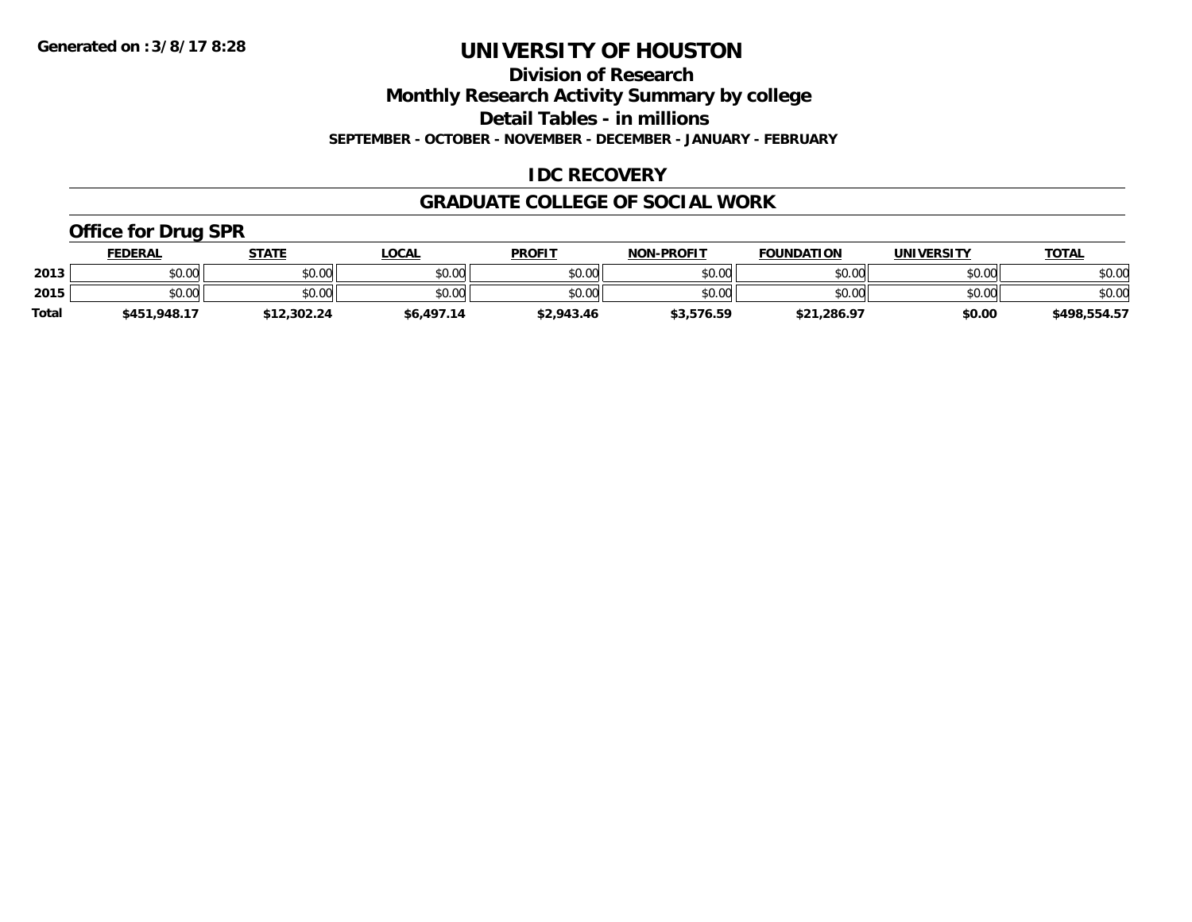**Generated on :3/8/17 8:28**

# UNIVERSITY OF HOUSTON

## Division of Research

## Monthly Research Activity Summary by college

## Detail Tables - in millions

**SEPTEMBER - OCTOBER - NOVEMBER - DECEMBER - JANUARY - FEBRUARY**

## IDC RECOVERY

## GRADUATE COLLEGE OF SOCIAL WORK

### Office for Drug SPR

| | FEDERAL | STATE | LOCAL | PROFIT | NON-PROFIT | FOUNDATION | UNIVERSITY | TOTAL |
|---|---|---|---|---|---|---|---|---|
| 2013 | $0.00 | $0.00 | $0.00 | $0.00 | $0.00 | $0.00 | $0.00 | $0.00 |
| 2015 | $0.00 | $0.00 | $0.00 | $0.00 | $0.00 | $0.00 | $0.00 | $0.00 |
| **Total** | **$451,948.17** | **$12,302.24** | **$6,497.14** | **$2,943.46** | **$3,576.59** | **$21,286.97** | **$0.00** | **$498,554.57** |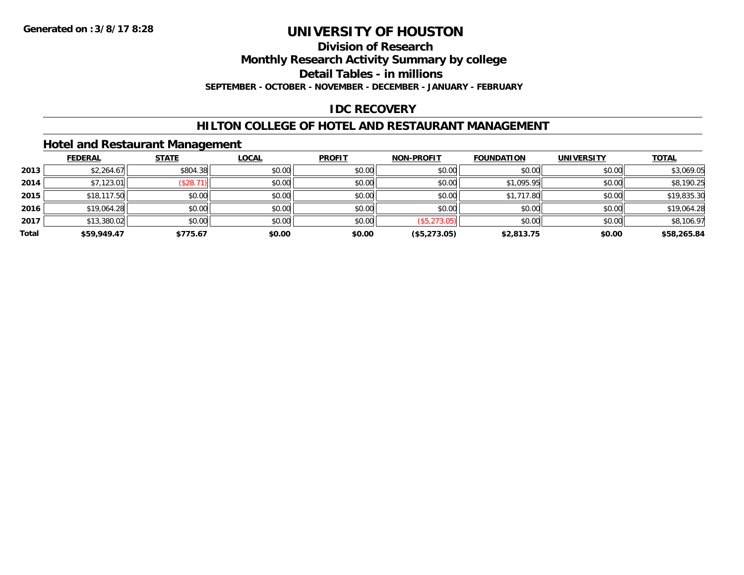**Generated on :3/8/17 8:28**

# UNIVERSITY OF HOUSTON

## Division of Research

## Monthly Research Activity Summary by college

## Detail Tables - in millions

**SEPTEMBER - OCTOBER - NOVEMBER - DECEMBER - JANUARY - FEBRUARY**

## IDC RECOVERY

## HILTON COLLEGE OF HOTEL AND RESTAURANT MANAGEMENT

### Hotel and Restaurant Management

| | FEDERAL | STATE | LOCAL | PROFIT | NON-PROFIT | FOUNDATION | UNIVERSITY | TOTAL |
|---|---|---|---|---|---|---|---|---|
| 2013 | $2,264.67 | $804.38 | $0.00 | $0.00 | $0.00 | $0.00 | $0.00 | $3,069.05 |
| 2014 | $7,123.01 | ($28.71) | $0.00 | $0.00 | $0.00 | $1,095.95 | $0.00 | $8,190.25 |
| 2015 | $18,117.50 | $0.00 | $0.00 | $0.00 | $0.00 | $1,717.80 | $0.00 | $19,835.30 |
| 2016 | $19,064.28 | $0.00 | $0.00 | $0.00 | $0.00 | $0.00 | $0.00 | $19,064.28 |
| 2017 | $13,380.02 | $0.00 | $0.00 | $0.00 | ($5,273.05) | $0.00 | $0.00 | $8,106.97 |
| **Total** | **$59,949.47** | **$775.67** | **$0.00** | **$0.00** | **($5,273.05)** | **$2,813.75** | **$0.00** | **$58,265.84** |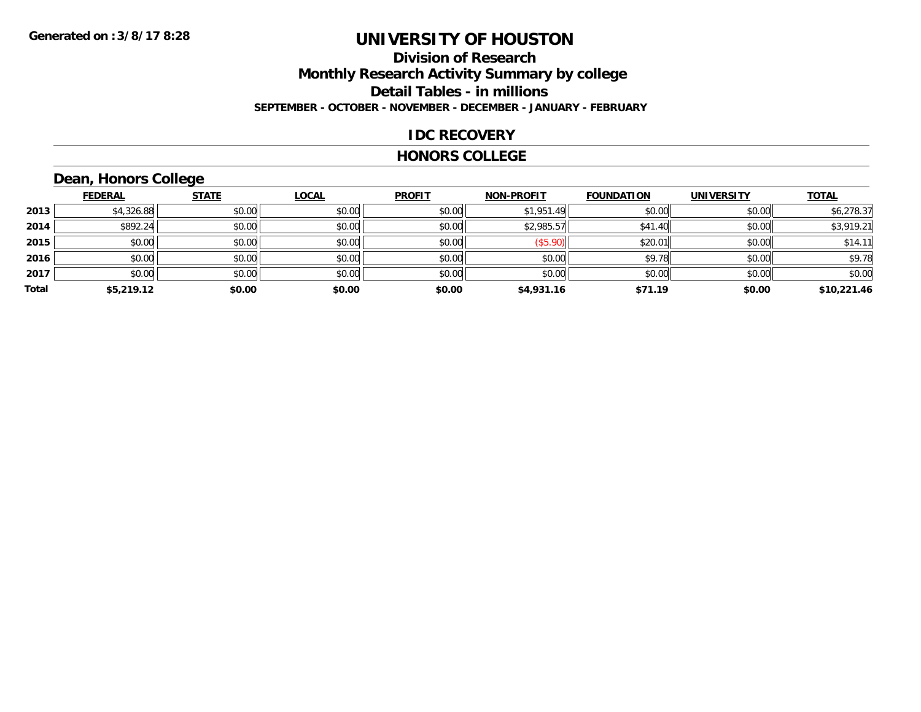**Generated on :3/8/17 8:28**

# UNIVERSITY OF HOUSTON

## Division of Research

## Monthly Research Activity Summary by college

## Detail Tables - in millions

**SEPTEMBER - OCTOBER - NOVEMBER - DECEMBER - JANUARY - FEBRUARY**

### IDC RECOVERY

### HONORS COLLEGE

### Dean, Honors College

| | FEDERAL | STATE | LOCAL | PROFIT | NON-PROFIT | FOUNDATION | UNIVERSITY | TOTAL |
|---|---|---|---|---|---|---|---|---|
| 2013 | $4,326.88 | $0.00 | $0.00 | $0.00 | $1,951.49 | $0.00 | $0.00 | $6,278.37 |
| 2014 | $892.24 | $0.00 | $0.00 | $0.00 | $2,985.57 | $41.40 | $0.00 | $3,919.21 |
| 2015 | $0.00 | $0.00 | $0.00 | $0.00 | ($5.90) | $20.01 | $0.00 | $14.11 |
| 2016 | $0.00 | $0.00 | $0.00 | $0.00 | $0.00 | $9.78 | $0.00 | $9.78 |
| 2017 | $0.00 | $0.00 | $0.00 | $0.00 | $0.00 | $0.00 | $0.00 | $0.00 |
| **Total** | **$5,219.12** | **$0.00** | **$0.00** | **$0.00** | **$4,931.16** | **$71.19** | **$0.00** | **$10,221.46** |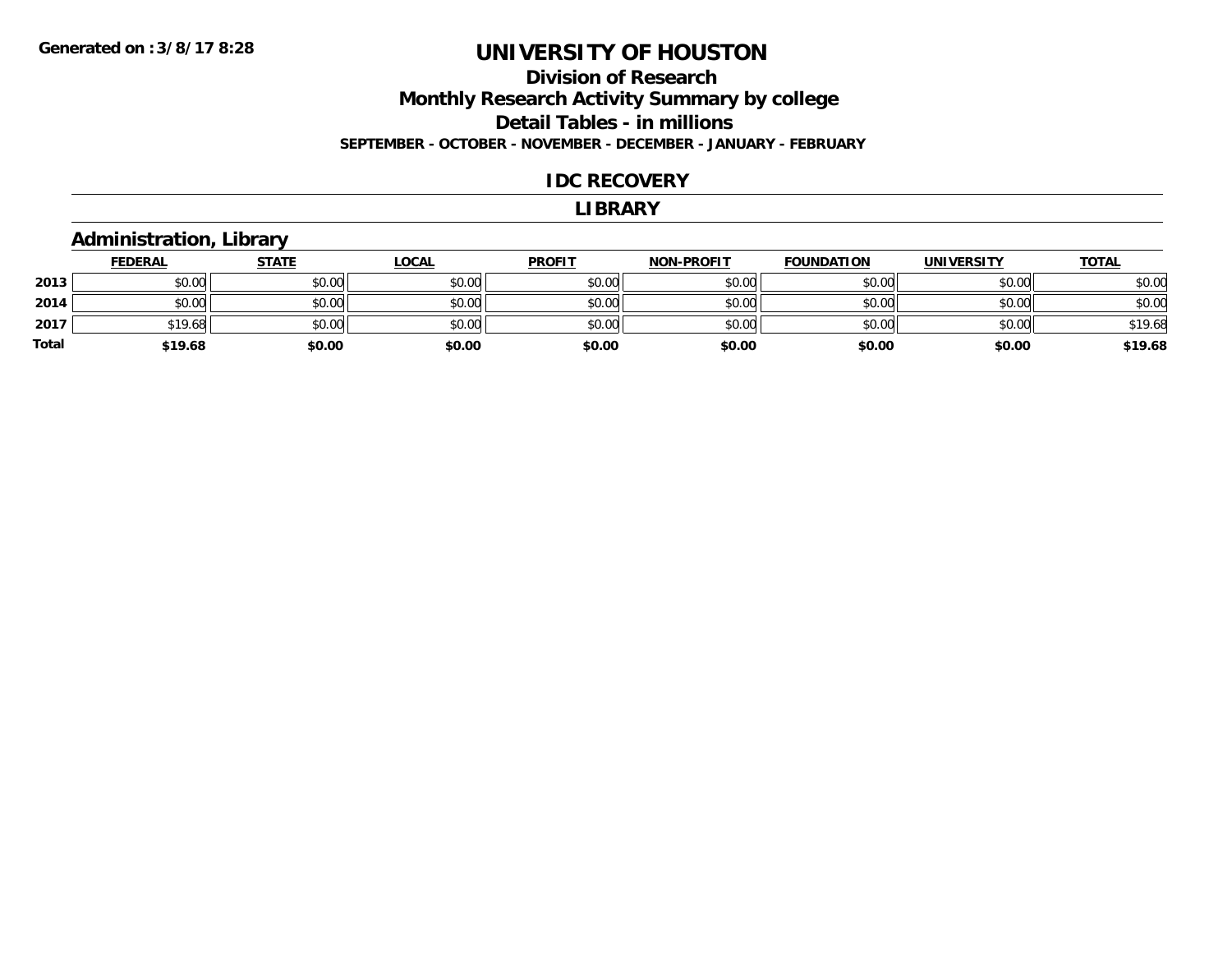Generated on :3/8/17 8:28

# UNIVERSITY OF HOUSTON

## Division of Research

## Monthly Research Activity Summary by college

## Detail Tables - in millions

**SEPTEMBER - OCTOBER - NOVEMBER - DECEMBER - JANUARY - FEBRUARY**

### IDC RECOVERY

### LIBRARY

### Administration, Library

| | FEDERAL | STATE | LOCAL | PROFIT | NON-PROFIT | FOUNDATION | UNIVERSITY | TOTAL |
|---|---|---|---|---|---|---|---|---|
| 2013 | $0.00 | $0.00 | $0.00 | $0.00 | $0.00 | $0.00 | $0.00 | $0.00 |
| 2014 | $0.00 | $0.00 | $0.00 | $0.00 | $0.00 | $0.00 | $0.00 | $0.00 |
| 2017 | $19.68 | $0.00 | $0.00 | $0.00 | $0.00 | $0.00 | $0.00 | $19.68 |
| **Total** | **$19.68** | **$0.00** | **$0.00** | **$0.00** | **$0.00** | **$0.00** | **$0.00** | **$19.68** |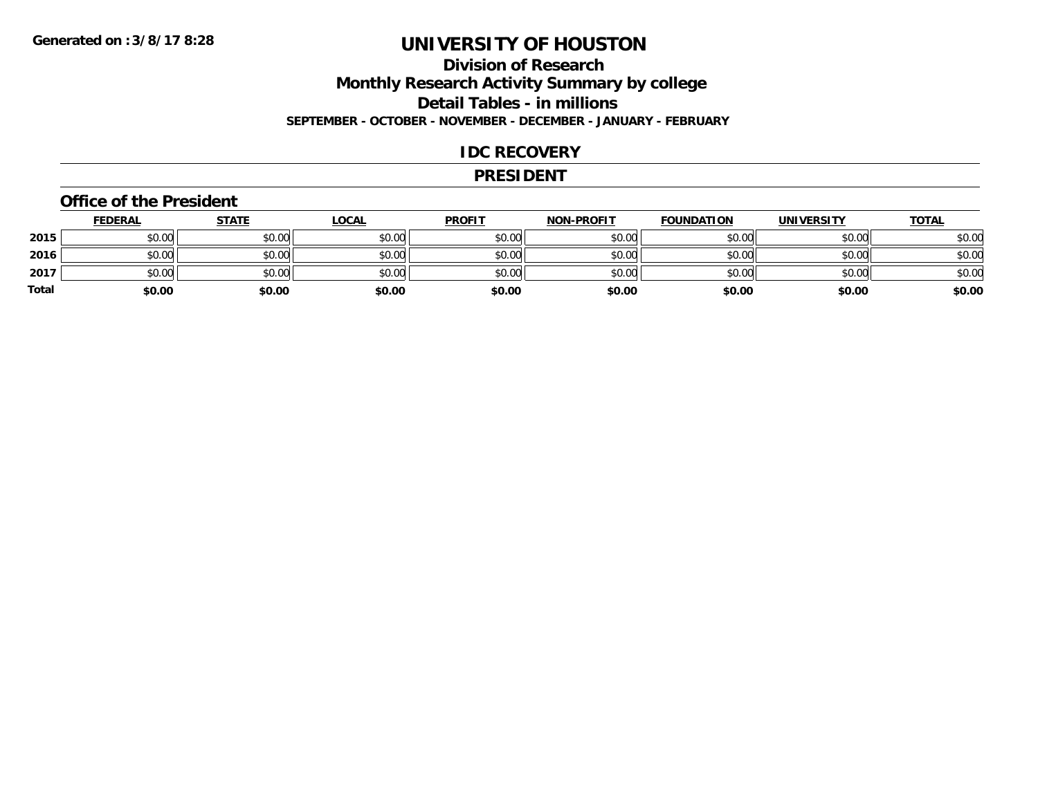Generated on :3/8/17 8:28

# UNIVERSITY OF HOUSTON

## Division of Research

## Monthly Research Activity Summary by college

## Detail Tables - in millions

**SEPTEMBER - OCTOBER - NOVEMBER - DECEMBER - JANUARY - FEBRUARY**

## IDC RECOVERY

## PRESIDENT

### Office of the President

| | FEDERAL | STATE | LOCAL | PROFIT | NON-PROFIT | FOUNDATION | UNIVERSITY | TOTAL |
|---|---|---|---|---|---|---|---|---|
| **2015** | $0.00 | $0.00 | $0.00 | $0.00 | $0.00 | $0.00 | $0.00 | $0.00 |
| **2016** | $0.00 | $0.00 | $0.00 | $0.00 | $0.00 | $0.00 | $0.00 | $0.00 |
| **2017** | $0.00 | $0.00 | $0.00 | $0.00 | $0.00 | $0.00 | $0.00 | $0.00 |
| **Total** | **$0.00** | **$0.00** | **$0.00** | **$0.00** | **$0.00** | **$0.00** | **$0.00** | **$0.00** |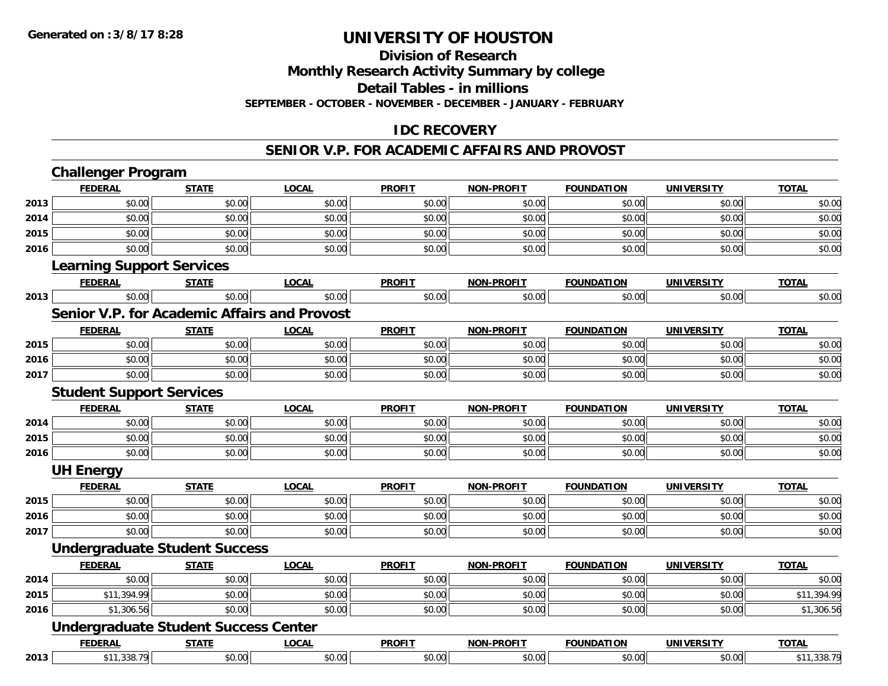# UNIVERSITY OF HOUSTON

## Division of Research
## Monthly Research Activity Summary by college
## Detail Tables - in millions

**SEPTEMBER - OCTOBER - NOVEMBER - DECEMBER - JANUARY - FEBRUARY**

## IDC RECOVERY

## SENIOR V.P. FOR ACADEMIC AFFAIRS AND PROVOST

### Challenger Program

| | FEDERAL | STATE | LOCAL | PROFIT | NON-PROFIT | FOUNDATION | UNIVERSITY | TOTAL |
|---|---|---|---|---|---|---|---|---|
| 2013 | $0.00 | $0.00 | $0.00 | $0.00 | $0.00 | $0.00 | $0.00 | $0.00 |
| 2014 | $0.00 | $0.00 | $0.00 | $0.00 | $0.00 | $0.00 | $0.00 | $0.00 |
| 2015 | $0.00 | $0.00 | $0.00 | $0.00 | $0.00 | $0.00 | $0.00 | $0.00 |
| 2016 | $0.00 | $0.00 | $0.00 | $0.00 | $0.00 | $0.00 | $0.00 | $0.00 |

### Learning Support Services

| | FEDERAL | STATE | LOCAL | PROFIT | NON-PROFIT | FOUNDATION | UNIVERSITY | TOTAL |
|---|---|---|---|---|---|---|---|---|
| 2013 | $0.00 | $0.00 | $0.00 | $0.00 | $0.00 | $0.00 | $0.00 | $0.00 |

### Senior V.P. for Academic Affairs and Provost

| | FEDERAL | STATE | LOCAL | PROFIT | NON-PROFIT | FOUNDATION | UNIVERSITY | TOTAL |
|---|---|---|---|---|---|---|---|---|
| 2015 | $0.00 | $0.00 | $0.00 | $0.00 | $0.00 | $0.00 | $0.00 | $0.00 |
| 2016 | $0.00 | $0.00 | $0.00 | $0.00 | $0.00 | $0.00 | $0.00 | $0.00 |
| 2017 | $0.00 | $0.00 | $0.00 | $0.00 | $0.00 | $0.00 | $0.00 | $0.00 |

### Student Support Services

| | FEDERAL | STATE | LOCAL | PROFIT | NON-PROFIT | FOUNDATION | UNIVERSITY | TOTAL |
|---|---|---|---|---|---|---|---|---|
| 2014 | $0.00 | $0.00 | $0.00 | $0.00 | $0.00 | $0.00 | $0.00 | $0.00 |
| 2015 | $0.00 | $0.00 | $0.00 | $0.00 | $0.00 | $0.00 | $0.00 | $0.00 |
| 2016 | $0.00 | $0.00 | $0.00 | $0.00 | $0.00 | $0.00 | $0.00 | $0.00 |

### UH Energy

| | FEDERAL | STATE | LOCAL | PROFIT | NON-PROFIT | FOUNDATION | UNIVERSITY | TOTAL |
|---|---|---|---|---|---|---|---|---|
| 2015 | $0.00 | $0.00 | $0.00 | $0.00 | $0.00 | $0.00 | $0.00 | $0.00 |
| 2016 | $0.00 | $0.00 | $0.00 | $0.00 | $0.00 | $0.00 | $0.00 | $0.00 |
| 2017 | $0.00 | $0.00 | $0.00 | $0.00 | $0.00 | $0.00 | $0.00 | $0.00 |

### Undergraduate Student Success

| | FEDERAL | STATE | LOCAL | PROFIT | NON-PROFIT | FOUNDATION | UNIVERSITY | TOTAL |
|---|---|---|---|---|---|---|---|---|
| 2014 | $0.00 | $0.00 | $0.00 | $0.00 | $0.00 | $0.00 | $0.00 | $0.00 |
| 2015 | $11,394.99 | $0.00 | $0.00 | $0.00 | $0.00 | $0.00 | $0.00 | $11,394.99 |
| 2016 | $1,306.56 | $0.00 | $0.00 | $0.00 | $0.00 | $0.00 | $0.00 | $1,306.56 |

### Undergraduate Student Success Center

| | FEDERAL | STATE | LOCAL | PROFIT | NON-PROFIT | FOUNDATION | UNIVERSITY | TOTAL |
|---|---|---|---|---|---|---|---|---|
| 2013 | $11,338.79 | $0.00 | $0.00 | $0.00 | $0.00 | $0.00 | $0.00 | $11,338.79 |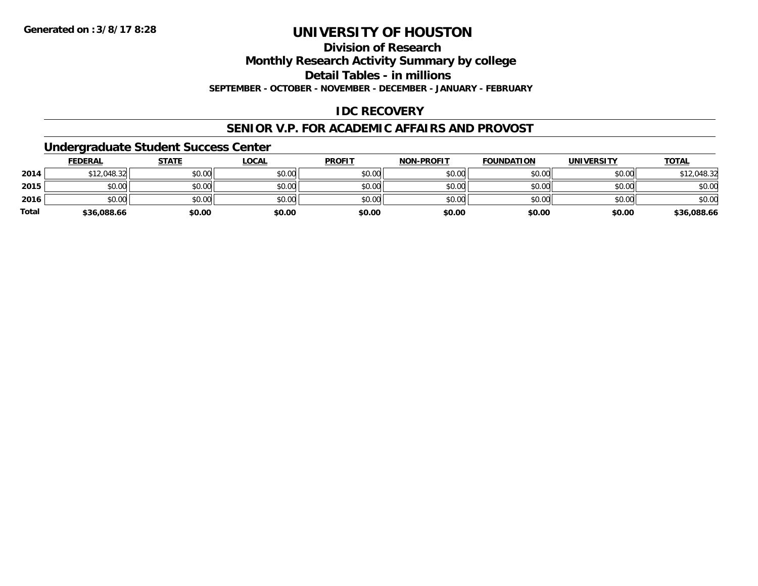**Generated on :3/8/17 8:28**

# UNIVERSITY OF HOUSTON

## Division of Research

## Monthly Research Activity Summary by college

## Detail Tables - in millions

**SEPTEMBER - OCTOBER - NOVEMBER - DECEMBER - JANUARY - FEBRUARY**

### IDC RECOVERY

### SENIOR V.P. FOR ACADEMIC AFFAIRS AND PROVOST

### Undergraduate Student Success Center

| | FEDERAL | STATE | LOCAL | PROFIT | NON-PROFIT | FOUNDATION | UNIVERSITY | TOTAL |
|---|---|---|---|---|---|---|---|---|
| 2014 | $12,048.32 | $0.00 | $0.00 | $0.00 | $0.00 | $0.00 | $0.00 | $12,048.32 |
| 2015 | $0.00 | $0.00 | $0.00 | $0.00 | $0.00 | $0.00 | $0.00 | $0.00 |
| 2016 | $0.00 | $0.00 | $0.00 | $0.00 | $0.00 | $0.00 | $0.00 | $0.00 |
| **Total** | **$36,088.66** | **$0.00** | **$0.00** | **$0.00** | **$0.00** | **$0.00** | **$0.00** | **$36,088.66** |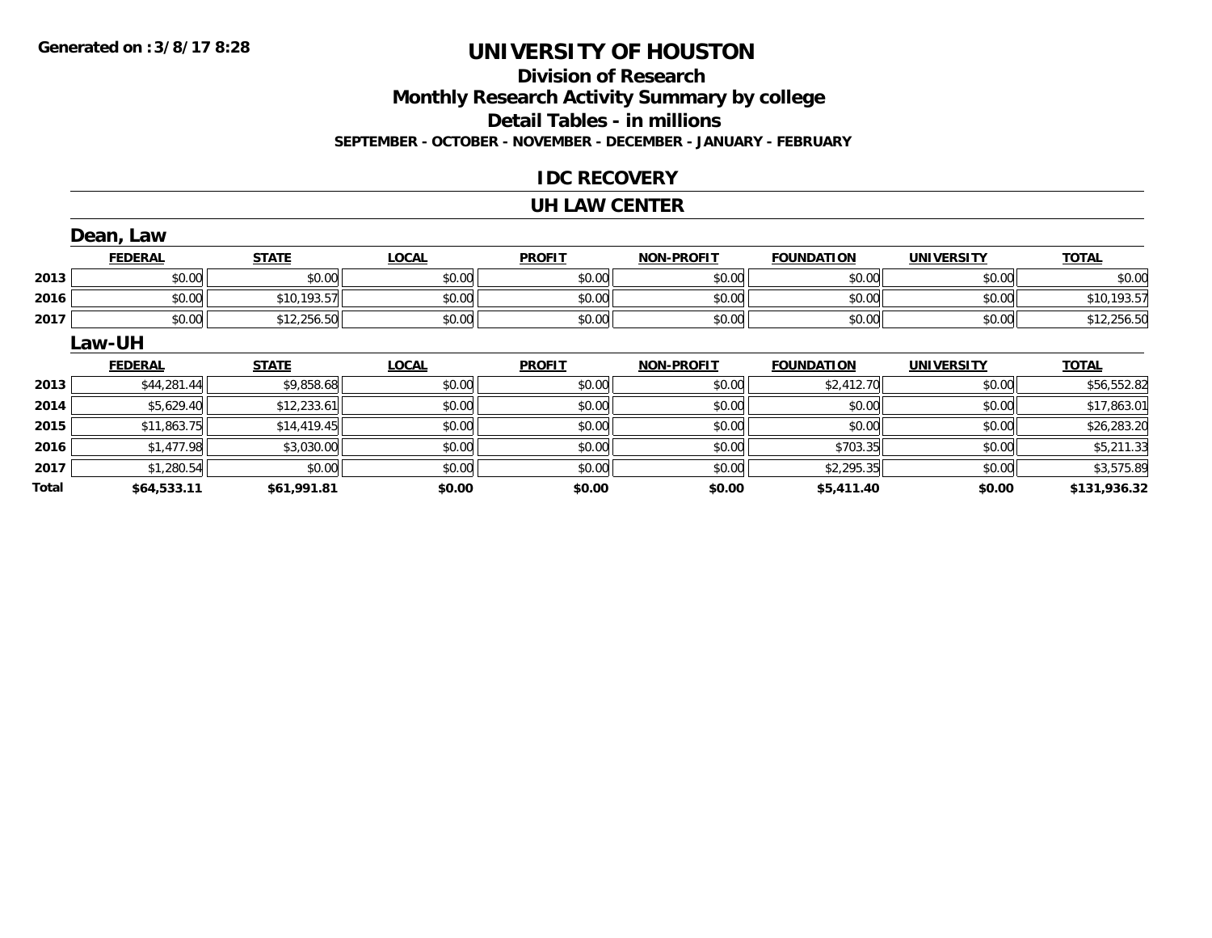Generated on :3/8/17 8:28

# UNIVERSITY OF HOUSTON

## Division of Research

## Monthly Research Activity Summary by college

## Detail Tables - in millions

**SEPTEMBER - OCTOBER - NOVEMBER - DECEMBER - JANUARY - FEBRUARY**

### IDC RECOVERY

### UH LAW CENTER

#### Dean, Law

| | FEDERAL | STATE | LOCAL | PROFIT | NON-PROFIT | FOUNDATION | UNIVERSITY | TOTAL |
|---|---|---|---|---|---|---|---|---|
| 2013 | $0.00 | $0.00 | $0.00 | $0.00 | $0.00 | $0.00 | $0.00 | $0.00 |
| 2016 | $0.00 | $10,193.57 | $0.00 | $0.00 | $0.00 | $0.00 | $0.00 | $10,193.57 |
| 2017 | $0.00 | $12,256.50 | $0.00 | $0.00 | $0.00 | $0.00 | $0.00 | $12,256.50 |

#### Law-UH

| | FEDERAL | STATE | LOCAL | PROFIT | NON-PROFIT | FOUNDATION | UNIVERSITY | TOTAL |
|---|---|---|---|---|---|---|---|---|
| 2013 | $44,281.44 | $9,858.68 | $0.00 | $0.00 | $0.00 | $2,412.70 | $0.00 | $56,552.82 |
| 2014 | $5,629.40 | $12,233.61 | $0.00 | $0.00 | $0.00 | $0.00 | $0.00 | $17,863.01 |
| 2015 | $11,863.75 | $14,419.45 | $0.00 | $0.00 | $0.00 | $0.00 | $0.00 | $26,283.20 |
| 2016 | $1,477.98 | $3,030.00 | $0.00 | $0.00 | $0.00 | $703.35 | $0.00 | $5,211.33 |
| 2017 | $1,280.54 | $0.00 | $0.00 | $0.00 | $0.00 | $2,295.35 | $0.00 | $3,575.89 |
| **Total** | **$64,533.11** | **$61,991.81** | **$0.00** | **$0.00** | **$0.00** | **$5,411.40** | **$0.00** | **$131,936.32** |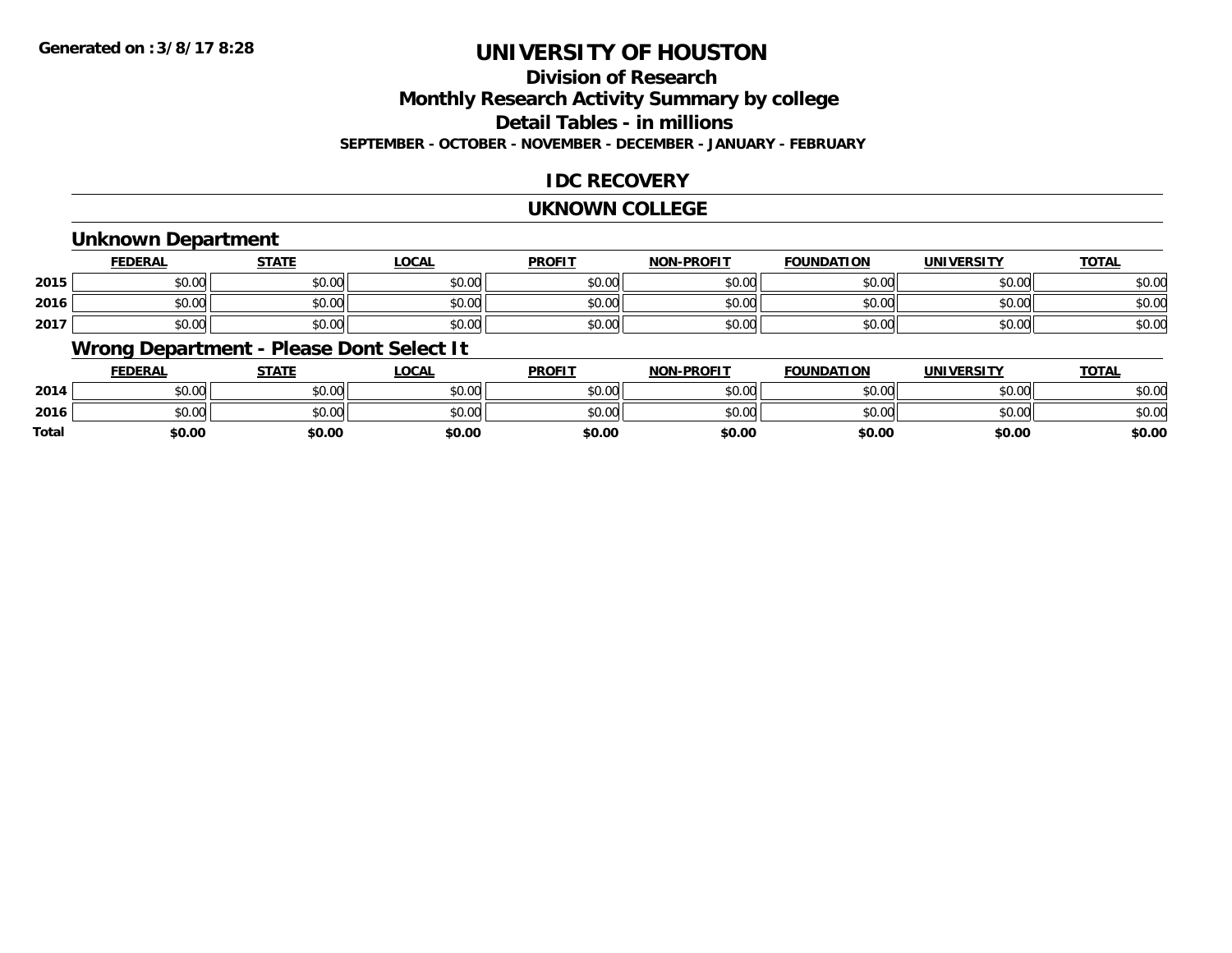# UNIVERSITY OF HOUSTON

## Division of Research

## Monthly Research Activity Summary by college

## Detail Tables - in millions

**SEPTEMBER - OCTOBER - NOVEMBER - DECEMBER - JANUARY - FEBRUARY**

## IDC RECOVERY

## UKNOWN COLLEGE

### Unknown Department

| | FEDERAL | STATE | LOCAL | PROFIT | NON-PROFIT | FOUNDATION | UNIVERSITY | TOTAL |
|---|---|---|---|---|---|---|---|---|
| 2015 | $0.00 | $0.00 | $0.00 | $0.00 | $0.00 | $0.00 | $0.00 | $0.00 |
| 2016 | $0.00 | $0.00 | $0.00 | $0.00 | $0.00 | $0.00 | $0.00 | $0.00 |
| 2017 | $0.00 | $0.00 | $0.00 | $0.00 | $0.00 | $0.00 | $0.00 | $0.00 |

### Wrong Department - Please Dont Select It

| | FEDERAL | STATE | LOCAL | PROFIT | NON-PROFIT | FOUNDATION | UNIVERSITY | TOTAL |
|---|---|---|---|---|---|---|---|---|
| 2014 | $0.00 | $0.00 | $0.00 | $0.00 | $0.00 | $0.00 | $0.00 | $0.00 |
| 2016 | $0.00 | $0.00 | $0.00 | $0.00 | $0.00 | $0.00 | $0.00 | $0.00 |
| **Total** | **$0.00** | **$0.00** | **$0.00** | **$0.00** | **$0.00** | **$0.00** | **$0.00** | **$0.00** |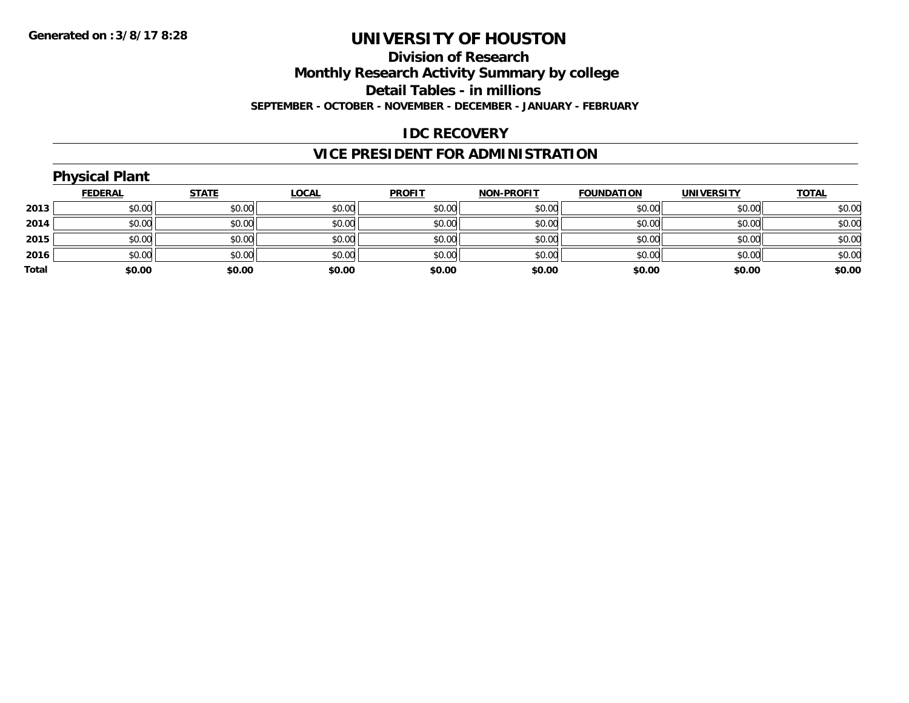**Generated on :3/8/17 8:28**

# UNIVERSITY OF HOUSTON

## Division of Research

## Monthly Research Activity Summary by college

## Detail Tables - in millions

**SEPTEMBER - OCTOBER - NOVEMBER - DECEMBER - JANUARY - FEBRUARY**

## IDC RECOVERY

## VICE PRESIDENT FOR ADMINISTRATION

### Physical Plant

| | FEDERAL | STATE | LOCAL | PROFIT | NON-PROFIT | FOUNDATION | UNIVERSITY | TOTAL |
|---|---|---|---|---|---|---|---|---|
| 2013 | $0.00 | $0.00 | $0.00 | $0.00 | $0.00 | $0.00 | $0.00 | $0.00 |
| 2014 | $0.00 | $0.00 | $0.00 | $0.00 | $0.00 | $0.00 | $0.00 | $0.00 |
| 2015 | $0.00 | $0.00 | $0.00 | $0.00 | $0.00 | $0.00 | $0.00 | $0.00 |
| 2016 | $0.00 | $0.00 | $0.00 | $0.00 | $0.00 | $0.00 | $0.00 | $0.00 |
| **Total** | **$0.00** | **$0.00** | **$0.00** | **$0.00** | **$0.00** | **$0.00** | **$0.00** | **$0.00** |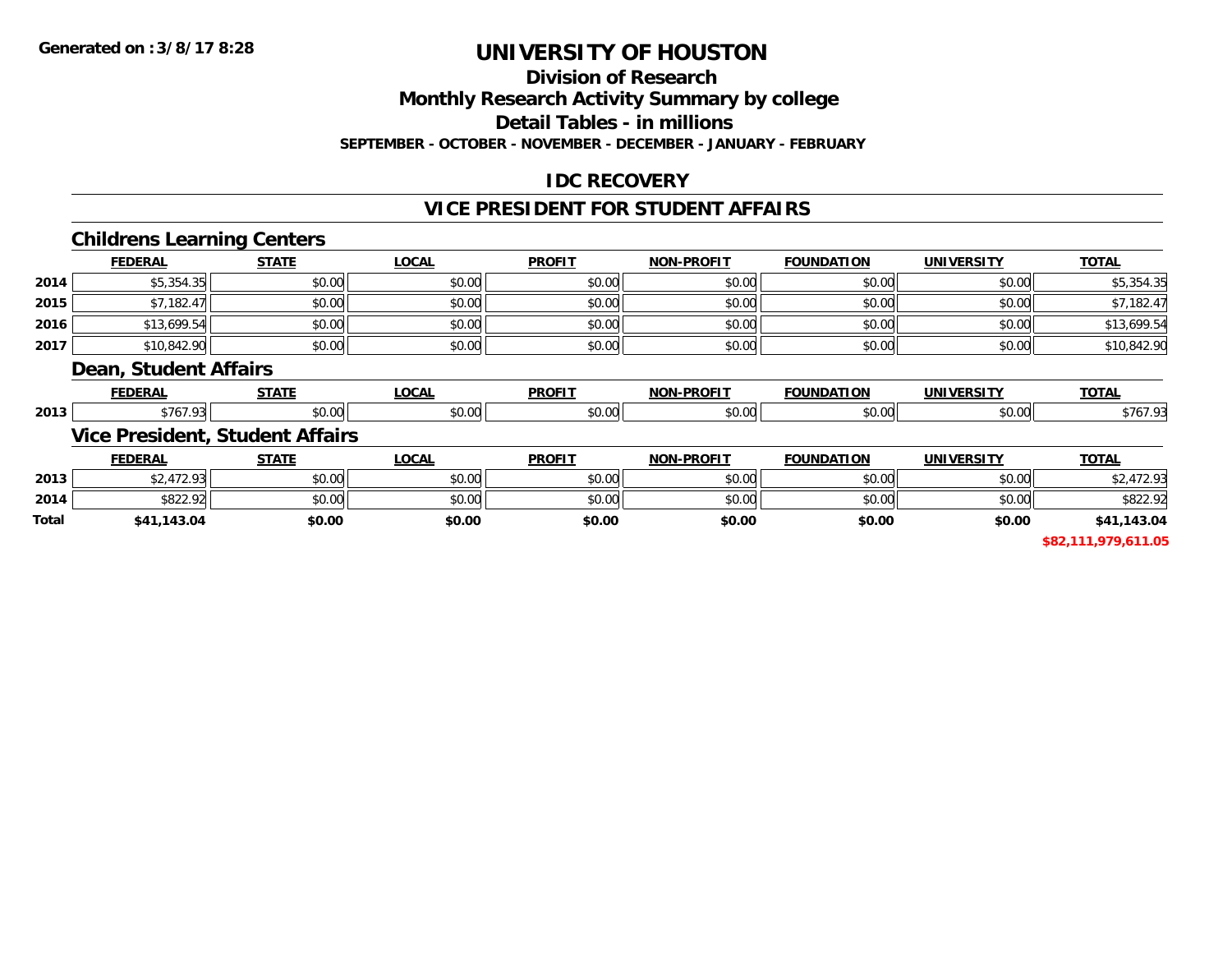**Generated on :3/8/17 8:28**

# UNIVERSITY OF HOUSTON

## Division of Research
## Monthly Research Activity Summary by college
## Detail Tables - in millions
**SEPTEMBER - OCTOBER - NOVEMBER - DECEMBER - JANUARY - FEBRUARY**

## IDC RECOVERY

## VICE PRESIDENT FOR STUDENT AFFAIRS

### Childrens Learning Centers

| | FEDERAL | STATE | LOCAL | PROFIT | NON-PROFIT | FOUNDATION | UNIVERSITY | TOTAL |
|---|---|---|---|---|---|---|---|---|
| 2014 | $5,354.35 | $0.00 | $0.00 | $0.00 | $0.00 | $0.00 | $0.00 | $5,354.35 |
| 2015 | $7,182.47 | $0.00 | $0.00 | $0.00 | $0.00 | $0.00 | $0.00 | $7,182.47 |
| 2016 | $13,699.54 | $0.00 | $0.00 | $0.00 | $0.00 | $0.00 | $0.00 | $13,699.54 |
| 2017 | $10,842.90 | $0.00 | $0.00 | $0.00 | $0.00 | $0.00 | $0.00 | $10,842.90 |

### Dean, Student Affairs

| | FEDERAL | STATE | LOCAL | PROFIT | NON-PROFIT | FOUNDATION | UNIVERSITY | TOTAL |
|---|---|---|---|---|---|---|---|---|
| 2013 | $767.93 | $0.00 | $0.00 | $0.00 | $0.00 | $0.00 | $0.00 | $767.93 |

### Vice President, Student Affairs

| | FEDERAL | STATE | LOCAL | PROFIT | NON-PROFIT | FOUNDATION | UNIVERSITY | TOTAL |
|---|---|---|---|---|---|---|---|---|
| 2013 | $2,472.93 | $0.00 | $0.00 | $0.00 | $0.00 | $0.00 | $0.00 | $2,472.93 |
| 2014 | $822.92 | $0.00 | $0.00 | $0.00 | $0.00 | $0.00 | $0.00 | $822.92 |
| **Total** | **$41,143.04** | **$0.00** | **$0.00** | **$0.00** | **$0.00** | **$0.00** | **$0.00** | **$41,143.04** |

**$82,111,979,611.05**